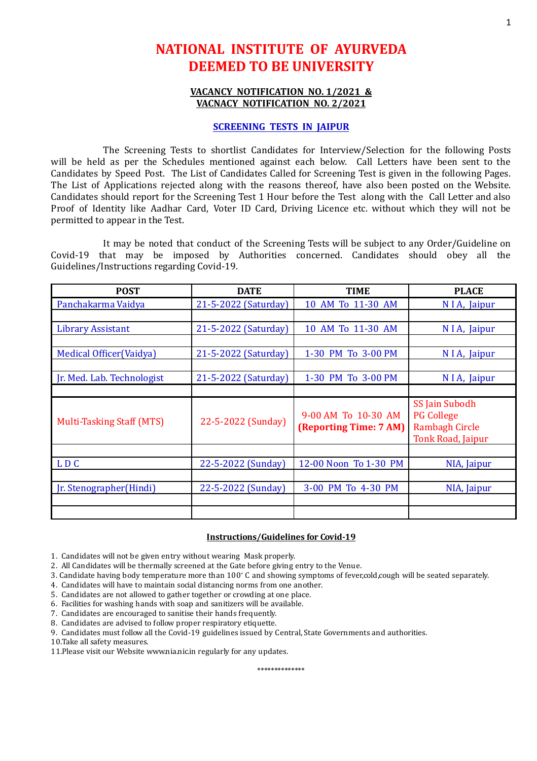# NATIONAL INSTITUTE OF AYURVEDA
# DEEMED TO BE UNIVERSITY

**VACANCY NOTIFICATION NO. 1/2021 &**
**VACNACY NOTIFICATION NO. 2/2021**

**SCREENING TESTS IN JAIPUR**

The Screening Tests to shortlist Candidates for Interview/Selection for the following Posts will be held as per the Schedules mentioned against each below. Call Letters have been sent to the Candidates by Speed Post. The List of Candidates Called for Screening Test is given in the following Pages. The List of Applications rejected along with the reasons thereof, have also been posted on the Website. Candidates should report for the Screening Test 1 Hour before the Test along with the Call Letter and also Proof of Identity like Aadhar Card, Voter ID Card, Driving Licence etc. without which they will not be permitted to appear in the Test.

It may be noted that conduct of the Screening Tests will be subject to any Order/Guideline on Covid-19 that may be imposed by Authorities concerned. Candidates should obey all the Guidelines/Instructions regarding Covid-19.

| POST | DATE | TIME | PLACE |
|---|---|---|---|
| Panchakarma Vaidya | 21-5-2022 (Saturday) | 10 AM To 11-30 AM | N I A, Jaipur |
| Library Assistant | 21-5-2022 (Saturday) | 10 AM To 11-30 AM | N I A, Jaipur |
| Medical Officer(Vaidya) | 21-5-2022 (Saturday) | 1-30 PM To 3-00 PM | N I A, Jaipur |
| Jr. Med. Lab. Technologist | 21-5-2022 (Saturday) | 1-30 PM To 3-00 PM | N I A, Jaipur |
| Multi-Tasking Staff (MTS) | 22-5-2022 (Sunday) | 9-00 AM To 10-30 AM **(Reporting Time: 7 AM)** | SS Jain Subodh PG College Rambagh Circle Tonk Road, Jaipur |
| L D C | 22-5-2022 (Sunday) | 12-00 Noon To 1-30 PM | NIA, Jaipur |
| Jr. Stenographer(Hindi) | 22-5-2022 (Sunday) | 3-00 PM To 4-30 PM | NIA, Jaipur |

**Instructions/Guidelines for Covid-19**

1. Candidates will not be given entry without wearing Mask properly.
2. All Candidates will be thermally screened at the Gate before giving entry to the Venue.
3. Candidate having body temperature more than 100° C and showing symptoms of fever,cold,cough will be seated separately.
4. Candidates will have to maintain social distancing norms from one another.
5. Candidates are not allowed to gather together or crowding at one place.
6. Facilities for washing hands with soap and sanitizers will be available.
7. Candidates are encouraged to sanitise their hands frequently.
8. Candidates are advised to follow proper respiratory etiquette.
9. Candidates must follow all the Covid-19 guidelines issued by Central, State Governments and authorities.
10. Take all safety measures.
11. Please visit our Website www.nia.nic.in regularly for any updates.

\*\*\*\*\*\*\*\*\*\*\*\*\*\*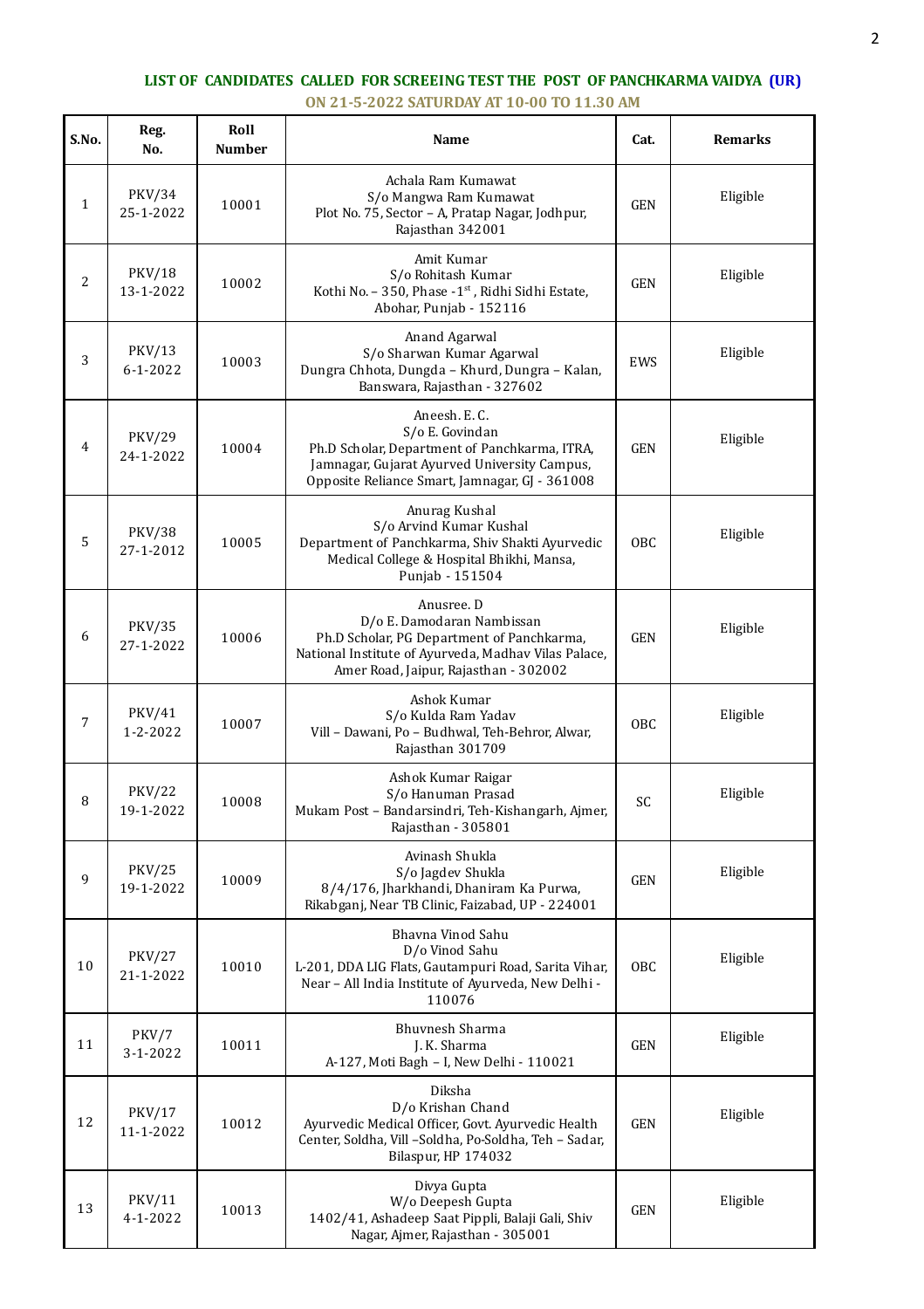## LIST OF CANDIDATES CALLED FOR SCREEING TEST THE POST OF PANCHKARMA VAIDYA (UR)
### ON 21-5-2022 SATURDAY AT 10-00 TO 11.30 AM

| S.No. | Reg. No. | Roll Number | Name | Cat. | Remarks |
|---|---|---|---|---|---|
| 1 | PKV/34 25-1-2022 | 10001 | Achala Ram Kumawat S/o Mangwa Ram Kumawat Plot No. 75, Sector – A, Pratap Nagar, Jodhpur, Rajasthan 342001 | GEN | Eligible |
| 2 | PKV/18 13-1-2022 | 10002 | Amit Kumar S/o Rohitash Kumar Kothi No. – 350, Phase -1st , Ridhi Sidhi Estate, Abohar, Punjab - 152116 | GEN | Eligible |
| 3 | PKV/13 6-1-2022 | 10003 | Anand Agarwal S/o Sharwan Kumar Agarwal Dungra Chhota, Dungda – Khurd, Dungra – Kalan, Banswara, Rajasthan - 327602 | EWS | Eligible |
| 4 | PKV/29 24-1-2022 | 10004 | Aneesh. E. C. S/o E. Govindan Ph.D Scholar, Department of Panchkarma, ITRA, Jamnagar, Gujarat Ayurved University Campus, Opposite Reliance Smart, Jamnagar, GJ - 361008 | GEN | Eligible |
| 5 | PKV/38 27-1-2012 | 10005 | Anurag Kushal S/o Arvind Kumar Kushal Department of Panchkarma, Shiv Shakti Ayurvedic Medical College & Hospital Bhikhi, Mansa, Punjab - 151504 | OBC | Eligible |
| 6 | PKV/35 27-1-2022 | 10006 | Anusree. D D/o E. Damodaran Nambissan Ph.D Scholar, PG Department of Panchkarma, National Institute of Ayurveda, Madhav Vilas Palace, Amer Road, Jaipur, Rajasthan - 302002 | GEN | Eligible |
| 7 | PKV/41 1-2-2022 | 10007 | Ashok Kumar S/o Kulda Ram Yadav Vill – Dawani, Po – Budhwal, Teh-Behror, Alwar, Rajasthan 301709 | OBC | Eligible |
| 8 | PKV/22 19-1-2022 | 10008 | Ashok Kumar Raigar S/o Hanuman Prasad Mukam Post – Bandarsindri, Teh-Kishangarh, Ajmer, Rajasthan - 305801 | SC | Eligible |
| 9 | PKV/25 19-1-2022 | 10009 | Avinash Shukla S/o Jagdev Shukla 8/4/176, Jharkhandi, Dhaniram Ka Purwa, Rikabganj, Near TB Clinic, Faizabad, UP - 224001 | GEN | Eligible |
| 10 | PKV/27 21-1-2022 | 10010 | Bhavna Vinod Sahu D/o Vinod Sahu L-201, DDA LIG Flats, Gautampuri Road, Sarita Vihar, Near – All India Institute of Ayurveda, New Delhi - 110076 | OBC | Eligible |
| 11 | PKV/7 3-1-2022 | 10011 | Bhuvnesh Sharma J. K. Sharma A-127, Moti Bagh – I, New Delhi - 110021 | GEN | Eligible |
| 12 | PKV/17 11-1-2022 | 10012 | Diksha D/o Krishan Chand Ayurvedic Medical Officer, Govt. Ayurvedic Health Center, Soldha, Vill –Soldha, Po-Soldha, Teh – Sadar, Bilaspur, HP 174032 | GEN | Eligible |
| 13 | PKV/11 4-1-2022 | 10013 | Divya Gupta W/o Deepesh Gupta 1402/41, Ashadeep Saat Pippli, Balaji Gali, Shiv Nagar, Ajmer, Rajasthan - 305001 | GEN | Eligible |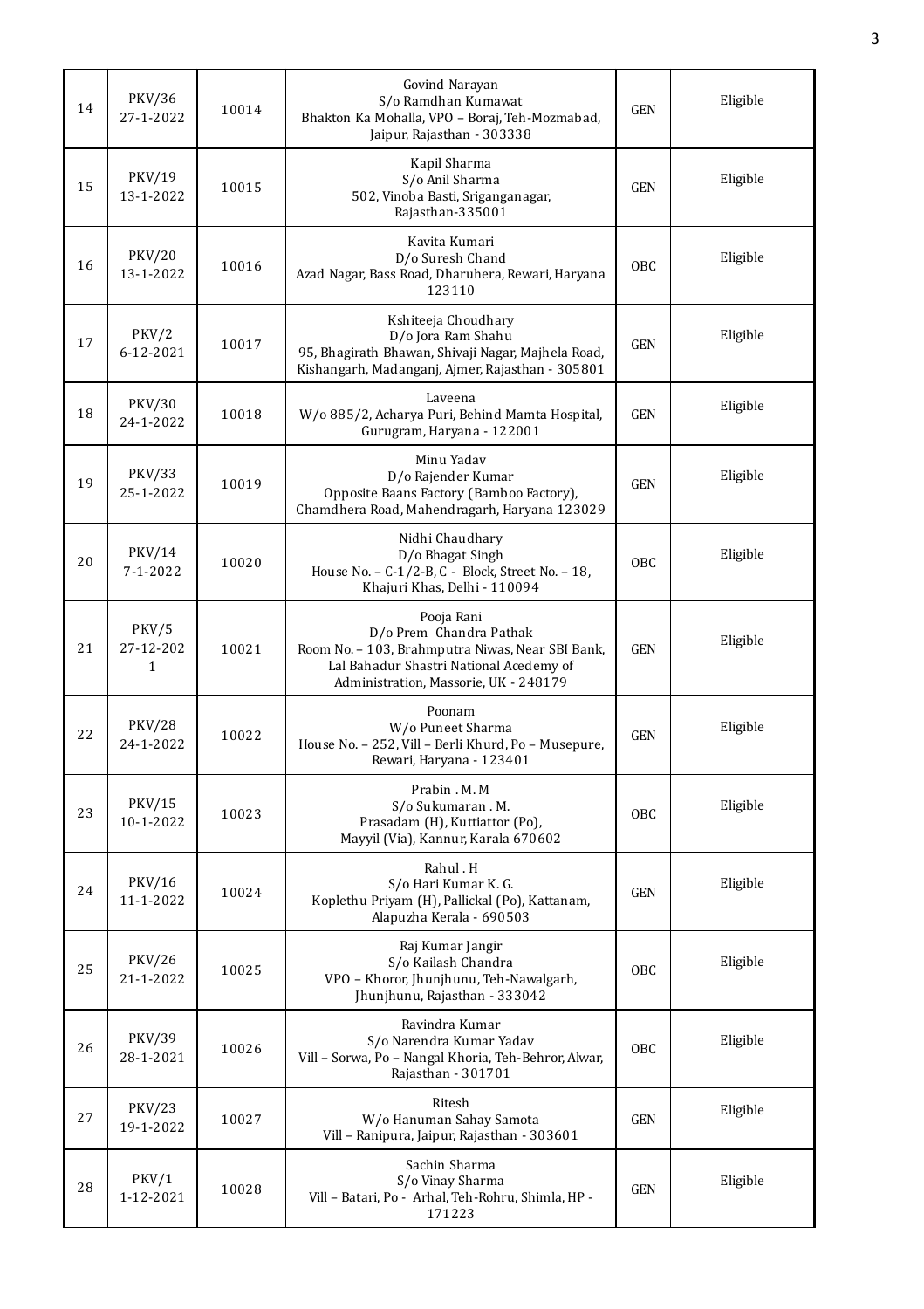| 14 | PKV/36 27-1-2022 | 10014 | Govind Narayan S/o Ramdhan Kumawat Bhakton Ka Mohalla, VPO – Boraj, Teh-Mozmabad, Jaipur, Rajasthan - 303338 | GEN | Eligible |
|---|---|---|---|---|---|
| 15 | PKV/19 13-1-2022 | 10015 | Kapil Sharma S/o Anil Sharma 502, Vinoba Basti, Sriganganagar, Rajasthan-335001 | GEN | Eligible |
| 16 | PKV/20 13-1-2022 | 10016 | Kavita Kumari D/o Suresh Chand Azad Nagar, Bass Road, Dharuhera, Rewari, Haryana 123110 | OBC | Eligible |
| 17 | PKV/2 6-12-2021 | 10017 | Kshiteeja Choudhary D/o Jora Ram Shahu 95, Bhagirath Bhawan, Shivaji Nagar, Majhela Road, Kishangarh, Madanganj, Ajmer, Rajasthan - 305801 | GEN | Eligible |
| 18 | PKV/30 24-1-2022 | 10018 | Laveena W/o 885/2, Acharya Puri, Behind Mamta Hospital, Gurugram, Haryana - 122001 | GEN | Eligible |
| 19 | PKV/33 25-1-2022 | 10019 | Minu Yadav D/o Rajender Kumar Opposite Baans Factory (Bamboo Factory), Chamdhera Road, Mahendragarh, Haryana 123029 | GEN | Eligible |
| 20 | PKV/14 7-1-2022 | 10020 | Nidhi Chaudhary D/o Bhagat Singh House No. – C-1/2-B, C - Block, Street No. – 18, Khajuri Khas, Delhi - 110094 | OBC | Eligible |
| 21 | PKV/5 27-12-2021 | 10021 | Pooja Rani D/o Prem Chandra Pathak Room No. – 103, Brahmputra Niwas, Near SBI Bank, Lal Bahadur Shastri National Acedemy of Administration, Massorie, UK - 248179 | GEN | Eligible |
| 22 | PKV/28 24-1-2022 | 10022 | Poonam W/o Puneet Sharma House No. – 252, Vill – Berli Khurd, Po – Musepure, Rewari, Haryana - 123401 | GEN | Eligible |
| 23 | PKV/15 10-1-2022 | 10023 | Prabin . M. M S/o Sukumaran . M. Prasadam (H), Kuttiattor (Po), Mayyil (Via), Kannur, Karala 670602 | OBC | Eligible |
| 24 | PKV/16 11-1-2022 | 10024 | Rahul . H S/o Hari Kumar K. G. Koplethu Priyam (H), Pallickal (Po), Kattanam, Alapuzha Kerala - 690503 | GEN | Eligible |
| 25 | PKV/26 21-1-2022 | 10025 | Raj Kumar Jangir S/o Kailash Chandra VPO – Khoror, Jhunjhunu, Teh-Nawalgarh, Jhunjhunu, Rajasthan - 333042 | OBC | Eligible |
| 26 | PKV/39 28-1-2021 | 10026 | Ravindra Kumar S/o Narendra Kumar Yadav Vill – Sorwa, Po – Nangal Khoria, Teh-Behror, Alwar, Rajasthan - 301701 | OBC | Eligible |
| 27 | PKV/23 19-1-2022 | 10027 | Ritesh W/o Hanuman Sahay Samota Vill – Ranipura, Jaipur, Rajasthan - 303601 | GEN | Eligible |
| 28 | PKV/1 1-12-2021 | 10028 | Sachin Sharma S/o Vinay Sharma Vill – Batari, Po - Arhal, Teh-Rohru, Shimla, HP - 171223 | GEN | Eligible |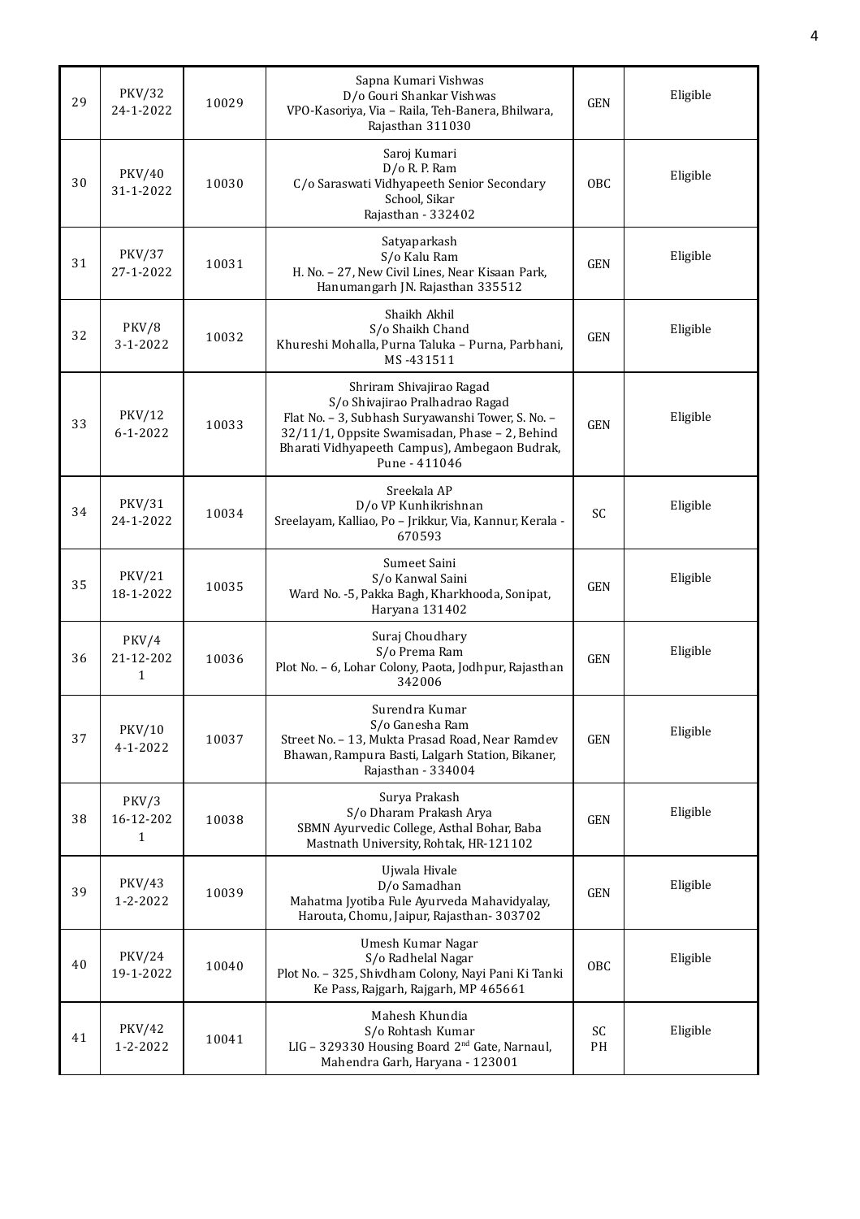| 29 | PKV/32<br>24-1-2022 | 10029 | Sapna Kumari Vishwas<br>D/o Gouri Shankar Vishwas<br>VPO-Kasoriya, Via – Raila, Teh-Banera, Bhilwara, Rajasthan 311030 | GEN | Eligible |
|---|---|---|---|---|---|
| 30 | PKV/40<br>31-1-2022 | 10030 | Saroj Kumari<br>D/o R. P. Ram<br>C/o Saraswati Vidhyapeeth Senior Secondary School, Sikar<br>Rajasthan - 332402 | OBC | Eligible |
| 31 | PKV/37<br>27-1-2022 | 10031 | Satyaparkash<br>S/o Kalu Ram<br>H. No. – 27, New Civil Lines, Near Kisaan Park, Hanumangarh JN. Rajasthan 335512 | GEN | Eligible |
| 32 | PKV/8<br>3-1-2022 | 10032 | Shaikh Akhil<br>S/o Shaikh Chand<br>Khureshi Mohalla, Purna Taluka – Purna, Parbhani, MS -431511 | GEN | Eligible |
| 33 | PKV/12<br>6-1-2022 | 10033 | Shriram Shivajirao Ragad<br>S/o Shivajirao Pralhadrao Ragad<br>Flat No. – 3, Subhash Suryawanshi Tower, S. No. – 32/11/1, Oppsite Swamisadan, Phase – 2, Behind Bharati Vidhyapeeth Campus), Ambegaon Budrak, Pune - 411046 | GEN | Eligible |
| 34 | PKV/31<br>24-1-2022 | 10034 | Sreekala AP<br>D/o VP Kunhikrishnan<br>Sreelayam, Kalliao, Po – Jrikkur, Via, Kannur, Kerala - 670593 | SC | Eligible |
| 35 | PKV/21<br>18-1-2022 | 10035 | Sumeet Saini<br>S/o Kanwal Saini<br>Ward No. -5, Pakka Bagh, Kharkhooda, Sonipat, Haryana 131402 | GEN | Eligible |
| 36 | PKV/4<br>21-12-2021 | 10036 | Suraj Choudhary<br>S/o Prema Ram<br>Plot No. – 6, Lohar Colony, Paota, Jodhpur, Rajasthan 342006 | GEN | Eligible |
| 37 | PKV/10<br>4-1-2022 | 10037 | Surendra Kumar<br>S/o Ganesha Ram<br>Street No. – 13, Mukta Prasad Road, Near Ramdev Bhawan, Rampura Basti, Lalgarh Station, Bikaner, Rajasthan - 334004 | GEN | Eligible |
| 38 | PKV/3<br>16-12-2021 | 10038 | Surya Prakash<br>S/o Dharam Prakash Arya<br>SBMN Ayurvedic College, Asthal Bohar, Baba Mastnath University, Rohtak, HR-121102 | GEN | Eligible |
| 39 | PKV/43<br>1-2-2022 | 10039 | Ujwala Hivale<br>D/o Samadhan<br>Mahatma Jyotiba Fule Ayurveda Mahavidyalay, Harouta, Chomu, Jaipur, Rajasthan- 303702 | GEN | Eligible |
| 40 | PKV/24<br>19-1-2022 | 10040 | Umesh Kumar Nagar<br>S/o Radhelal Nagar<br>Plot No. – 325, Shivdham Colony, Nayi Pani Ki Tanki Ke Pass, Rajgarh, Rajgarh, MP 465661 | OBC | Eligible |
| 41 | PKV/42<br>1-2-2022 | 10041 | Mahesh Khundia<br>S/o Rohtash Kumar<br>LIG – 329330 Housing Board 2nd Gate, Narnaul, Mahendra Garh, Haryana - 123001 | SC<br>PH | Eligible |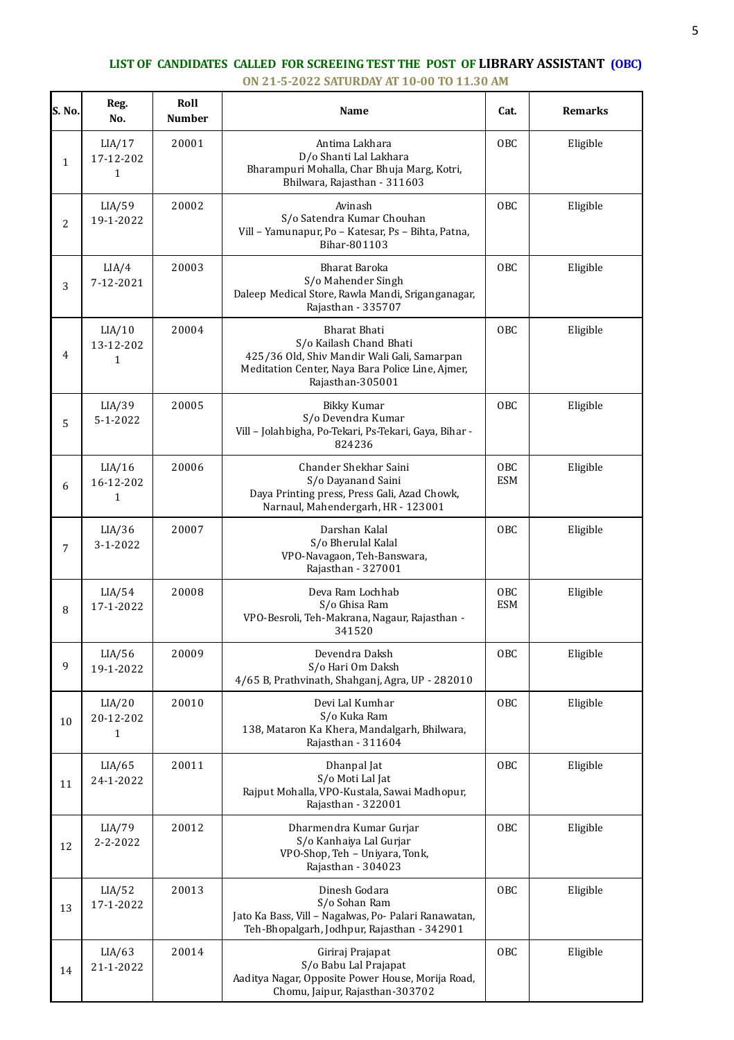## LIST OF CANDIDATES CALLED FOR SCREEING TEST THE POST OF LIBRARY ASSISTANT (OBC)

**ON 21-5-2022 SATURDAY AT 10-00 TO 11.30 AM**

| S. No. | Reg. No. | Roll Number | Name | Cat. | Remarks |
|---|---|---|---|---|---|
| 1 | LIA/17 17-12-2021 | 20001 | Antima Lakhara D/o Shanti Lal Lakhara Bharampuri Mohalla, Char Bhuja Marg, Kotri, Bhilwara, Rajasthan - 311603 | OBC | Eligible |
| 2 | LIA/59 19-1-2022 | 20002 | Avinash S/o Satendra Kumar Chouhan Vill – Yamunapur, Po – Katesar, Ps – Bihta, Patna, Bihar-801103 | OBC | Eligible |
| 3 | LIA/4 7-12-2021 | 20003 | Bharat Baroka S/o Mahender Singh Daleep Medical Store, Rawla Mandi, Sriganganagar, Rajasthan - 335707 | OBC | Eligible |
| 4 | LIA/10 13-12-2021 | 20004 | Bharat Bhati S/o Kailash Chand Bhati 425/36 Old, Shiv Mandir Wali Gali, Samarpan Meditation Center, Naya Bara Police Line, Ajmer, Rajasthan-305001 | OBC | Eligible |
| 5 | LIA/39 5-1-2022 | 20005 | Bikky Kumar S/o Devendra Kumar Vill – Jolahbigha, Po-Tekari, Ps-Tekari, Gaya, Bihar - 824236 | OBC | Eligible |
| 6 | LIA/16 16-12-2021 | 20006 | Chander Shekhar Saini S/o Dayanand Saini Daya Printing press, Press Gali, Azad Chowk, Narnaul, Mahendergarh, HR - 123001 | OBC ESM | Eligible |
| 7 | LIA/36 3-1-2022 | 20007 | Darshan Kalal S/o Bherulal Kalal VPO-Navagaon, Teh-Banswara, Rajasthan - 327001 | OBC | Eligible |
| 8 | LIA/54 17-1-2022 | 20008 | Deva Ram Lochhab S/o Ghisa Ram VPO-Besroli, Teh-Makrana, Nagaur, Rajasthan - 341520 | OBC ESM | Eligible |
| 9 | LIA/56 19-1-2022 | 20009 | Devendra Daksh S/o Hari Om Daksh 4/65 B, Prathvinath, Shahganj, Agra, UP - 282010 | OBC | Eligible |
| 10 | LIA/20 20-12-2021 | 20010 | Devi Lal Kumhar S/o Kuka Ram 138, Mataron Ka Khera, Mandalgarh, Bhilwara, Rajasthan - 311604 | OBC | Eligible |
| 11 | LIA/65 24-1-2022 | 20011 | Dhanpal Jat S/o Moti Lal Jat Rajput Mohalla, VPO-Kustala, Sawai Madhopur, Rajasthan - 322001 | OBC | Eligible |
| 12 | LIA/79 2-2-2022 | 20012 | Dharmendra Kumar Gurjar S/o Kanhaiya Lal Gurjar VPO-Shop, Teh – Uniyara, Tonk, Rajasthan - 304023 | OBC | Eligible |
| 13 | LIA/52 17-1-2022 | 20013 | Dinesh Godara S/o Sohan Ram Jato Ka Bass, Vill – Nagalwas, Po- Palari Ranawatan, Teh-Bhopalgarh, Jodhpur, Rajasthan - 342901 | OBC | Eligible |
| 14 | LIA/63 21-1-2022 | 20014 | Giriraj Prajapat S/o Babu Lal Prajapat Aaditya Nagar, Opposite Power House, Morija Road, Chomu, Jaipur, Rajasthan-303702 | OBC | Eligible |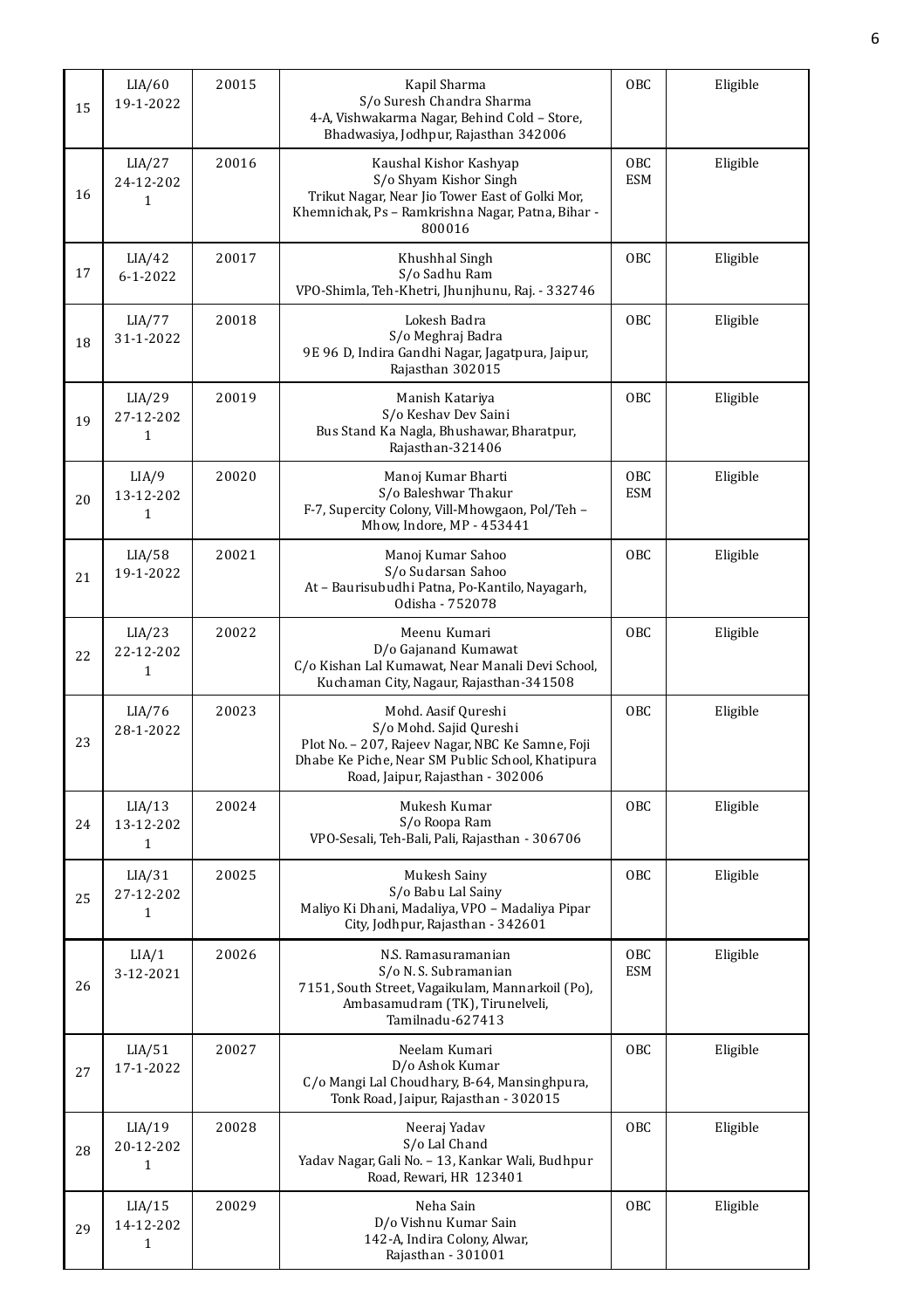| 15 | LIA/60 19-1-2022 | 20015 | Kapil Sharma S/o Suresh Chandra Sharma 4-A, Vishwakarma Nagar, Behind Cold – Store, Bhadwasiya, Jodhpur, Rajasthan 342006 | OBC | Eligible |
|---|---|---|---|---|---|
| 16 | LIA/27 24-12-2021 | 20016 | Kaushal Kishor Kashyap S/o Shyam Kishor Singh Trikut Nagar, Near Jio Tower East of Golki Mor, Khemnichak, Ps – Ramkrishna Nagar, Patna, Bihar - 800016 | OBC ESM | Eligible |
| 17 | LIA/42 6-1-2022 | 20017 | Khushhal Singh S/o Sadhu Ram VPO-Shimla, Teh-Khetri, Jhunjhunu, Raj. - 332746 | OBC | Eligible |
| 18 | LIA/77 31-1-2022 | 20018 | Lokesh Badra S/o Meghraj Badra 9E 96 D, Indira Gandhi Nagar, Jagatpura, Jaipur, Rajasthan 302015 | OBC | Eligible |
| 19 | LIA/29 27-12-2021 | 20019 | Manish Katariya S/o Keshav Dev Saini Bus Stand Ka Nagla, Bhushawar, Bharatpur, Rajasthan-321406 | OBC | Eligible |
| 20 | LIA/9 13-12-2021 | 20020 | Manoj Kumar Bharti S/o Baleshwar Thakur F-7, Supercity Colony, Vill-Mhowgaon, Pol/Teh – Mhow, Indore, MP - 453441 | OBC ESM | Eligible |
| 21 | LIA/58 19-1-2022 | 20021 | Manoj Kumar Sahoo S/o Sudarsan Sahoo At – Baurisubudhi Patna, Po-Kantilo, Nayagarh, Odisha - 752078 | OBC | Eligible |
| 22 | LIA/23 22-12-2021 | 20022 | Meenu Kumari D/o Gajanand Kumawat C/o Kishan Lal Kumawat, Near Manali Devi School, Kuchaman City, Nagaur, Rajasthan-341508 | OBC | Eligible |
| 23 | LIA/76 28-1-2022 | 20023 | Mohd. Aasif Qureshi S/o Mohd. Sajid Qureshi Plot No. – 207, Rajeev Nagar, NBC Ke Samne, Foji Dhabe Ke Piche, Near SM Public School, Khatipura Road, Jaipur, Rajasthan - 302006 | OBC | Eligible |
| 24 | LIA/13 13-12-2021 | 20024 | Mukesh Kumar S/o Roopa Ram VPO-Sesali, Teh-Bali, Pali, Rajasthan - 306706 | OBC | Eligible |
| 25 | LIA/31 27-12-2021 | 20025 | Mukesh Sainy S/o Babu Lal Sainy Maliyo Ki Dhani, Madaliya, VPO – Madaliya Pipar City, Jodhpur, Rajasthan - 342601 | OBC | Eligible |
| 26 | LIA/1 3-12-2021 | 20026 | N.S. Ramasuramanian S/o N. S. Subramanian 7151, South Street, Vagaikulam, Mannarkoil (Po), Ambasamudram (TK), Tirunelveli, Tamilnadu-627413 | OBC ESM | Eligible |
| 27 | LIA/51 17-1-2022 | 20027 | Neelam Kumari D/o Ashok Kumar C/o Mangi Lal Choudhary, B-64, Mansinghpura, Tonk Road, Jaipur, Rajasthan - 302015 | OBC | Eligible |
| 28 | LIA/19 20-12-2021 | 20028 | Neeraj Yadav S/o Lal Chand Yadav Nagar, Gali No. – 13, Kankar Wali, Budhpur Road, Rewari, HR 123401 | OBC | Eligible |
| 29 | LIA/15 14-12-2021 | 20029 | Neha Sain D/o Vishnu Kumar Sain 142-A, Indira Colony, Alwar, Rajasthan - 301001 | OBC | Eligible |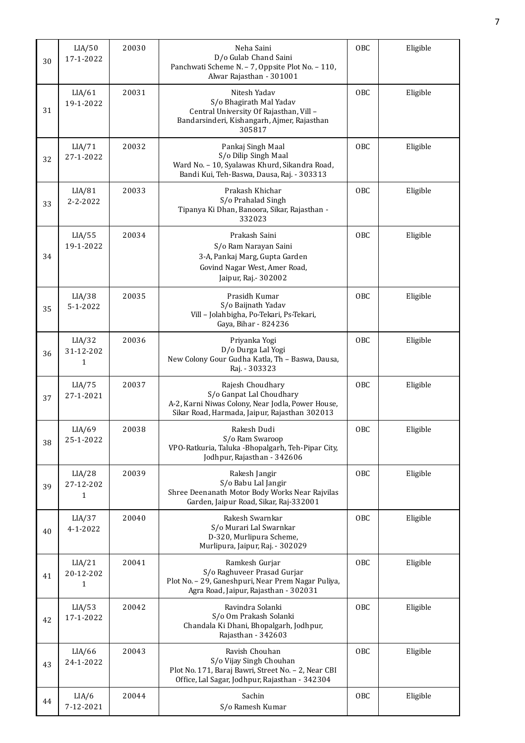| 30 | LIA/50<br>17-1-2022 | 20030 | Neha Saini<br>D/o Gulab Chand Saini<br>Panchwati Scheme N. – 7, Oppsite Plot No. – 110, Alwar Rajasthan - 301001 | OBC | Eligible |
|---|---|---|---|---|---|
| 31 | LIA/61<br>19-1-2022 | 20031 | Nitesh Yadav<br>S/o Bhagirath Mal Yadav<br>Central University Of Rajasthan, Vill – Bandarsinderi, Kishangarh, Ajmer, Rajasthan 305817 | OBC | Eligible |
| 32 | LIA/71<br>27-1-2022 | 20032 | Pankaj Singh Maal<br>S/o Dilip Singh Maal<br>Ward No. – 10, Syalawas Khurd, Sikandra Road, Bandi Kui, Teh-Baswa, Dausa, Raj. - 303313 | OBC | Eligible |
| 33 | LIA/81<br>2-2-2022 | 20033 | Prakash Khichar<br>S/o Prahalad Singh<br>Tipanya Ki Dhan, Banoora, Sikar, Rajasthan - 332023 | OBC | Eligible |
| 34 | LIA/55<br>19-1-2022 | 20034 | Prakash Saini<br>S/o Ram Narayan Saini<br>3-A, Pankaj Marg, Gupta Garden<br>Govind Nagar West, Amer Road,<br>Jaipur, Raj.- 302002 | OBC | Eligible |
| 35 | LIA/38<br>5-1-2022 | 20035 | Prasidh Kumar<br>S/o Baijnath Yadav<br>Vill – Jolahbigha, Po-Tekari, Ps-Tekari,<br>Gaya, Bihar - 824236 | OBC | Eligible |
| 36 | LIA/32<br>31-12-2021 | 20036 | Priyanka Yogi<br>D/o Durga Lal Yogi<br>New Colony Gour Gudha Katla, Th – Baswa, Dausa, Raj. - 303323 | OBC | Eligible |
| 37 | LIA/75<br>27-1-2021 | 20037 | Rajesh Choudhary<br>S/o Ganpat Lal Choudhary<br>A-2, Karni Niwas Colony, Near Jodla, Power House, Sikar Road, Harmada, Jaipur, Rajasthan 302013 | OBC | Eligible |
| 38 | LIA/69<br>25-1-2022 | 20038 | Rakesh Dudi<br>S/o Ram Swaroop<br>VPO-Ratkuria, Taluka -Bhopalgarh, Teh-Pipar City, Jodhpur, Rajasthan - 342606 | OBC | Eligible |
| 39 | LIA/28<br>27-12-2021 | 20039 | Rakesh Jangir<br>S/o Babu Lal Jangir<br>Shree Deenanath Motor Body Works Near Rajvilas Garden, Jaipur Road, Sikar, Raj-332001 | OBC | Eligible |
| 40 | LIA/37<br>4-1-2022 | 20040 | Rakesh Swarnkar<br>S/o Murari Lal Swarnkar<br>D-320, Murlipura Scheme,<br>Murlipura, Jaipur, Raj. - 302029 | OBC | Eligible |
| 41 | LIA/21<br>20-12-2021 | 20041 | Ramkesh Gurjar<br>S/o Raghuveer Prasad Gurjar<br>Plot No. – 29, Ganeshpuri, Near Prem Nagar Puliya, Agra Road, Jaipur, Rajasthan - 302031 | OBC | Eligible |
| 42 | LIA/53<br>17-1-2022 | 20042 | Ravindra Solanki<br>S/o Om Prakash Solanki<br>Chandala Ki Dhani, Bhopalgarh, Jodhpur, Rajasthan - 342603 | OBC | Eligible |
| 43 | LIA/66<br>24-1-2022 | 20043 | Ravish Chouhan<br>S/o Vijay Singh Chouhan<br>Plot No. 171, Baraj Bawri, Street No. – 2, Near CBI Office, Lal Sagar, Jodhpur, Rajasthan - 342304 | OBC | Eligible |
| 44 | LIA/6<br>7-12-2021 | 20044 | Sachin<br>S/o Ramesh Kumar | OBC | Eligible |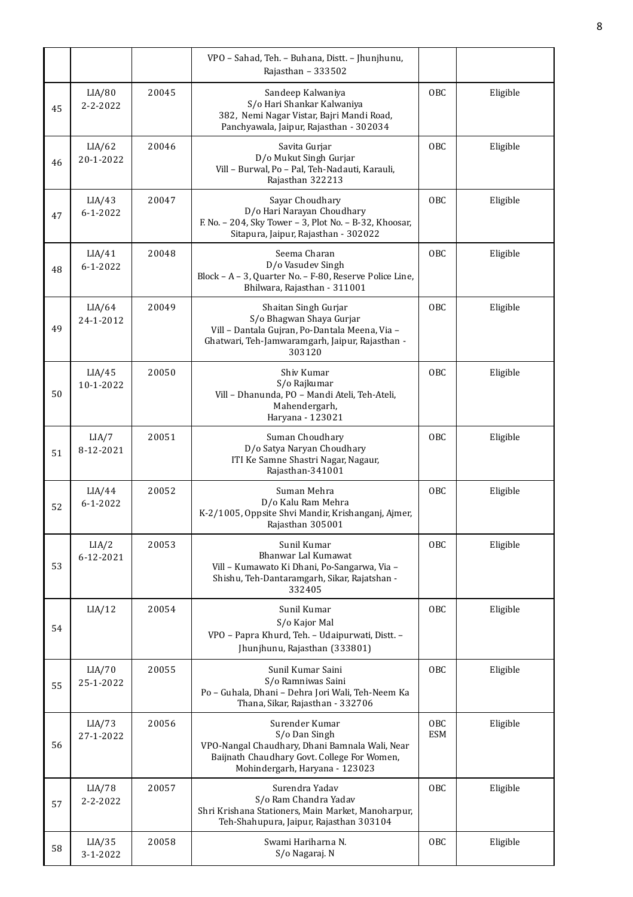|  |  |  | VPO – Sahad, Teh. – Buhana, Distt. – Jhunjhunu, Rajasthan – 333502 |  |  |
|---|---|---|---|---|---|
| 45 | LIA/80 2-2-2022 | 20045 | Sandeep Kalwaniya S/o Hari Shankar Kalwaniya 382, Nemi Nagar Vistar, Bajri Mandi Road, Panchyawala, Jaipur, Rajasthan - 302034 | OBC | Eligible |
| 46 | LIA/62 20-1-2022 | 20046 | Savita Gurjar D/o Mukut Singh Gurjar Vill – Burwal, Po – Pal, Teh-Nadauti, Karauli, Rajasthan 322213 | OBC | Eligible |
| 47 | LIA/43 6-1-2022 | 20047 | Sayar Choudhary D/o Hari Narayan Choudhary F. No. – 204, Sky Tower – 3, Plot No. – B-32, Khoosar, Sitapura, Jaipur, Rajasthan - 302022 | OBC | Eligible |
| 48 | LIA/41 6-1-2022 | 20048 | Seema Charan D/o Vasudev Singh Block – A – 3, Quarter No. – F-80, Reserve Police Line, Bhilwara, Rajasthan - 311001 | OBC | Eligible |
| 49 | LIA/64 24-1-2012 | 20049 | Shaitan Singh Gurjar S/o Bhagwan Shaya Gurjar Vill – Dantala Gujran, Po-Dantala Meena, Via – Ghatwari, Teh-Jamwaramgarh, Jaipur, Rajasthan - 303120 | OBC | Eligible |
| 50 | LIA/45 10-1-2022 | 20050 | Shiv Kumar S/o Rajkumar Vill – Dhanunda, PO – Mandi Ateli, Teh-Ateli, Mahendergarh, Haryana - 123021 | OBC | Eligible |
| 51 | LIA/7 8-12-2021 | 20051 | Suman Choudhary D/o Satya Naryan Choudhary ITI Ke Samne Shastri Nagar, Nagaur, Rajasthan-341001 | OBC | Eligible |
| 52 | LIA/44 6-1-2022 | 20052 | Suman Mehra D/o Kalu Ram Mehra K-2/1005, Oppsite Shvi Mandir, Krishanganj, Ajmer, Rajasthan 305001 | OBC | Eligible |
| 53 | LIA/2 6-12-2021 | 20053 | Sunil Kumar Bhanwar Lal Kumawat Vill – Kumawato Ki Dhani, Po-Sangarwa, Via – Shishu, Teh-Dantaramgarh, Sikar, Rajatshan - 332405 | OBC | Eligible |
| 54 | LIA/12 | 20054 | Sunil Kumar S/o Kajor Mal VPO – Papra Khurd, Teh. – Udaipurwati, Distt. – Jhunjhunu, Rajasthan (333801) | OBC | Eligible |
| 55 | LIA/70 25-1-2022 | 20055 | Sunil Kumar Saini S/o Ramniwas Saini Po – Guhala, Dhani – Dehra Jori Wali, Teh-Neem Ka Thana, Sikar, Rajasthan - 332706 | OBC | Eligible |
| 56 | LIA/73 27-1-2022 | 20056 | Surender Kumar S/o Dan Singh VPO-Nangal Chaudhary, Dhani Bamnala Wali, Near Baijnath Chaudhary Govt. College For Women, Mohindergarh, Haryana - 123023 | OBC ESM | Eligible |
| 57 | LIA/78 2-2-2022 | 20057 | Surendra Yadav S/o Ram Chandra Yadav Shri Krishana Stationers, Main Market, Manoharpur, Teh-Shahupura, Jaipur, Rajasthan 303104 | OBC | Eligible |
| 58 | LIA/35 3-1-2022 | 20058 | Swami Hariharna N. S/o Nagaraj. N | OBC | Eligible |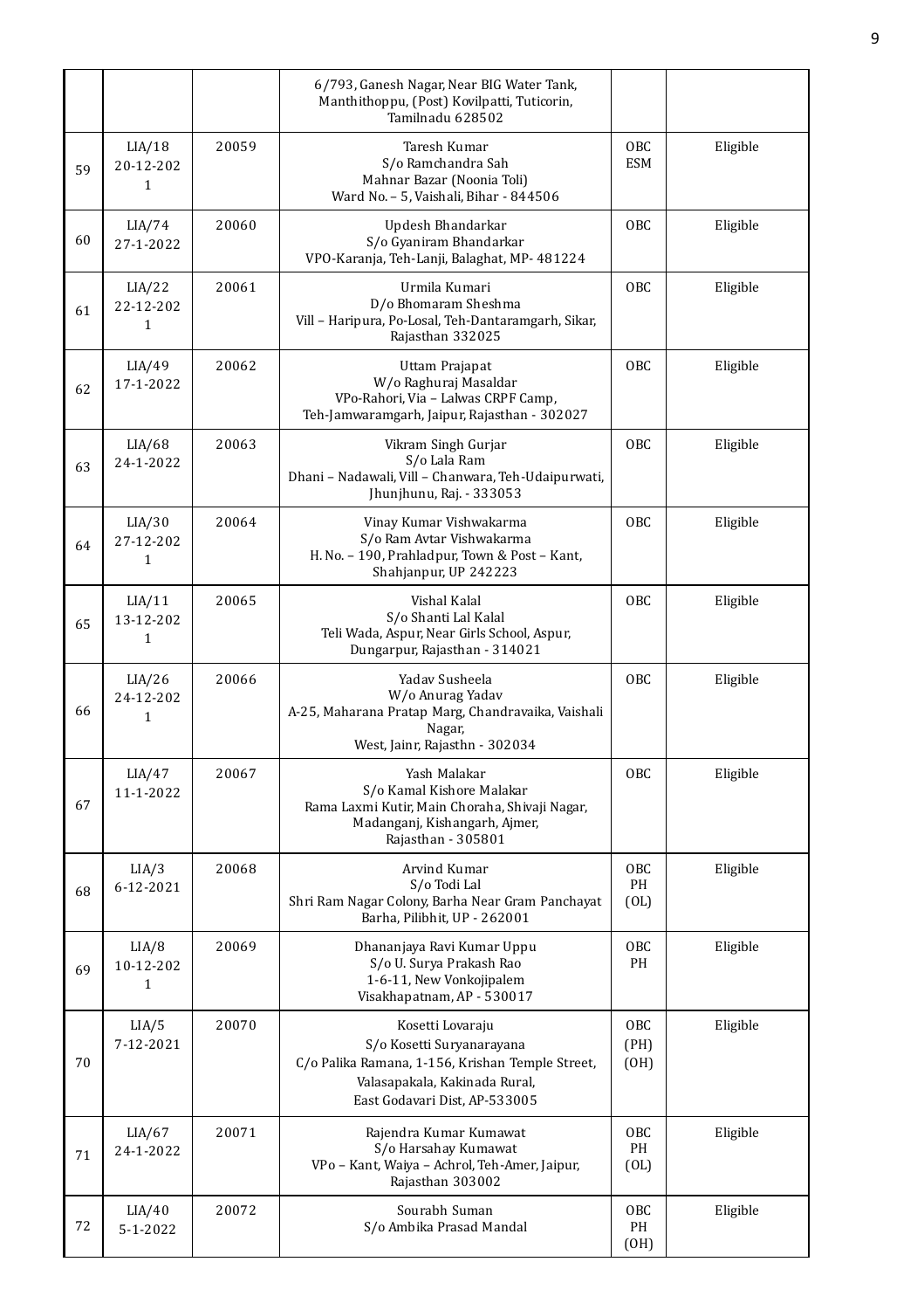|  |  |  | 6/793, Ganesh Nagar, Near BIG Water Tank, Manthithoppu, (Post) Kovilpatti, Tuticorin, Tamilnadu 628502 |  |  |
|---|---|---|---|---|---|
| 59 | LIA/18 20-12-2021 | 20059 | Taresh Kumar S/o Ramchandra Sah Mahnar Bazar (Noonia Toli) Ward No. – 5, Vaishali, Bihar - 844506 | OBC ESM | Eligible |
| 60 | LIA/74 27-1-2022 | 20060 | Updesh Bhandarkar S/o Gyaniram Bhandarkar VPO-Karanja, Teh-Lanji, Balaghat, MP- 481224 | OBC | Eligible |
| 61 | LIA/22 22-12-2021 | 20061 | Urmila Kumari D/o Bhomaram Sheshma Vill – Haripura, Po-Losal, Teh-Dantaramgarh, Sikar, Rajasthan 332025 | OBC | Eligible |
| 62 | LIA/49 17-1-2022 | 20062 | Uttam Prajapat W/o Raghuraj Masaldar VPo-Rahori, Via – Lalwas CRPF Camp, Teh-Jamwaramgarh, Jaipur, Rajasthan - 302027 | OBC | Eligible |
| 63 | LIA/68 24-1-2022 | 20063 | Vikram Singh Gurjar S/o Lala Ram Dhani – Nadawali, Vill – Chanwara, Teh-Udaipurwati, Jhunjhunu, Raj. - 333053 | OBC | Eligible |
| 64 | LIA/30 27-12-2021 | 20064 | Vinay Kumar Vishwakarma S/o Ram Avtar Vishwakarma H. No. – 190, Prahladpur, Town & Post – Kant, Shahjanpur, UP 242223 | OBC | Eligible |
| 65 | LIA/11 13-12-2021 | 20065 | Vishal Kalal S/o Shanti Lal Kalal Teli Wada, Aspur, Near Girls School, Aspur, Dungarpur, Rajasthan - 314021 | OBC | Eligible |
| 66 | LIA/26 24-12-2021 | 20066 | Yadav Susheela W/o Anurag Yadav A-25, Maharana Pratap Marg, Chandravaika, Vaishali Nagar, West, Jainr, Rajasthn - 302034 | OBC | Eligible |
| 67 | LIA/47 11-1-2022 | 20067 | Yash Malakar S/o Kamal Kishore Malakar Rama Laxmi Kutir, Main Choraha, Shivaji Nagar, Madanganj, Kishangarh, Ajmer, Rajasthan - 305801 | OBC | Eligible |
| 68 | LIA/3 6-12-2021 | 20068 | Arvind Kumar S/o Todi Lal Shri Ram Nagar Colony, Barha Near Gram Panchayat Barha, Pilibhit, UP - 262001 | OBC PH (OL) | Eligible |
| 69 | LIA/8 10-12-2021 | 20069 | Dhananjaya Ravi Kumar Uppu S/o U. Surya Prakash Rao 1-6-11, New Vonkojipalem Visakhapatnam, AP - 530017 | OBC PH | Eligible |
| 70 | LIA/5 7-12-2021 | 20070 | Kosetti Lovaraju S/o Kosetti Suryanarayana C/o Palika Ramana, 1-156, Krishan Temple Street, Valasapakala, Kakinada Rural, East Godavari Dist, AP-533005 | OBC (PH) (OH) | Eligible |
| 71 | LIA/67 24-1-2022 | 20071 | Rajendra Kumar Kumawat S/o Harsahay Kumawat VPo – Kant, Waiya – Achrol, Teh-Amer, Jaipur, Rajasthan 303002 | OBC PH (OL) | Eligible |
| 72 | LIA/40 5-1-2022 | 20072 | Sourabh Suman S/o Ambika Prasad Mandal | OBC PH (OH) | Eligible |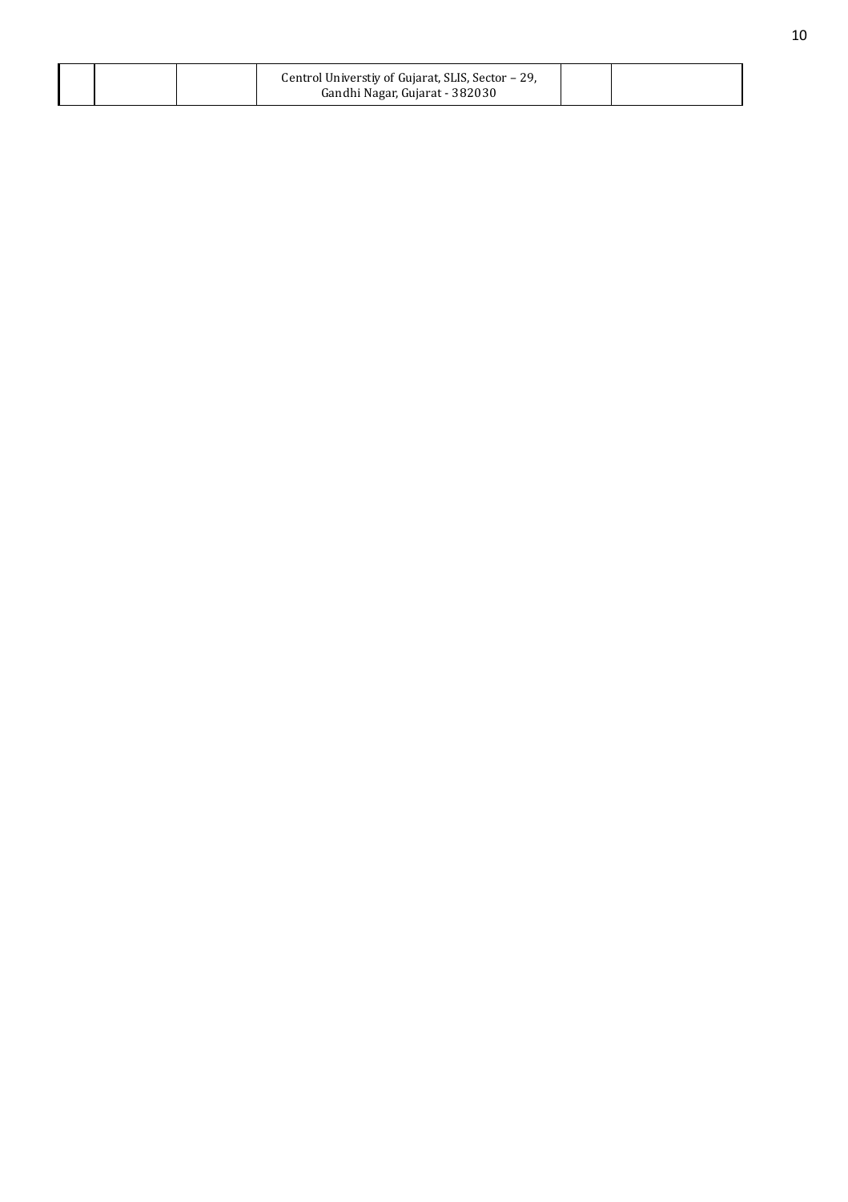| | | | | | |
|---|---|---|---|---|---|
| | | | Centrol Universtiy of Gujarat, SLIS, Sector – 29, Gandhi Nagar, Gujarat - 382030 | | |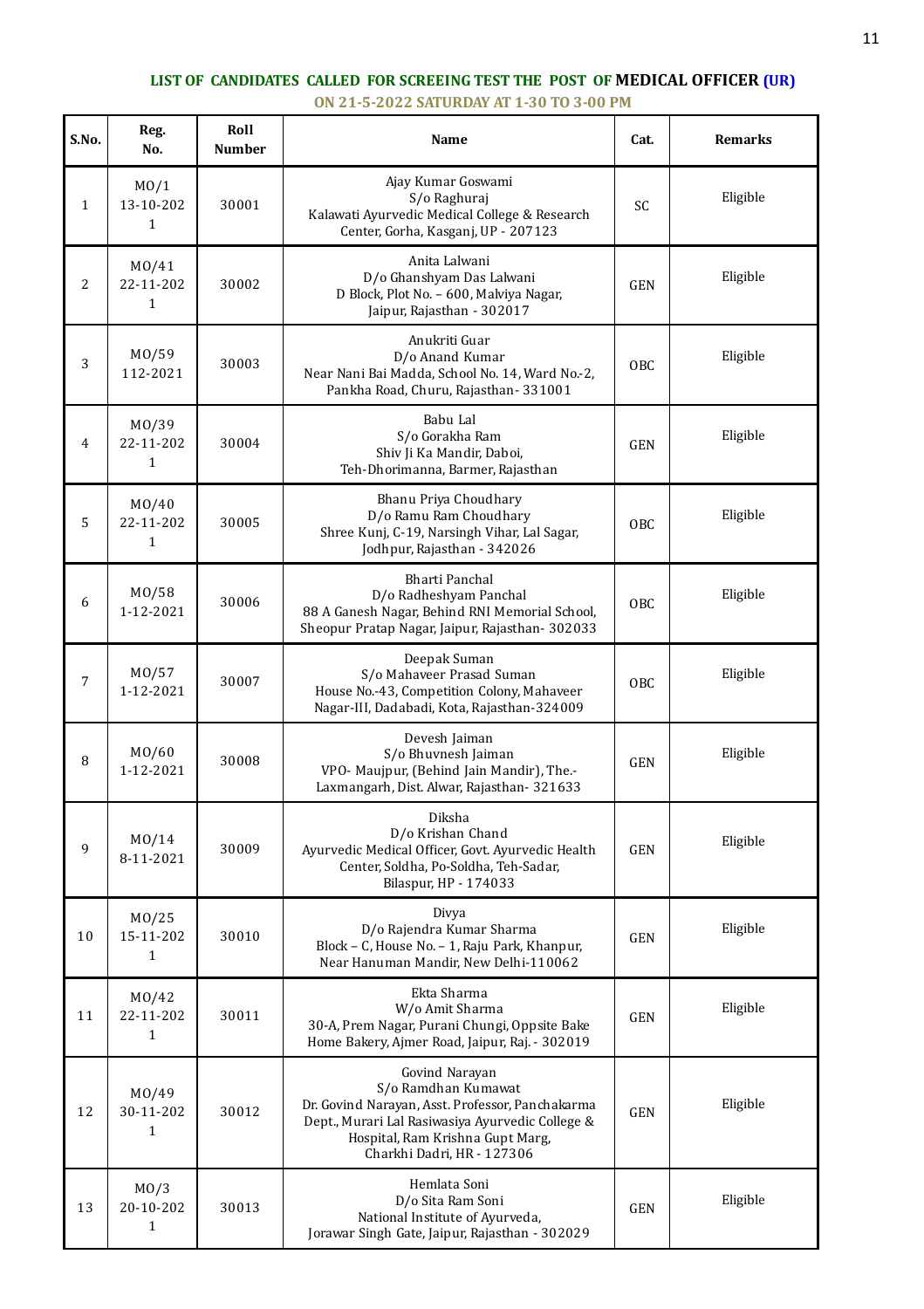**LIST OF CANDIDATES CALLED FOR SCREEING TEST THE POST OF MEDICAL OFFICER (UR)**

**ON 21-5-2022 SATURDAY AT 1-30 TO 3-00 PM**

| S.No. | Reg. No. | Roll Number | Name | Cat. | Remarks |
|---|---|---|---|---|---|
| 1 | MO/1 13-10-2021 | 30001 | Ajay Kumar Goswami S/o Raghuraj Kalawati Ayurvedic Medical College & Research Center, Gorha, Kasganj, UP - 207123 | SC | Eligible |
| 2 | MO/41 22-11-2021 | 30002 | Anita Lalwani D/o Ghanshyam Das Lalwani D Block, Plot No. – 600, Malviya Nagar, Jaipur, Rajasthan - 302017 | GEN | Eligible |
| 3 | MO/59 112-2021 | 30003 | Anukriti Guar D/o Anand Kumar Near Nani Bai Madda, School No. 14, Ward No.-2, Pankha Road, Churu, Rajasthan- 331001 | OBC | Eligible |
| 4 | MO/39 22-11-2021 | 30004 | Babu Lal S/o Gorakha Ram Shiv Ji Ka Mandir, Daboi, Teh-Dhorimanna, Barmer, Rajasthan | GEN | Eligible |
| 5 | MO/40 22-11-2021 | 30005 | Bhanu Priya Choudhary D/o Ramu Ram Choudhary Shree Kunj, C-19, Narsingh Vihar, Lal Sagar, Jodhpur, Rajasthan - 342026 | OBC | Eligible |
| 6 | MO/58 1-12-2021 | 30006 | Bharti Panchal D/o Radheshyam Panchal 88 A Ganesh Nagar, Behind RNI Memorial School, Sheopur Pratap Nagar, Jaipur, Rajasthan- 302033 | OBC | Eligible |
| 7 | MO/57 1-12-2021 | 30007 | Deepak Suman S/o Mahaveer Prasad Suman House No.-43, Competition Colony, Mahaveer Nagar-III, Dadabadi, Kota, Rajasthan-324009 | OBC | Eligible |
| 8 | MO/60 1-12-2021 | 30008 | Devesh Jaiman S/o Bhuvnesh Jaiman VPO- Maujpur, (Behind Jain Mandir), The.- Laxmangarh, Dist. Alwar, Rajasthan- 321633 | GEN | Eligible |
| 9 | MO/14 8-11-2021 | 30009 | Diksha D/o Krishan Chand Ayurvedic Medical Officer, Govt. Ayurvedic Health Center, Soldha, Po-Soldha, Teh-Sadar, Bilaspur, HP - 174033 | GEN | Eligible |
| 10 | MO/25 15-11-2021 | 30010 | Divya D/o Rajendra Kumar Sharma Block – C, House No. – 1, Raju Park, Khanpur, Near Hanuman Mandir, New Delhi-110062 | GEN | Eligible |
| 11 | MO/42 22-11-2021 | 30011 | Ekta Sharma W/o Amit Sharma 30-A, Prem Nagar, Purani Chungi, Oppsite Bake Home Bakery, Ajmer Road, Jaipur, Raj. - 302019 | GEN | Eligible |
| 12 | MO/49 30-11-2021 | 30012 | Govind Narayan S/o Ramdhan Kumawat Dr. Govind Narayan, Asst. Professor, Panchakarma Dept., Murari Lal Rasiwasiya Ayurvedic College & Hospital, Ram Krishna Gupt Marg, Charkhi Dadri, HR - 127306 | GEN | Eligible |
| 13 | MO/3 20-10-2021 | 30013 | Hemlata Soni D/o Sita Ram Soni National Institute of Ayurveda, Jorawar Singh Gate, Jaipur, Rajasthan - 302029 | GEN | Eligible |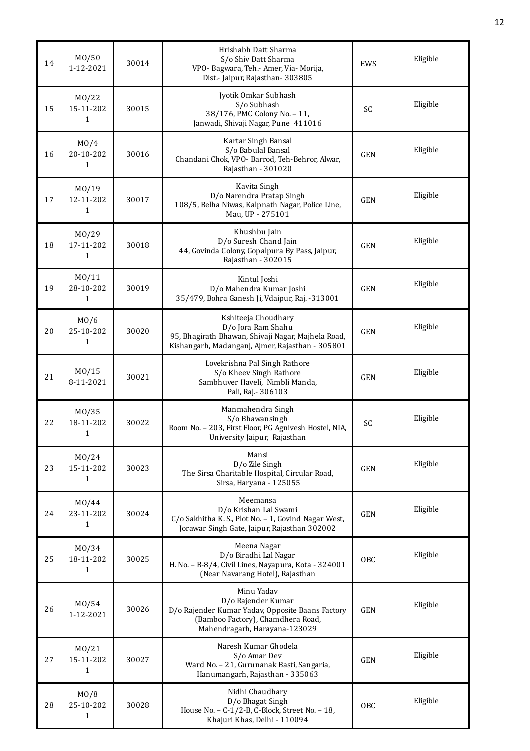| 14 | MO/50 1-12-2021 | 30014 | Hrishabh Datt Sharma S/o Shiv Datt Sharma VPO- Bagwara, Teh.- Amer, Via- Morija, Dist.- Jaipur, Rajasthan- 303805 | EWS | Eligible |
|---|---|---|---|---|---|
| 15 | MO/22 15-11-2021 | 30015 | Jyotik Omkar Subhash S/o Subhash 38/176, PMC Colony No. – 11, Janwadi, Shivaji Nagar, Pune 411016 | SC | Eligible |
| 16 | MO/4 20-10-2021 | 30016 | Kartar Singh Bansal S/o Babulal Bansal Chandani Chok, VPO- Barrod, Teh-Behror, Alwar, Rajasthan - 301020 | GEN | Eligible |
| 17 | MO/19 12-11-2021 | 30017 | Kavita Singh D/o Narendra Pratap Singh 108/5, Belha Niwas, Kalpnath Nagar, Police Line, Mau, UP - 275101 | GEN | Eligible |
| 18 | MO/29 17-11-2021 | 30018 | Khushbu Jain D/o Suresh Chand Jain 44, Govinda Colony, Gopalpura By Pass, Jaipur, Rajasthan - 302015 | GEN | Eligible |
| 19 | MO/11 28-10-2021 | 30019 | Kintul Joshi D/o Mahendra Kumar Joshi 35/479, Bohra Ganesh Ji, Vdaipur, Raj. -313001 | GEN | Eligible |
| 20 | MO/6 25-10-2021 | 30020 | Kshiteeja Choudhary D/o Jora Ram Shahu 95, Bhagirath Bhawan, Shivaji Nagar, Majhela Road, Kishangarh, Madanganj, Ajmer, Rajasthan - 305801 | GEN | Eligible |
| 21 | MO/15 8-11-2021 | 30021 | Lovekrishna Pal Singh Rathore S/o Kheev Singh Rathore Sambhuver Haveli, Nimbli Manda, Pali, Raj.- 306103 | GEN | Eligible |
| 22 | MO/35 18-11-2021 | 30022 | Manmahendra Singh S/o Bhawansingh Room No. – 203, First Floor, PG Agnivesh Hostel, NIA, University Jaipur, Rajasthan | SC | Eligible |
| 23 | MO/24 15-11-2021 | 30023 | Mansi D/o Zile Singh The Sirsa Charitable Hospital, Circular Road, Sirsa, Haryana - 125055 | GEN | Eligible |
| 24 | MO/44 23-11-2021 | 30024 | Meemansa D/o Krishan Lal Swami C/o Sakhitha K. S., Plot No. – 1, Govind Nagar West, Jorawar Singh Gate, Jaipur, Rajasthan 302002 | GEN | Eligible |
| 25 | MO/34 18-11-2021 | 30025 | Meena Nagar D/o Biradhi Lal Nagar H. No. – B-8/4, Civil Lines, Nayapura, Kota - 324001 (Near Navarang Hotel), Rajasthan | OBC | Eligible |
| 26 | MO/54 1-12-2021 | 30026 | Minu Yadav D/o Rajender Kumar D/o Rajender Kumar Yadav, Opposite Baans Factory (Bamboo Factory), Chamdhera Road, Mahendragarh, Harayana-123029 | GEN | Eligible |
| 27 | MO/21 15-11-2021 | 30027 | Naresh Kumar Ghodela S/o Amar Dev Ward No. – 21, Gurunanak Basti, Sangaria, Hanumangarh, Rajasthan - 335063 | GEN | Eligible |
| 28 | MO/8 25-10-2021 | 30028 | Nidhi Chaudhary D/o Bhagat Singh House No. – C-1/2-B, C-Block, Street No. – 18, Khajuri Khas, Delhi - 110094 | OBC | Eligible |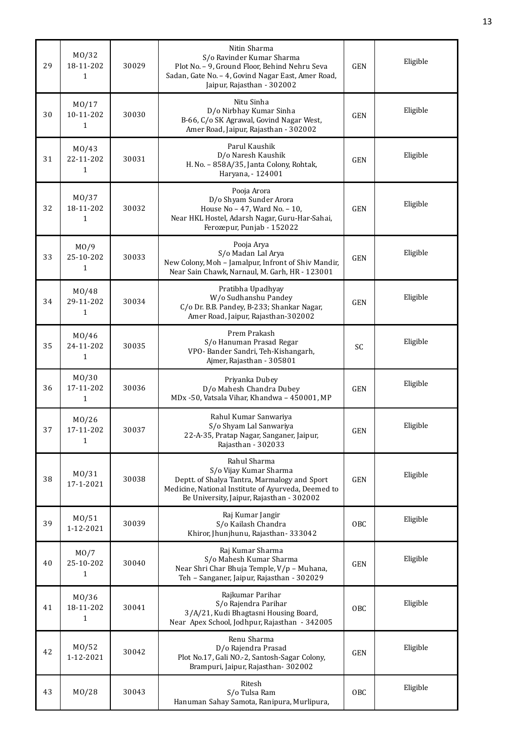| 29 | MO/32 18-11-2021 | 30029 | Nitin Sharma<br>S/o Ravinder Kumar Sharma<br>Plot No. – 9, Ground Floor, Behind Nehru Seva Sadan, Gate No. – 4, Govind Nagar East, Amer Road, Jaipur, Rajasthan - 302002 | GEN | Eligible |
|---|---|---|---|---|---|
| 30 | MO/17 10-11-2021 | 30030 | Nitu Sinha<br>D/o Nirbhay Kumar Sinha<br>B-66, C/o SK Agrawal, Govind Nagar West, Amer Road, Jaipur, Rajasthan - 302002 | GEN | Eligible |
| 31 | MO/43 22-11-2021 | 30031 | Parul Kaushik<br>D/o Naresh Kaushik<br>H. No. – 858A/35, Janta Colony, Rohtak, Haryana, - 124001 | GEN | Eligible |
| 32 | MO/37 18-11-2021 | 30032 | Pooja Arora<br>D/o Shyam Sunder Arora<br>House No – 47, Ward No. – 10,<br>Near HKL Hostel, Adarsh Nagar, Guru-Har-Sahai, Ferozepur, Punjab - 152022 | GEN | Eligible |
| 33 | MO/9 25-10-2021 | 30033 | Pooja Arya<br>S/o Madan Lal Arya<br>New Colony, Moh – Jamalpur, Infront of Shiv Mandir, Near Sain Chawk, Narnaul, M. Garh, HR - 123001 | GEN | Eligible |
| 34 | MO/48 29-11-2021 | 30034 | Pratibha Upadhyay<br>W/o Sudhanshu Pandey<br>C/o Dr. B.B. Pandey, B-233; Shankar Nagar, Amer Road, Jaipur, Rajasthan-302002 | GEN | Eligible |
| 35 | MO/46 24-11-2021 | 30035 | Prem Prakash<br>S/o Hanuman Prasad Regar<br>VPO- Bander Sandri, Teh-Kishangarh, Ajmer, Rajasthan - 305801 | SC | Eligible |
| 36 | MO/30 17-11-2021 | 30036 | Priyanka Dubey<br>D/o Mahesh Chandra Dubey<br>MDx -50, Vatsala Vihar, Khandwa – 450001, MP | GEN | Eligible |
| 37 | MO/26 17-11-2021 | 30037 | Rahul Kumar Sanwariya<br>S/o Shyam Lal Sanwariya<br>22-A-35, Pratap Nagar, Sanganer, Jaipur, Rajasthan - 302033 | GEN | Eligible |
| 38 | MO/31 17-1-2021 | 30038 | Rahul Sharma<br>S/o Vijay Kumar Sharma<br>Deptt. of Shalya Tantra, Marmalogy and Sport Medicine, National Institute of Ayurveda, Deemed to Be University, Jaipur, Rajasthan - 302002 | GEN | Eligible |
| 39 | MO/51 1-12-2021 | 30039 | Raj Kumar Jangir<br>S/o Kailash Chandra<br>Khiror, Jhunjhunu, Rajasthan- 333042 | OBC | Eligible |
| 40 | MO/7 25-10-2021 | 30040 | Raj Kumar Sharma<br>S/o Mahesh Kumar Sharma<br>Near Shri Char Bhuja Temple, V/p – Muhana, Teh – Sanganer, Jaipur, Rajasthan - 302029 | GEN | Eligible |
| 41 | MO/36 18-11-2021 | 30041 | Rajkumar Parihar<br>S/o Rajendra Parihar<br>3/A/21, Kudi Bhagtasni Housing Board, Near Apex School, Jodhpur, Rajasthan - 342005 | OBC | Eligible |
| 42 | MO/52 1-12-2021 | 30042 | Renu Sharma<br>D/o Rajendra Prasad<br>Plot No.17, Gali NO.-2, Santosh-Sagar Colony, Brampuri, Jaipur, Rajasthan- 302002 | GEN | Eligible |
| 43 | MO/28 | 30043 | Ritesh<br>S/o Tulsa Ram<br>Hanuman Sahay Samota, Ranipura, Murlipura, | OBC | Eligible |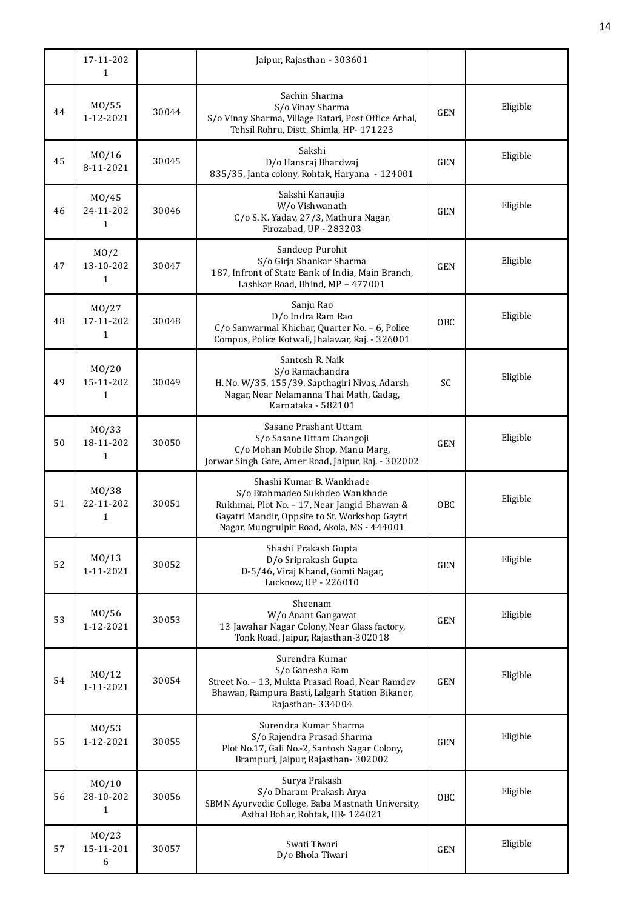|  | 17-11-2021 |  | Jaipur, Rajasthan - 303601 |  |  |
|---|---|---|---|---|---|
| 44 | MO/55 1-12-2021 | 30044 | Sachin Sharma S/o Vinay Sharma S/o Vinay Sharma, Village Batari, Post Office Arhal, Tehsil Rohru, Distt. Shimla, HP- 171223 | GEN | Eligible |
| 45 | MO/16 8-11-2021 | 30045 | Sakshi D/o Hansraj Bhardwaj 835/35, Janta colony, Rohtak, Haryana - 124001 | GEN | Eligible |
| 46 | MO/45 24-11-2021 | 30046 | Sakshi Kanaujia W/o Vishwanath C/o S. K. Yadav, 27/3, Mathura Nagar, Firozabad, UP - 283203 | GEN | Eligible |
| 47 | MO/2 13-10-2021 | 30047 | Sandeep Purohit S/o Girja Shankar Sharma 187, Infront of State Bank of India, Main Branch, Lashkar Road, Bhind, MP – 477001 | GEN | Eligible |
| 48 | MO/27 17-11-2021 | 30048 | Sanju Rao D/o Indra Ram Rao C/o Sanwarmal Khichar, Quarter No. – 6, Police Compus, Police Kotwali, Jhalawar, Raj. - 326001 | OBC | Eligible |
| 49 | MO/20 15-11-2021 | 30049 | Santosh R. Naik S/o Ramachandra H. No. W/35, 155/39, Sapthagiri Nivas, Adarsh Nagar, Near Nelamanna Thai Math, Gadag, Karnataka - 582101 | SC | Eligible |
| 50 | MO/33 18-11-2021 | 30050 | Sasane Prashant Uttam S/o Sasane Uttam Changoji C/o Mohan Mobile Shop, Manu Marg, Jorwar Singh Gate, Amer Road, Jaipur, Raj. - 302002 | GEN | Eligible |
| 51 | MO/38 22-11-2021 | 30051 | Shashi Kumar B. Wankhade S/o Brahmadeo Sukhdeo Wankhade Rukhmai, Plot No. – 17, Near Jangid Bhawan & Gayatri Mandir, Oppsite to St. Workshop Gaytri Nagar, Mungrulpir Road, Akola, MS - 444001 | OBC | Eligible |
| 52 | MO/13 1-11-2021 | 30052 | Shashi Prakash Gupta D/o Sriprakash Gupta D-5/46, Viraj Khand, Gomti Nagar, Lucknow, UP - 226010 | GEN | Eligible |
| 53 | MO/56 1-12-2021 | 30053 | Sheenam W/o Anant Gangawat 13 Jawahar Nagar Colony, Near Glass factory, Tonk Road, Jaipur, Rajasthan-302018 | GEN | Eligible |
| 54 | MO/12 1-11-2021 | 30054 | Surendra Kumar S/o Ganesha Ram Street No. – 13, Mukta Prasad Road, Near Ramdev Bhawan, Rampura Basti, Lalgarh Station Bikaner, Rajasthan- 334004 | GEN | Eligible |
| 55 | MO/53 1-12-2021 | 30055 | Surendra Kumar Sharma S/o Rajendra Prasad Sharma Plot No.17, Gali No.-2, Santosh Sagar Colony, Brampuri, Jaipur, Rajasthan- 302002 | GEN | Eligible |
| 56 | MO/10 28-10-2021 | 30056 | Surya Prakash S/o Dharam Prakash Arya SBMN Ayurvedic College, Baba Mastnath University, Asthal Bohar, Rohtak, HR- 124021 | OBC | Eligible |
| 57 | MO/23 15-11-2016 | 30057 | Swati Tiwari D/o Bhola Tiwari | GEN | Eligible |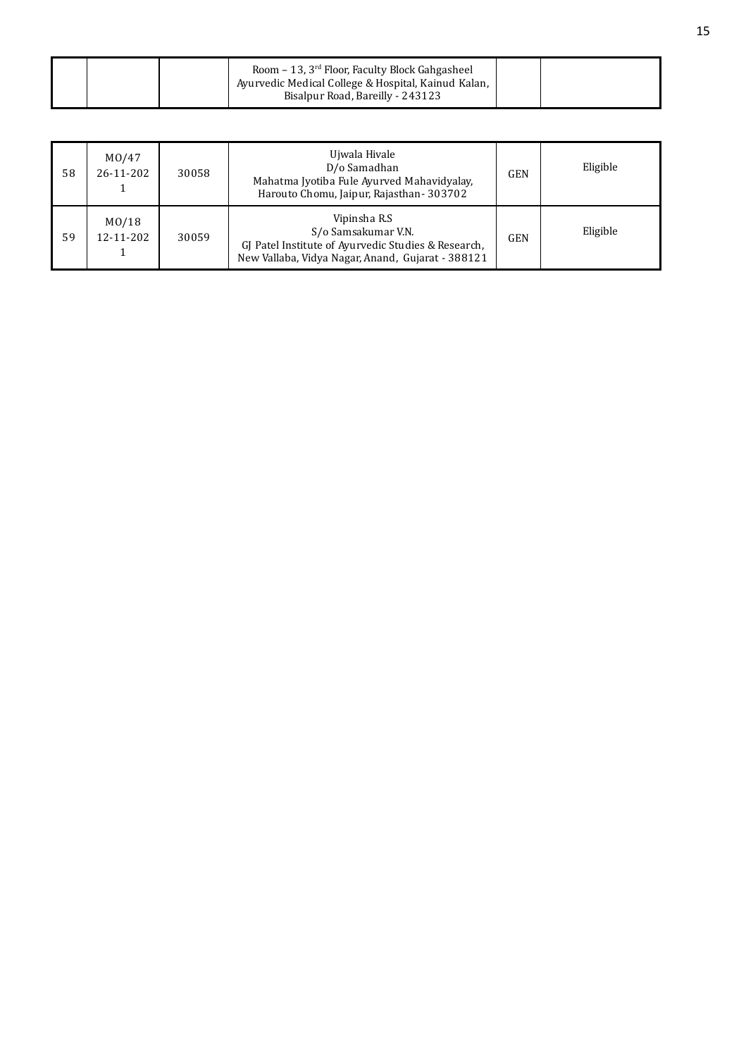| | | | Room – 13, 3rd Floor, Faculty Block Gahgasheel Ayurvedic Medical College & Hospital, Kainud Kalan, Bisalpur Road, Bareilly - 243123 | | |
|---|---|---|---|---|---|

| | | | | | |
|---|---|---|---|---|---|
| 58 | MO/47 26-11-2021 | 30058 | Ujwala Hivale D/o Samadhan Mahatma Jyotiba Fule Ayurved Mahavidyalay, Harouto Chomu, Jaipur, Rajasthan- 303702 | GEN | Eligible |
| 59 | MO/18 12-11-2021 | 30059 | Vipinsha R.S S/o Samsakumar V.N. GJ Patel Institute of Ayurvedic Studies & Research, New Vallaba, Vidya Nagar, Anand, Gujarat - 388121 | GEN | Eligible |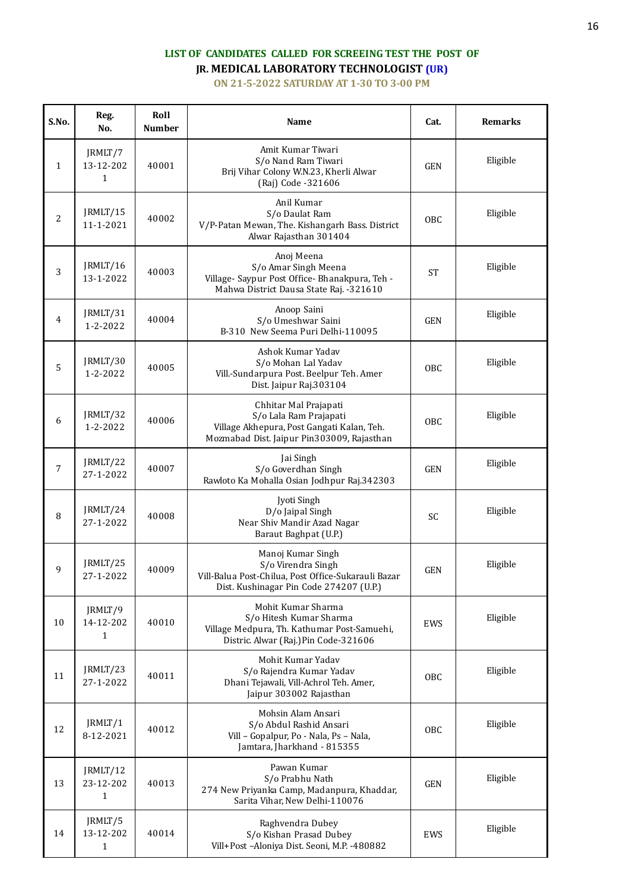**LIST OF CANDIDATES CALLED FOR SCREEING TEST THE POST OF**

**JR. MEDICAL LABORATORY TECHNOLOGIST (UR)**

**ON 21-5-2022 SATURDAY AT 1-30 TO 3-00 PM**

| S.No. | Reg. No. | Roll Number | Name | Cat. | Remarks |
|---|---|---|---|---|---|
| 1 | JRMLT/7 13-12-2021 | 40001 | Amit Kumar Tiwari S/o Nand Ram Tiwari Brij Vihar Colony W.N.23, Kherli Alwar (Raj) Code -321606 | GEN | Eligible |
| 2 | JRMLT/15 11-1-2021 | 40002 | Anil Kumar S/o Daulat Ram V/P-Patan Mewan, The. Kishangarh Bass. District Alwar Rajasthan 301404 | OBC | Eligible |
| 3 | JRMLT/16 13-1-2022 | 40003 | Anoj Meena S/o Amar Singh Meena Village- Saypur Post Office- Bhanakpura, Teh - Mahwa District Dausa State Raj. -321610 | ST | Eligible |
| 4 | JRMLT/31 1-2-2022 | 40004 | Anoop Saini S/o Umeshwar Saini B-310 New Seema Puri Delhi-110095 | GEN | Eligible |
| 5 | JRMLT/30 1-2-2022 | 40005 | Ashok Kumar Yadav S/o Mohan Lal Yadav Vill.-Sundarpura Post. Beelpur Teh. Amer Dist. Jaipur Raj.303104 | OBC | Eligible |
| 6 | JRMLT/32 1-2-2022 | 40006 | Chhitar Mal Prajapati S/o Lala Ram Prajapati Village Akhepura, Post Gangati Kalan, Teh. Mozmabad Dist. Jaipur Pin303009, Rajasthan | OBC | Eligible |
| 7 | JRMLT/22 27-1-2022 | 40007 | Jai Singh S/o Goverdhan Singh Rawloto Ka Mohalla Osian Jodhpur Raj.342303 | GEN | Eligible |
| 8 | JRMLT/24 27-1-2022 | 40008 | Jyoti Singh D/o Jaipal Singh Near Shiv Mandir Azad Nagar Baraut Baghpat (U.P.) | SC | Eligible |
| 9 | JRMLT/25 27-1-2022 | 40009 | Manoj Kumar Singh S/o Virendra Singh Vill-Balua Post-Chilua, Post Office-Sukarauli Bazar Dist. Kushinagar Pin Code 274207 (U.P.) | GEN | Eligible |
| 10 | JRMLT/9 14-12-2021 | 40010 | Mohit Kumar Sharma S/o Hitesh Kumar Sharma Village Medpura, Th. Kathumar Post-Samuehi, Distric. Alwar (Raj.)Pin Code-321606 | EWS | Eligible |
| 11 | JRMLT/23 27-1-2022 | 40011 | Mohit Kumar Yadav S/o Rajendra Kumar Yadav Dhani Tejawali, Vill-Achrol Teh. Amer, Jaipur 303002 Rajasthan | OBC | Eligible |
| 12 | JRMLT/1 8-12-2021 | 40012 | Mohsin Alam Ansari S/o Abdul Rashid Ansari Vill – Gopalpur, Po - Nala, Ps – Nala, Jamtara, Jharkhand - 815355 | OBC | Eligible |
| 13 | JRMLT/12 23-12-2021 | 40013 | Pawan Kumar S/o Prabhu Nath 274 New Priyanka Camp, Madanpura, Khaddar, Sarita Vihar, New Delhi-110076 | GEN | Eligible |
| 14 | JRMLT/5 13-12-2021 | 40014 | Raghvendra Dubey S/o Kishan Prasad Dubey Vill+Post –Aloniya Dist. Seoni, M.P. -480882 | EWS | Eligible |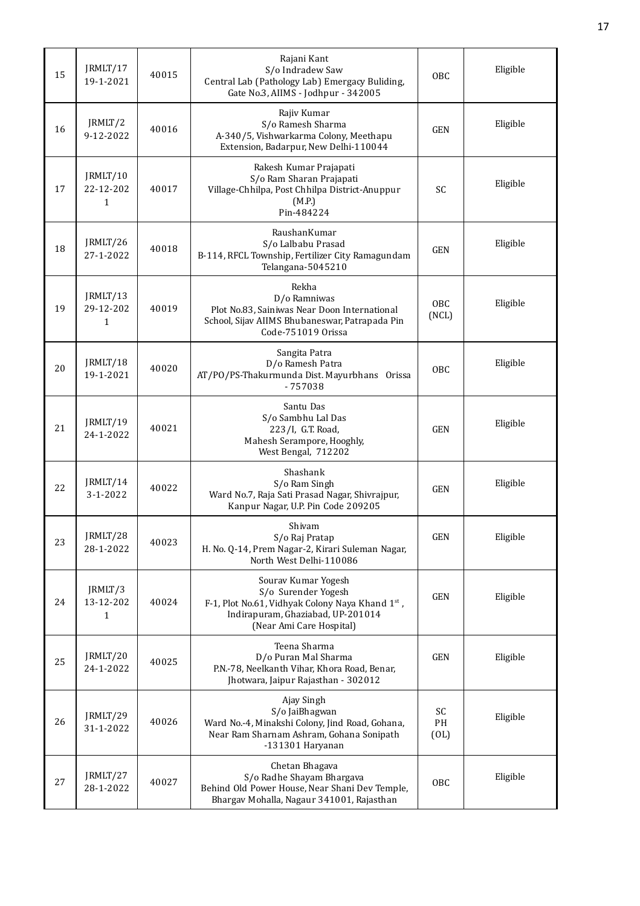| | | | | | |
|---|---|---|---|---|---|
| 15 | JRMLT/17 19-1-2021 | 40015 | Rajani Kant S/o Indradew Saw Central Lab (Pathology Lab) Emergacy Buliding, Gate No.3, AIIMS - Jodhpur - 342005 | OBC | Eligible |
| 16 | JRMLT/2 9-12-2022 | 40016 | Rajiv Kumar S/o Ramesh Sharma A-340/5, Vishwarkarma Colony, Meethapu Extension, Badarpur, New Delhi-110044 | GEN | Eligible |
| 17 | JRMLT/10 22-12-2021 | 40017 | Rakesh Kumar Prajapati S/o Ram Sharan Prajapati Village-Chhilpa, Post Chhilpa District-Anuppur (M.P.) Pin-484224 | SC | Eligible |
| 18 | JRMLT/26 27-1-2022 | 40018 | RaushanKumar S/o Lalbabu Prasad B-114, RFCL Township, Fertilizer City Ramagundam Telangana-5045210 | GEN | Eligible |
| 19 | JRMLT/13 29-12-2021 | 40019 | Rekha D/o Ramniwas Plot No.83, Sainiwas Near Doon International School, Sijav AIIMS Bhubaneswar, Patrapada Pin Code-751019 Orissa | OBC (NCL) | Eligible |
| 20 | JRMLT/18 19-1-2021 | 40020 | Sangita Patra D/o Ramesh Patra AT/PO/PS-Thakurmunda Dist. Mayurbhans Orissa - 757038 | OBC | Eligible |
| 21 | JRMLT/19 24-1-2022 | 40021 | Santu Das S/o Sambhu Lal Das 223/I, G.T. Road, Mahesh Serampore, Hooghly, West Bengal, 712202 | GEN | Eligible |
| 22 | JRMLT/14 3-1-2022 | 40022 | Shashank S/o Ram Singh Ward No.7, Raja Sati Prasad Nagar, Shivrajpur, Kanpur Nagar, U.P. Pin Code 209205 | GEN | Eligible |
| 23 | JRMLT/28 28-1-2022 | 40023 | Shivam S/o Raj Pratap H. No. Q-14, Prem Nagar-2, Kirari Suleman Nagar, North West Delhi-110086 | GEN | Eligible |
| 24 | JRMLT/3 13-12-2021 | 40024 | Sourav Kumar Yogesh S/o Surender Yogesh F-1, Plot No.61, Vidhyak Colony Naya Khand 1st, Indirapuram, Ghaziabad, UP-201014 (Near Ami Care Hospital) | GEN | Eligible |
| 25 | JRMLT/20 24-1-2022 | 40025 | Teena Sharma D/o Puran Mal Sharma P.N.-78, Neelkanth Vihar, Khora Road, Benar, Jhotwara, Jaipur Rajasthan - 302012 | GEN | Eligible |
| 26 | JRMLT/29 31-1-2022 | 40026 | Ajay Singh S/o JaiBhagwan Ward No.-4, Minakshi Colony, Jind Road, Gohana, Near Ram Sharnam Ashram, Gohana Sonipath -131301 Haryanan | SC PH (OL) | Eligible |
| 27 | JRMLT/27 28-1-2022 | 40027 | Chetan Bhagava S/o Radhe Shayam Bhargava Behind Old Power House, Near Shani Dev Temple, Bhargav Mohalla, Nagaur 341001, Rajasthan | OBC | Eligible |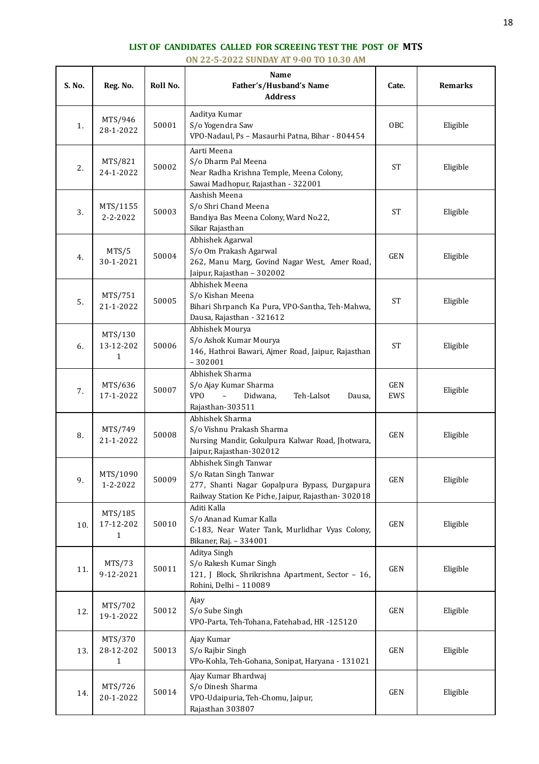## LIST OF CANDIDATES CALLED FOR SCREEING TEST THE POST OF MTS

### ON 22-5-2022 SUNDAY AT 9-00 TO 10.30 AM

| S. No. | Reg. No. | Roll No. | Name<br>Father's/Husband's Name<br>Address | Cate. | Remarks |
|---|---|---|---|---|---|
| 1. | MTS/946<br>28-1-2022 | 50001 | Aaditya Kumar<br>S/o Yogendra Saw<br>VPO-Nadaul, Ps – Masaurhi Patna, Bihar - 804454 | OBC | Eligible |
| 2. | MTS/821<br>24-1-2022 | 50002 | Aarti Meena<br>S/o Dharm Pal Meena<br>Near Radha Krishna Temple, Meena Colony,<br>Sawai Madhopur, Rajasthan - 322001 | ST | Eligible |
| 3. | MTS/1155<br>2-2-2022 | 50003 | Aashish Meena<br>S/o Shri Chand Meena<br>Bandiya Bas Meena Colony, Ward No.22,<br>Sikar Rajasthan | ST | Eligible |
| 4. | MTS/5<br>30-1-2021 | 50004 | Abhishek Agarwal<br>S/o Om Prakash Agarwal<br>262, Manu Marg, Govind Nagar West, Amer Road, Jaipur, Rajasthan – 302002 | GEN | Eligible |
| 5. | MTS/751<br>21-1-2022 | 50005 | Abhishek Meena<br>S/o Kishan Meena<br>Bihari Shrpanch Ka Pura, VPO-Santha, Teh-Mahwa, Dausa, Rajasthan - 321612 | ST | Eligible |
| 6. | MTS/130<br>13-12-2021 | 50006 | Abhishek Mourya<br>S/o Ashok Kumar Mourya<br>146, Hathroi Bawari, Ajmer Road, Jaipur, Rajasthan – 302001 | ST | Eligible |
| 7. | MTS/636<br>17-1-2022 | 50007 | Abhishek Sharma<br>S/o Ajay Kumar Sharma<br>VPO – Didwana, Teh-Lalsot Dausa, Rajasthan-303511 | GEN<br>EWS | Eligible |
| 8. | MTS/749<br>21-1-2022 | 50008 | Abhishek Sharma<br>S/o Vishnu Prakash Sharma<br>Nursing Mandir, Gokulpura Kalwar Road, Jhotwara, Jaipur, Rajasthan-302012 | GEN | Eligible |
| 9. | MTS/1090<br>1-2-2022 | 50009 | Abhishek Singh Tanwar<br>S/o Ratan Singh Tanwar<br>277, Shanti Nagar Gopalpura Bypass, Durgapura Railway Station Ke Piche, Jaipur, Rajasthan- 302018 | GEN | Eligible |
| 10. | MTS/185<br>17-12-2021 | 50010 | Aditi Kalla<br>S/o Ananad Kumar Kalla<br>C-183, Near Water Tank, Murlidhar Vyas Colony, Bikaner, Raj. – 334001 | GEN | Eligible |
| 11. | MTS/73<br>9-12-2021 | 50011 | Aditya Singh<br>S/o Rakesh Kumar Singh<br>121, J Block, Shrikrishna Apartment, Sector – 16, Rohini, Delhi – 110089 | GEN | Eligible |
| 12. | MTS/702<br>19-1-2022 | 50012 | Ajay<br>S/o Sube Singh<br>VPO-Parta, Teh-Tohana, Fatehabad, HR -125120 | GEN | Eligible |
| 13. | MTS/370<br>28-12-2021 | 50013 | Ajay Kumar<br>S/o Rajbir Singh<br>VPo-Kohla, Teh-Gohana, Sonipat, Haryana - 131021 | GEN | Eligible |
| 14. | MTS/726<br>20-1-2022 | 50014 | Ajay Kumar Bhardwaj<br>S/o Dinesh Sharma<br>VPO-Udaipuria, Teh-Chomu, Jaipur,<br>Rajasthan 303807 | GEN | Eligible |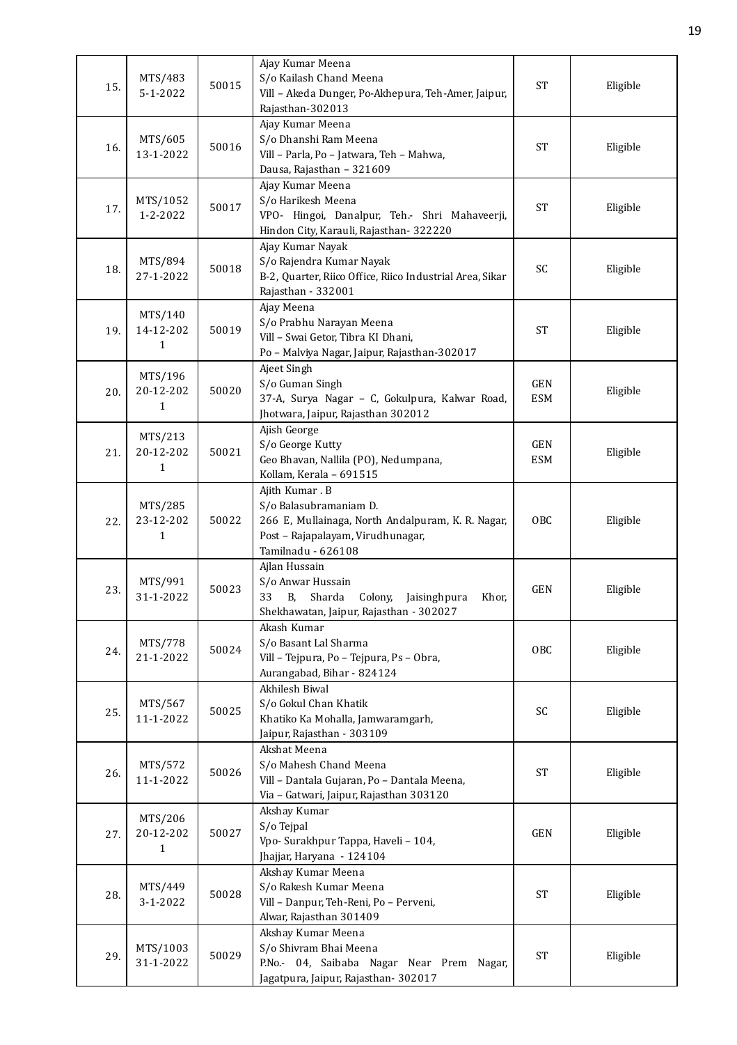| 15. | MTS/483 5-1-2022 | 50015 | Ajay Kumar Meena S/o Kailash Chand Meena Vill – Akeda Dunger, Po-Akhepura, Teh-Amer, Jaipur, Rajasthan-302013 | ST | Eligible |
|---|---|---|---|---|---|
| 16. | MTS/605 13-1-2022 | 50016 | Ajay Kumar Meena S/o Dhanshi Ram Meena Vill – Parla, Po – Jatwara, Teh – Mahwa, Dausa, Rajasthan – 321609 | ST | Eligible |
| 17. | MTS/1052 1-2-2022 | 50017 | Ajay Kumar Meena S/o Harikesh Meena VPO- Hingoi, Danalpur, Teh.- Shri Mahaveerji, Hindon City, Karauli, Rajasthan- 322220 | ST | Eligible |
| 18. | MTS/894 27-1-2022 | 50018 | Ajay Kumar Nayak S/o Rajendra Kumar Nayak B-2, Quarter, Riico Office, Riico Industrial Area, Sikar Rajasthan - 332001 | SC | Eligible |
| 19. | MTS/140 14-12-2021 | 50019 | Ajay Meena S/o Prabhu Narayan Meena Vill – Swai Getor, Tibra KI Dhani, Po – Malviya Nagar, Jaipur, Rajasthan-302017 | ST | Eligible |
| 20. | MTS/196 20-12-2021 | 50020 | Ajeet Singh S/o Guman Singh 37-A, Surya Nagar – C, Gokulpura, Kalwar Road, Jhotwara, Jaipur, Rajasthan 302012 | GEN ESM | Eligible |
| 21. | MTS/213 20-12-2021 | 50021 | Ajish George S/o George Kutty Geo Bhavan, Nallila (PO), Nedumpana, Kollam, Kerala – 691515 | GEN ESM | Eligible |
| 22. | MTS/285 23-12-2021 | 50022 | Ajith Kumar . B S/o Balasubramaniam D. 266 E, Mullainaga, North Andalpuram, K. R. Nagar, Post – Rajapalayam, Virudhunagar, Tamilnadu - 626108 | OBC | Eligible |
| 23. | MTS/991 31-1-2022 | 50023 | Ajlan Hussain S/o Anwar Hussain 33 B, Sharda Colony, Jaisinghpura Khor, Shekhawatan, Jaipur, Rajasthan - 302027 | GEN | Eligible |
| 24. | MTS/778 21-1-2022 | 50024 | Akash Kumar S/o Basant Lal Sharma Vill – Tejpura, Po – Tejpura, Ps – Obra, Aurangabad, Bihar - 824124 | OBC | Eligible |
| 25. | MTS/567 11-1-2022 | 50025 | Akhilesh Biwal S/o Gokul Chan Khatik Khatiko Ka Mohalla, Jamwaramgarh, Jaipur, Rajasthan - 303109 | SC | Eligible |
| 26. | MTS/572 11-1-2022 | 50026 | Akshat Meena S/o Mahesh Chand Meena Vill – Dantala Gujaran, Po – Dantala Meena, Via – Gatwari, Jaipur, Rajasthan 303120 | ST | Eligible |
| 27. | MTS/206 20-12-2021 | 50027 | Akshay Kumar S/o Tejpal Vpo- Surakhpur Tappa, Haveli – 104, Jhajjar, Haryana - 124104 | GEN | Eligible |
| 28. | MTS/449 3-1-2022 | 50028 | Akshay Kumar Meena S/o Rakesh Kumar Meena Vill – Danpur, Teh-Reni, Po – Perveni, Alwar, Rajasthan 301409 | ST | Eligible |
| 29. | MTS/1003 31-1-2022 | 50029 | Akshay Kumar Meena S/o Shivram Bhai Meena P.No.- 04, Saibaba Nagar Near Prem Nagar, Jagatpura, Jaipur, Rajasthan- 302017 | ST | Eligible |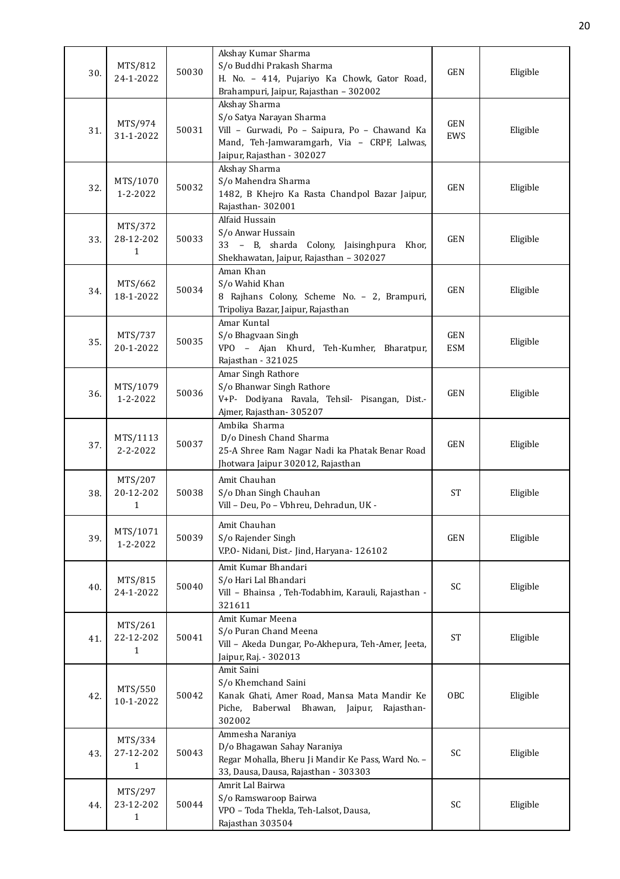| 30. | MTS/812 24-1-2022 | 50030 | Akshay Kumar Sharma S/o Buddhi Prakash Sharma H. No. – 414, Pujariyo Ka Chowk, Gator Road, Brahampuri, Jaipur, Rajasthan – 302002 | GEN | Eligible |
|---|---|---|---|---|---|
| 31. | MTS/974 31-1-2022 | 50031 | Akshay Sharma S/o Satya Narayan Sharma Vill – Gurwadi, Po – Saipura, Po – Chawand Ka Mand, Teh-Jamwaramgarh, Via – CRPF, Lalwas, Jaipur, Rajasthan - 302027 | GEN EWS | Eligible |
| 32. | MTS/1070 1-2-2022 | 50032 | Akshay Sharma S/o Mahendra Sharma 1482, B Khejro Ka Rasta Chandpol Bazar Jaipur, Rajasthan- 302001 | GEN | Eligible |
| 33. | MTS/372 28-12-2021 | 50033 | Alfaid Hussain S/o Anwar Hussain 33 – B, sharda Colony, Jaisinghpura Khor, Shekhawatan, Jaipur, Rajasthan – 302027 | GEN | Eligible |
| 34. | MTS/662 18-1-2022 | 50034 | Aman Khan S/o Wahid Khan 8 Rajhans Colony, Scheme No. – 2, Brampuri, Tripoliya Bazar, Jaipur, Rajasthan | GEN | Eligible |
| 35. | MTS/737 20-1-2022 | 50035 | Amar Kuntal S/o Bhagvaan Singh VPO – Ajan Khurd, Teh-Kumher, Bharatpur, Rajasthan - 321025 | GEN ESM | Eligible |
| 36. | MTS/1079 1-2-2022 | 50036 | Amar Singh Rathore S/o Bhanwar Singh Rathore V+P- Dodiyana Ravala, Tehsil- Pisangan, Dist.- Ajmer, Rajasthan- 305207 | GEN | Eligible |
| 37. | MTS/1113 2-2-2022 | 50037 | Ambika Sharma D/o Dinesh Chand Sharma 25-A Shree Ram Nagar Nadi ka Phatak Benar Road Jhotwara Jaipur 302012, Rajasthan | GEN | Eligible |
| 38. | MTS/207 20-12-2021 | 50038 | Amit Chauhan S/o Dhan Singh Chauhan Vill – Deu, Po – Vbhreu, Dehradun, UK - | ST | Eligible |
| 39. | MTS/1071 1-2-2022 | 50039 | Amit Chauhan S/o Rajender Singh V.P.O- Nidani, Dist.- Jind, Haryana- 126102 | GEN | Eligible |
| 40. | MTS/815 24-1-2022 | 50040 | Amit Kumar Bhandari S/o Hari Lal Bhandari Vill – Bhainsa , Teh-Todabhim, Karauli, Rajasthan - 321611 | SC | Eligible |
| 41. | MTS/261 22-12-2021 | 50041 | Amit Kumar Meena S/o Puran Chand Meena Vill – Akeda Dungar, Po-Akhepura, Teh-Amer, Jeeta, Jaipur, Raj. - 302013 | ST | Eligible |
| 42. | MTS/550 10-1-2022 | 50042 | Amit Saini S/o Khemchand Saini Kanak Ghati, Amer Road, Mansa Mata Mandir Ke Piche, Baberwal Bhawan, Jaipur, Rajasthan- 302002 | OBC | Eligible |
| 43. | MTS/334 27-12-2021 | 50043 | Ammesha Naraniya D/o Bhagawan Sahay Naraniya Regar Mohalla, Bheru Ji Mandir Ke Pass, Ward No. – 33, Dausa, Dausa, Rajasthan - 303303 | SC | Eligible |
| 44. | MTS/297 23-12-2021 | 50044 | Amrit Lal Bairwa S/o Ramswaroop Bairwa VPO – Toda Thekla, Teh-Lalsot, Dausa, Rajasthan 303504 | SC | Eligible |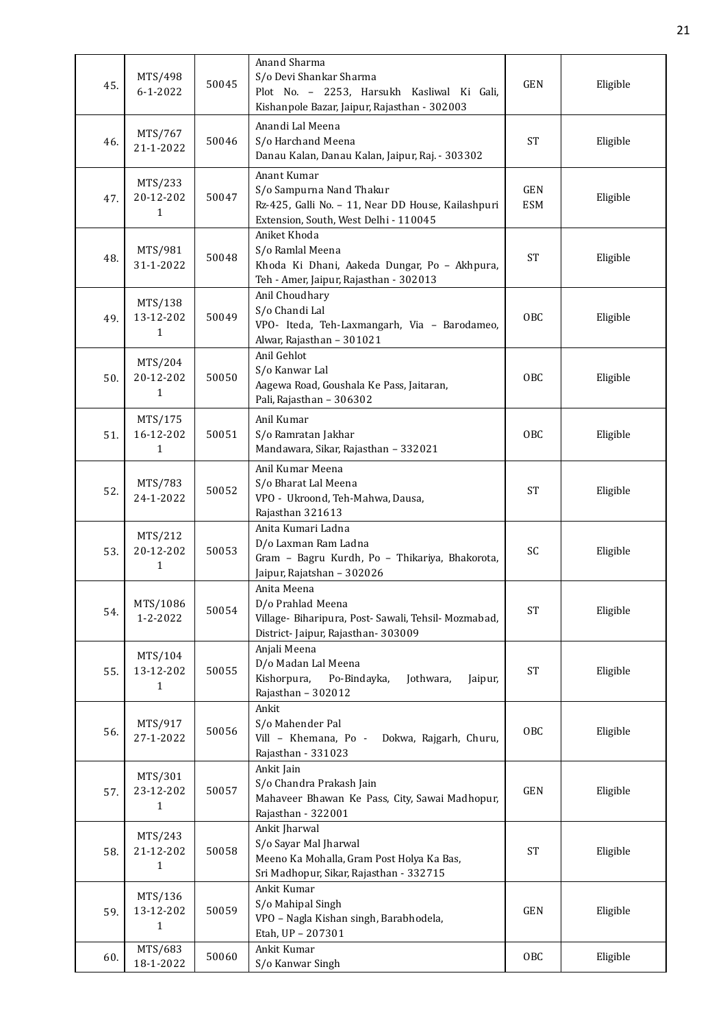| 45. | MTS/498<br>6-1-2022 | 50045 | Anand Sharma<br>S/o Devi Shankar Sharma<br>Plot No. – 2253, Harsukh Kasliwal Ki Gali, Kishanpole Bazar, Jaipur, Rajasthan - 302003 | GEN | Eligible |
|---|---|---|---|---|---|
| 46. | MTS/767<br>21-1-2022 | 50046 | Anandi Lal Meena<br>S/o Harchand Meena<br>Danau Kalan, Danau Kalan, Jaipur, Raj. - 303302 | ST | Eligible |
| 47. | MTS/233<br>20-12-2021 | 50047 | Anant Kumar<br>S/o Sampurna Nand Thakur<br>Rz-425, Galli No. – 11, Near DD House, Kailashpuri Extension, South, West Delhi - 110045 | GEN<br>ESM | Eligible |
| 48. | MTS/981<br>31-1-2022 | 50048 | Aniket Khoda<br>S/o Ramlal Meena<br>Khoda Ki Dhani, Aakeda Dungar, Po – Akhpura, Teh - Amer, Jaipur, Rajasthan - 302013 | ST | Eligible |
| 49. | MTS/138<br>13-12-2021 | 50049 | Anil Choudhary<br>S/o Chandi Lal<br>VPO- Iteda, Teh-Laxmangarh, Via – Barodameo, Alwar, Rajasthan – 301021 | OBC | Eligible |
| 50. | MTS/204<br>20-12-2021 | 50050 | Anil Gehlot<br>S/o Kanwar Lal<br>Aagewa Road, Goushala Ke Pass, Jaitaran, Pali, Rajasthan – 306302 | OBC | Eligible |
| 51. | MTS/175<br>16-12-2021 | 50051 | Anil Kumar<br>S/o Ramratan Jakhar<br>Mandawara, Sikar, Rajasthan – 332021 | OBC | Eligible |
| 52. | MTS/783<br>24-1-2022 | 50052 | Anil Kumar Meena<br>S/o Bharat Lal Meena<br>VPO - Ukroond, Teh-Mahwa, Dausa, Rajasthan 321613 | ST | Eligible |
| 53. | MTS/212<br>20-12-2021 | 50053 | Anita Kumari Ladna<br>D/o Laxman Ram Ladna<br>Gram – Bagru Kurdh, Po – Thikariya, Bhakorota, Jaipur, Rajatshan – 302026 | SC | Eligible |
| 54. | MTS/1086<br>1-2-2022 | 50054 | Anita Meena<br>D/o Prahlad Meena<br>Village- Biharipura, Post- Sawali, Tehsil- Mozmabad, District- Jaipur, Rajasthan- 303009 | ST | Eligible |
| 55. | MTS/104<br>13-12-2021 | 50055 | Anjali Meena<br>D/o Madan Lal Meena<br>Kishorpura, Po-Bindayka, Jothwara, Jaipur, Rajasthan – 302012 | ST | Eligible |
| 56. | MTS/917<br>27-1-2022 | 50056 | Ankit<br>S/o Mahender Pal<br>Vill – Khemana, Po - Dokwa, Rajgarh, Churu, Rajasthan - 331023 | OBC | Eligible |
| 57. | MTS/301<br>23-12-2021 | 50057 | Ankit Jain<br>S/o Chandra Prakash Jain<br>Mahaveer Bhawan Ke Pass, City, Sawai Madhopur, Rajasthan - 322001 | GEN | Eligible |
| 58. | MTS/243<br>21-12-2021 | 50058 | Ankit Jharwal<br>S/o Sayar Mal Jharwal<br>Meeno Ka Mohalla, Gram Post Holya Ka Bas, Sri Madhopur, Sikar, Rajasthan - 332715 | ST | Eligible |
| 59. | MTS/136<br>13-12-2021 | 50059 | Ankit Kumar<br>S/o Mahipal Singh<br>VPO – Nagla Kishan singh, Barabhodela, Etah, UP – 207301 | GEN | Eligible |
| 60. | MTS/683<br>18-1-2022 | 50060 | Ankit Kumar<br>S/o Kanwar Singh | OBC | Eligible |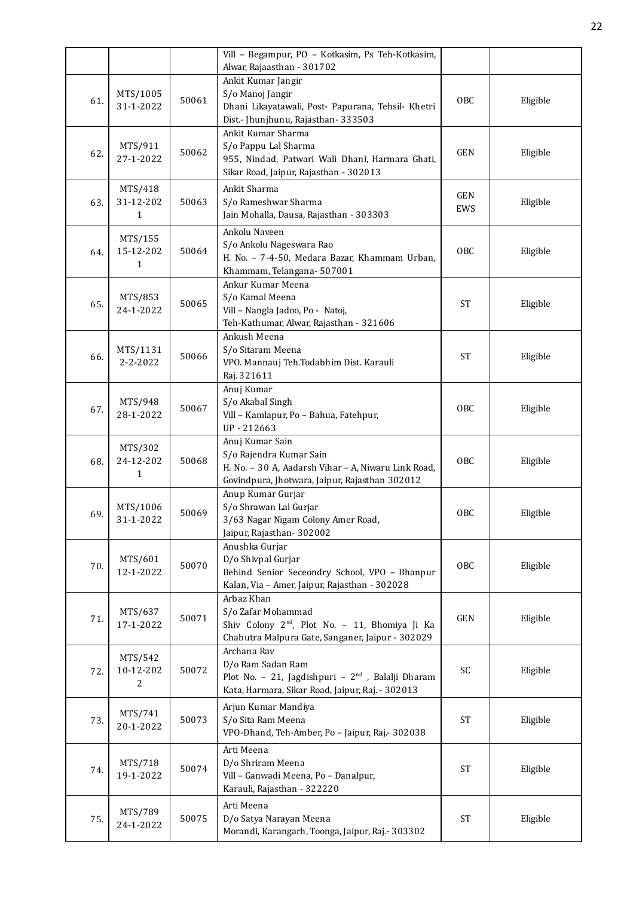| | | | | |
|---|---|---|---|---|
| | | | Vill – Begampur, PO – Kotkasim, Ps Teh-Kotkasim, Alwar, Rajaasthan - 301702 | | |
| 61. | MTS/1005 31-1-2022 | 50061 | Ankit Kumar Jangir<br>S/o Manoj Jangir<br>Dhani Likayatawali, Post- Papurana, Tehsil- Khetri Dist.- Jhunjhunu, Rajasthan- 333503 | OBC | Eligible |
| 62. | MTS/911 27-1-2022 | 50062 | Ankit Kumar Sharma<br>S/o Pappu Lal Sharma<br>955, Nindad, Patwari Wali Dhani, Harmara Ghati, Sikar Road, Jaipur, Rajasthan - 302013 | GEN | Eligible |
| 63. | MTS/418 31-12-2021 | 50063 | Ankit Sharma<br>S/o Rameshwar Sharma<br>Jain Mohalla, Dausa, Rajasthan - 303303 | GEN EWS | Eligible |
| 64. | MTS/155 15-12-2021 | 50064 | Ankolu Naveen<br>S/o Ankolu Nageswara Rao<br>H. No. – 7-4-50, Medara Bazar, Khammam Urban, Khammam, Telangana- 507001 | OBC | Eligible |
| 65. | MTS/853 24-1-2022 | 50065 | Ankur Kumar Meena<br>S/o Kamal Meena<br>Vill – Nangla Jadoo, Po - Natoj, Teh-Kathumar, Alwar, Rajasthan - 321606 | ST | Eligible |
| 66. | MTS/1131 2-2-2022 | 50066 | Ankush Meena<br>S/o Sitaram Meena<br>VPO. Mannauj Teh.Todabhim Dist. Karauli Raj. 321611 | ST | Eligible |
| 67. | MTS/948 28-1-2022 | 50067 | Anuj Kumar<br>S/o Akabal Singh<br>Vill – Kamlapur, Po – Bahua, Fatehpur, UP - 212663 | OBC | Eligible |
| 68. | MTS/302 24-12-2021 | 50068 | Anuj Kumar Sain<br>S/o Rajendra Kumar Sain<br>H. No. – 30 A, Aadarsh Vihar – A, Niwaru Link Road, Govindpura, Jhotwara, Jaipur, Rajasthan 302012 | OBC | Eligible |
| 69. | MTS/1006 31-1-2022 | 50069 | Anup Kumar Gurjar<br>S/o Shrawan Lal Gurjar<br>3/63 Nagar Nigam Colony Amer Road, Jaipur, Rajasthan- 302002 | OBC | Eligible |
| 70. | MTS/601 12-1-2022 | 50070 | Anushka Gurjar<br>D/o Shivpal Gurjar<br>Behind Senior Seceondry School, VPO – Bhanpur Kalan, Via – Amer, Jaipur, Rajasthan - 302028 | OBC | Eligible |
| 71. | MTS/637 17-1-2022 | 50071 | Arbaz Khan<br>S/o Zafar Mohammad<br>Shiv Colony 2nd, Plot No. – 11, Bhomiya Ji Ka Chabutra Malpura Gate, Sanganer, Jaipur - 302029 | GEN | Eligible |
| 72. | MTS/542 10-12-2022 | 50072 | Archana Rav<br>D/o Ram Sadan Ram<br>Plot No. – 21, Jagdishpuri – 2nd , Balalji Dharam Kata, Harmara, Sikar Road, Jaipur, Raj. - 302013 | SC | Eligible |
| 73. | MTS/741 20-1-2022 | 50073 | Arjun Kumar Mandiya<br>S/o Sita Ram Meena<br>VPO-Dhand, Teh-Amber, Po – Jaipur, Raj.- 302038 | ST | Eligible |
| 74. | MTS/718 19-1-2022 | 50074 | Arti Meena<br>D/o Shriram Meena<br>Vill – Ganwadi Meena, Po – Danalpur, Karauli, Rajasthan - 322220 | ST | Eligible |
| 75. | MTS/789 24-1-2022 | 50075 | Arti Meena<br>D/o Satya Narayan Meena<br>Morandi, Karangarh, Toonga, Jaipur, Raj.- 303302 | ST | Eligible |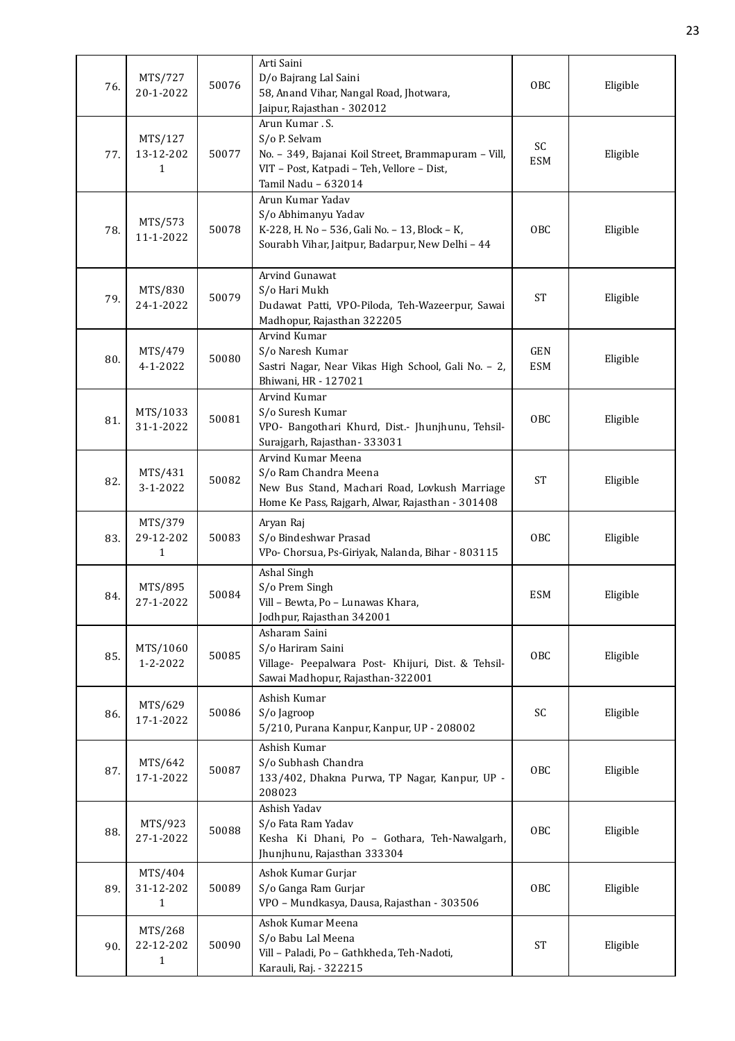| | | | | | |
|---|---|---|---|---|---|
| 76. | MTS/727 20-1-2022 | 50076 | Arti Saini<br>D/o Bajrang Lal Saini<br>58, Anand Vihar, Nangal Road, Jhotwara,<br>Jaipur, Rajasthan - 302012 | OBC | Eligible |
| 77. | MTS/127 13-12-2021 | 50077 | Arun Kumar . S.<br>S/o P. Selvam<br>No. – 349, Bajanai Koil Street, Brammapuram – Vill, VIT – Post, Katpadi – Teh, Vellore – Dist,<br>Tamil Nadu – 632014 | SC ESM | Eligible |
| 78. | MTS/573 11-1-2022 | 50078 | Arun Kumar Yadav<br>S/o Abhimanyu Yadav<br>K-228, H. No – 536, Gali No. – 13, Block – K,<br>Sourabh Vihar, Jaitpur, Badarpur, New Delhi – 44 | OBC | Eligible |
| 79. | MTS/830 24-1-2022 | 50079 | Arvind Gunawat<br>S/o Hari Mukh<br>Dudawat Patti, VPO-Piloda, Teh-Wazeerpur, Sawai Madhopur, Rajasthan 322205 | ST | Eligible |
| 80. | MTS/479 4-1-2022 | 50080 | Arvind Kumar<br>S/o Naresh Kumar<br>Sastri Nagar, Near Vikas High School, Gali No. – 2, Bhiwani, HR - 127021 | GEN ESM | Eligible |
| 81. | MTS/1033 31-1-2022 | 50081 | Arvind Kumar<br>S/o Suresh Kumar<br>VPO- Bangothari Khurd, Dist.- Jhunjhunu, Tehsil-Surajgarh, Rajasthan- 333031 | OBC | Eligible |
| 82. | MTS/431 3-1-2022 | 50082 | Arvind Kumar Meena<br>S/o Ram Chandra Meena<br>New Bus Stand, Machari Road, Lovkush Marriage Home Ke Pass, Rajgarh, Alwar, Rajasthan - 301408 | ST | Eligible |
| 83. | MTS/379 29-12-2021 | 50083 | Aryan Raj<br>S/o Bindeshwar Prasad<br>VPo- Chorsua, Ps-Giriyak, Nalanda, Bihar - 803115 | OBC | Eligible |
| 84. | MTS/895 27-1-2022 | 50084 | Ashal Singh<br>S/o Prem Singh<br>Vill – Bewta, Po – Lunawas Khara,<br>Jodhpur, Rajasthan 342001 | ESM | Eligible |
| 85. | MTS/1060 1-2-2022 | 50085 | Asharam Saini<br>S/o Hariram Saini<br>Village- Peepalwara Post- Khijuri, Dist. & Tehsil-Sawai Madhopur, Rajasthan-322001 | OBC | Eligible |
| 86. | MTS/629 17-1-2022 | 50086 | Ashish Kumar<br>S/o Jagroop<br>5/210, Purana Kanpur, Kanpur, UP - 208002 | SC | Eligible |
| 87. | MTS/642 17-1-2022 | 50087 | Ashish Kumar<br>S/o Subhash Chandra<br>133/402, Dhakna Purwa, TP Nagar, Kanpur, UP - 208023 | OBC | Eligible |
| 88. | MTS/923 27-1-2022 | 50088 | Ashish Yadav<br>S/o Fata Ram Yadav<br>Kesha Ki Dhani, Po – Gothara, Teh-Nawalgarh, Jhunjhunu, Rajasthan 333304 | OBC | Eligible |
| 89. | MTS/404 31-12-2021 | 50089 | Ashok Kumar Gurjar<br>S/o Ganga Ram Gurjar<br>VPO – Mundkasya, Dausa, Rajasthan - 303506 | OBC | Eligible |
| 90. | MTS/268 22-12-2021 | 50090 | Ashok Kumar Meena<br>S/o Babu Lal Meena<br>Vill – Paladi, Po – Gathkheda, Teh-Nadoti,<br>Karauli, Raj. - 322215 | ST | Eligible |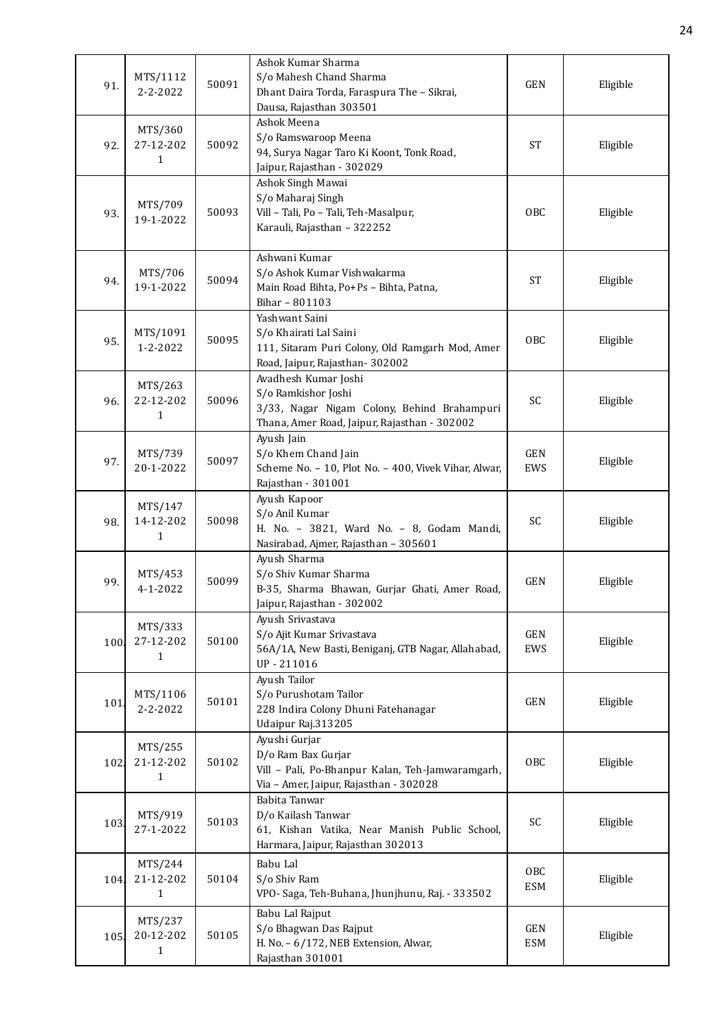| 91. | MTS/1112<br>2-2-2022 | 50091 | Ashok Kumar Sharma<br>S/o Mahesh Chand Sharma<br>Dhant Daira Torda, Faraspura The – Sikrai,<br>Dausa, Rajasthan 303501 | GEN | Eligible |
|---|---|---|---|---|---|
| 92. | MTS/360<br>27-12-2021 | 50092 | Ashok Meena<br>S/o Ramswaroop Meena<br>94, Surya Nagar Taro Ki Koont, Tonk Road,<br>Jaipur, Rajasthan - 302029 | ST | Eligible |
| 93. | MTS/709<br>19-1-2022 | 50093 | Ashok Singh Mawai<br>S/o Maharaj Singh<br>Vill – Tali, Po – Tali, Teh-Masalpur,<br>Karauli, Rajasthan – 322252 | OBC | Eligible |
| 94. | MTS/706<br>19-1-2022 | 50094 | Ashwani Kumar<br>S/o Ashok Kumar Vishwakarma<br>Main Road Bihta, Po+Ps – Bihta, Patna,<br>Bihar – 801103 | ST | Eligible |
| 95. | MTS/1091<br>1-2-2022 | 50095 | Yashwant Saini<br>S/o Khairati Lal Saini<br>111, Sitaram Puri Colony, Old Ramgarh Mod, Amer Road, Jaipur, Rajasthan- 302002 | OBC | Eligible |
| 96. | MTS/263<br>22-12-2021 | 50096 | Avadhesh Kumar Joshi<br>S/o Ramkishor Joshi<br>3/33, Nagar Nigam Colony, Behind Brahampuri Thana, Amer Road, Jaipur, Rajasthan - 302002 | SC | Eligible |
| 97. | MTS/739<br>20-1-2022 | 50097 | Ayush Jain<br>S/o Khem Chand Jain<br>Scheme No. – 10, Plot No. – 400, Vivek Vihar, Alwar, Rajasthan - 301001 | GEN<br>EWS | Eligible |
| 98. | MTS/147<br>14-12-2021 | 50098 | Ayush Kapoor<br>S/o Anil Kumar<br>H. No. – 3821, Ward No. – 8, Godam Mandi, Nasirabad, Ajmer, Rajasthan – 305601 | SC | Eligible |
| 99. | MTS/453<br>4-1-2022 | 50099 | Ayush Sharma<br>S/o Shiv Kumar Sharma<br>B-35, Sharma Bhawan, Gurjar Ghati, Amer Road, Jaipur, Rajasthan - 302002 | GEN | Eligible |
| 100. | MTS/333<br>27-12-2021 | 50100 | Ayush Srivastava<br>S/o Ajit Kumar Srivastava<br>56A/1A, New Basti, Beniganj, GTB Nagar, Allahabad, UP - 211016 | GEN<br>EWS | Eligible |
| 101. | MTS/1106<br>2-2-2022 | 50101 | Ayush Tailor<br>S/o Purushotam Tailor<br>228 Indira Colony Dhuni Fatehanagar<br>Udaipur Raj.313205 | GEN | Eligible |
| 102. | MTS/255<br>21-12-2021 | 50102 | Ayushi Gurjar<br>D/o Ram Bax Gurjar<br>Vill – Pali, Po-Bhanpur Kalan, Teh-Jamwaramgarh, Via – Amer, Jaipur, Rajasthan - 302028 | OBC | Eligible |
| 103. | MTS/919<br>27-1-2022 | 50103 | Babita Tanwar<br>D/o Kailash Tanwar<br>61, Kishan Vatika, Near Manish Public School, Harmara, Jaipur, Rajasthan 302013 | SC | Eligible |
| 104. | MTS/244<br>21-12-2021 | 50104 | Babu Lal<br>S/o Shiv Ram<br>VPO- Saga, Teh-Buhana, Jhunjhunu, Raj. - 333502 | OBC<br>ESM | Eligible |
| 105. | MTS/237<br>20-12-2021 | 50105 | Babu Lal Rajput<br>S/o Bhagwan Das Rajput<br>H. No. – 6/172, NEB Extension, Alwar,<br>Rajasthan 301001 | GEN<br>ESM | Eligible |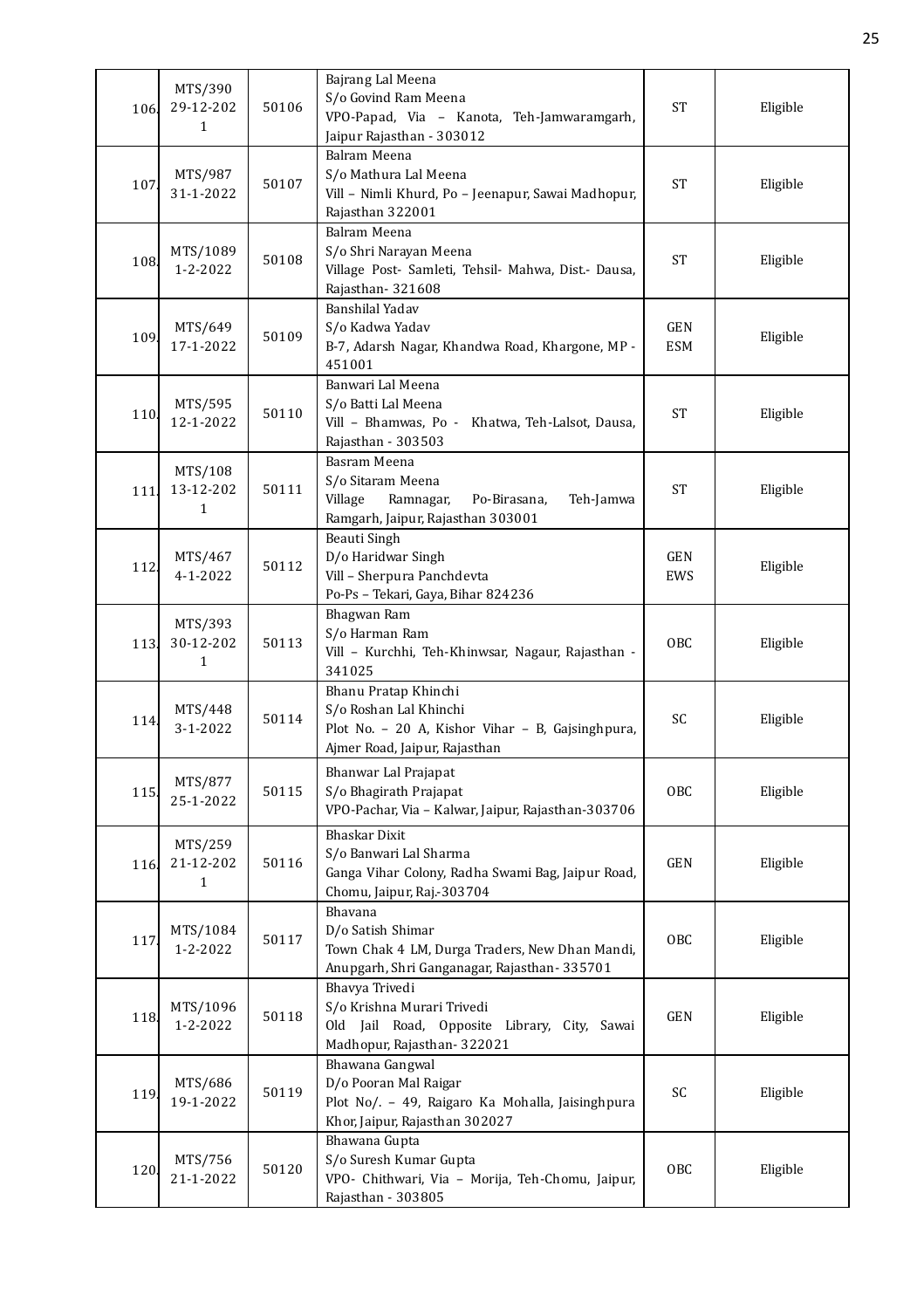| | | | | | |
|---|---|---|---|---|---|
| 106. | MTS/390 29-12-2021 | 50106 | Bajrang Lal Meena<br>S/o Govind Ram Meena<br>VPO-Papad, Via – Kanota, Teh-Jamwaramgarh, Jaipur Rajasthan - 303012 | ST | Eligible |
| 107. | MTS/987 31-1-2022 | 50107 | Balram Meena<br>S/o Mathura Lal Meena<br>Vill – Nimli Khurd, Po – Jeenapur, Sawai Madhopur, Rajasthan 322001 | ST | Eligible |
| 108. | MTS/1089 1-2-2022 | 50108 | Balram Meena<br>S/o Shri Narayan Meena<br>Village Post- Samleti, Tehsil- Mahwa, Dist.- Dausa, Rajasthan- 321608 | ST | Eligible |
| 109. | MTS/649 17-1-2022 | 50109 | Banshilal Yadav<br>S/o Kadwa Yadav<br>B-7, Adarsh Nagar, Khandwa Road, Khargone, MP - 451001 | GEN ESM | Eligible |
| 110. | MTS/595 12-1-2022 | 50110 | Banwari Lal Meena<br>S/o Batti Lal Meena<br>Vill – Bhamwas, Po - Khatwa, Teh-Lalsot, Dausa, Rajasthan - 303503 | ST | Eligible |
| 111. | MTS/108 13-12-2021 | 50111 | Basram Meena<br>S/o Sitaram Meena<br>Village Ramnagar, Po-Birasana, Teh-Jamwa Ramgarh, Jaipur, Rajasthan 303001 | ST | Eligible |
| 112. | MTS/467 4-1-2022 | 50112 | Beauti Singh<br>D/o Haridwar Singh<br>Vill – Sherpura Panchdevta<br>Po-Ps – Tekari, Gaya, Bihar 824236 | GEN EWS | Eligible |
| 113. | MTS/393 30-12-2021 | 50113 | Bhagwan Ram<br>S/o Harman Ram<br>Vill – Kurchhi, Teh-Khinwsar, Nagaur, Rajasthan - 341025 | OBC | Eligible |
| 114. | MTS/448 3-1-2022 | 50114 | Bhanu Pratap Khinchi<br>S/o Roshan Lal Khinchi<br>Plot No. – 20 A, Kishor Vihar – B, Gajsinghpura, Ajmer Road, Jaipur, Rajasthan | SC | Eligible |
| 115. | MTS/877 25-1-2022 | 50115 | Bhanwar Lal Prajapat<br>S/o Bhagirath Prajapat<br>VPO-Pachar, Via – Kalwar, Jaipur, Rajasthan-303706 | OBC | Eligible |
| 116. | MTS/259 21-12-2021 | 50116 | Bhaskar Dixit<br>S/o Banwari Lal Sharma<br>Ganga Vihar Colony, Radha Swami Bag, Jaipur Road, Chomu, Jaipur, Raj.-303704 | GEN | Eligible |
| 117. | MTS/1084 1-2-2022 | 50117 | Bhavana<br>D/o Satish Shimar<br>Town Chak 4 LM, Durga Traders, New Dhan Mandi, Anupgarh, Shri Ganganagar, Rajasthan- 335701 | OBC | Eligible |
| 118. | MTS/1096 1-2-2022 | 50118 | Bhavya Trivedi<br>S/o Krishna Murari Trivedi<br>Old Jail Road, Opposite Library, City, Sawai Madhopur, Rajasthan- 322021 | GEN | Eligible |
| 119. | MTS/686 19-1-2022 | 50119 | Bhawana Gangwal<br>D/o Pooran Mal Raigar<br>Plot No/. – 49, Raigaro Ka Mohalla, Jaisinghpura Khor, Jaipur, Rajasthan 302027 | SC | Eligible |
| 120. | MTS/756 21-1-2022 | 50120 | Bhawana Gupta<br>S/o Suresh Kumar Gupta<br>VPO- Chithwari, Via – Morija, Teh-Chomu, Jaipur, Rajasthan - 303805 | OBC | Eligible |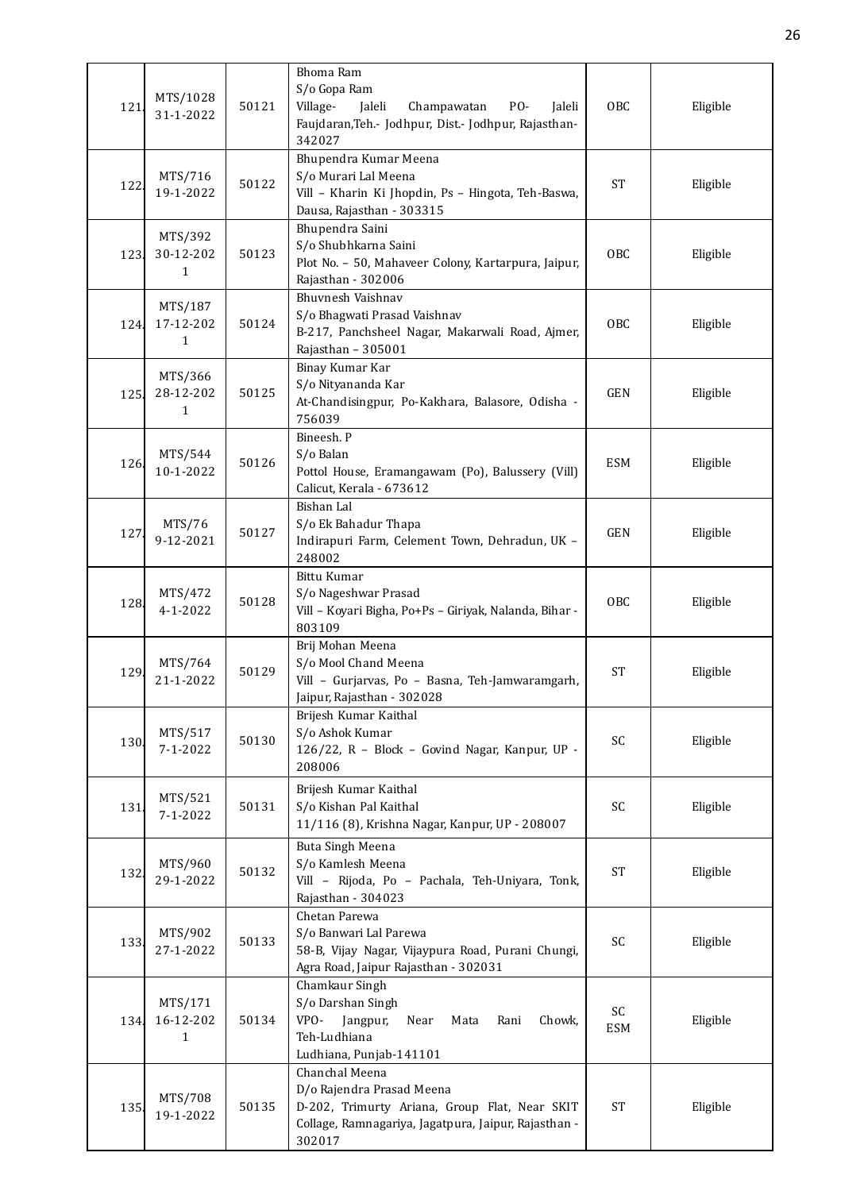| | | | | | |
|---|---|---|---|---|---|
| 121. | MTS/1028 31-1-2022 | 50121 | Bhoma Ram S/o Gopa Ram Village- Jaleli Champawatan PO- Jaleli Faujdaran,Teh.- Jodhpur, Dist.- Jodhpur, Rajasthan-342027 | OBC | Eligible |
| 122. | MTS/716 19-1-2022 | 50122 | Bhupendra Kumar Meena S/o Murari Lal Meena Vill – Kharin Ki Jhopdin, Ps – Hingota, Teh-Baswa, Dausa, Rajasthan - 303315 | ST | Eligible |
| 123. | MTS/392 30-12-2021 | 50123 | Bhupendra Saini S/o Shubhkarna Saini Plot No. – 50, Mahaveer Colony, Kartarpura, Jaipur, Rajasthan - 302006 | OBC | Eligible |
| 124. | MTS/187 17-12-2021 | 50124 | Bhuvnesh Vaishnav S/o Bhagwati Prasad Vaishnav B-217, Panchsheel Nagar, Makarwali Road, Ajmer, Rajasthan – 305001 | OBC | Eligible |
| 125. | MTS/366 28-12-2021 | 50125 | Binay Kumar Kar S/o Nityananda Kar At-Chandisingpur, Po-Kakhara, Balasore, Odisha - 756039 | GEN | Eligible |
| 126. | MTS/544 10-1-2022 | 50126 | Bineesh. P S/o Balan Pottol House, Eramangawam (Po), Balussery (Vill) Calicut, Kerala - 673612 | ESM | Eligible |
| 127. | MTS/76 9-12-2021 | 50127 | Bishan Lal S/o Ek Bahadur Thapa Indirapuri Farm, Celement Town, Dehradun, UK – 248002 | GEN | Eligible |
| 128. | MTS/472 4-1-2022 | 50128 | Bittu Kumar S/o Nageshwar Prasad Vill – Koyari Bigha, Po+Ps – Giriyak, Nalanda, Bihar - 803109 | OBC | Eligible |
| 129. | MTS/764 21-1-2022 | 50129 | Brij Mohan Meena S/o Mool Chand Meena Vill – Gurjarvas, Po – Basna, Teh-Jamwaramgarh, Jaipur, Rajasthan - 302028 | ST | Eligible |
| 130. | MTS/517 7-1-2022 | 50130 | Brijesh Kumar Kaithal S/o Ashok Kumar 126/22, R – Block – Govind Nagar, Kanpur, UP - 208006 | SC | Eligible |
| 131. | MTS/521 7-1-2022 | 50131 | Brijesh Kumar Kaithal S/o Kishan Pal Kaithal 11/116 (8), Krishna Nagar, Kanpur, UP - 208007 | SC | Eligible |
| 132. | MTS/960 29-1-2022 | 50132 | Buta Singh Meena S/o Kamlesh Meena Vill – Rijoda, Po – Pachala, Teh-Uniyara, Tonk, Rajasthan - 304023 | ST | Eligible |
| 133. | MTS/902 27-1-2022 | 50133 | Chetan Parewa S/o Banwari Lal Parewa 58-B, Vijay Nagar, Vijaypura Road, Purani Chungi, Agra Road, Jaipur Rajasthan - 302031 | SC | Eligible |
| 134. | MTS/171 16-12-2021 | 50134 | Chamkaur Singh S/o Darshan Singh VPO- Jangpur, Near Mata Rani Chowk, Teh-Ludhiana Ludhiana, Punjab-141101 | SC ESM | Eligible |
| 135. | MTS/708 19-1-2022 | 50135 | Chanchal Meena D/o Rajendra Prasad Meena D-202, Trimurty Ariana, Group Flat, Near SKIT Collage, Ramnagariya, Jagatpura, Jaipur, Rajasthan - 302017 | ST | Eligible |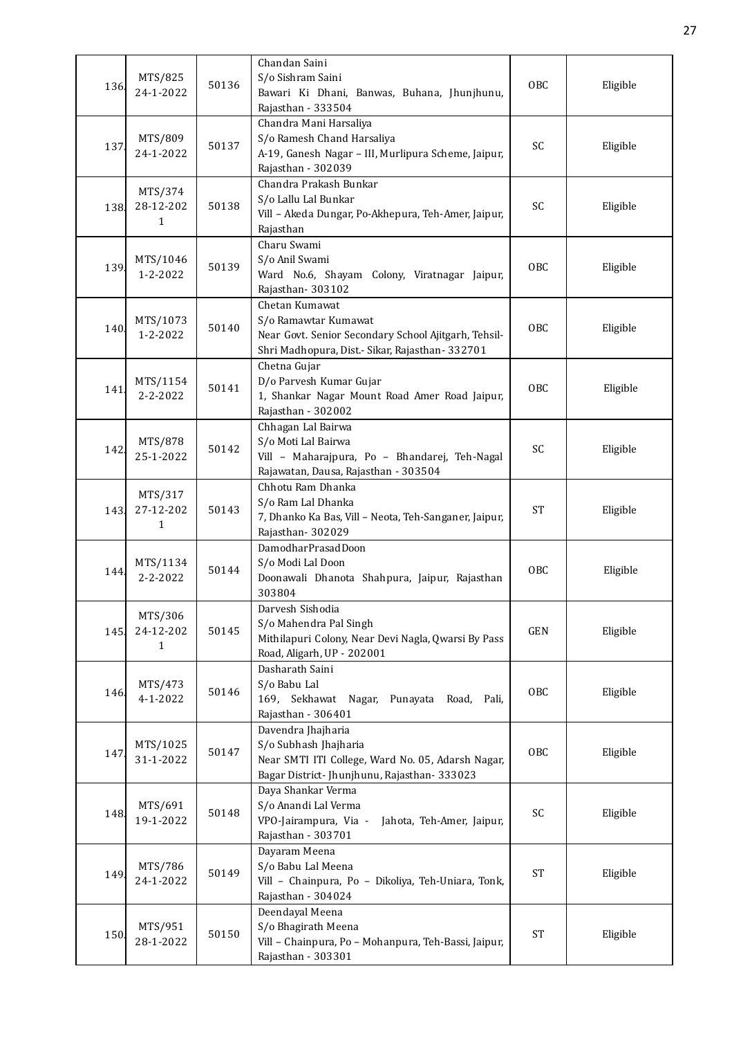| 136. | MTS/825 24-1-2022 | 50136 | Chandan Saini S/o Sishram Saini Bawari Ki Dhani, Banwas, Buhana, Jhunjhunu, Rajasthan - 333504 | OBC | Eligible |
|---|---|---|---|---|---|
| 137. | MTS/809 24-1-2022 | 50137 | Chandra Mani Harsaliya S/o Ramesh Chand Harsaliya A-19, Ganesh Nagar – III, Murlipura Scheme, Jaipur, Rajasthan - 302039 | SC | Eligible |
| 138. | MTS/374 28-12-2021 | 50138 | Chandra Prakash Bunkar S/o Lallu Lal Bunkar Vill – Akeda Dungar, Po-Akhepura, Teh-Amer, Jaipur, Rajasthan | SC | Eligible |
| 139. | MTS/1046 1-2-2022 | 50139 | Charu Swami S/o Anil Swami Ward No.6, Shayam Colony, Viratnagar Jaipur, Rajasthan- 303102 | OBC | Eligible |
| 140. | MTS/1073 1-2-2022 | 50140 | Chetan Kumawat S/o Ramawtar Kumawat Near Govt. Senior Secondary School Ajitgarh, Tehsil-Shri Madhopura, Dist.- Sikar, Rajasthan- 332701 | OBC | Eligible |
| 141. | MTS/1154 2-2-2022 | 50141 | Chetna Gujar D/o Parvesh Kumar Gujar 1, Shankar Nagar Mount Road Amer Road Jaipur, Rajasthan - 302002 | OBC | Eligible |
| 142. | MTS/878 25-1-2022 | 50142 | Chhagan Lal Bairwa S/o Moti Lal Bairwa Vill – Maharajpura, Po – Bhandarej, Teh-Nagal Rajawatan, Dausa, Rajasthan - 303504 | SC | Eligible |
| 143. | MTS/317 27-12-2021 | 50143 | Chhotu Ram Dhanka S/o Ram Lal Dhanka 7, Dhanko Ka Bas, Vill – Neota, Teh-Sanganer, Jaipur, Rajasthan- 302029 | ST | Eligible |
| 144. | MTS/1134 2-2-2022 | 50144 | DamodharPrasadDoon S/o Modi Lal Doon Doonawali Dhanota Shahpura, Jaipur, Rajasthan 303804 | OBC | Eligible |
| 145. | MTS/306 24-12-2021 | 50145 | Darvesh Sishodia S/o Mahendra Pal Singh Mithilapuri Colony, Near Devi Nagla, Qwarsi By Pass Road, Aligarh, UP - 202001 | GEN | Eligible |
| 146. | MTS/473 4-1-2022 | 50146 | Dasharath Saini S/o Babu Lal 169, Sekhawat Nagar, Punayata Road, Pali, Rajasthan - 306401 | OBC | Eligible |
| 147. | MTS/1025 31-1-2022 | 50147 | Davendra Jhajharia S/o Subhash Jhajharia Near SMTI ITI College, Ward No. 05, Adarsh Nagar, Bagar District- Jhunjhunu, Rajasthan- 333023 | OBC | Eligible |
| 148. | MTS/691 19-1-2022 | 50148 | Daya Shankar Verma S/o Anandi Lal Verma VPO-Jairampura, Via - Jahota, Teh-Amer, Jaipur, Rajasthan - 303701 | SC | Eligible |
| 149. | MTS/786 24-1-2022 | 50149 | Dayaram Meena S/o Babu Lal Meena Vill – Chainpura, Po – Dikoliya, Teh-Uniara, Tonk, Rajasthan - 304024 | ST | Eligible |
| 150. | MTS/951 28-1-2022 | 50150 | Deendayal Meena S/o Bhagirath Meena Vill – Chainpura, Po – Mohanpura, Teh-Bassi, Jaipur, Rajasthan - 303301 | ST | Eligible |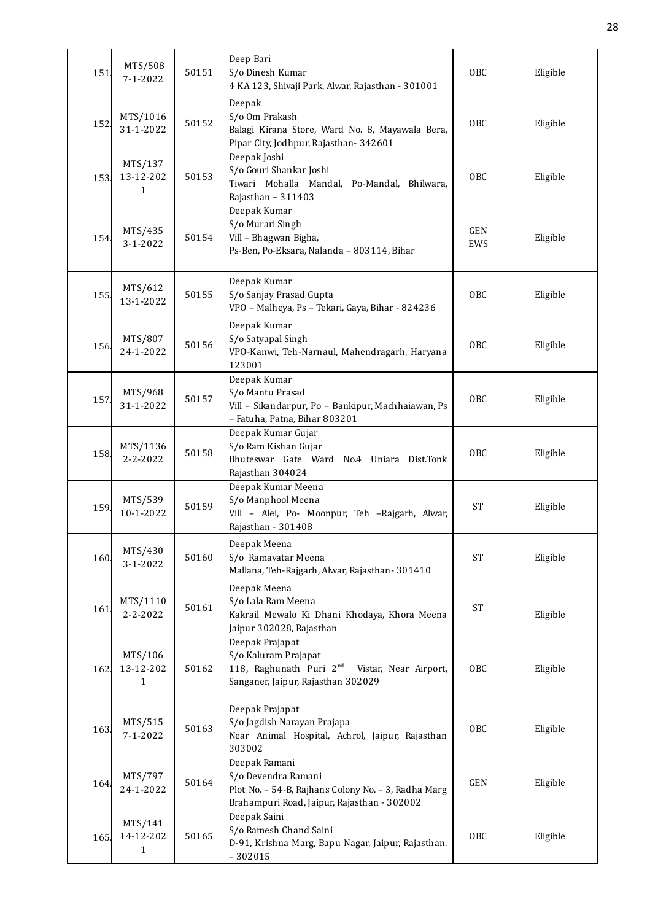| | | | | | |
|---|---|---|---|---|---|
| 151. | MTS/508 7-1-2022 | 50151 | Deep Bari S/o Dinesh Kumar 4 KA 123, Shivaji Park, Alwar, Rajasthan - 301001 | OBC | Eligible |
| 152. | MTS/1016 31-1-2022 | 50152 | Deepak S/o Om Prakash Balagi Kirana Store, Ward No. 8, Mayawala Bera, Pipar City, Jodhpur, Rajasthan- 342601 | OBC | Eligible |
| 153. | MTS/137 13-12-2021 | 50153 | Deepak Joshi S/o Gouri Shankar Joshi Tiwari Mohalla Mandal, Po-Mandal, Bhilwara, Rajasthan – 311403 | OBC | Eligible |
| 154. | MTS/435 3-1-2022 | 50154 | Deepak Kumar S/o Murari Singh Vill – Bhagwan Bigha, Ps-Ben, Po-Eksara, Nalanda – 803114, Bihar | GEN EWS | Eligible |
| 155. | MTS/612 13-1-2022 | 50155 | Deepak Kumar S/o Sanjay Prasad Gupta VPO – Malheya, Ps – Tekari, Gaya, Bihar - 824236 | OBC | Eligible |
| 156. | MTS/807 24-1-2022 | 50156 | Deepak Kumar S/o Satyapal Singh VPO-Kanwi, Teh-Narnaul, Mahendragarh, Haryana 123001 | OBC | Eligible |
| 157. | MTS/968 31-1-2022 | 50157 | Deepak Kumar S/o Mantu Prasad Vill – Sikandarpur, Po – Bankipur, Machhaiawan, Ps – Fatuha, Patna, Bihar 803201 | OBC | Eligible |
| 158. | MTS/1136 2-2-2022 | 50158 | Deepak Kumar Gujar S/o Ram Kishan Gujar Bhuteswar Gate Ward No.4 Uniara Dist.Tonk Rajasthan 304024 | OBC | Eligible |
| 159. | MTS/539 10-1-2022 | 50159 | Deepak Kumar Meena S/o Manphool Meena Vill – Alei, Po- Moonpur, Teh –Rajgarh, Alwar, Rajasthan - 301408 | ST | Eligible |
| 160. | MTS/430 3-1-2022 | 50160 | Deepak Meena S/o Ramavatar Meena Mallana, Teh-Rajgarh, Alwar, Rajasthan- 301410 | ST | Eligible |
| 161. | MTS/1110 2-2-2022 | 50161 | Deepak Meena S/o Lala Ram Meena Kakrail Mewalo Ki Dhani Khodaya, Khora Meena Jaipur 302028, Rajasthan | ST | Eligible |
| 162. | MTS/106 13-12-2021 | 50162 | Deepak Prajapat S/o Kaluram Prajapat 118, Raghunath Puri 2nd Vistar, Near Airport, Sanganer, Jaipur, Rajasthan 302029 | OBC | Eligible |
| 163. | MTS/515 7-1-2022 | 50163 | Deepak Prajapat S/o Jagdish Narayan Prajapa Near Animal Hospital, Achrol, Jaipur, Rajasthan 303002 | OBC | Eligible |
| 164. | MTS/797 24-1-2022 | 50164 | Deepak Ramani S/o Devendra Ramani Plot No. – 54-B, Rajhans Colony No. – 3, Radha Marg Brahampuri Road, Jaipur, Rajasthan - 302002 | GEN | Eligible |
| 165. | MTS/141 14-12-2021 | 50165 | Deepak Saini S/o Ramesh Chand Saini D-91, Krishna Marg, Bapu Nagar, Jaipur, Rajasthan. – 302015 | OBC | Eligible |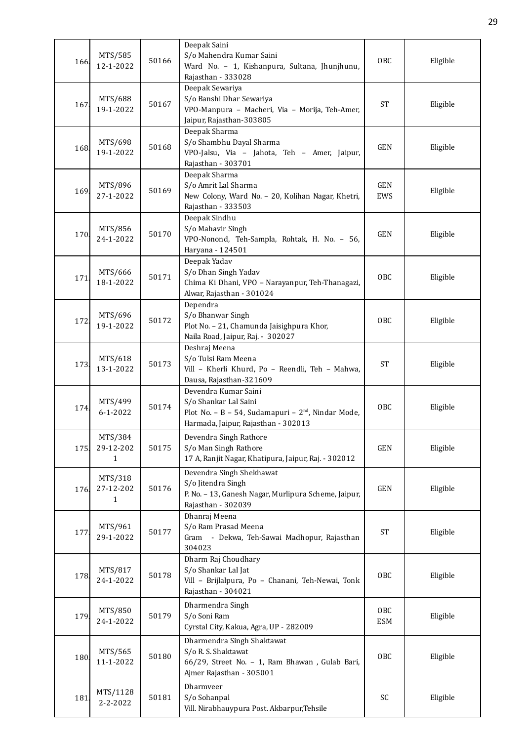| 166. | MTS/585 12-1-2022 | 50166 | Deepak Saini S/o Mahendra Kumar Saini Ward No. – 1, Kishanpura, Sultana, Jhunjhunu, Rajasthan - 333028 | OBC | Eligible |
|---|---|---|---|---|---|
| 167. | MTS/688 19-1-2022 | 50167 | Deepak Sewariya S/o Banshi Dhar Sewariya VPO-Manpura – Macheri, Via – Morija, Teh-Amer, Jaipur, Rajasthan-303805 | ST | Eligible |
| 168. | MTS/698 19-1-2022 | 50168 | Deepak Sharma S/o Shambhu Dayal Sharma VPO-Jalsu, Via – Jahota, Teh – Amer, Jaipur, Rajasthan - 303701 | GEN | Eligible |
| 169. | MTS/896 27-1-2022 | 50169 | Deepak Sharma S/o Amrit Lal Sharma New Colony, Ward No. – 20, Kolihan Nagar, Khetri, Rajasthan - 333503 | GEN EWS | Eligible |
| 170. | MTS/856 24-1-2022 | 50170 | Deepak Sindhu S/o Mahavir Singh VPO-Nonond, Teh-Sampla, Rohtak, H. No. – 56, Haryana - 124501 | GEN | Eligible |
| 171. | MTS/666 18-1-2022 | 50171 | Deepak Yadav S/o Dhan Singh Yadav Chima Ki Dhani, VPO – Narayanpur, Teh-Thanagazi, Alwar, Rajasthan - 301024 | OBC | Eligible |
| 172. | MTS/696 19-1-2022 | 50172 | Dependra S/o Bhanwar Singh Plot No. – 21, Chamunda Jaisighpura Khor, Naila Road, Jaipur, Raj. - 302027 | OBC | Eligible |
| 173. | MTS/618 13-1-2022 | 50173 | Deshraj Meena S/o Tulsi Ram Meena Vill – Kherli Khurd, Po – Reendli, Teh – Mahwa, Dausa, Rajasthan-321609 | ST | Eligible |
| 174. | MTS/499 6-1-2022 | 50174 | Devendra Kumar Saini S/o Shankar Lal Saini Plot No. – B – 54, Sudamapuri – 2nd, Nindar Mode, Harmada, Jaipur, Rajasthan - 302013 | OBC | Eligible |
| 175. | MTS/384 29-12-2021 | 50175 | Devendra Singh Rathore S/o Man Singh Rathore 17 A, Ranjit Nagar, Khatipura, Jaipur, Raj. - 302012 | GEN | Eligible |
| 176. | MTS/318 27-12-2021 | 50176 | Devendra Singh Shekhawat S/o Jitendra Singh P. No. – 13, Ganesh Nagar, Murlipura Scheme, Jaipur, Rajasthan - 302039 | GEN | Eligible |
| 177. | MTS/961 29-1-2022 | 50177 | Dhanraj Meena S/o Ram Prasad Meena Gram - Dekwa, Teh-Sawai Madhopur, Rajasthan 304023 | ST | Eligible |
| 178. | MTS/817 24-1-2022 | 50178 | Dharm Raj Choudhary S/o Shankar Lal Jat Vill – Brijlalpura, Po – Chanani, Teh-Newai, Tonk Rajasthan - 304021 | OBC | Eligible |
| 179. | MTS/850 24-1-2022 | 50179 | Dharmendra Singh S/o Soni Ram Cyrstal City, Kakua, Agra, UP - 282009 | OBC ESM | Eligible |
| 180. | MTS/565 11-1-2022 | 50180 | Dharmendra Singh Shaktawat S/o R. S. Shaktawat 66/29, Street No. – 1, Ram Bhawan , Gulab Bari, Ajmer Rajasthan - 305001 | OBC | Eligible |
| 181. | MTS/1128 2-2-2022 | 50181 | Dharmveer S/o Sohanpal Vill. Nirabhauypura Post. Akbarpur,Tehsile | SC | Eligible |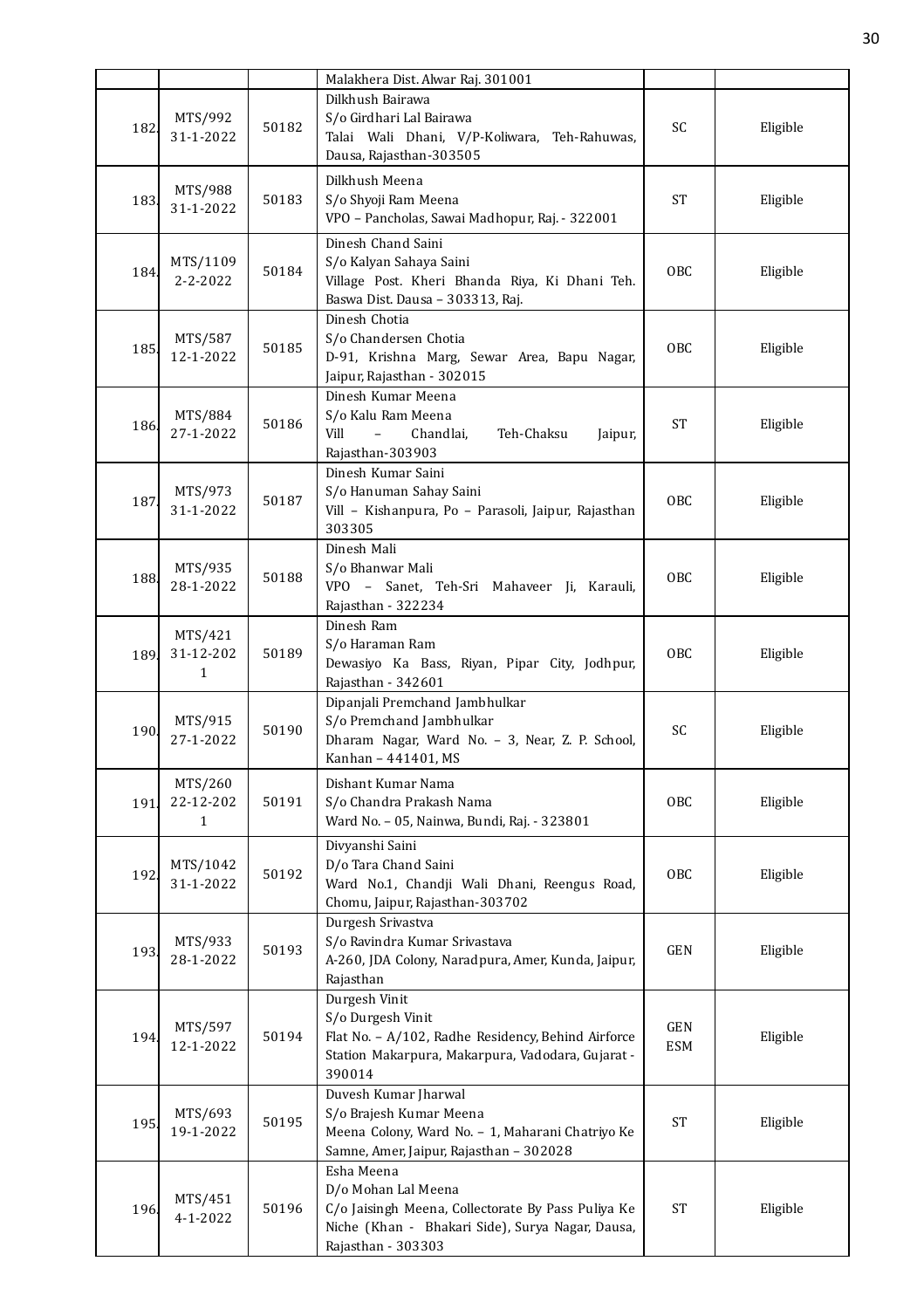| | | | Malakhera Dist. Alwar Raj. 301001 | | |
|---|---|---|---|---|---|
| 182. | MTS/992 31-1-2022 | 50182 | Dilkhush Bairawa S/o Girdhari Lal Bairawa Talai Wali Dhani, V/P-Koliwara, Teh-Rahuwas, Dausa, Rajasthan-303505 | SC | Eligible |
| 183. | MTS/988 31-1-2022 | 50183 | Dilkhush Meena S/o Shyoji Ram Meena VPO – Pancholas, Sawai Madhopur, Raj. - 322001 | ST | Eligible |
| 184. | MTS/1109 2-2-2022 | 50184 | Dinesh Chand Saini S/o Kalyan Sahaya Saini Village Post. Kheri Bhanda Riya, Ki Dhani Teh. Baswa Dist. Dausa – 303313, Raj. | OBC | Eligible |
| 185. | MTS/587 12-1-2022 | 50185 | Dinesh Chotia S/o Chandersen Chotia D-91, Krishna Marg, Sewar Area, Bapu Nagar, Jaipur, Rajasthan - 302015 | OBC | Eligible |
| 186. | MTS/884 27-1-2022 | 50186 | Dinesh Kumar Meena S/o Kalu Ram Meena Vill – Chandlai, Teh-Chaksu Jaipur, Rajasthan-303903 | ST | Eligible |
| 187. | MTS/973 31-1-2022 | 50187 | Dinesh Kumar Saini S/o Hanuman Sahay Saini Vill – Kishanpura, Po – Parasoli, Jaipur, Rajasthan 303305 | OBC | Eligible |
| 188. | MTS/935 28-1-2022 | 50188 | Dinesh Mali S/o Bhanwar Mali VPO – Sanet, Teh-Sri Mahaveer Ji, Karauli, Rajasthan - 322234 | OBC | Eligible |
| 189. | MTS/421 31-12-2021 | 50189 | Dinesh Ram S/o Haraman Ram Dewasiyo Ka Bass, Riyan, Pipar City, Jodhpur, Rajasthan - 342601 | OBC | Eligible |
| 190. | MTS/915 27-1-2022 | 50190 | Dipanjali Premchand Jambhulkar S/o Premchand Jambhulkar Dharam Nagar, Ward No. – 3, Near, Z. P. School, Kanhan – 441401, MS | SC | Eligible |
| 191. | MTS/260 22-12-2021 | 50191 | Dishant Kumar Nama S/o Chandra Prakash Nama Ward No. – 05, Nainwa, Bundi, Raj. - 323801 | OBC | Eligible |
| 192. | MTS/1042 31-1-2022 | 50192 | Divyanshi Saini D/o Tara Chand Saini Ward No.1, Chandji Wali Dhani, Reengus Road, Chomu, Jaipur, Rajasthan-303702 | OBC | Eligible |
| 193. | MTS/933 28-1-2022 | 50193 | Durgesh Srivastva S/o Ravindra Kumar Srivastava A-260, JDA Colony, Naradpura, Amer, Kunda, Jaipur, Rajasthan | GEN | Eligible |
| 194. | MTS/597 12-1-2022 | 50194 | Durgesh Vinit S/o Durgesh Vinit Flat No. – A/102, Radhe Residency, Behind Airforce Station Makarpura, Makarpura, Vadodara, Gujarat - 390014 | GEN ESM | Eligible |
| 195. | MTS/693 19-1-2022 | 50195 | Duvesh Kumar Jharwal S/o Brajesh Kumar Meena Meena Colony, Ward No. – 1, Maharani Chatriyo Ke Samne, Amer, Jaipur, Rajasthan – 302028 | ST | Eligible |
| 196. | MTS/451 4-1-2022 | 50196 | Esha Meena D/o Mohan Lal Meena C/o Jaisingh Meena, Collectorate By Pass Puliya Ke Niche (Khan - Bhakari Side), Surya Nagar, Dausa, Rajasthan - 303303 | ST | Eligible |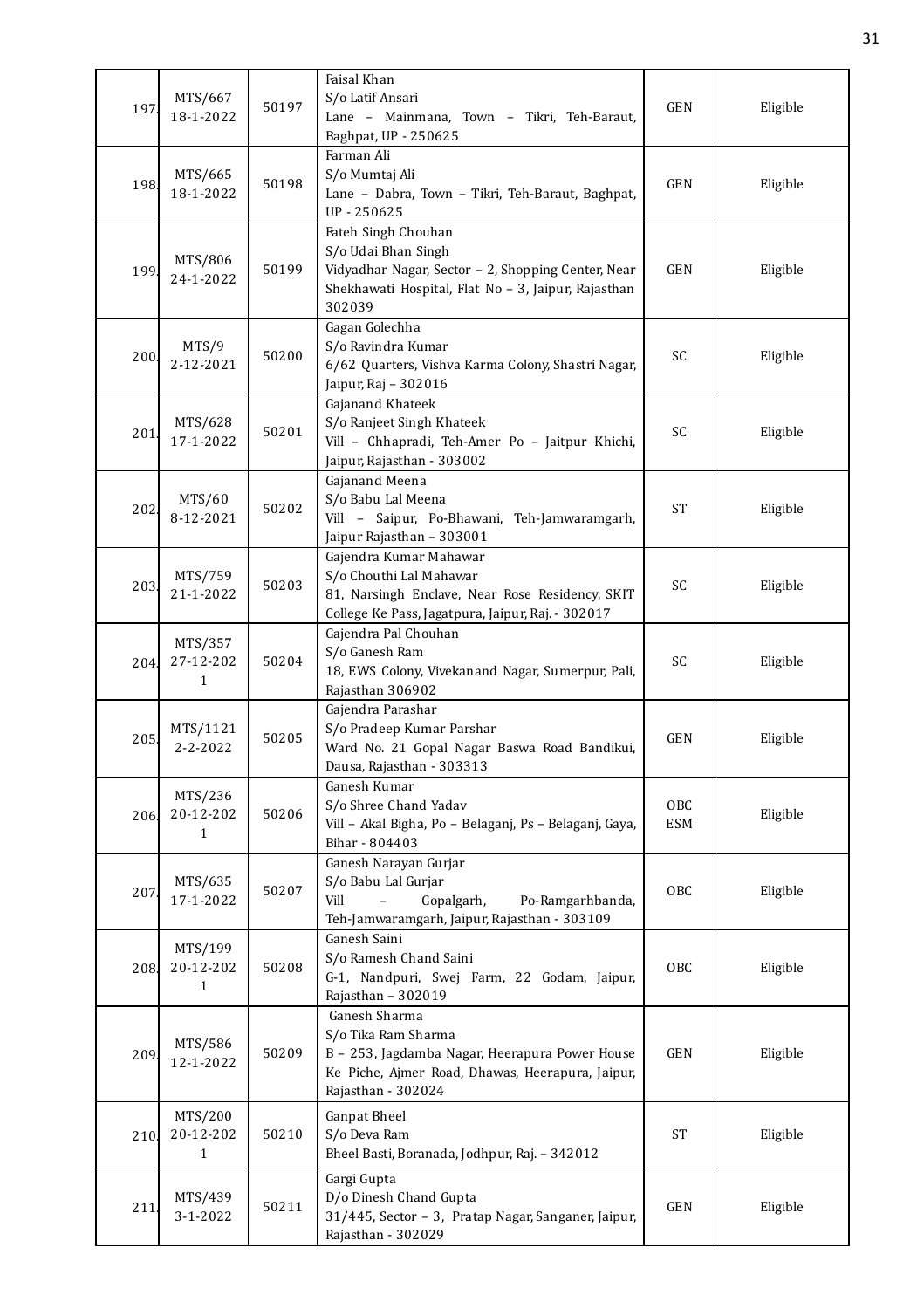| | | | | | |
|---|---|---|---|---|---|
| 197. | MTS/667 18-1-2022 | 50197 | Faisal Khan S/o Latif Ansari Lane – Mainmana, Town – Tikri, Teh-Baraut, Baghpat, UP - 250625 | GEN | Eligible |
| 198. | MTS/665 18-1-2022 | 50198 | Farman Ali S/o Mumtaj Ali Lane – Dabra, Town – Tikri, Teh-Baraut, Baghpat, UP - 250625 | GEN | Eligible |
| 199. | MTS/806 24-1-2022 | 50199 | Fateh Singh Chouhan S/o Udai Bhan Singh Vidyadhar Nagar, Sector – 2, Shopping Center, Near Shekhawati Hospital, Flat No – 3, Jaipur, Rajasthan 302039 | GEN | Eligible |
| 200. | MTS/9 2-12-2021 | 50200 | Gagan Golechha S/o Ravindra Kumar 6/62 Quarters, Vishva Karma Colony, Shastri Nagar, Jaipur, Raj – 302016 | SC | Eligible |
| 201. | MTS/628 17-1-2022 | 50201 | Gajanand Khateek S/o Ranjeet Singh Khateek Vill – Chhapradi, Teh-Amer Po – Jaitpur Khichi, Jaipur, Rajasthan - 303002 | SC | Eligible |
| 202. | MTS/60 8-12-2021 | 50202 | Gajanand Meena S/o Babu Lal Meena Vill – Saipur, Po-Bhawani, Teh-Jamwaramgarh, Jaipur Rajasthan – 303001 | ST | Eligible |
| 203. | MTS/759 21-1-2022 | 50203 | Gajendra Kumar Mahawar S/o Chouthi Lal Mahawar 81, Narsingh Enclave, Near Rose Residency, SKIT College Ke Pass, Jagatpura, Jaipur, Raj. - 302017 | SC | Eligible |
| 204. | MTS/357 27-12-2021 | 50204 | Gajendra Pal Chouhan S/o Ganesh Ram 18, EWS Colony, Vivekanand Nagar, Sumerpur, Pali, Rajasthan 306902 | SC | Eligible |
| 205. | MTS/1121 2-2-2022 | 50205 | Gajendra Parashar S/o Pradeep Kumar Parshar Ward No. 21 Gopal Nagar Baswa Road Bandikui, Dausa, Rajasthan - 303313 | GEN | Eligible |
| 206. | MTS/236 20-12-2021 | 50206 | Ganesh Kumar S/o Shree Chand Yadav Vill – Akal Bigha, Po – Belaganj, Ps – Belaganj, Gaya, Bihar - 804403 | OBC ESM | Eligible |
| 207. | MTS/635 17-1-2022 | 50207 | Ganesh Narayan Gurjar S/o Babu Lal Gurjar Vill – Gopalgarh, Po-Ramgarhbanda, Teh-Jamwaramgarh, Jaipur, Rajasthan - 303109 | OBC | Eligible |
| 208. | MTS/199 20-12-2021 | 50208 | Ganesh Saini S/o Ramesh Chand Saini G-1, Nandpuri, Swej Farm, 22 Godam, Jaipur, Rajasthan – 302019 | OBC | Eligible |
| 209. | MTS/586 12-1-2022 | 50209 | Ganesh Sharma S/o Tika Ram Sharma B – 253, Jagdamba Nagar, Heerapura Power House Ke Piche, Ajmer Road, Dhawas, Heerapura, Jaipur, Rajasthan - 302024 | GEN | Eligible |
| 210. | MTS/200 20-12-2021 | 50210 | Ganpat Bheel S/o Deva Ram Bheel Basti, Boranada, Jodhpur, Raj. – 342012 | ST | Eligible |
| 211. | MTS/439 3-1-2022 | 50211 | Gargi Gupta D/o Dinesh Chand Gupta 31/445, Sector – 3, Pratap Nagar, Sanganer, Jaipur, Rajasthan - 302029 | GEN | Eligible |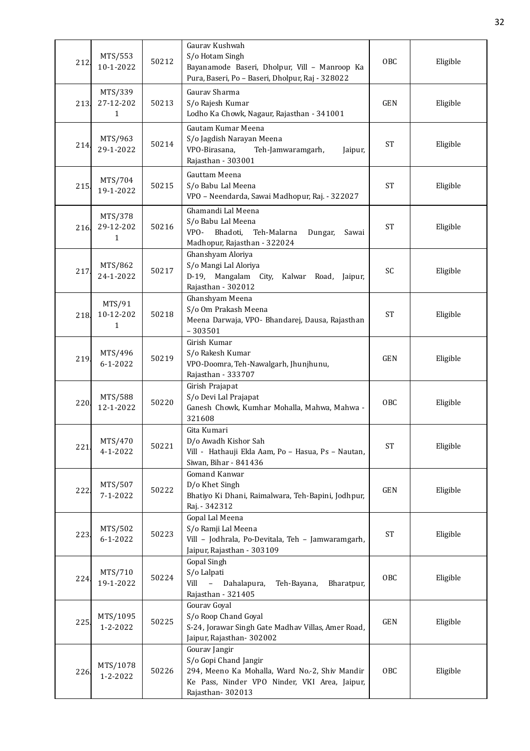| 212. | MTS/553 10-1-2022 | 50212 | Gaurav Kushwah S/o Hotam Singh Bayanamode Baseri, Dholpur, Vill – Manroop Ka Pura, Baseri, Po – Baseri, Dholpur, Raj - 328022 | OBC | Eligible |
|---|---|---|---|---|---|
| 213. | MTS/339 27-12-2021 | 50213 | Gaurav Sharma S/o Rajesh Kumar Lodho Ka Chowk, Nagaur, Rajasthan - 341001 | GEN | Eligible |
| 214. | MTS/963 29-1-2022 | 50214 | Gautam Kumar Meena S/o Jagdish Narayan Meena VPO-Birasana, Teh-Jamwaramgarh, Jaipur, Rajasthan - 303001 | ST | Eligible |
| 215. | MTS/704 19-1-2022 | 50215 | Gauttam Meena S/o Babu Lal Meena VPO – Neendarda, Sawai Madhopur, Raj. - 322027 | ST | Eligible |
| 216. | MTS/378 29-12-2021 | 50216 | Ghamandi Lal Meena S/o Babu Lal Meena VPO- Bhadoti, Teh-Malarna Dungar, Sawai Madhopur, Rajasthan - 322024 | ST | Eligible |
| 217. | MTS/862 24-1-2022 | 50217 | Ghanshyam Aloriya S/o Mangi Lal Aloriya D-19, Mangalam City, Kalwar Road, Jaipur, Rajasthan - 302012 | SC | Eligible |
| 218. | MTS/91 10-12-2021 | 50218 | Ghanshyam Meena S/o Om Prakash Meena Meena Darwaja, VPO- Bhandarej, Dausa, Rajasthan – 303501 | ST | Eligible |
| 219. | MTS/496 6-1-2022 | 50219 | Girish Kumar S/o Rakesh Kumar VPO-Doomra, Teh-Nawalgarh, Jhunjhunu, Rajasthan - 333707 | GEN | Eligible |
| 220. | MTS/588 12-1-2022 | 50220 | Girish Prajapat S/o Devi Lal Prajapat Ganesh Chowk, Kumhar Mohalla, Mahwa, Mahwa - 321608 | OBC | Eligible |
| 221. | MTS/470 4-1-2022 | 50221 | Gita Kumari D/o Awadh Kishor Sah Vill - Hathauji Ekla Aam, Po – Hasua, Ps – Nautan, Siwan, Bihar - 841436 | ST | Eligible |
| 222. | MTS/507 7-1-2022 | 50222 | Gomand Kanwar D/o Khet Singh Bhatiyo Ki Dhani, Raimalwara, Teh-Bapini, Jodhpur, Raj. - 342312 | GEN | Eligible |
| 223. | MTS/502 6-1-2022 | 50223 | Gopal Lal Meena S/o Ramji Lal Meena Vill – Jodhrala, Po-Devitala, Teh – Jamwaramgarh, Jaipur, Rajasthan - 303109 | ST | Eligible |
| 224. | MTS/710 19-1-2022 | 50224 | Gopal Singh S/o Lalpati Vill – Dahalapura, Teh-Bayana, Bharatpur, Rajasthan - 321405 | OBC | Eligible |
| 225. | MTS/1095 1-2-2022 | 50225 | Gourav Goyal S/o Roop Chand Goyal S-24, Jorawar Singh Gate Madhav Villas, Amer Road, Jaipur, Rajasthan- 302002 | GEN | Eligible |
| 226. | MTS/1078 1-2-2022 | 50226 | Gourav Jangir S/o Gopi Chand Jangir 294, Meeno Ka Mohalla, Ward No.-2, Shiv Mandir Ke Pass, Ninder VPO Ninder, VKI Area, Jaipur, Rajasthan- 302013 | OBC | Eligible |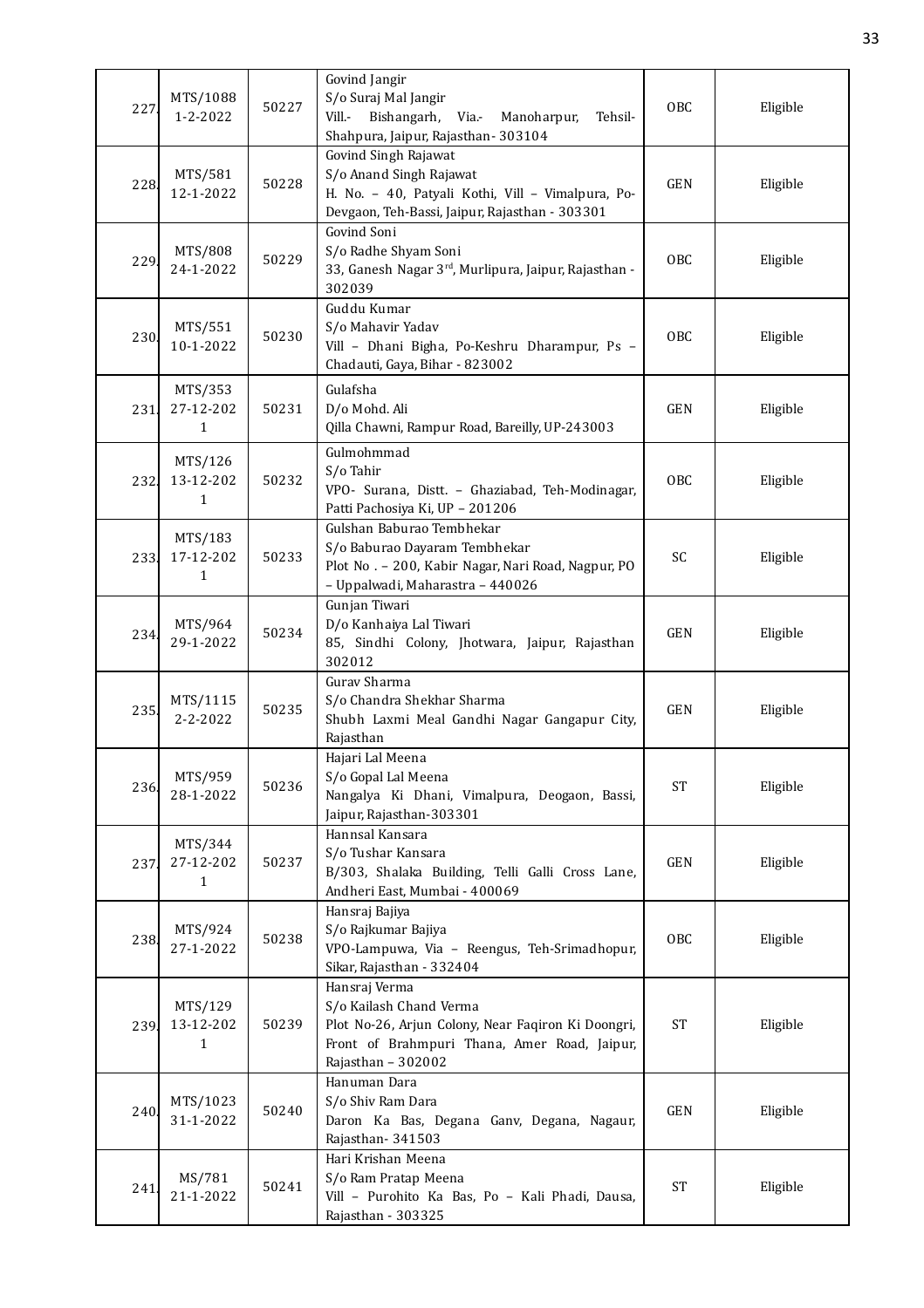| 227. | MTS/1088 1-2-2022 | 50227 | Govind Jangir S/o Suraj Mal Jangir Vill.- Bishangarh, Via.- Manoharpur, Tehsil-Shahpura, Jaipur, Rajasthan- 303104 | OBC | Eligible |
|---|---|---|---|---|---|
| 228. | MTS/581 12-1-2022 | 50228 | Govind Singh Rajawat S/o Anand Singh Rajawat H. No. – 40, Patyali Kothi, Vill – Vimalpura, Po-Devgaon, Teh-Bassi, Jaipur, Rajasthan - 303301 | GEN | Eligible |
| 229. | MTS/808 24-1-2022 | 50229 | Govind Soni S/o Radhe Shyam Soni 33, Ganesh Nagar 3rd, Murlipura, Jaipur, Rajasthan - 302039 | OBC | Eligible |
| 230. | MTS/551 10-1-2022 | 50230 | Guddu Kumar S/o Mahavir Yadav Vill – Dhani Bigha, Po-Keshru Dharampur, Ps – Chadauti, Gaya, Bihar - 823002 | OBC | Eligible |
| 231. | MTS/353 27-12-2021 | 50231 | Gulafsha D/o Mohd. Ali Qilla Chawni, Rampur Road, Bareilly, UP-243003 | GEN | Eligible |
| 232. | MTS/126 13-12-2021 | 50232 | Gulmohmmad S/o Tahir VPO- Surana, Distt. – Ghaziabad, Teh-Modinagar, Patti Pachosiya Ki, UP – 201206 | OBC | Eligible |
| 233. | MTS/183 17-12-2021 | 50233 | Gulshan Baburao Tembhekar S/o Baburao Dayaram Tembhekar Plot No . – 200, Kabir Nagar, Nari Road, Nagpur, PO – Uppalwadi, Maharastra – 440026 | SC | Eligible |
| 234. | MTS/964 29-1-2022 | 50234 | Gunjan Tiwari D/o Kanhaiya Lal Tiwari 85, Sindhi Colony, Jhotwara, Jaipur, Rajasthan 302012 | GEN | Eligible |
| 235. | MTS/1115 2-2-2022 | 50235 | Gurav Sharma S/o Chandra Shekhar Sharma Shubh Laxmi Meal Gandhi Nagar Gangapur City, Rajasthan | GEN | Eligible |
| 236. | MTS/959 28-1-2022 | 50236 | Hajari Lal Meena S/o Gopal Lal Meena Nangalya Ki Dhani, Vimalpura, Deogaon, Bassi, Jaipur, Rajasthan-303301 | ST | Eligible |
| 237. | MTS/344 27-12-2021 | 50237 | Hannsal Kansara S/o Tushar Kansara B/303, Shalaka Building, Telli Galli Cross Lane, Andheri East, Mumbai - 400069 | GEN | Eligible |
| 238. | MTS/924 27-1-2022 | 50238 | Hansraj Bajiya S/o Rajkumar Bajiya VPO-Lampuwa, Via – Reengus, Teh-Srimadhopur, Sikar, Rajasthan - 332404 | OBC | Eligible |
| 239. | MTS/129 13-12-2021 | 50239 | Hansraj Verma S/o Kailash Chand Verma Plot No-26, Arjun Colony, Near Faqiron Ki Doongri, Front of Brahmpuri Thana, Amer Road, Jaipur, Rajasthan – 302002 | ST | Eligible |
| 240. | MTS/1023 31-1-2022 | 50240 | Hanuman Dara S/o Shiv Ram Dara Daron Ka Bas, Degana Ganv, Degana, Nagaur, Rajasthan- 341503 | GEN | Eligible |
| 241. | MS/781 21-1-2022 | 50241 | Hari Krishan Meena S/o Ram Pratap Meena Vill – Purohito Ka Bas, Po – Kali Phadi, Dausa, Rajasthan - 303325 | ST | Eligible |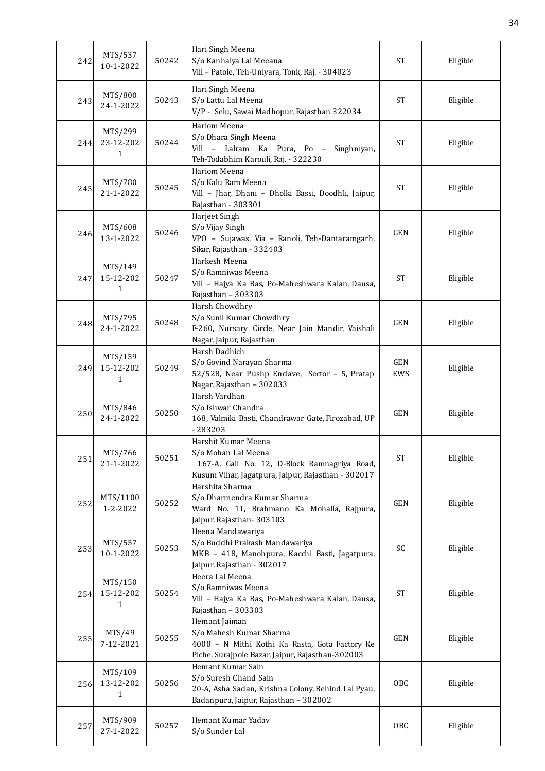| 242. | MTS/537 10-1-2022 | 50242 | Hari Singh Meena S/o Kanhaiya Lal Meeana Vill – Patole, Teh-Uniyara, Tonk, Raj. - 304023 | ST | Eligible |
|---|---|---|---|---|---|
| 243. | MTS/800 24-1-2022 | 50243 | Hari Singh Meena S/o Lattu Lal Meena V/P - Selu, Sawai Madhopur, Rajasthan 322034 | ST | Eligible |
| 244. | MTS/299 23-12-2021 | 50244 | Hariom Meena S/o Dhara Singh Meena Vill – Lalram Ka Pura, Po – Singhniyan, Teh-Todabhim Karouli, Raj. - 322230 | ST | Eligible |
| 245. | MTS/780 21-1-2022 | 50245 | Hariom Meena S/o Kalu Ram Meena Vill – Jhar, Dhani – Dholki Bassi, Doodhli, Jaipur, Rajasthan - 303301 | ST | Eligible |
| 246. | MTS/608 13-1-2022 | 50246 | Harjeet Singh S/o Vijay Singh VPO – Sujawas, Via – Ranoli, Teh-Dantaramgarh, Sikar, Rajasthan - 332403 | GEN | Eligible |
| 247. | MTS/149 15-12-2021 | 50247 | Harkesh Meena S/o Ramniwas Meena Vill – Hajya Ka Bas, Po-Maheshwara Kalan, Dausa, Rajasthan – 303303 | ST | Eligible |
| 248. | MTS/795 24-1-2022 | 50248 | Harsh Chowdhry S/o Sunil Kumar Chowdhry F-260, Nursary Circle, Near Jain Mandir, Vaishali Nagar, Jaipur, Rajasthan | GEN | Eligible |
| 249. | MTS/159 15-12-2021 | 50249 | Harsh Dadhich S/o Govind Narayan Sharma 52/528, Near Pushp Enclave, Sector – 5, Pratap Nagar, Rajasthan – 302033 | GEN EWS | Eligible |
| 250. | MTS/846 24-1-2022 | 50250 | Harsh Vardhan S/o Ishwar Chandra 168, Valmiki Basti, Chandrawar Gate, Firozabad, UP - 283203 | GEN | Eligible |
| 251. | MTS/766 21-1-2022 | 50251 | Harshit Kumar Meena S/o Mohan Lal Meena 167-A, Gali No. 12, D-Block Ramnagriya Road, Kusum Vihar, Jagatpura, Jaipur, Rajasthan - 302017 | ST | Eligible |
| 252. | MTS/1100 1-2-2022 | 50252 | Harshita Sharma S/o Dharmendra Kumar Sharma Ward No. 11, Brahmano Ka Mohalla, Rajpura, Jaipur, Rajasthan- 303103 | GEN | Eligible |
| 253. | MTS/557 10-1-2022 | 50253 | Heena Mandawariya S/o Buddhi Prakash Mandawariya MKB – 418, Manohpura, Kacchi Basti, Jagatpura, Jaipur, Rajasthan - 302017 | SC | Eligible |
| 254. | MTS/150 15-12-2021 | 50254 | Heera Lal Meena S/o Ramniwas Meena Vill – Hajya Ka Bas, Po-Maheshwara Kalan, Dausa, Rajasthan – 303303 | ST | Eligible |
| 255. | MTS/49 7-12-2021 | 50255 | Hemant Jaiman S/o Mahesh Kumar Sharma 4000 – N Mithi Kothi Ka Rasta, Gota Factory Ke Piche, Surajpole Bazar, Jaipur, Rajasthan-302003 | GEN | Eligible |
| 256. | MTS/109 13-12-2021 | 50256 | Hemant Kumar Sain S/o Suresh Chand Sain 20-A, Asha Sadan, Krishna Colony, Behind Lal Pyau, Badanpura, Jaipur, Rajasthan – 302002 | OBC | Eligible |
| 257. | MTS/909 27-1-2022 | 50257 | Hemant Kumar Yadav S/o Sunder Lal | OBC | Eligible |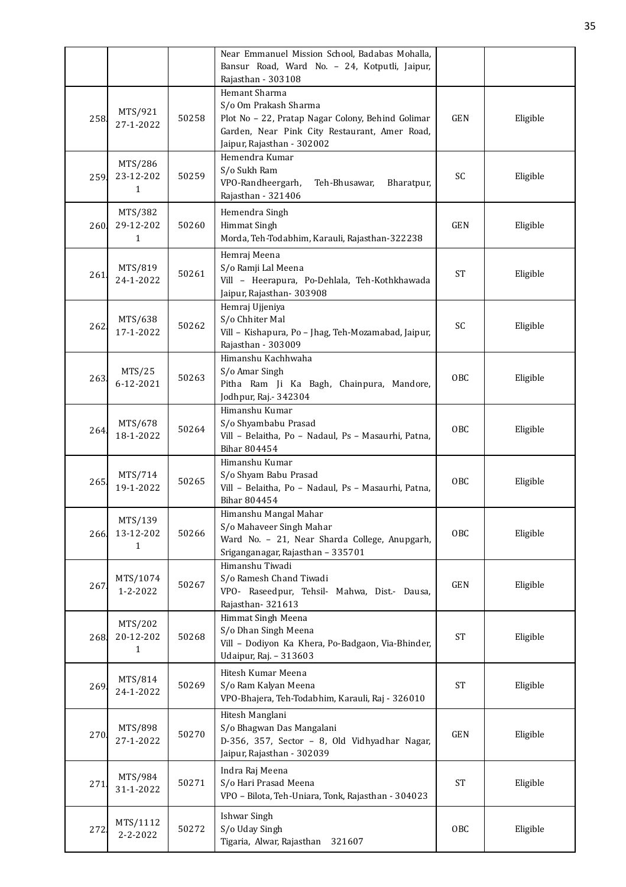| | | | | | |
|---|---|---|---|---|---|
| | | | Near Emmanuel Mission School, Badabas Mohalla, Bansur Road, Ward No. – 24, Kotputli, Jaipur, Rajasthan - 303108 | | |
| 258. | MTS/921 27-1-2022 | 50258 | Hemant Sharma S/o Om Prakash Sharma Plot No – 22, Pratap Nagar Colony, Behind Golimar Garden, Near Pink City Restaurant, Amer Road, Jaipur, Rajasthan - 302002 | GEN | Eligible |
| 259. | MTS/286 23-12-2021 | 50259 | Hemendra Kumar S/o Sukh Ram VPO-Randheergarh, Teh-Bhusawar, Bharatpur, Rajasthan - 321406 | SC | Eligible |
| 260. | MTS/382 29-12-2021 | 50260 | Hemendra Singh Himmat Singh Morda, Teh-Todabhim, Karauli, Rajasthan-322238 | GEN | Eligible |
| 261. | MTS/819 24-1-2022 | 50261 | Hemraj Meena S/o Ramji Lal Meena Vill – Heerapura, Po-Dehlala, Teh-Kothkhawada Jaipur, Rajasthan- 303908 | ST | Eligible |
| 262. | MTS/638 17-1-2022 | 50262 | Hemraj Ujjeniya S/o Chhiter Mal Vill – Kishapura, Po – Jhag, Teh-Mozamabad, Jaipur, Rajasthan - 303009 | SC | Eligible |
| 263. | MTS/25 6-12-2021 | 50263 | Himanshu Kachhwaha S/o Amar Singh Pitha Ram Ji Ka Bagh, Chainpura, Mandore, Jodhpur, Raj.- 342304 | OBC | Eligible |
| 264. | MTS/678 18-1-2022 | 50264 | Himanshu Kumar S/o Shyambabu Prasad Vill – Belaitha, Po – Nadaul, Ps – Masaurhi, Patna, Bihar 804454 | OBC | Eligible |
| 265. | MTS/714 19-1-2022 | 50265 | Himanshu Kumar S/o Shyam Babu Prasad Vill – Belaitha, Po – Nadaul, Ps – Masaurhi, Patna, Bihar 804454 | OBC | Eligible |
| 266. | MTS/139 13-12-2021 | 50266 | Himanshu Mangal Mahar S/o Mahaveer Singh Mahar Ward No. – 21, Near Sharda College, Anupgarh, Sriganganagar, Rajasthan – 335701 | OBC | Eligible |
| 267. | MTS/1074 1-2-2022 | 50267 | Himanshu Tiwadi S/o Ramesh Chand Tiwadi VPO- Raseedpur, Tehsil- Mahwa, Dist.- Dausa, Rajasthan- 321613 | GEN | Eligible |
| 268. | MTS/202 20-12-2021 | 50268 | Himmat Singh Meena S/o Dhan Singh Meena Vill – Dodiyon Ka Khera, Po-Badgaon, Via-Bhinder, Udaipur, Raj. – 313603 | ST | Eligible |
| 269. | MTS/814 24-1-2022 | 50269 | Hitesh Kumar Meena S/o Ram Kalyan Meena VPO-Bhajera, Teh-Todabhim, Karauli, Raj - 326010 | ST | Eligible |
| 270. | MTS/898 27-1-2022 | 50270 | Hitesh Manglani S/o Bhagwan Das Mangalani D-356, 357, Sector – 8, Old Vidhyadhar Nagar, Jaipur, Rajasthan - 302039 | GEN | Eligible |
| 271. | MTS/984 31-1-2022 | 50271 | Indra Raj Meena S/o Hari Prasad Meena VPO – Bilota, Teh-Uniara, Tonk, Rajasthan - 304023 | ST | Eligible |
| 272. | MTS/1112 2-2-2022 | 50272 | Ishwar Singh S/o Uday Singh Tigaria, Alwar, Rajasthan 321607 | OBC | Eligible |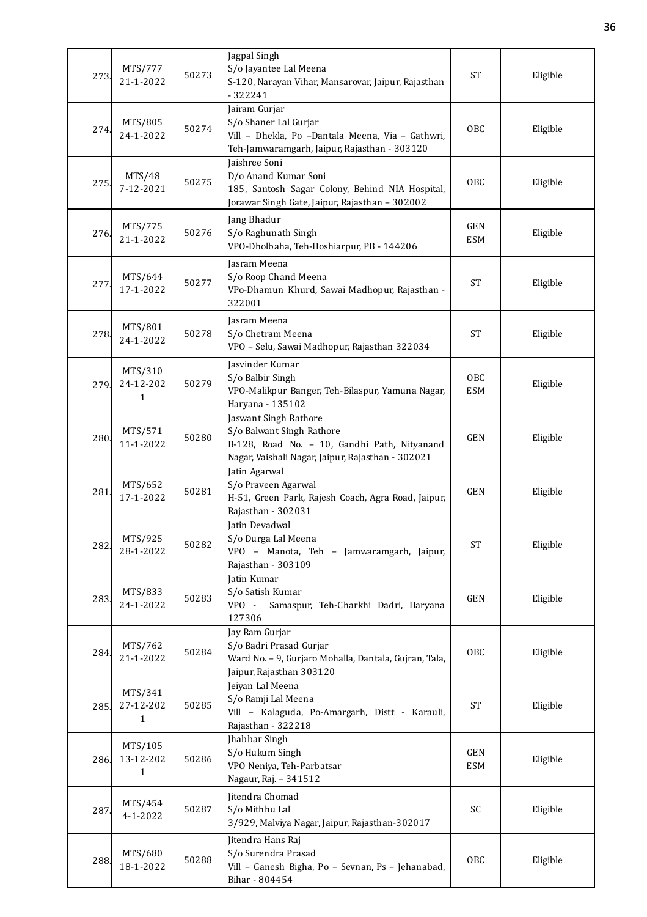| | | | | | |
|---|---|---|---|---|---|
| 273. | MTS/777 21-1-2022 | 50273 | Jagpal Singh S/o Jayantee Lal Meena S-120, Narayan Vihar, Mansarovar, Jaipur, Rajasthan - 322241 | ST | Eligible |
| 274. | MTS/805 24-1-2022 | 50274 | Jairam Gurjar S/o Shaner Lal Gurjar Vill – Dhekla, Po –Dantala Meena, Via – Gathwri, Teh-Jamwaramgarh, Jaipur, Rajasthan - 303120 | OBC | Eligible |
| 275. | MTS/48 7-12-2021 | 50275 | Jaishree Soni D/o Anand Kumar Soni 185, Santosh Sagar Colony, Behind NIA Hospital, Jorawar Singh Gate, Jaipur, Rajasthan – 302002 | OBC | Eligible |
| 276. | MTS/775 21-1-2022 | 50276 | Jang Bhadur S/o Raghunath Singh VPO-Dholbaha, Teh-Hoshiarpur, PB - 144206 | GEN ESM | Eligible |
| 277. | MTS/644 17-1-2022 | 50277 | Jasram Meena S/o Roop Chand Meena VPo-Dhamun Khurd, Sawai Madhopur, Rajasthan - 322001 | ST | Eligible |
| 278. | MTS/801 24-1-2022 | 50278 | Jasram Meena S/o Chetram Meena VPO – Selu, Sawai Madhopur, Rajasthan 322034 | ST | Eligible |
| 279. | MTS/310 24-12-2021 | 50279 | Jasvinder Kumar S/o Balbir Singh VPO-Malikpur Banger, Teh-Bilaspur, Yamuna Nagar, Haryana - 135102 | OBC ESM | Eligible |
| 280. | MTS/571 11-1-2022 | 50280 | Jaswant Singh Rathore S/o Balwant Singh Rathore B-128, Road No. – 10, Gandhi Path, Nityanand Nagar, Vaishali Nagar, Jaipur, Rajasthan - 302021 | GEN | Eligible |
| 281. | MTS/652 17-1-2022 | 50281 | Jatin Agarwal S/o Praveen Agarwal H-51, Green Park, Rajesh Coach, Agra Road, Jaipur, Rajasthan - 302031 | GEN | Eligible |
| 282. | MTS/925 28-1-2022 | 50282 | Jatin Devadwal S/o Durga Lal Meena VPO – Manota, Teh – Jamwaramgarh, Jaipur, Rajasthan - 303109 | ST | Eligible |
| 283. | MTS/833 24-1-2022 | 50283 | Jatin Kumar S/o Satish Kumar VPO - Samaspur, Teh-Charkhi Dadri, Haryana 127306 | GEN | Eligible |
| 284. | MTS/762 21-1-2022 | 50284 | Jay Ram Gurjar S/o Badri Prasad Gurjar Ward No. – 9, Gurjaro Mohalla, Dantala, Gujran, Tala, Jaipur, Rajasthan 303120 | OBC | Eligible |
| 285. | MTS/341 27-12-2021 | 50285 | Jeiyan Lal Meena S/o Ramji Lal Meena Vill – Kalaguda, Po-Amargarh, Distt - Karauli, Rajasthan - 322218 | ST | Eligible |
| 286. | MTS/105 13-12-2021 | 50286 | Jhabbar Singh S/o Hukum Singh VPO Neniya, Teh-Parbatsar Nagaur, Raj. – 341512 | GEN ESM | Eligible |
| 287. | MTS/454 4-1-2022 | 50287 | Jitendra Chomad S/o Mithhu Lal 3/929, Malviya Nagar, Jaipur, Rajasthan-302017 | SC | Eligible |
| 288. | MTS/680 18-1-2022 | 50288 | Jitendra Hans Raj S/o Surendra Prasad Vill – Ganesh Bigha, Po – Sevnan, Ps – Jehanabad, Bihar - 804454 | OBC | Eligible |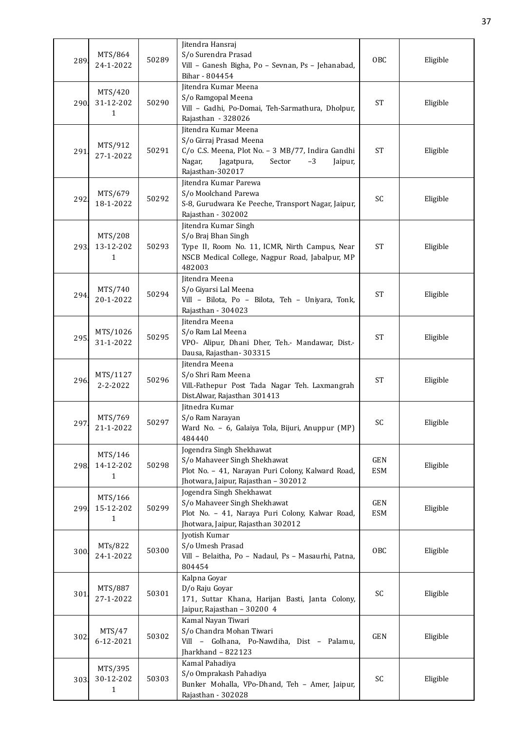| 289. | MTS/864 24-1-2022 | 50289 | Jitendra Hansraj S/o Surendra Prasad Vill – Ganesh Bigha, Po – Sevnan, Ps – Jehanabad, Bihar - 804454 | OBC | Eligible |
|---|---|---|---|---|---|
| 290. | MTS/420 31-12-2021 | 50290 | Jitendra Kumar Meena S/o Ramgopal Meena Vill – Gadhi, Po-Domai, Teh-Sarmathura, Dholpur, Rajasthan - 328026 | ST | Eligible |
| 291. | MTS/912 27-1-2022 | 50291 | Jitendra Kumar Meena S/o Girraj Prasad Meena C/o C.S. Meena, Plot No. – 3 MB/77, Indira Gandhi Nagar, Jagatpura, Sector –3 Jaipur, Rajasthan-302017 | ST | Eligible |
| 292. | MTS/679 18-1-2022 | 50292 | Jitendra Kumar Parewa S/o Moolchand Parewa S-8, Gurudwara Ke Peeche, Transport Nagar, Jaipur, Rajasthan - 302002 | SC | Eligible |
| 293. | MTS/208 13-12-2021 | 50293 | Jitendra Kumar Singh S/o Braj Bhan Singh Type II, Room No. 11, ICMR, Nirth Campus, Near NSCB Medical College, Nagpur Road, Jabalpur, MP 482003 | ST | Eligible |
| 294. | MTS/740 20-1-2022 | 50294 | Jitendra Meena S/o Giyarsi Lal Meena Vill – Bilota, Po – Bilota, Teh – Uniyara, Tonk, Rajasthan - 304023 | ST | Eligible |
| 295. | MTS/1026 31-1-2022 | 50295 | Jitendra Meena S/o Ram Lal Meena VPO- Alipur, Dhani Dher, Teh.- Mandawar, Dist.- Dausa, Rajasthan- 303315 | ST | Eligible |
| 296. | MTS/1127 2-2-2022 | 50296 | Jitendra Meena S/o Shri Ram Meena Vill.-Fathepur Post Tada Nagar Teh. Laxmangrah Dist.Alwar, Rajasthan 301413 | ST | Eligible |
| 297. | MTS/769 21-1-2022 | 50297 | Jitnedra Kumar S/o Ram Narayan Ward No. – 6, Galaiya Tola, Bijuri, Anuppur (MP) 484440 | SC | Eligible |
| 298. | MTS/146 14-12-2021 | 50298 | Jogendra Singh Shekhawat S/o Mahaveer Singh Shekhawat Plot No. – 41, Narayan Puri Colony, Kalward Road, Jhotwara, Jaipur, Rajasthan – 302012 | GEN ESM | Eligible |
| 299. | MTS/166 15-12-2021 | 50299 | Jogendra Singh Shekhawat S/o Mahaveer Singh Shekhawat Plot No. – 41, Naraya Puri Colony, Kalwar Road, Jhotwara, Jaipur, Rajasthan 302012 | GEN ESM | Eligible |
| 300. | MTs/822 24-1-2022 | 50300 | Jyotish Kumar S/o Umesh Prasad Vill – Belaitha, Po – Nadaul, Ps – Masaurhi, Patna, 804454 | OBC | Eligible |
| 301. | MTS/887 27-1-2022 | 50301 | Kalpna Goyar D/o Raju Goyar 171, Suttar Khana, Harijan Basti, Janta Colony, Jaipur, Rajasthan – 30200 4 | SC | Eligible |
| 302. | MTS/47 6-12-2021 | 50302 | Kamal Nayan Tiwari S/o Chandra Mohan Tiwari Vill – Golhana, Po-Nawdiha, Dist – Palamu, Jharkhand – 822123 | GEN | Eligible |
| 303. | MTS/395 30-12-2021 | 50303 | Kamal Pahadiya S/o Omprakash Pahadiya Bunker Mohalla, VPo-Dhand, Teh – Amer, Jaipur, Rajasthan - 302028 | SC | Eligible |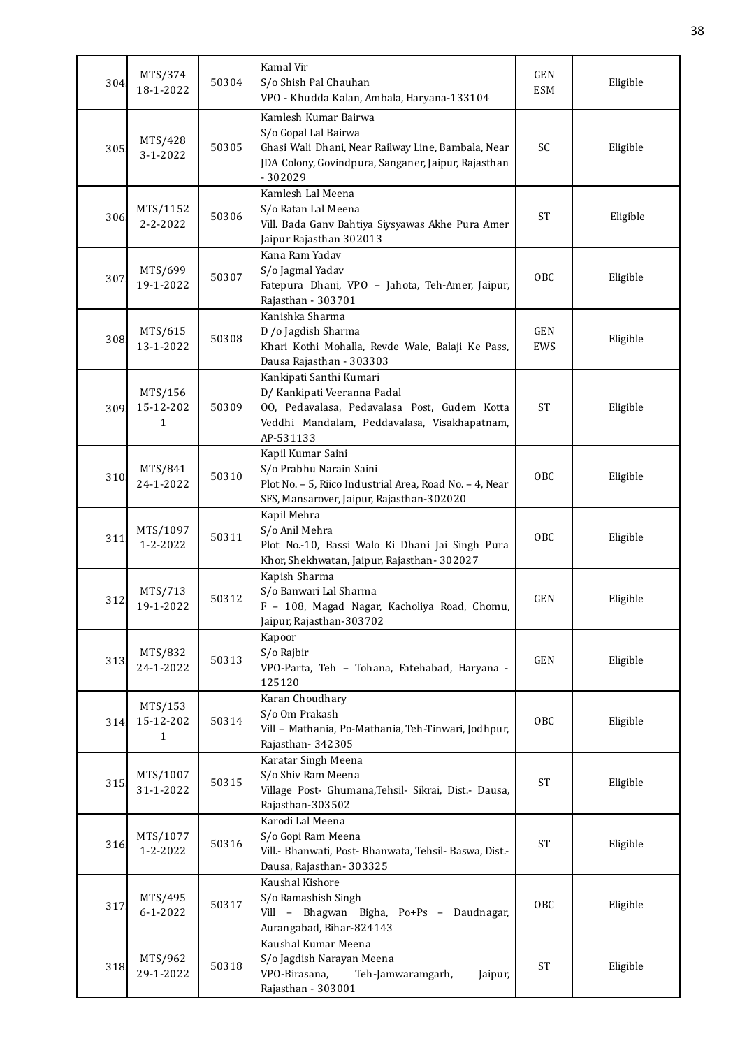| | | | | | |
|---|---|---|---|---|---|
| 304. | MTS/374 18-1-2022 | 50304 | Kamal Vir<br>S/o Shish Pal Chauhan<br>VPO - Khudda Kalan, Ambala, Haryana-133104 | GEN ESM | Eligible |
| 305. | MTS/428 3-1-2022 | 50305 | Kamlesh Kumar Bairwa<br>S/o Gopal Lal Bairwa<br>Ghasi Wali Dhani, Near Railway Line, Bambala, Near JDA Colony, Govindpura, Sanganer, Jaipur, Rajasthan - 302029 | SC | Eligible |
| 306. | MTS/1152 2-2-2022 | 50306 | Kamlesh Lal Meena<br>S/o Ratan Lal Meena<br>Vill. Bada Ganv Bahtiya Siysyawas Akhe Pura Amer Jaipur Rajasthan 302013 | ST | Eligible |
| 307. | MTS/699 19-1-2022 | 50307 | Kana Ram Yadav<br>S/o Jagmal Yadav<br>Fatepura Dhani, VPO – Jahota, Teh-Amer, Jaipur, Rajasthan - 303701 | OBC | Eligible |
| 308. | MTS/615 13-1-2022 | 50308 | Kanishka Sharma<br>D /o Jagdish Sharma<br>Khari Kothi Mohalla, Revde Wale, Balaji Ke Pass, Dausa Rajasthan - 303303 | GEN EWS | Eligible |
| 309. | MTS/156 15-12-2021 | 50309 | Kankipati Santhi Kumari<br>D/ Kankipati Veeranna Padal<br>OO, Pedavalasa, Pedavalasa Post, Gudem Kotta Veddhi Mandalam, Peddavalasa, Visakhapatnam, AP-531133 | ST | Eligible |
| 310. | MTS/841 24-1-2022 | 50310 | Kapil Kumar Saini<br>S/o Prabhu Narain Saini<br>Plot No. – 5, Riico Industrial Area, Road No. – 4, Near SFS, Mansarover, Jaipur, Rajasthan-302020 | OBC | Eligible |
| 311. | MTS/1097 1-2-2022 | 50311 | Kapil Mehra<br>S/o Anil Mehra<br>Plot No.-10, Bassi Walo Ki Dhani Jai Singh Pura Khor, Shekhwatan, Jaipur, Rajasthan- 302027 | OBC | Eligible |
| 312. | MTS/713 19-1-2022 | 50312 | Kapish Sharma<br>S/o Banwari Lal Sharma<br>F – 108, Magad Nagar, Kacholiya Road, Chomu, Jaipur, Rajasthan-303702 | GEN | Eligible |
| 313. | MTS/832 24-1-2022 | 50313 | Kapoor<br>S/o Rajbir<br>VPO-Parta, Teh – Tohana, Fatehabad, Haryana - 125120 | GEN | Eligible |
| 314. | MTS/153 15-12-2021 | 50314 | Karan Choudhary<br>S/o Om Prakash<br>Vill – Mathania, Po-Mathania, Teh-Tinwari, Jodhpur, Rajasthan- 342305 | OBC | Eligible |
| 315. | MTS/1007 31-1-2022 | 50315 | Karatar Singh Meena<br>S/o Shiv Ram Meena<br>Village Post- Ghumana,Tehsil- Sikrai, Dist.- Dausa, Rajasthan-303502 | ST | Eligible |
| 316. | MTS/1077 1-2-2022 | 50316 | Karodi Lal Meena<br>S/o Gopi Ram Meena<br>Vill.- Bhanwati, Post- Bhanwata, Tehsil- Baswa, Dist.- Dausa, Rajasthan- 303325 | ST | Eligible |
| 317. | MTS/495 6-1-2022 | 50317 | Kaushal Kishore<br>S/o Ramashish Singh<br>Vill – Bhagwan Bigha, Po+Ps – Daudnagar, Aurangabad, Bihar-824143 | OBC | Eligible |
| 318. | MTS/962 29-1-2022 | 50318 | Kaushal Kumar Meena<br>S/o Jagdish Narayan Meena<br>VPO-Birasana, Teh-Jamwaramgarh, Jaipur, Rajasthan - 303001 | ST | Eligible |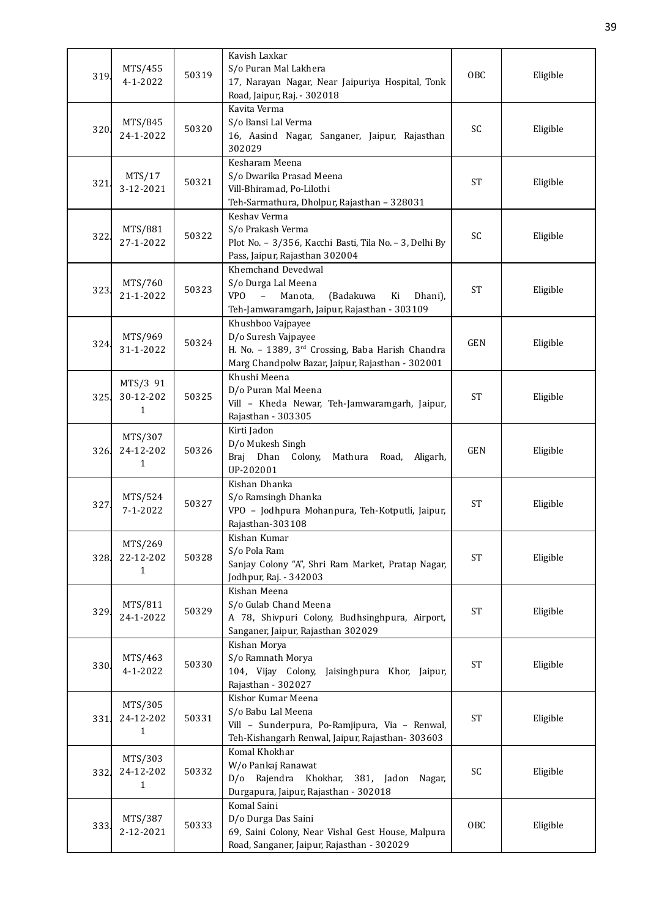| | | | | | |
|---|---|---|---|---|---|
| 319. | MTS/455 4-1-2022 | 50319 | Kavish Laxkar S/o Puran Mal Lakhera 17, Narayan Nagar, Near Jaipuriya Hospital, Tonk Road, Jaipur, Raj. - 302018 | OBC | Eligible |
| 320. | MTS/845 24-1-2022 | 50320 | Kavita Verma S/o Bansi Lal Verma 16, Aasind Nagar, Sanganer, Jaipur, Rajasthan 302029 | SC | Eligible |
| 321. | MTS/17 3-12-2021 | 50321 | Kesharam Meena S/o Dwarika Prasad Meena Vill-Bhiramad, Po-Lilothi Teh-Sarmathura, Dholpur, Rajasthan – 328031 | ST | Eligible |
| 322. | MTS/881 27-1-2022 | 50322 | Keshav Verma S/o Prakash Verma Plot No. – 3/356, Kacchi Basti, Tila No. – 3, Delhi By Pass, Jaipur, Rajasthan 302004 | SC | Eligible |
| 323. | MTS/760 21-1-2022 | 50323 | Khemchand Devedwal S/o Durga Lal Meena VPO – Manota, (Badakuwa Ki Dhani), Teh-Jamwaramgarh, Jaipur, Rajasthan - 303109 | ST | Eligible |
| 324. | MTS/969 31-1-2022 | 50324 | Khushboo Vajpayee D/o Suresh Vajpayee H. No. – 1389, 3rd Crossing, Baba Harish Chandra Marg Chandpolw Bazar, Jaipur, Rajasthan - 302001 | GEN | Eligible |
| 325. | MTS/3 91 30-12-2021 | 50325 | Khushi Meena D/o Puran Mal Meena Vill – Kheda Newar, Teh-Jamwaramgarh, Jaipur, Rajasthan - 303305 | ST | Eligible |
| 326. | MTS/307 24-12-2021 | 50326 | Kirti Jadon D/o Mukesh Singh Braj Dhan Colony, Mathura Road, Aligarh, UP-202001 | GEN | Eligible |
| 327. | MTS/524 7-1-2022 | 50327 | Kishan Dhanka S/o Ramsingh Dhanka VPO – Jodhpura Mohanpura, Teh-Kotputli, Jaipur, Rajasthan-303108 | ST | Eligible |
| 328. | MTS/269 22-12-2021 | 50328 | Kishan Kumar S/o Pola Ram Sanjay Colony "A", Shri Ram Market, Pratap Nagar, Jodhpur, Raj. - 342003 | ST | Eligible |
| 329. | MTS/811 24-1-2022 | 50329 | Kishan Meena S/o Gulab Chand Meena A 78, Shivpuri Colony, Budhsinghpura, Airport, Sanganer, Jaipur, Rajasthan 302029 | ST | Eligible |
| 330. | MTS/463 4-1-2022 | 50330 | Kishan Morya S/o Ramnath Morya 104, Vijay Colony, Jaisinghpura Khor, Jaipur, Rajasthan - 302027 | ST | Eligible |
| 331. | MTS/305 24-12-2021 | 50331 | Kishor Kumar Meena S/o Babu Lal Meena Vill – Sunderpura, Po-Ramjipura, Via – Renwal, Teh-Kishangarh Renwal, Jaipur, Rajasthan- 303603 | ST | Eligible |
| 332. | MTS/303 24-12-2021 | 50332 | Komal Khokhar W/o Pankaj Ranawat D/o Rajendra Khokhar, 381, Jadon Nagar, Durgapura, Jaipur, Rajasthan - 302018 | SC | Eligible |
| 333. | MTS/387 2-12-2021 | 50333 | Komal Saini D/o Durga Das Saini 69, Saini Colony, Near Vishal Gest House, Malpura Road, Sanganer, Jaipur, Rajasthan - 302029 | OBC | Eligible |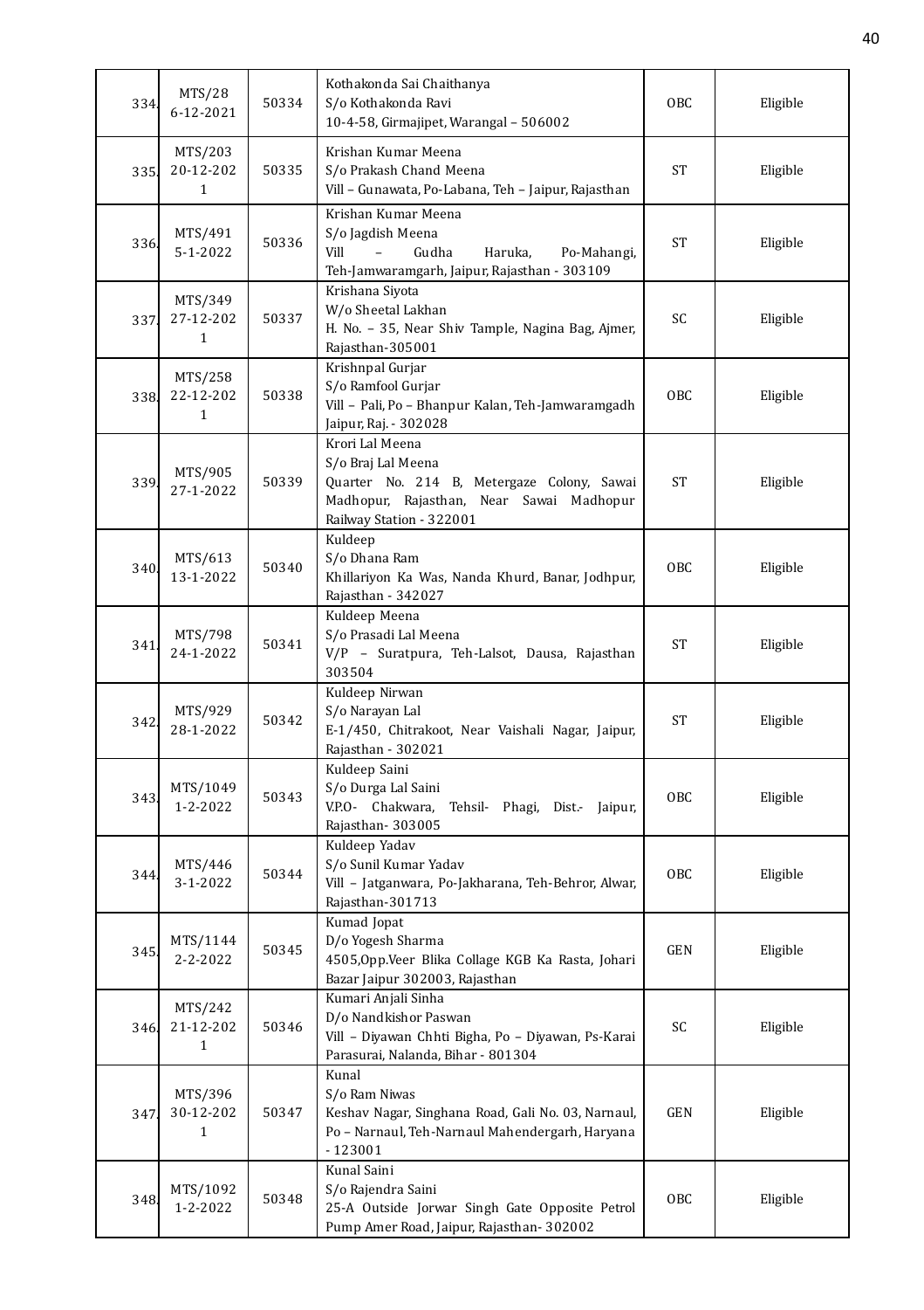| 334. | MTS/28<br>6-12-2021 | 50334 | Kothakonda Sai Chaithanya<br>S/o Kothakonda Ravi<br>10-4-58, Girmajipet, Warangal – 506002 | OBC | Eligible |
|---|---|---|---|---|---|
| 335. | MTS/203<br>20-12-2021 | 50335 | Krishan Kumar Meena<br>S/o Prakash Chand Meena<br>Vill – Gunawata, Po-Labana, Teh – Jaipur, Rajasthan | ST | Eligible |
| 336. | MTS/491<br>5-1-2022 | 50336 | Krishan Kumar Meena<br>S/o Jagdish Meena<br>Vill – Gudha Haruka, Po-Mahangi, Teh-Jamwaramgarh, Jaipur, Rajasthan - 303109 | ST | Eligible |
| 337. | MTS/349<br>27-12-2021 | 50337 | Krishana Siyota<br>W/o Sheetal Lakhan<br>H. No. – 35, Near Shiv Tample, Nagina Bag, Ajmer, Rajasthan-305001 | SC | Eligible |
| 338. | MTS/258<br>22-12-2021 | 50338 | Krishnpal Gurjar<br>S/o Ramfool Gurjar<br>Vill – Pali, Po – Bhanpur Kalan, Teh-Jamwaramgadh Jaipur, Raj. - 302028 | OBC | Eligible |
| 339. | MTS/905<br>27-1-2022 | 50339 | Krori Lal Meena<br>S/o Braj Lal Meena<br>Quarter No. 214 B, Metergaze Colony, Sawai Madhopur, Rajasthan, Near Sawai Madhopur Railway Station - 322001 | ST | Eligible |
| 340. | MTS/613<br>13-1-2022 | 50340 | Kuldeep<br>S/o Dhana Ram<br>Khillariyon Ka Was, Nanda Khurd, Banar, Jodhpur, Rajasthan - 342027 | OBC | Eligible |
| 341. | MTS/798<br>24-1-2022 | 50341 | Kuldeep Meena<br>S/o Prasadi Lal Meena<br>V/P – Suratpura, Teh-Lalsot, Dausa, Rajasthan 303504 | ST | Eligible |
| 342. | MTS/929<br>28-1-2022 | 50342 | Kuldeep Nirwan<br>S/o Narayan Lal<br>E-1/450, Chitrakoot, Near Vaishali Nagar, Jaipur, Rajasthan - 302021 | ST | Eligible |
| 343. | MTS/1049<br>1-2-2022 | 50343 | Kuldeep Saini<br>S/o Durga Lal Saini<br>V.P.O- Chakwara, Tehsil- Phagi, Dist.- Jaipur, Rajasthan- 303005 | OBC | Eligible |
| 344. | MTS/446<br>3-1-2022 | 50344 | Kuldeep Yadav<br>S/o Sunil Kumar Yadav<br>Vill – Jatganwara, Po-Jakharana, Teh-Behror, Alwar, Rajasthan-301713 | OBC | Eligible |
| 345. | MTS/1144<br>2-2-2022 | 50345 | Kumad Jopat<br>D/o Yogesh Sharma<br>4505,Opp.Veer Blika Collage KGB Ka Rasta, Johari Bazar Jaipur 302003, Rajasthan | GEN | Eligible |
| 346. | MTS/242<br>21-12-2021 | 50346 | Kumari Anjali Sinha<br>D/o Nandkishor Paswan<br>Vill – Diyawan Chhti Bigha, Po – Diyawan, Ps-Karai Parasurai, Nalanda, Bihar - 801304 | SC | Eligible |
| 347. | MTS/396<br>30-12-2021 | 50347 | Kunal<br>S/o Ram Niwas<br>Keshav Nagar, Singhana Road, Gali No. 03, Narnaul, Po – Narnaul, Teh-Narnaul Mahendergarh, Haryana - 123001 | GEN | Eligible |
| 348. | MTS/1092<br>1-2-2022 | 50348 | Kunal Saini<br>S/o Rajendra Saini<br>25-A Outside Jorwar Singh Gate Opposite Petrol Pump Amer Road, Jaipur, Rajasthan- 302002 | OBC | Eligible |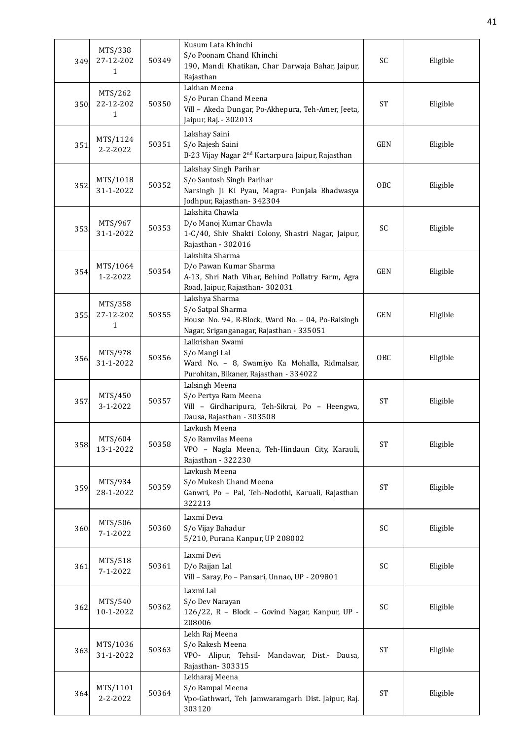| | | | | | |
|---|---|---|---|---|---|
| 349. | MTS/338 27-12-2021 | 50349 | Kusum Lata Khinchi<br>S/o Poonam Chand Khinchi<br>190, Mandi Khatikan, Char Darwaja Bahar, Jaipur, Rajasthan | SC | Eligible |
| 350. | MTS/262 22-12-2021 | 50350 | Lakhan Meena<br>S/o Puran Chand Meena<br>Vill – Akeda Dungar, Po-Akhepura, Teh-Amer, Jeeta, Jaipur, Raj. - 302013 | ST | Eligible |
| 351. | MTS/1124 2-2-2022 | 50351 | Lakshay Saini<br>S/o Rajesh Saini<br>B-23 Vijay Nagar 2nd Kartarpura Jaipur, Rajasthan | GEN | Eligible |
| 352. | MTS/1018 31-1-2022 | 50352 | Lakshay Singh Parihar<br>S/o Santosh Singh Parihar<br>Narsingh Ji Ki Pyau, Magra- Punjala Bhadwasya Jodhpur, Rajasthan- 342304 | OBC | Eligible |
| 353. | MTS/967 31-1-2022 | 50353 | Lakshita Chawla<br>D/o Manoj Kumar Chawla<br>1-C/40, Shiv Shakti Colony, Shastri Nagar, Jaipur, Rajasthan - 302016 | SC | Eligible |
| 354. | MTS/1064 1-2-2022 | 50354 | Lakshita Sharma<br>D/o Pawan Kumar Sharma<br>A-13, Shri Nath Vihar, Behind Pollatry Farm, Agra Road, Jaipur, Rajasthan- 302031 | GEN | Eligible |
| 355. | MTS/358 27-12-2021 | 50355 | Lakshya Sharma<br>S/o Satpal Sharma<br>House No. 94, R-Block, Ward No. – 04, Po-Raisingh Nagar, Sriganganagar, Rajasthan - 335051 | GEN | Eligible |
| 356. | MTS/978 31-1-2022 | 50356 | Lalkrishan Swami<br>S/o Mangi Lal<br>Ward No. – 8, Swamiyo Ka Mohalla, Ridmalsar, Purohitan, Bikaner, Rajasthan - 334022 | OBC | Eligible |
| 357. | MTS/450 3-1-2022 | 50357 | Lalsingh Meena<br>S/o Pertya Ram Meena<br>Vill – Girdharipura, Teh-Sikrai, Po – Heengwa, Dausa, Rajasthan - 303508 | ST | Eligible |
| 358. | MTS/604 13-1-2022 | 50358 | Lavkush Meena<br>S/o Ramvilas Meena<br>VPO – Nagla Meena, Teh-Hindaun City, Karauli, Rajasthan - 322230 | ST | Eligible |
| 359. | MTS/934 28-1-2022 | 50359 | Lavkush Meena<br>S/o Mukesh Chand Meena<br>Ganwri, Po – Pal, Teh-Nodothi, Karuali, Rajasthan 322213 | ST | Eligible |
| 360. | MTS/506 7-1-2022 | 50360 | Laxmi Deva<br>S/o Vijay Bahadur<br>5/210, Purana Kanpur, UP 208002 | SC | Eligible |
| 361. | MTS/518 7-1-2022 | 50361 | Laxmi Devi<br>D/o Rajjan Lal<br>Vill – Saray, Po – Pansari, Unnao, UP - 209801 | SC | Eligible |
| 362. | MTS/540 10-1-2022 | 50362 | Laxmi Lal<br>S/o Dev Narayan<br>126/22, R – Block – Govind Nagar, Kanpur, UP - 208006 | SC | Eligible |
| 363. | MTS/1036 31-1-2022 | 50363 | Lekh Raj Meena<br>S/o Rakesh Meena<br>VPO- Alipur, Tehsil- Mandawar, Dist.- Dausa, Rajasthan- 303315 | ST | Eligible |
| 364. | MTS/1101 2-2-2022 | 50364 | Lekharaj Meena<br>S/o Rampal Meena<br>Vpo-Gathwari, Teh Jamwaramgarh Dist. Jaipur, Raj. 303120 | ST | Eligible |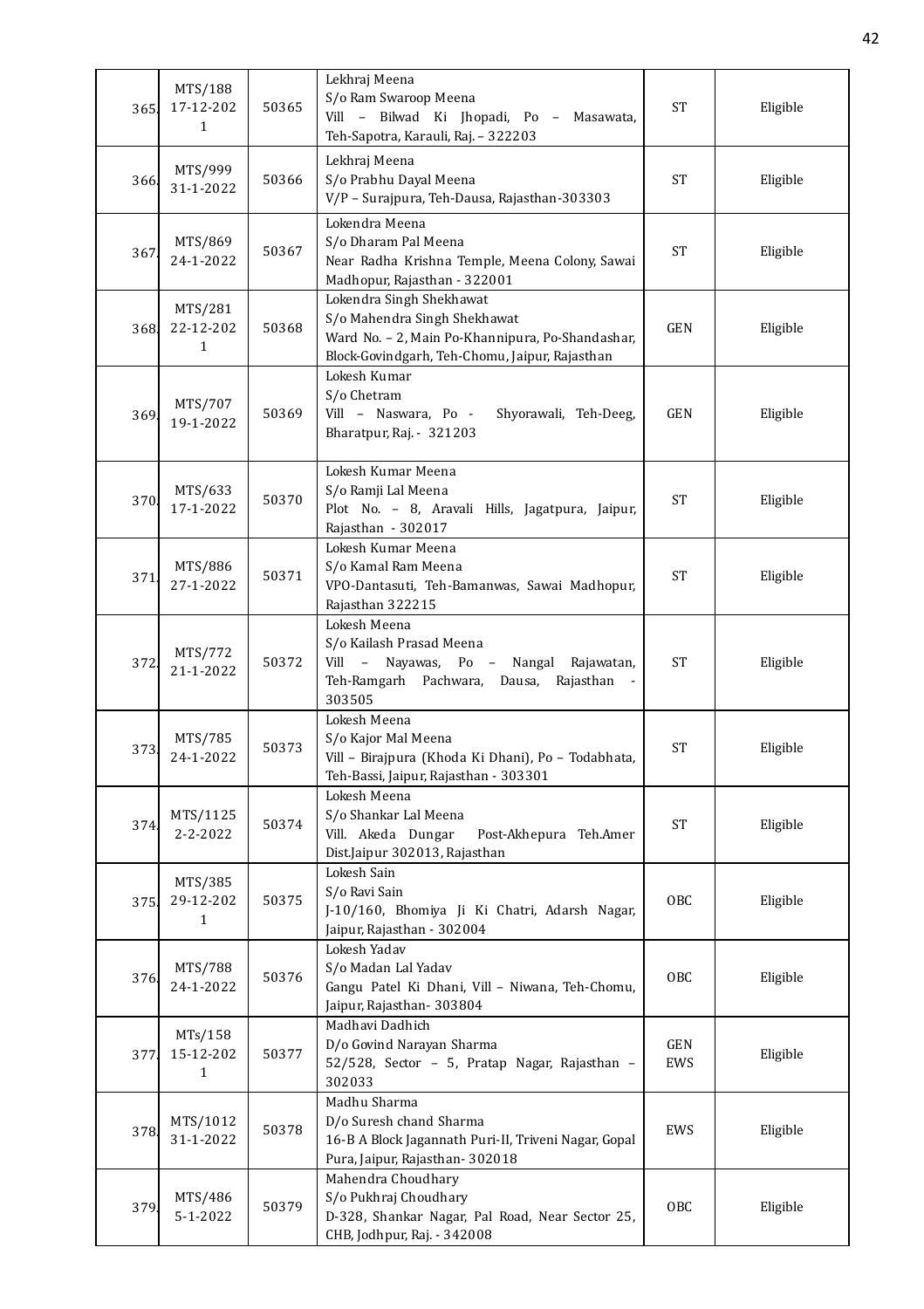| | | | | | |
|---|---|---|---|---|---|
| 365. | MTS/188 17-12-2021 | 50365 | Lekhraj Meena S/o Ram Swaroop Meena Vill – Bilwad Ki Jhopadi, Po – Masawata, Teh-Sapotra, Karauli, Raj. – 322203 | ST | Eligible |
| 366. | MTS/999 31-1-2022 | 50366 | Lekhraj Meena S/o Prabhu Dayal Meena V/P – Surajpura, Teh-Dausa, Rajasthan-303303 | ST | Eligible |
| 367. | MTS/869 24-1-2022 | 50367 | Lokendra Meena S/o Dharam Pal Meena Near Radha Krishna Temple, Meena Colony, Sawai Madhopur, Rajasthan - 322001 | ST | Eligible |
| 368. | MTS/281 22-12-2021 | 50368 | Lokendra Singh Shekhawat S/o Mahendra Singh Shekhawat Ward No. – 2, Main Po-Khannipura, Po-Shandashar, Block-Govindgarh, Teh-Chomu, Jaipur, Rajasthan | GEN | Eligible |
| 369. | MTS/707 19-1-2022 | 50369 | Lokesh Kumar S/o Chetram Vill – Naswara, Po - Shyorawali, Teh-Deeg, Bharatpur, Raj. - 321203 | GEN | Eligible |
| 370. | MTS/633 17-1-2022 | 50370 | Lokesh Kumar Meena S/o Ramji Lal Meena Plot No. – 8, Aravali Hills, Jagatpura, Jaipur, Rajasthan - 302017 | ST | Eligible |
| 371. | MTS/886 27-1-2022 | 50371 | Lokesh Kumar Meena S/o Kamal Ram Meena VPO-Dantasuti, Teh-Bamanwas, Sawai Madhopur, Rajasthan 322215 | ST | Eligible |
| 372. | MTS/772 21-1-2022 | 50372 | Lokesh Meena S/o Kailash Prasad Meena Vill – Nayawas, Po – Nangal Rajawatan, Teh-Ramgarh Pachwara, Dausa, Rajasthan - 303505 | ST | Eligible |
| 373. | MTS/785 24-1-2022 | 50373 | Lokesh Meena S/o Kajor Mal Meena Vill – Birajpura (Khoda Ki Dhani), Po – Todabhata, Teh-Bassi, Jaipur, Rajasthan - 303301 | ST | Eligible |
| 374. | MTS/1125 2-2-2022 | 50374 | Lokesh Meena S/o Shankar Lal Meena Vill. Akeda Dungar Post-Akhepura Teh.Amer Dist.Jaipur 302013, Rajasthan | ST | Eligible |
| 375. | MTS/385 29-12-2021 | 50375 | Lokesh Sain S/o Ravi Sain J-10/160, Bhomiya Ji Ki Chatri, Adarsh Nagar, Jaipur, Rajasthan - 302004 | OBC | Eligible |
| 376. | MTS/788 24-1-2022 | 50376 | Lokesh Yadav S/o Madan Lal Yadav Gangu Patel Ki Dhani, Vill – Niwana, Teh-Chomu, Jaipur, Rajasthan- 303804 | OBC | Eligible |
| 377. | MTs/158 15-12-2021 | 50377 | Madhavi Dadhich D/o Govind Narayan Sharma 52/528, Sector – 5, Pratap Nagar, Rajasthan – 302033 | GEN EWS | Eligible |
| 378. | MTS/1012 31-1-2022 | 50378 | Madhu Sharma D/o Suresh chand Sharma 16-B A Block Jagannath Puri-II, Triveni Nagar, Gopal Pura, Jaipur, Rajasthan- 302018 | EWS | Eligible |
| 379. | MTS/486 5-1-2022 | 50379 | Mahendra Choudhary S/o Pukhraj Choudhary D-328, Shankar Nagar, Pal Road, Near Sector 25, CHB, Jodhpur, Raj. - 342008 | OBC | Eligible |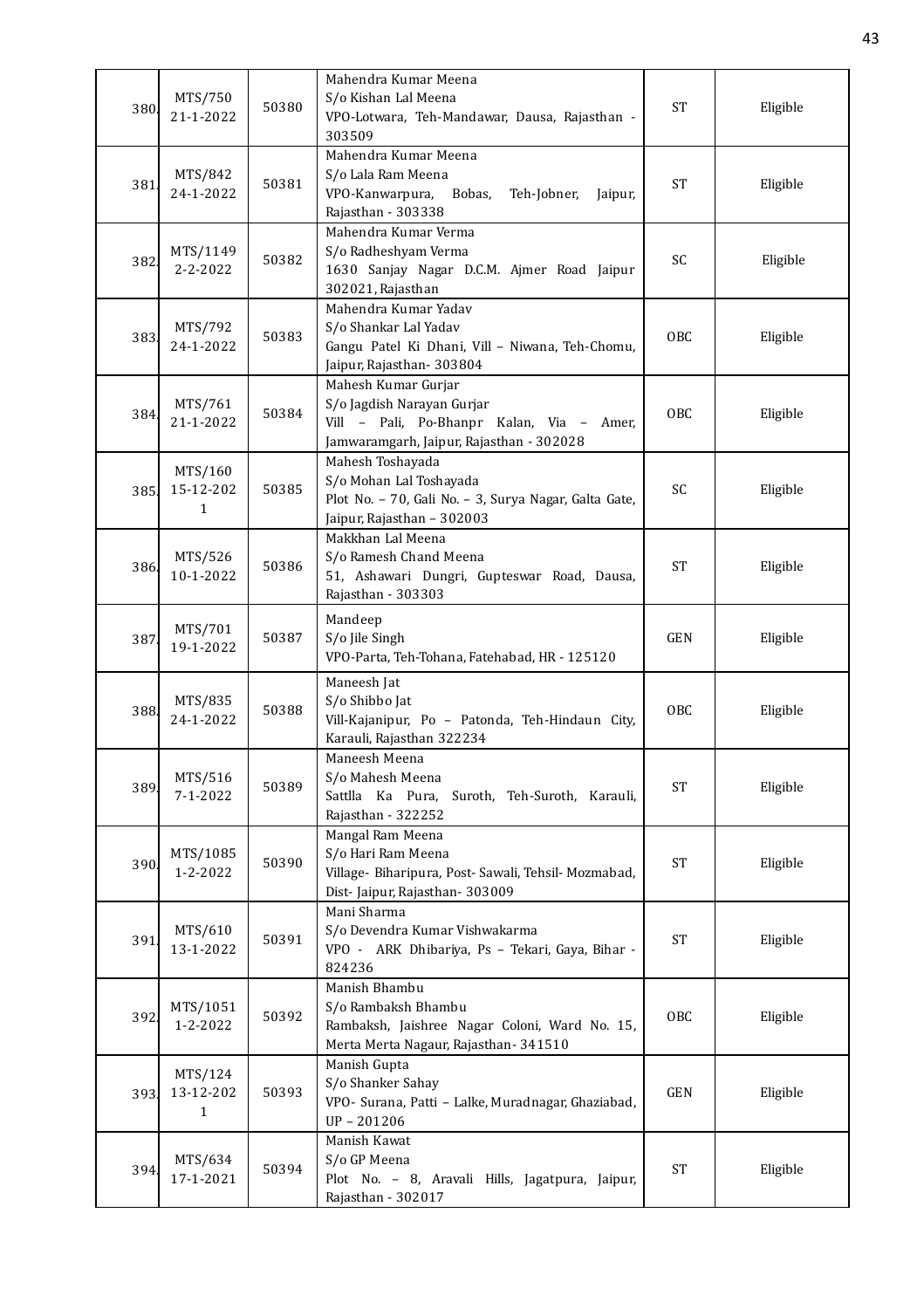| | | | | | |
|---|---|---|---|---|---|
| 380. | MTS/750<br>21-1-2022 | 50380 | Mahendra Kumar Meena<br>S/o Kishan Lal Meena<br>VPO-Lotwara, Teh-Mandawar, Dausa, Rajasthan - 303509 | ST | Eligible |
| 381. | MTS/842<br>24-1-2022 | 50381 | Mahendra Kumar Meena<br>S/o Lala Ram Meena<br>VPO-Kanwarpura, Bobas, Teh-Jobner, Jaipur, Rajasthan - 303338 | ST | Eligible |
| 382. | MTS/1149<br>2-2-2022 | 50382 | Mahendra Kumar Verma<br>S/o Radheshyam Verma<br>1630 Sanjay Nagar D.C.M. Ajmer Road Jaipur 302021, Rajasthan | SC | Eligible |
| 383. | MTS/792<br>24-1-2022 | 50383 | Mahendra Kumar Yadav<br>S/o Shankar Lal Yadav<br>Gangu Patel Ki Dhani, Vill – Niwana, Teh-Chomu, Jaipur, Rajasthan- 303804 | OBC | Eligible |
| 384. | MTS/761<br>21-1-2022 | 50384 | Mahesh Kumar Gurjar<br>S/o Jagdish Narayan Gurjar<br>Vill – Pali, Po-Bhanpr Kalan, Via – Amer, Jamwaramgarh, Jaipur, Rajasthan - 302028 | OBC | Eligible |
| 385. | MTS/160<br>15-12-2021 | 50385 | Mahesh Toshayada<br>S/o Mohan Lal Toshayada<br>Plot No. – 70, Gali No. – 3, Surya Nagar, Galta Gate, Jaipur, Rajasthan – 302003 | SC | Eligible |
| 386. | MTS/526<br>10-1-2022 | 50386 | Makkhan Lal Meena<br>S/o Ramesh Chand Meena<br>51, Ashawari Dungri, Gupteswar Road, Dausa, Rajasthan - 303303 | ST | Eligible |
| 387. | MTS/701<br>19-1-2022 | 50387 | Mandeep<br>S/o Jile Singh<br>VPO-Parta, Teh-Tohana, Fatehabad, HR - 125120 | GEN | Eligible |
| 388. | MTS/835<br>24-1-2022 | 50388 | Maneesh Jat<br>S/o Shibbo Jat<br>Vill-Kajanipur, Po – Patonda, Teh-Hindaun City, Karauli, Rajasthan 322234 | OBC | Eligible |
| 389. | MTS/516<br>7-1-2022 | 50389 | Maneesh Meena<br>S/o Mahesh Meena<br>Sattlla Ka Pura, Suroth, Teh-Suroth, Karauli, Rajasthan - 322252 | ST | Eligible |
| 390. | MTS/1085<br>1-2-2022 | 50390 | Mangal Ram Meena<br>S/o Hari Ram Meena<br>Village- Biharipura, Post- Sawali, Tehsil- Mozmabad, Dist- Jaipur, Rajasthan- 303009 | ST | Eligible |
| 391. | MTS/610<br>13-1-2022 | 50391 | Mani Sharma<br>S/o Devendra Kumar Vishwakarma<br>VPO - ARK Dhibariya, Ps – Tekari, Gaya, Bihar - 824236 | ST | Eligible |
| 392. | MTS/1051<br>1-2-2022 | 50392 | Manish Bhambu<br>S/o Rambaksh Bhambu<br>Rambaksh, Jaishree Nagar Coloni, Ward No. 15, Merta Merta Nagaur, Rajasthan- 341510 | OBC | Eligible |
| 393. | MTS/124<br>13-12-2021 | 50393 | Manish Gupta<br>S/o Shanker Sahay<br>VPO- Surana, Patti – Lalke, Muradnagar, Ghaziabad, UP – 201206 | GEN | Eligible |
| 394. | MTS/634<br>17-1-2021 | 50394 | Manish Kawat<br>S/o GP Meena<br>Plot No. – 8, Aravali Hills, Jagatpura, Jaipur, Rajasthan - 302017 | ST | Eligible |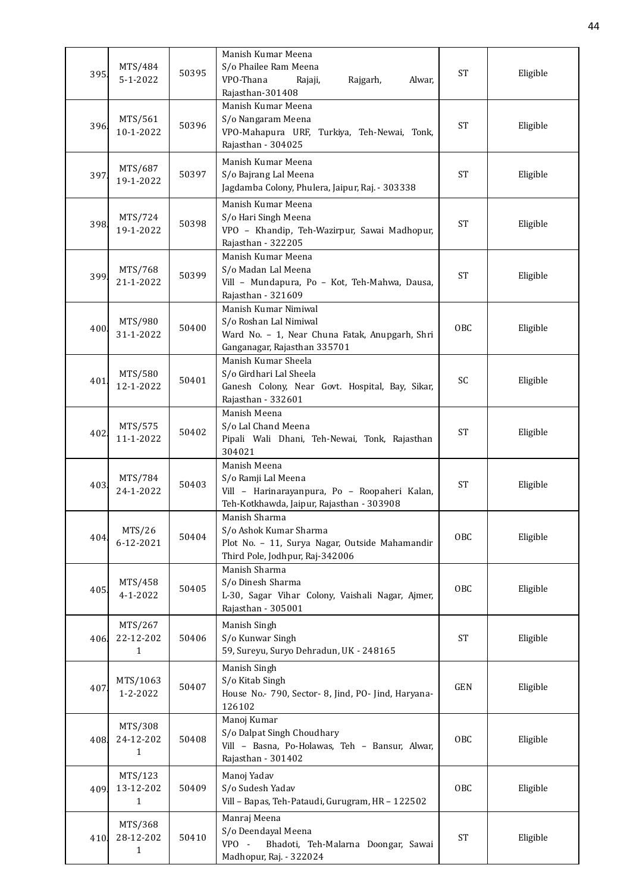| 395. | MTS/484 5-1-2022 | 50395 | Manish Kumar Meena S/o Phailee Ram Meena VPO-Thana Rajaji, Rajgarh, Alwar, Rajasthan-301408 | ST | Eligible |
|---|---|---|---|---|---|
| 396. | MTS/561 10-1-2022 | 50396 | Manish Kumar Meena S/o Nangaram Meena VPO-Mahapura URF, Turkiya, Teh-Newai, Tonk, Rajasthan - 304025 | ST | Eligible |
| 397. | MTS/687 19-1-2022 | 50397 | Manish Kumar Meena S/o Bajrang Lal Meena Jagdamba Colony, Phulera, Jaipur, Raj. - 303338 | ST | Eligible |
| 398. | MTS/724 19-1-2022 | 50398 | Manish Kumar Meena S/o Hari Singh Meena VPO – Khandip, Teh-Wazirpur, Sawai Madhopur, Rajasthan - 322205 | ST | Eligible |
| 399. | MTS/768 21-1-2022 | 50399 | Manish Kumar Meena S/o Madan Lal Meena Vill – Mundapura, Po – Kot, Teh-Mahwa, Dausa, Rajasthan - 321609 | ST | Eligible |
| 400. | MTS/980 31-1-2022 | 50400 | Manish Kumar Nimiwal S/o Roshan Lal Nimiwal Ward No. – 1, Near Chuna Fatak, Anupgarh, Shri Ganganagar, Rajasthan 335701 | OBC | Eligible |
| 401. | MTS/580 12-1-2022 | 50401 | Manish Kumar Sheela S/o Girdhari Lal Sheela Ganesh Colony, Near Govt. Hospital, Bay, Sikar, Rajasthan - 332601 | SC | Eligible |
| 402. | MTS/575 11-1-2022 | 50402 | Manish Meena S/o Lal Chand Meena Pipali Wali Dhani, Teh-Newai, Tonk, Rajasthan 304021 | ST | Eligible |
| 403. | MTS/784 24-1-2022 | 50403 | Manish Meena S/o Ramji Lal Meena Vill – Harinarayanpura, Po – Roopaheri Kalan, Teh-Kotkhawda, Jaipur, Rajasthan - 303908 | ST | Eligible |
| 404. | MTS/26 6-12-2021 | 50404 | Manish Sharma S/o Ashok Kumar Sharma Plot No. – 11, Surya Nagar, Outside Mahamandir Third Pole, Jodhpur, Raj-342006 | OBC | Eligible |
| 405. | MTS/458 4-1-2022 | 50405 | Manish Sharma S/o Dinesh Sharma L-30, Sagar Vihar Colony, Vaishali Nagar, Ajmer, Rajasthan - 305001 | OBC | Eligible |
| 406. | MTS/267 22-12-2021 | 50406 | Manish Singh S/o Kunwar Singh 59, Sureyu, Suryo Dehradun, UK - 248165 | ST | Eligible |
| 407. | MTS/1063 1-2-2022 | 50407 | Manish Singh S/o Kitab Singh House No.- 790, Sector- 8, Jind, PO- Jind, Haryana-126102 | GEN | Eligible |
| 408. | MTS/308 24-12-2021 | 50408 | Manoj Kumar S/o Dalpat Singh Choudhary Vill – Basna, Po-Holawas, Teh – Bansur, Alwar, Rajasthan - 301402 | OBC | Eligible |
| 409. | MTS/123 13-12-2021 | 50409 | Manoj Yadav S/o Sudesh Yadav Vill – Bapas, Teh-Pataudi, Gurugram, HR – 122502 | OBC | Eligible |
| 410. | MTS/368 28-12-2021 | 50410 | Manraj Meena S/o Deendayal Meena VPO - Bhadoti, Teh-Malarna Doongar, Sawai Madhopur, Raj. - 322024 | ST | Eligible |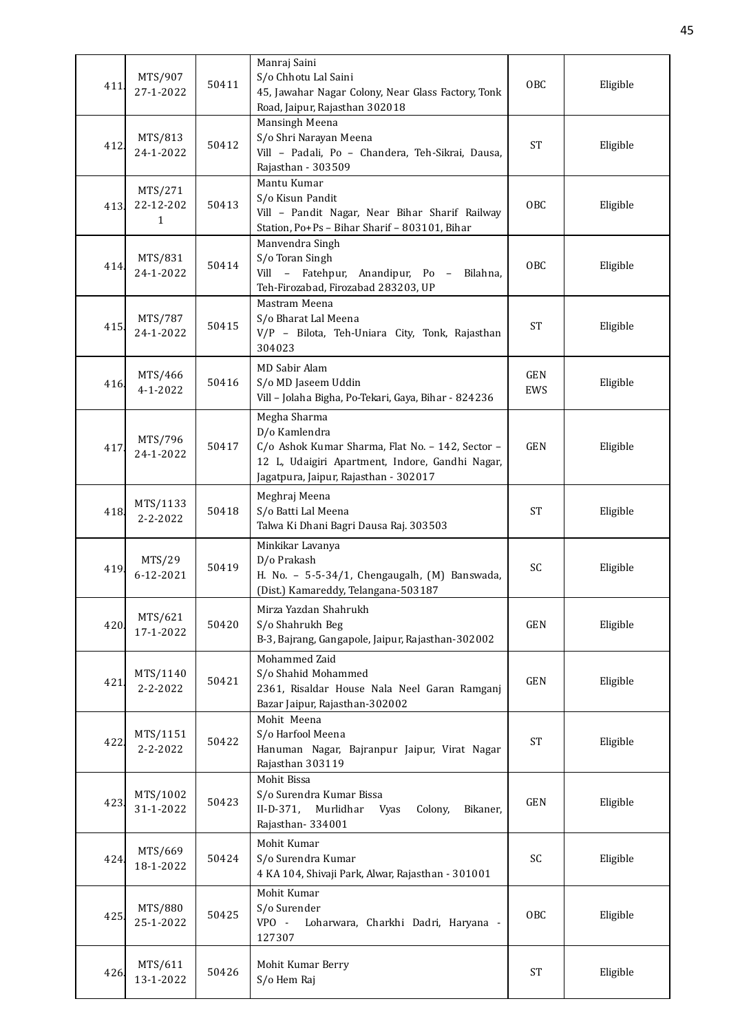| 411. | MTS/907 27-1-2022 | 50411 | Manraj Saini S/o Chhotu Lal Saini 45, Jawahar Nagar Colony, Near Glass Factory, Tonk Road, Jaipur, Rajasthan 302018 | OBC | Eligible |
|---|---|---|---|---|---|
| 412. | MTS/813 24-1-2022 | 50412 | Mansingh Meena S/o Shri Narayan Meena Vill – Padali, Po – Chandera, Teh-Sikrai, Dausa, Rajasthan - 303509 | ST | Eligible |
| 413. | MTS/271 22-12-2021 | 50413 | Mantu Kumar S/o Kisun Pandit Vill – Pandit Nagar, Near Bihar Sharif Railway Station, Po+Ps – Bihar Sharif – 803101, Bihar | OBC | Eligible |
| 414. | MTS/831 24-1-2022 | 50414 | Manvendra Singh S/o Toran Singh Vill – Fatehpur, Anandipur, Po – Bilahna, Teh-Firozabad, Firozabad 283203, UP | OBC | Eligible |
| 415. | MTS/787 24-1-2022 | 50415 | Mastram Meena S/o Bharat Lal Meena V/P – Bilota, Teh-Uniara City, Tonk, Rajasthan 304023 | ST | Eligible |
| 416. | MTS/466 4-1-2022 | 50416 | MD Sabir Alam S/o MD Jaseem Uddin Vill – Jolaha Bigha, Po-Tekari, Gaya, Bihar - 824236 | GEN EWS | Eligible |
| 417. | MTS/796 24-1-2022 | 50417 | Megha Sharma D/o Kamlendra C/o Ashok Kumar Sharma, Flat No. – 142, Sector – 12 L, Udaigiri Apartment, Indore, Gandhi Nagar, Jagatpura, Jaipur, Rajasthan - 302017 | GEN | Eligible |
| 418. | MTS/1133 2-2-2022 | 50418 | Meghraj Meena S/o Batti Lal Meena Talwa Ki Dhani Bagri Dausa Raj. 303503 | ST | Eligible |
| 419. | MTS/29 6-12-2021 | 50419 | Minkikar Lavanya D/o Prakash H. No. – 5-5-34/1, Chengaugalh, (M) Banswada, (Dist.) Kamareddy, Telangana-503187 | SC | Eligible |
| 420. | MTS/621 17-1-2022 | 50420 | Mirza Yazdan Shahrukh S/o Shahrukh Beg B-3, Bajrang, Gangapole, Jaipur, Rajasthan-302002 | GEN | Eligible |
| 421. | MTS/1140 2-2-2022 | 50421 | Mohammed Zaid S/o Shahid Mohammed 2361, Risaldar House Nala Neel Garan Ramganj Bazar Jaipur, Rajasthan-302002 | GEN | Eligible |
| 422. | MTS/1151 2-2-2022 | 50422 | Mohit Meena S/o Harfool Meena Hanuman Nagar, Bajranpur Jaipur, Virat Nagar Rajasthan 303119 | ST | Eligible |
| 423. | MTS/1002 31-1-2022 | 50423 | Mohit Bissa S/o Surendra Kumar Bissa II-D-371, Murlidhar Vyas Colony, Bikaner, Rajasthan- 334001 | GEN | Eligible |
| 424. | MTS/669 18-1-2022 | 50424 | Mohit Kumar S/o Surendra Kumar 4 KA 104, Shivaji Park, Alwar, Rajasthan - 301001 | SC | Eligible |
| 425. | MTS/880 25-1-2022 | 50425 | Mohit Kumar S/o Surender VPO - Loharwara, Charkhi Dadri, Haryana - 127307 | OBC | Eligible |
| 426. | MTS/611 13-1-2022 | 50426 | Mohit Kumar Berry S/o Hem Raj | ST | Eligible |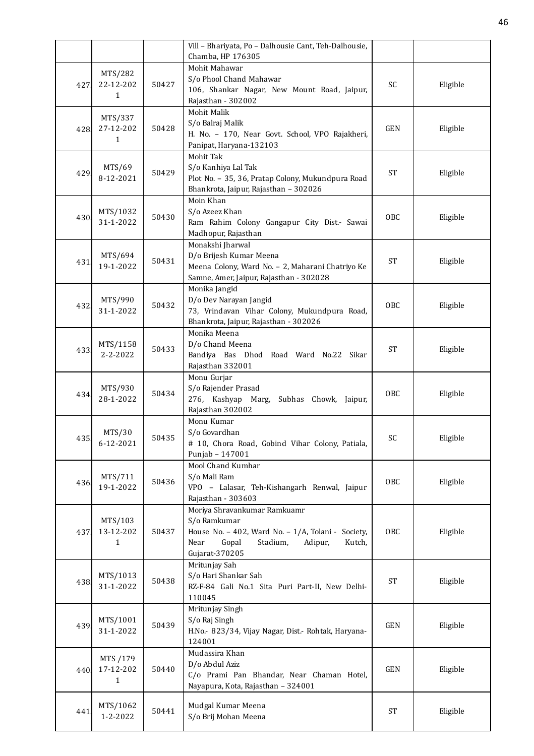| | | | | | |
|---|---|---|---|---|---|
| | | | Vill – Bhariyata, Po – Dalhousie Cant, Teh-Dalhousie, Chamba, HP 176305 | | |
| 427. | MTS/282 22-12-2021 | 50427 | Mohit Mahawar S/o Phool Chand Mahawar 106, Shankar Nagar, New Mount Road, Jaipur, Rajasthan - 302002 | SC | Eligible |
| 428. | MTS/337 27-12-2021 | 50428 | Mohit Malik S/o Balraj Malik H. No. – 170, Near Govt. School, VPO Rajakheri, Panipat, Haryana-132103 | GEN | Eligible |
| 429. | MTS/69 8-12-2021 | 50429 | Mohit Tak S/o Kanhiya Lal Tak Plot No. – 35, 36, Pratap Colony, Mukundpura Road Bhankrota, Jaipur, Rajasthan – 302026 | ST | Eligible |
| 430. | MTS/1032 31-1-2022 | 50430 | Moin Khan S/o Azeez Khan Ram Rahim Colony Gangapur City Dist.- Sawai Madhopur, Rajasthan | OBC | Eligible |
| 431. | MTS/694 19-1-2022 | 50431 | Monakshi Jharwal D/o Brijesh Kumar Meena Meena Colony, Ward No. – 2, Maharani Chatriyo Ke Samne, Amer, Jaipur, Rajasthan - 302028 | ST | Eligible |
| 432. | MTS/990 31-1-2022 | 50432 | Monika Jangid D/o Dev Narayan Jangid 73, Vrindavan Vihar Colony, Mukundpura Road, Bhankrota, Jaipur, Rajasthan - 302026 | OBC | Eligible |
| 433. | MTS/1158 2-2-2022 | 50433 | Monika Meena D/o Chand Meena Bandiya Bas Dhod Road Ward No.22 Sikar Rajasthan 332001 | ST | Eligible |
| 434. | MTS/930 28-1-2022 | 50434 | Monu Gurjar S/o Rajender Prasad 276, Kashyap Marg, Subhas Chowk, Jaipur, Rajasthan 302002 | OBC | Eligible |
| 435. | MTS/30 6-12-2021 | 50435 | Monu Kumar S/o Govardhan # 10, Chora Road, Gobind Vihar Colony, Patiala, Punjab – 147001 | SC | Eligible |
| 436. | MTS/711 19-1-2022 | 50436 | Mool Chand Kumhar S/o Mali Ram VPO – Lalasar, Teh-Kishangarh Renwal, Jaipur Rajasthan - 303603 | OBC | Eligible |
| 437. | MTS/103 13-12-2021 | 50437 | Moriya Shravankumar Ramkuamr S/o Ramkumar House No. – 402, Ward No. – 1/A, Tolani - Society, Near Gopal Stadium, Adipur, Kutch, Gujarat-370205 | OBC | Eligible |
| 438. | MTS/1013 31-1-2022 | 50438 | Mritunjay Sah S/o Hari Shankar Sah RZ-F-84 Gali No.1 Sita Puri Part-II, New Delhi-110045 | ST | Eligible |
| 439. | MTS/1001 31-1-2022 | 50439 | Mritunjay Singh S/o Raj Singh H.No.- 823/34, Vijay Nagar, Dist.- Rohtak, Haryana-124001 | GEN | Eligible |
| 440. | MTS /179 17-12-2021 | 50440 | Mudassira Khan D/o Abdul Aziz C/o Prami Pan Bhandar, Near Chaman Hotel, Nayapura, Kota, Rajasthan – 324001 | GEN | Eligible |
| 441. | MTS/1062 1-2-2022 | 50441 | Mudgal Kumar Meena S/o Brij Mohan Meena | ST | Eligible |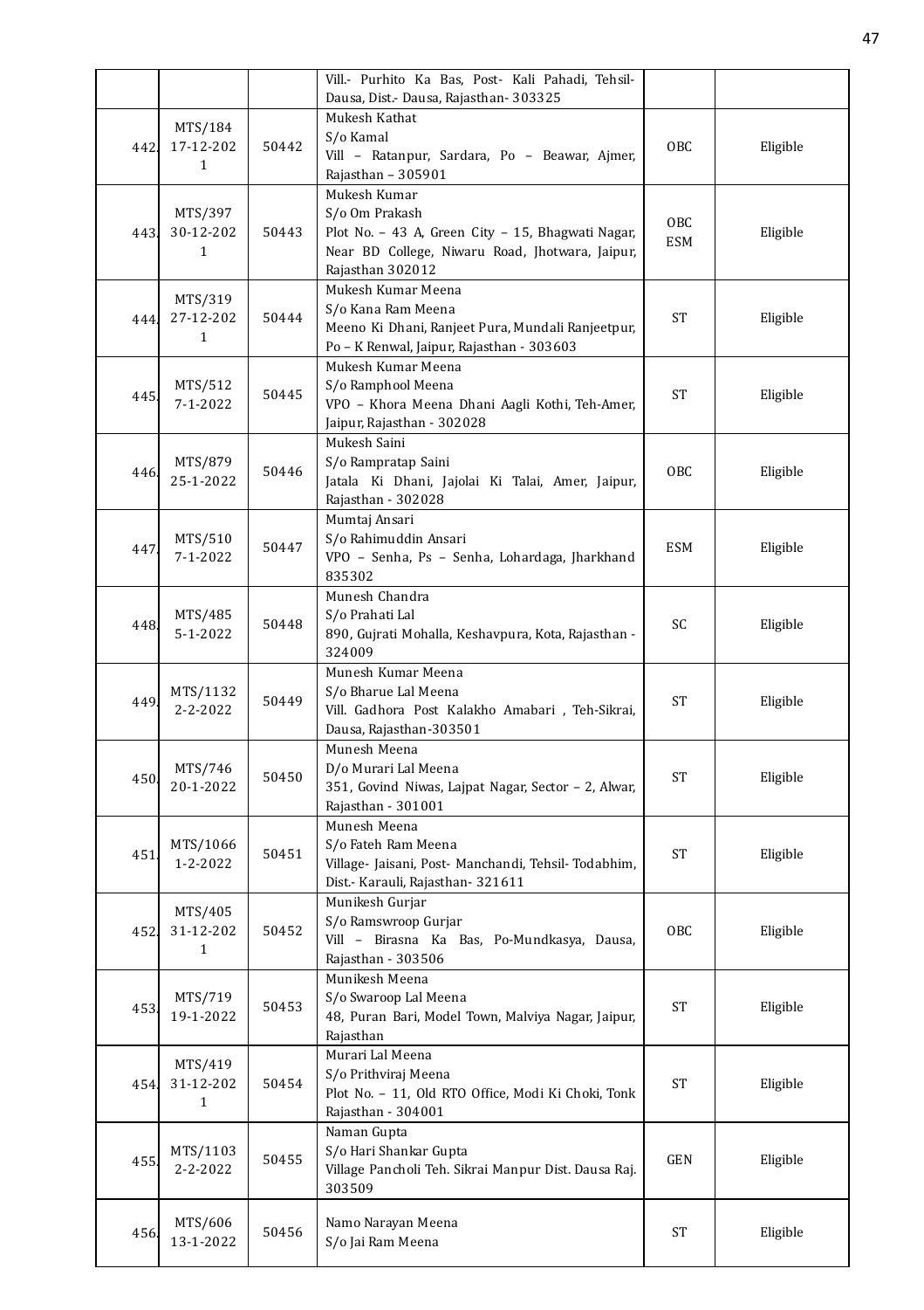| | | | | | |
|---|---|---|---|---|---|
| | | | Vill.- Purhito Ka Bas, Post- Kali Pahadi, Tehsil-Dausa, Dist.- Dausa, Rajasthan- 303325 | | |
| 442. | MTS/184 17-12-2021 | 50442 | Mukesh Kathat S/o Kamal Vill – Ratanpur, Sardara, Po – Beawar, Ajmer, Rajasthan – 305901 | OBC | Eligible |
| 443. | MTS/397 30-12-2021 | 50443 | Mukesh Kumar S/o Om Prakash Plot No. – 43 A, Green City – 15, Bhagwati Nagar, Near BD College, Niwaru Road, Jhotwara, Jaipur, Rajasthan 302012 | OBC ESM | Eligible |
| 444. | MTS/319 27-12-2021 | 50444 | Mukesh Kumar Meena S/o Kana Ram Meena Meeno Ki Dhani, Ranjeet Pura, Mundali Ranjeetpur, Po – K Renwal, Jaipur, Rajasthan - 303603 | ST | Eligible |
| 445. | MTS/512 7-1-2022 | 50445 | Mukesh Kumar Meena S/o Ramphool Meena VPO – Khora Meena Dhani Aagli Kothi, Teh-Amer, Jaipur, Rajasthan - 302028 | ST | Eligible |
| 446. | MTS/879 25-1-2022 | 50446 | Mukesh Saini S/o Rampratap Saini Jatala Ki Dhani, Jajolai Ki Talai, Amer, Jaipur, Rajasthan - 302028 | OBC | Eligible |
| 447. | MTS/510 7-1-2022 | 50447 | Mumtaj Ansari S/o Rahimuddin Ansari VPO – Senha, Ps – Senha, Lohardaga, Jharkhand 835302 | ESM | Eligible |
| 448. | MTS/485 5-1-2022 | 50448 | Munesh Chandra S/o Prahati Lal 890, Gujrati Mohalla, Keshavpura, Kota, Rajasthan - 324009 | SC | Eligible |
| 449. | MTS/1132 2-2-2022 | 50449 | Munesh Kumar Meena S/o Bharue Lal Meena Vill. Gadhora Post Kalakho Amabari , Teh-Sikrai, Dausa, Rajasthan-303501 | ST | Eligible |
| 450. | MTS/746 20-1-2022 | 50450 | Munesh Meena D/o Murari Lal Meena 351, Govind Niwas, Lajpat Nagar, Sector – 2, Alwar, Rajasthan - 301001 | ST | Eligible |
| 451. | MTS/1066 1-2-2022 | 50451 | Munesh Meena S/o Fateh Ram Meena Village- Jaisani, Post- Manchandi, Tehsil- Todabhim, Dist.- Karauli, Rajasthan- 321611 | ST | Eligible |
| 452. | MTS/405 31-12-2021 | 50452 | Munikesh Gurjar S/o Ramswroop Gurjar Vill – Birasna Ka Bas, Po-Mundkasya, Dausa, Rajasthan - 303506 | OBC | Eligible |
| 453. | MTS/719 19-1-2022 | 50453 | Munikesh Meena S/o Swaroop Lal Meena 48, Puran Bari, Model Town, Malviya Nagar, Jaipur, Rajasthan | ST | Eligible |
| 454. | MTS/419 31-12-2021 | 50454 | Murari Lal Meena S/o Prithviraj Meena Plot No. – 11, Old RTO Office, Modi Ki Choki, Tonk Rajasthan - 304001 | ST | Eligible |
| 455. | MTS/1103 2-2-2022 | 50455 | Naman Gupta S/o Hari Shankar Gupta Village Pancholi Teh. Sikrai Manpur Dist. Dausa Raj. 303509 | GEN | Eligible |
| 456. | MTS/606 13-1-2022 | 50456 | Namo Narayan Meena S/o Jai Ram Meena | ST | Eligible |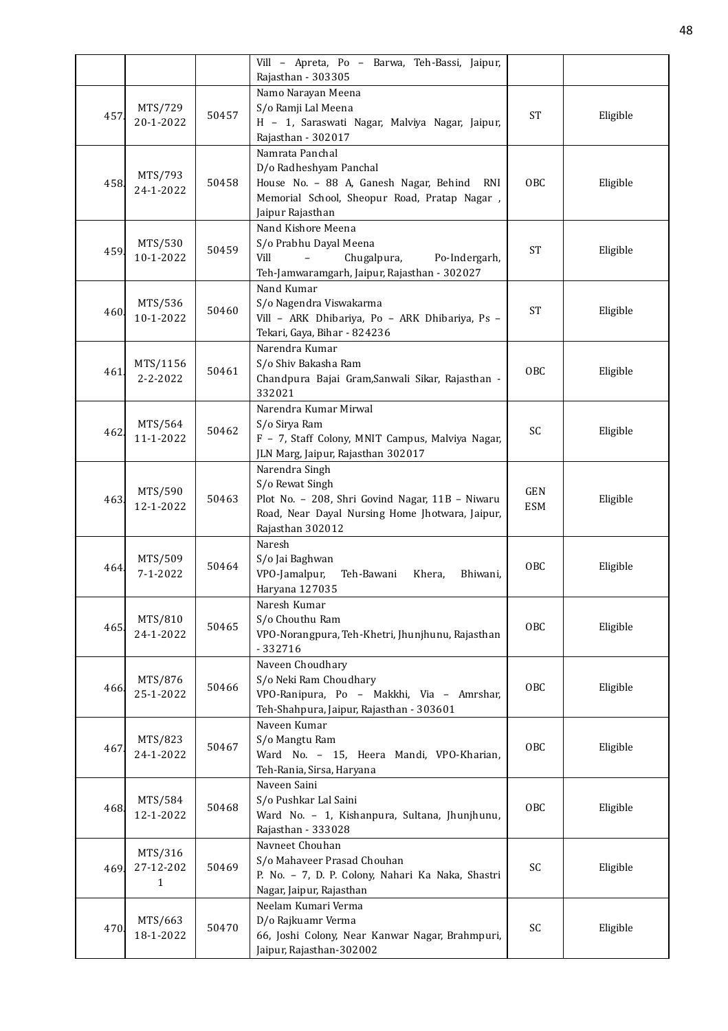| | | | | | |
|---|---|---|---|---|---|
| | | | Vill – Apreta, Po – Barwa, Teh-Bassi, Jaipur, Rajasthan - 303305 | | |
| 457. | MTS/729 20-1-2022 | 50457 | Namo Narayan Meena S/o Ramji Lal Meena H – 1, Saraswati Nagar, Malviya Nagar, Jaipur, Rajasthan - 302017 | ST | Eligible |
| 458. | MTS/793 24-1-2022 | 50458 | Namrata Panchal D/o Radheshyam Panchal House No. – 88 A, Ganesh Nagar, Behind RNI Memorial School, Sheopur Road, Pratap Nagar , Jaipur Rajasthan | OBC | Eligible |
| 459. | MTS/530 10-1-2022 | 50459 | Nand Kishore Meena S/o Prabhu Dayal Meena Vill – Chugalpura, Po-Indergarh, Teh-Jamwaramgarh, Jaipur, Rajasthan - 302027 | ST | Eligible |
| 460. | MTS/536 10-1-2022 | 50460 | Nand Kumar S/o Nagendra Viswakarma Vill – ARK Dhibariya, Po – ARK Dhibariya, Ps – Tekari, Gaya, Bihar - 824236 | ST | Eligible |
| 461. | MTS/1156 2-2-2022 | 50461 | Narendra Kumar S/o Shiv Bakasha Ram Chandpura Bajai Gram,Sanwali Sikar, Rajasthan - 332021 | OBC | Eligible |
| 462. | MTS/564 11-1-2022 | 50462 | Narendra Kumar Mirwal S/o Sirya Ram F – 7, Staff Colony, MNIT Campus, Malviya Nagar, JLN Marg, Jaipur, Rajasthan 302017 | SC | Eligible |
| 463. | MTS/590 12-1-2022 | 50463 | Narendra Singh S/o Rewat Singh Plot No. – 208, Shri Govind Nagar, 11B – Niwaru Road, Near Dayal Nursing Home Jhotwara, Jaipur, Rajasthan 302012 | GEN ESM | Eligible |
| 464. | MTS/509 7-1-2022 | 50464 | Naresh S/o Jai Baghwan VPO-Jamalpur, Teh-Bawani Khera, Bhiwani, Haryana 127035 | OBC | Eligible |
| 465. | MTS/810 24-1-2022 | 50465 | Naresh Kumar S/o Chouthu Ram VPO-Norangpura, Teh-Khetri, Jhunjhunu, Rajasthan - 332716 | OBC | Eligible |
| 466. | MTS/876 25-1-2022 | 50466 | Naveen Choudhary S/o Neki Ram Choudhary VPO-Ranipura, Po – Makkhi, Via – Amrshar, Teh-Shahpura, Jaipur, Rajasthan - 303601 | OBC | Eligible |
| 467. | MTS/823 24-1-2022 | 50467 | Naveen Kumar S/o Mangtu Ram Ward No. – 15, Heera Mandi, VPO-Kharian, Teh-Rania, Sirsa, Haryana | OBC | Eligible |
| 468. | MTS/584 12-1-2022 | 50468 | Naveen Saini S/o Pushkar Lal Saini Ward No. – 1, Kishanpura, Sultana, Jhunjhunu, Rajasthan - 333028 | OBC | Eligible |
| 469. | MTS/316 27-12-2021 | 50469 | Navneet Chouhan S/o Mahaveer Prasad Chouhan P. No. – 7, D. P. Colony, Nahari Ka Naka, Shastri Nagar, Jaipur, Rajasthan | SC | Eligible |
| 470. | MTS/663 18-1-2022 | 50470 | Neelam Kumari Verma D/o Rajkuamr Verma 66, Joshi Colony, Near Kanwar Nagar, Brahmpuri, Jaipur, Rajasthan-302002 | SC | Eligible |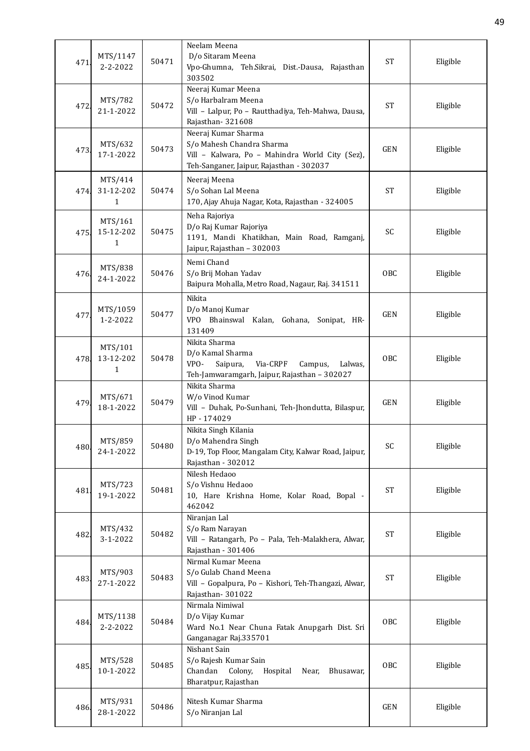| 471. | MTS/1147 2-2-2022 | 50471 | Neelam Meena D/o Sitaram Meena Vpo-Ghumna, Teh.Sikrai, Dist.-Dausa, Rajasthan 303502 | ST | Eligible |
|---|---|---|---|---|---|
| 472. | MTS/782 21-1-2022 | 50472 | Neeraj Kumar Meena S/o Harbalram Meena Vill – Lalpur, Po – Rautthadiya, Teh-Mahwa, Dausa, Rajasthan- 321608 | ST | Eligible |
| 473. | MTS/632 17-1-2022 | 50473 | Neeraj Kumar Sharma S/o Mahesh Chandra Sharma Vill – Kalwara, Po – Mahindra World City (Sez), Teh-Sanganer, Jaipur, Rajasthan - 302037 | GEN | Eligible |
| 474. | MTS/414 31-12-2021 | 50474 | Neeraj Meena S/o Sohan Lal Meena 170, Ajay Ahuja Nagar, Kota, Rajasthan - 324005 | ST | Eligible |
| 475. | MTS/161 15-12-2021 | 50475 | Neha Rajoriya D/o Raj Kumar Rajoriya 1191, Mandi Khatikhan, Main Road, Ramganj, Jaipur, Rajasthan – 302003 | SC | Eligible |
| 476. | MTS/838 24-1-2022 | 50476 | Nemi Chand S/o Brij Mohan Yadav Baipura Mohalla, Metro Road, Nagaur, Raj. 341511 | OBC | Eligible |
| 477. | MTS/1059 1-2-2022 | 50477 | Nikita D/o Manoj Kumar VPO Bhainswal Kalan, Gohana, Sonipat, HR-131409 | GEN | Eligible |
| 478. | MTS/101 13-12-2021 | 50478 | Nikita Sharma D/o Kamal Sharma VPO- Saipura, Via-CRPF Campus, Lalwas, Teh-Jamwaramgarh, Jaipur, Rajasthan – 302027 | OBC | Eligible |
| 479. | MTS/671 18-1-2022 | 50479 | Nikita Sharma W/o Vinod Kumar Vill – Duhak, Po-Sunhani, Teh-Jhondutta, Bilaspur, HP - 174029 | GEN | Eligible |
| 480. | MTS/859 24-1-2022 | 50480 | Nikita Singh Kilania D/o Mahendra Singh D-19, Top Floor, Mangalam City, Kalwar Road, Jaipur, Rajasthan - 302012 | SC | Eligible |
| 481. | MTS/723 19-1-2022 | 50481 | Nilesh Hedaoo S/o Vishnu Hedaoo 10, Hare Krishna Home, Kolar Road, Bopal - 462042 | ST | Eligible |
| 482. | MTS/432 3-1-2022 | 50482 | Niranjan Lal S/o Ram Narayan Vill – Ratangarh, Po – Pala, Teh-Malakhera, Alwar, Rajasthan - 301406 | ST | Eligible |
| 483. | MTS/903 27-1-2022 | 50483 | Nirmal Kumar Meena S/o Gulab Chand Meena Vill – Gopalpura, Po – Kishori, Teh-Thangazi, Alwar, Rajasthan- 301022 | ST | Eligible |
| 484. | MTS/1138 2-2-2022 | 50484 | Nirmala Nimiwal D/o Vijay Kumar Ward No.1 Near Chuna Fatak Anupgarh Dist. Sri Ganganagar Raj.335701 | OBC | Eligible |
| 485. | MTS/528 10-1-2022 | 50485 | Nishant Sain S/o Rajesh Kumar Sain Chandan Colony, Hospital Near, Bhusawar, Bharatpur, Rajasthan | OBC | Eligible |
| 486. | MTS/931 28-1-2022 | 50486 | Nitesh Kumar Sharma S/o Niranjan Lal | GEN | Eligible |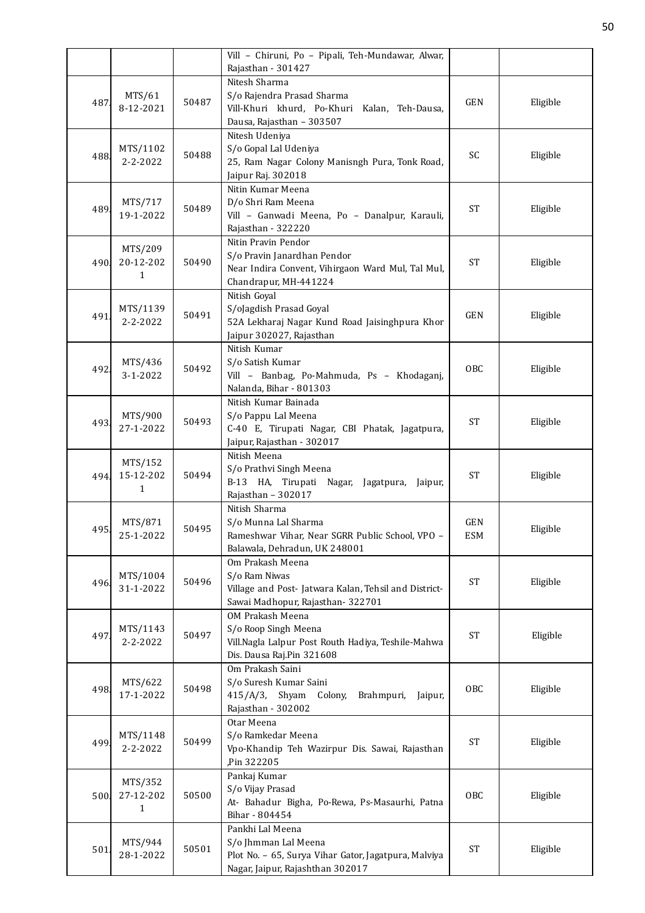| | | | | | |
|---|---|---|---|---|---|
| | | | Vill – Chiruni, Po – Pipali, Teh-Mundawar, Alwar, Rajasthan - 301427 | | |
| 487. | MTS/61 8-12-2021 | 50487 | Nitesh Sharma S/o Rajendra Prasad Sharma Vill-Khuri khurd, Po-Khuri Kalan, Teh-Dausa, Dausa, Rajasthan – 303507 | GEN | Eligible |
| 488. | MTS/1102 2-2-2022 | 50488 | Nitesh Udeniya S/o Gopal Lal Udeniya 25, Ram Nagar Colony Manisngh Pura, Tonk Road, Jaipur Raj. 302018 | SC | Eligible |
| 489. | MTS/717 19-1-2022 | 50489 | Nitin Kumar Meena D/o Shri Ram Meena Vill – Ganwadi Meena, Po – Danalpur, Karauli, Rajasthan - 322220 | ST | Eligible |
| 490. | MTS/209 20-12-2021 | 50490 | Nitin Pravin Pendor S/o Pravin Janardhan Pendor Near Indira Convent, Vihirgaon Ward Mul, Tal Mul, Chandrapur, MH-441224 | ST | Eligible |
| 491. | MTS/1139 2-2-2022 | 50491 | Nitish Goyal S/oJagdish Prasad Goyal 52A Lekharaj Nagar Kund Road Jaisinghpura Khor Jaipur 302027, Rajasthan | GEN | Eligible |
| 492. | MTS/436 3-1-2022 | 50492 | Nitish Kumar S/o Satish Kumar Vill – Banbag, Po-Mahmuda, Ps – Khodaganj, Nalanda, Bihar - 801303 | OBC | Eligible |
| 493. | MTS/900 27-1-2022 | 50493 | Nitish Kumar Bainada S/o Pappu Lal Meena C-40 E, Tirupati Nagar, CBI Phatak, Jagatpura, Jaipur, Rajasthan - 302017 | ST | Eligible |
| 494. | MTS/152 15-12-2021 | 50494 | Nitish Meena S/o Prathvi Singh Meena B-13 HA, Tirupati Nagar, Jagatpura, Jaipur, Rajasthan – 302017 | ST | Eligible |
| 495. | MTS/871 25-1-2022 | 50495 | Nitish Sharma S/o Munna Lal Sharma Rameshwar Vihar, Near SGRR Public School, VPO – Balawala, Dehradun, UK 248001 | GEN ESM | Eligible |
| 496. | MTS/1004 31-1-2022 | 50496 | Om Prakash Meena S/o Ram Niwas Village and Post- Jatwara Kalan, Tehsil and District- Sawai Madhopur, Rajasthan- 322701 | ST | Eligible |
| 497. | MTS/1143 2-2-2022 | 50497 | OM Prakash Meena S/o Roop Singh Meena Vill.Nagla Lalpur Post Routh Hadiya, Teshile-Mahwa Dis. Dausa Raj.Pin 321608 | ST | Eligible |
| 498. | MTS/622 17-1-2022 | 50498 | Om Prakash Saini S/o Suresh Kumar Saini 415/A/3, Shyam Colony, Brahmpuri, Jaipur, Rajasthan - 302002 | OBC | Eligible |
| 499. | MTS/1148 2-2-2022 | 50499 | Otar Meena S/o Ramkedar Meena Vpo-Khandip Teh Wazirpur Dis. Sawai, Rajasthan ,Pin 322205 | ST | Eligible |
| 500. | MTS/352 27-12-2021 | 50500 | Pankaj Kumar S/o Vijay Prasad At- Bahadur Bigha, Po-Rewa, Ps-Masaurhi, Patna Bihar - 804454 | OBC | Eligible |
| 501. | MTS/944 28-1-2022 | 50501 | Pankhi Lal Meena S/o Jhmman Lal Meena Plot No. – 65, Surya Vihar Gator, Jagatpura, Malviya Nagar, Jaipur, Rajashthan 302017 | ST | Eligible |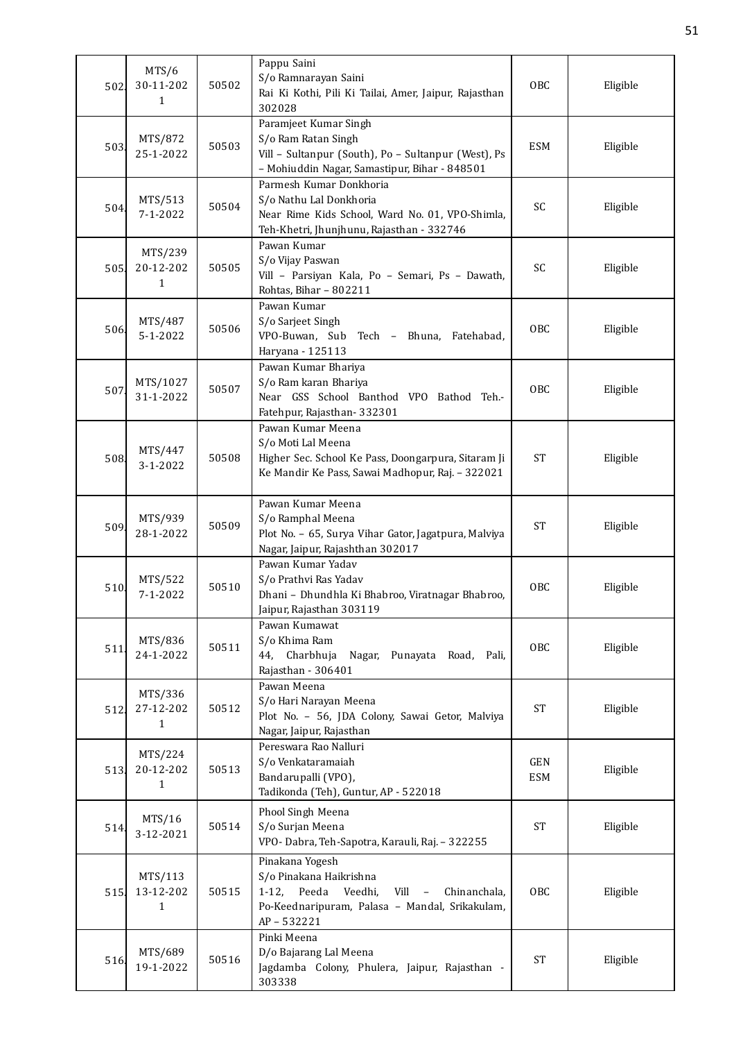| 502. | MTS/6<br>30-11-2021 | 50502 | Pappu Saini<br>S/o Ramnarayan Saini<br>Rai Ki Kothi, Pili Ki Tailai, Amer, Jaipur, Rajasthan 302028 | OBC | Eligible |
|---|---|---|---|---|---|
| 503. | MTS/872<br>25-1-2022 | 50503 | Paramjeet Kumar Singh<br>S/o Ram Ratan Singh<br>Vill – Sultanpur (South), Po – Sultanpur (West), Ps – Mohiuddin Nagar, Samastipur, Bihar - 848501 | ESM | Eligible |
| 504. | MTS/513<br>7-1-2022 | 50504 | Parmesh Kumar Donkhoria<br>S/o Nathu Lal Donkhoria<br>Near Rime Kids School, Ward No. 01, VPO-Shimla, Teh-Khetri, Jhunjhunu, Rajasthan - 332746 | SC | Eligible |
| 505. | MTS/239<br>20-12-2021 | 50505 | Pawan Kumar<br>S/o Vijay Paswan<br>Vill – Parsiyan Kala, Po – Semari, Ps – Dawath, Rohtas, Bihar – 802211 | SC | Eligible |
| 506. | MTS/487<br>5-1-2022 | 50506 | Pawan Kumar<br>S/o Sarjeet Singh<br>VPO-Buwan, Sub Tech – Bhuna, Fatehabad, Haryana - 125113 | OBC | Eligible |
| 507. | MTS/1027<br>31-1-2022 | 50507 | Pawan Kumar Bhariya<br>S/o Ram karan Bhariya<br>Near GSS School Banthod VPO Bathod Teh.-Fatehpur, Rajasthan- 332301 | OBC | Eligible |
| 508. | MTS/447<br>3-1-2022 | 50508 | Pawan Kumar Meena<br>S/o Moti Lal Meena<br>Higher Sec. School Ke Pass, Doongarpura, Sitaram Ji Ke Mandir Ke Pass, Sawai Madhopur, Raj. – 322021 | ST | Eligible |
| 509. | MTS/939<br>28-1-2022 | 50509 | Pawan Kumar Meena<br>S/o Ramphal Meena<br>Plot No. – 65, Surya Vihar Gator, Jagatpura, Malviya Nagar, Jaipur, Rajashthan 302017 | ST | Eligible |
| 510. | MTS/522<br>7-1-2022 | 50510 | Pawan Kumar Yadav<br>S/o Prathvi Ras Yadav<br>Dhani – Dhundhla Ki Bhabroo, Viratnagar Bhabroo, Jaipur, Rajasthan 303119 | OBC | Eligible |
| 511. | MTS/836<br>24-1-2022 | 50511 | Pawan Kumawat<br>S/o Khima Ram<br>44, Charbhuja Nagar, Punayata Road, Pali, Rajasthan - 306401 | OBC | Eligible |
| 512. | MTS/336<br>27-12-2021 | 50512 | Pawan Meena<br>S/o Hari Narayan Meena<br>Plot No. – 56, JDA Colony, Sawai Getor, Malviya Nagar, Jaipur, Rajasthan | ST | Eligible |
| 513. | MTS/224<br>20-12-2021 | 50513 | Pereswara Rao Nalluri<br>S/o Venkataramaiah<br>Bandarupalli (VPO),<br>Tadikonda (Teh), Guntur, AP - 522018 | GEN<br>ESM | Eligible |
| 514. | MTS/16<br>3-12-2021 | 50514 | Phool Singh Meena<br>S/o Surjan Meena<br>VPO- Dabra, Teh-Sapotra, Karauli, Raj. – 322255 | ST | Eligible |
| 515. | MTS/113<br>13-12-2021 | 50515 | Pinakana Yogesh<br>S/o Pinakana Haikrishna<br>1-12, Peeda Veedhi, Vill – Chinanchala, Po-Keednaripuram, Palasa – Mandal, Srikakulam, AP – 532221 | OBC | Eligible |
| 516. | MTS/689<br>19-1-2022 | 50516 | Pinki Meena<br>D/o Bajarang Lal Meena<br>Jagdamba Colony, Phulera, Jaipur, Rajasthan - 303338 | ST | Eligible |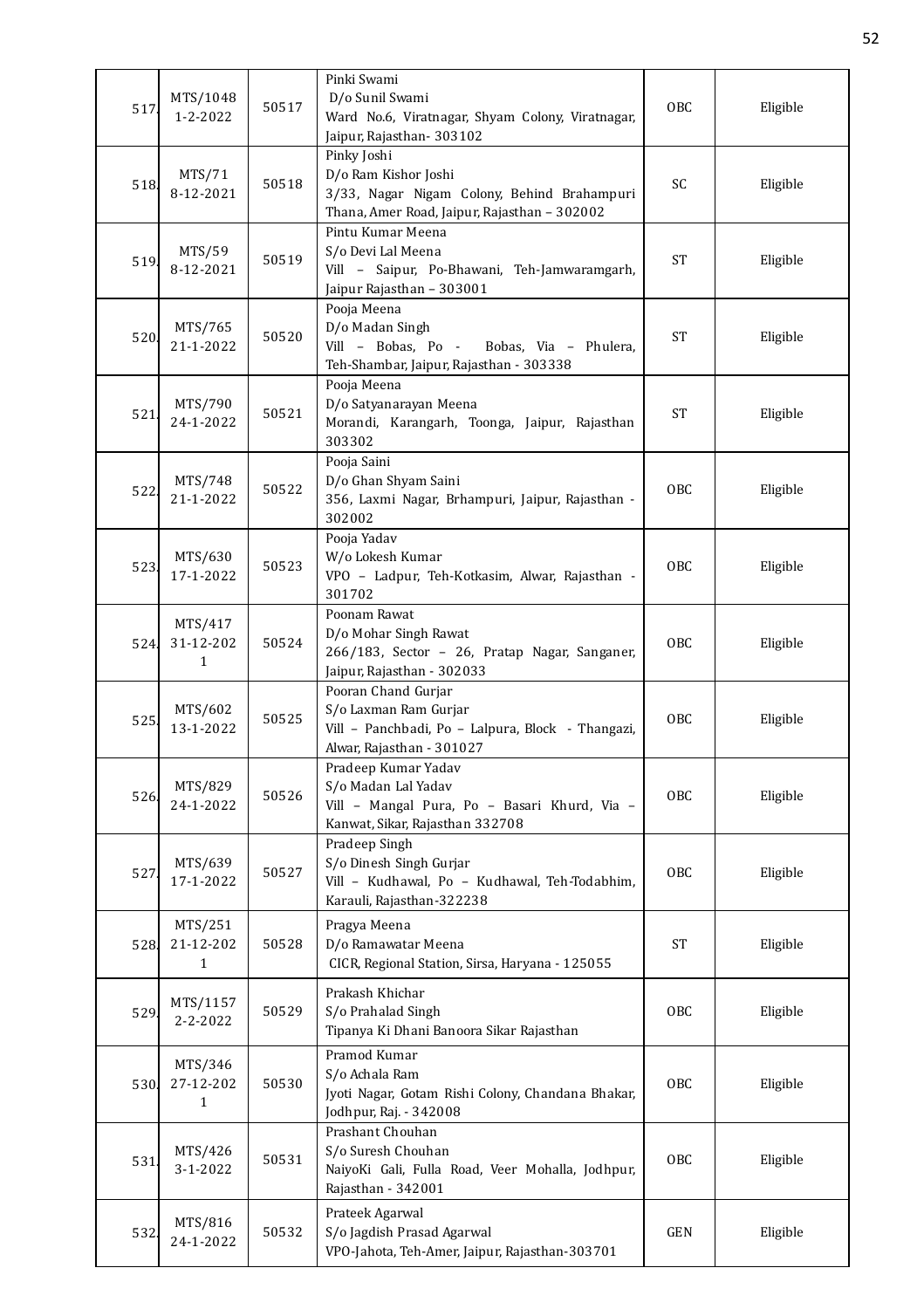| 517. | MTS/1048 1-2-2022 | 50517 | Pinki Swami D/o Sunil Swami Ward No.6, Viratnagar, Shyam Colony, Viratnagar, Jaipur, Rajasthan- 303102 | OBC | Eligible |
|---|---|---|---|---|---|
| 518. | MTS/71 8-12-2021 | 50518 | Pinky Joshi D/o Ram Kishor Joshi 3/33, Nagar Nigam Colony, Behind Brahampuri Thana, Amer Road, Jaipur, Rajasthan – 302002 | SC | Eligible |
| 519. | MTS/59 8-12-2021 | 50519 | Pintu Kumar Meena S/o Devi Lal Meena Vill – Saipur, Po-Bhawani, Teh-Jamwaramgarh, Jaipur Rajasthan – 303001 | ST | Eligible |
| 520. | MTS/765 21-1-2022 | 50520 | Pooja Meena D/o Madan Singh Vill – Bobas, Po - Bobas, Via – Phulera, Teh-Shambar, Jaipur, Rajasthan - 303338 | ST | Eligible |
| 521. | MTS/790 24-1-2022 | 50521 | Pooja Meena D/o Satyanarayan Meena Morandi, Karangarh, Toonga, Jaipur, Rajasthan 303302 | ST | Eligible |
| 522. | MTS/748 21-1-2022 | 50522 | Pooja Saini D/o Ghan Shyam Saini 356, Laxmi Nagar, Brhampuri, Jaipur, Rajasthan - 302002 | OBC | Eligible |
| 523. | MTS/630 17-1-2022 | 50523 | Pooja Yadav W/o Lokesh Kumar VPO – Ladpur, Teh-Kotkasim, Alwar, Rajasthan - 301702 | OBC | Eligible |
| 524. | MTS/417 31-12-2021 | 50524 | Poonam Rawat D/o Mohar Singh Rawat 266/183, Sector – 26, Pratap Nagar, Sanganer, Jaipur, Rajasthan - 302033 | OBC | Eligible |
| 525. | MTS/602 13-1-2022 | 50525 | Pooran Chand Gurjar S/o Laxman Ram Gurjar Vill – Panchbadi, Po – Lalpura, Block - Thangazi, Alwar, Rajasthan - 301027 | OBC | Eligible |
| 526. | MTS/829 24-1-2022 | 50526 | Pradeep Kumar Yadav S/o Madan Lal Yadav Vill – Mangal Pura, Po – Basari Khurd, Via – Kanwat, Sikar, Rajasthan 332708 | OBC | Eligible |
| 527. | MTS/639 17-1-2022 | 50527 | Pradeep Singh S/o Dinesh Singh Gurjar Vill – Kudhawal, Po – Kudhawal, Teh-Todabhim, Karauli, Rajasthan-322238 | OBC | Eligible |
| 528. | MTS/251 21-12-2021 | 50528 | Pragya Meena D/o Ramawatar Meena CICR, Regional Station, Sirsa, Haryana - 125055 | ST | Eligible |
| 529. | MTS/1157 2-2-2022 | 50529 | Prakash Khichar S/o Prahalad Singh Tipanya Ki Dhani Banoora Sikar Rajasthan | OBC | Eligible |
| 530. | MTS/346 27-12-2021 | 50530 | Pramod Kumar S/o Achala Ram Jyoti Nagar, Gotam Rishi Colony, Chandana Bhakar, Jodhpur, Raj. - 342008 | OBC | Eligible |
| 531. | MTS/426 3-1-2022 | 50531 | Prashant Chouhan S/o Suresh Chouhan NaiyoKi Gali, Fulla Road, Veer Mohalla, Jodhpur, Rajasthan - 342001 | OBC | Eligible |
| 532. | MTS/816 24-1-2022 | 50532 | Prateek Agarwal S/o Jagdish Prasad Agarwal VPO-Jahota, Teh-Amer, Jaipur, Rajasthan-303701 | GEN | Eligible |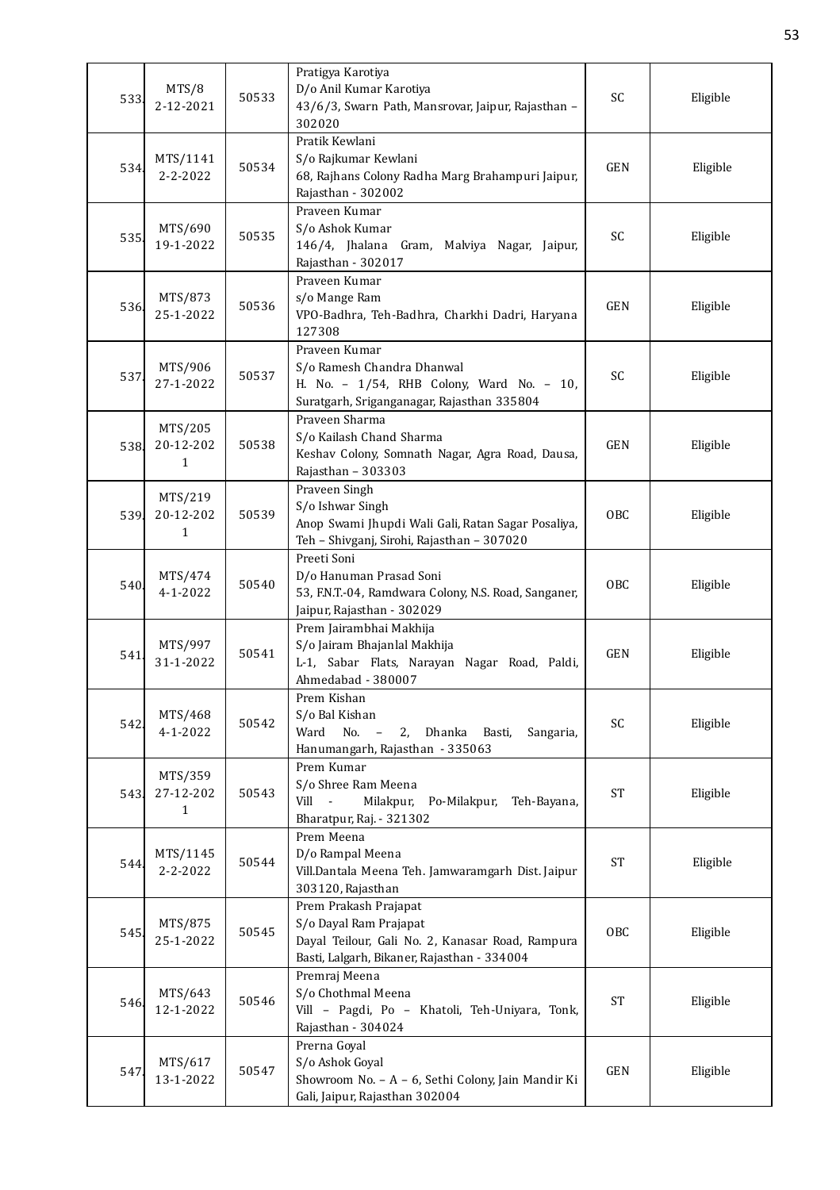| 533. | MTS/8<br>2-12-2021 | 50533 | Pratigya Karotiya<br>D/o Anil Kumar Karotiya<br>43/6/3, Swarn Path, Mansrovar, Jaipur, Rajasthan – 302020 | SC | Eligible |
|---|---|---|---|---|---|
| 534. | MTS/1141<br>2-2-2022 | 50534 | Pratik Kewlani<br>S/o Rajkumar Kewlani<br>68, Rajhans Colony Radha Marg Brahampuri Jaipur, Rajasthan - 302002 | GEN | Eligible |
| 535. | MTS/690<br>19-1-2022 | 50535 | Praveen Kumar<br>S/o Ashok Kumar<br>146/4, Jhalana Gram, Malviya Nagar, Jaipur, Rajasthan - 302017 | SC | Eligible |
| 536. | MTS/873<br>25-1-2022 | 50536 | Praveen Kumar<br>s/o Mange Ram<br>VPO-Badhra, Teh-Badhra, Charkhi Dadri, Haryana 127308 | GEN | Eligible |
| 537. | MTS/906<br>27-1-2022 | 50537 | Praveen Kumar<br>S/o Ramesh Chandra Dhanwal<br>H. No. – 1/54, RHB Colony, Ward No. – 10, Suratgarh, Sriganganagar, Rajasthan 335804 | SC | Eligible |
| 538. | MTS/205<br>20-12-2021 | 50538 | Praveen Sharma<br>S/o Kailash Chand Sharma<br>Keshav Colony, Somnath Nagar, Agra Road, Dausa, Rajasthan – 303303 | GEN | Eligible |
| 539. | MTS/219<br>20-12-2021 | 50539 | Praveen Singh<br>S/o Ishwar Singh<br>Anop Swami Jhupdi Wali Gali, Ratan Sagar Posaliya, Teh – Shivganj, Sirohi, Rajasthan – 307020 | OBC | Eligible |
| 540. | MTS/474<br>4-1-2022 | 50540 | Preeti Soni<br>D/o Hanuman Prasad Soni<br>53, F.N.T.-04, Ramdwara Colony, N.S. Road, Sanganer, Jaipur, Rajasthan - 302029 | OBC | Eligible |
| 541. | MTS/997<br>31-1-2022 | 50541 | Prem Jairambhai Makhija<br>S/o Jairam Bhajanlal Makhija<br>L-1, Sabar Flats, Narayan Nagar Road, Paldi, Ahmedabad - 380007 | GEN | Eligible |
| 542. | MTS/468<br>4-1-2022 | 50542 | Prem Kishan<br>S/o Bal Kishan<br>Ward No. – 2, Dhanka Basti, Sangaria, Hanumangarh, Rajasthan - 335063 | SC | Eligible |
| 543. | MTS/359<br>27-12-2021 | 50543 | Prem Kumar<br>S/o Shree Ram Meena<br>Vill - Milakpur, Po-Milakpur, Teh-Bayana, Bharatpur, Raj. - 321302 | ST | Eligible |
| 544. | MTS/1145<br>2-2-2022 | 50544 | Prem Meena<br>D/o Rampal Meena<br>Vill.Dantala Meena Teh. Jamwaramgarh Dist. Jaipur 303120, Rajasthan | ST | Eligible |
| 545. | MTS/875<br>25-1-2022 | 50545 | Prem Prakash Prajapat<br>S/o Dayal Ram Prajapat<br>Dayal Teilour, Gali No. 2, Kanasar Road, Rampura Basti, Lalgarh, Bikaner, Rajasthan - 334004 | OBC | Eligible |
| 546. | MTS/643<br>12-1-2022 | 50546 | Premraj Meena<br>S/o Chothmal Meena<br>Vill – Pagdi, Po – Khatoli, Teh-Uniyara, Tonk, Rajasthan - 304024 | ST | Eligible |
| 547. | MTS/617<br>13-1-2022 | 50547 | Prerna Goyal<br>S/o Ashok Goyal<br>Showroom No. – A – 6, Sethi Colony, Jain Mandir Ki Gali, Jaipur, Rajasthan 302004 | GEN | Eligible |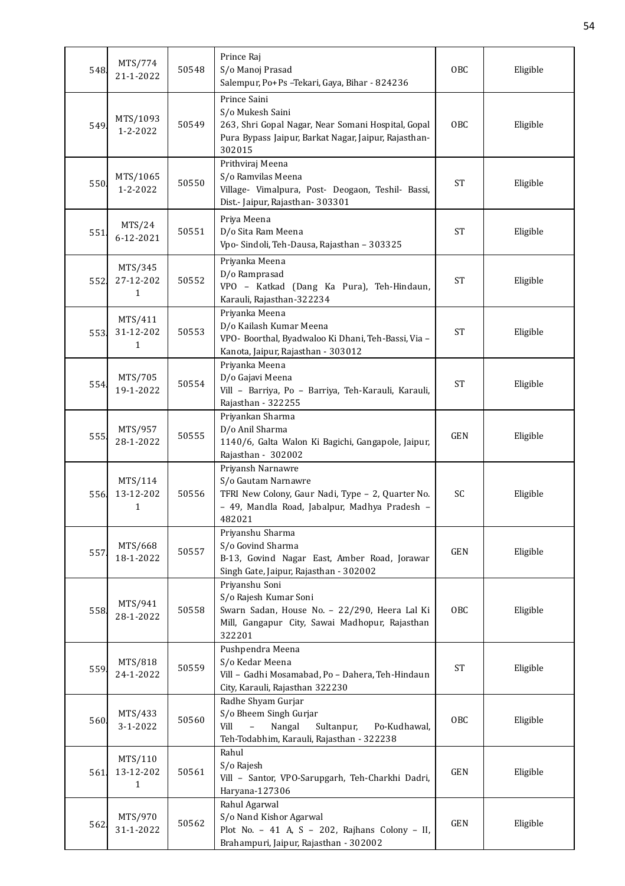| | | | | | |
|---|---|---|---|---|---|
| 548. | MTS/774 21-1-2022 | 50548 | Prince Raj S/o Manoj Prasad Salempur, Po+Ps –Tekari, Gaya, Bihar - 824236 | OBC | Eligible |
| 549. | MTS/1093 1-2-2022 | 50549 | Prince Saini S/o Mukesh Saini 263, Shri Gopal Nagar, Near Somani Hospital, Gopal Pura Bypass Jaipur, Barkat Nagar, Jaipur, Rajasthan-302015 | OBC | Eligible |
| 550. | MTS/1065 1-2-2022 | 50550 | Prithviraj Meena S/o Ramvilas Meena Village- Vimalpura, Post- Deogaon, Teshil- Bassi, Dist.- Jaipur, Rajasthan- 303301 | ST | Eligible |
| 551. | MTS/24 6-12-2021 | 50551 | Priya Meena D/o Sita Ram Meena Vpo- Sindoli, Teh-Dausa, Rajasthan – 303325 | ST | Eligible |
| 552. | MTS/345 27-12-2021 | 50552 | Priyanka Meena D/o Ramprasad VPO – Katkad (Dang Ka Pura), Teh-Hindaun, Karauli, Rajasthan-322234 | ST | Eligible |
| 553. | MTS/411 31-12-2021 | 50553 | Priyanka Meena D/o Kailash Kumar Meena VPO- Boorthal, Byadwaloo Ki Dhani, Teh-Bassi, Via – Kanota, Jaipur, Rajasthan - 303012 | ST | Eligible |
| 554. | MTS/705 19-1-2022 | 50554 | Priyanka Meena D/o Gajavi Meena Vill – Barriya, Po – Barriya, Teh-Karauli, Karauli, Rajasthan - 322255 | ST | Eligible |
| 555. | MTS/957 28-1-2022 | 50555 | Priyankan Sharma D/o Anil Sharma 1140/6, Galta Walon Ki Bagichi, Gangapole, Jaipur, Rajasthan - 302002 | GEN | Eligible |
| 556. | MTS/114 13-12-2021 | 50556 | Priyansh Narnawre S/o Gautam Narnawre TFRI New Colony, Gaur Nadi, Type – 2, Quarter No. – 49, Mandla Road, Jabalpur, Madhya Pradesh – 482021 | SC | Eligible |
| 557. | MTS/668 18-1-2022 | 50557 | Priyanshu Sharma S/o Govind Sharma B-13, Govind Nagar East, Amber Road, Jorawar Singh Gate, Jaipur, Rajasthan - 302002 | GEN | Eligible |
| 558. | MTS/941 28-1-2022 | 50558 | Priyanshu Soni S/o Rajesh Kumar Soni Swarn Sadan, House No. – 22/290, Heera Lal Ki Mill, Gangapur City, Sawai Madhopur, Rajasthan 322201 | OBC | Eligible |
| 559. | MTS/818 24-1-2022 | 50559 | Pushpendra Meena S/o Kedar Meena Vill – Gadhi Mosamabad, Po – Dahera, Teh-Hindaun City, Karauli, Rajasthan 322230 | ST | Eligible |
| 560. | MTS/433 3-1-2022 | 50560 | Radhe Shyam Gurjar S/o Bheem Singh Gurjar Vill – Nangal Sultanpur, Po-Kudhawal, Teh-Todabhim, Karauli, Rajasthan - 322238 | OBC | Eligible |
| 561. | MTS/110 13-12-2021 | 50561 | Rahul S/o Rajesh Vill – Santor, VPO-Sarupgarh, Teh-Charkhi Dadri, Haryana-127306 | GEN | Eligible |
| 562. | MTS/970 31-1-2022 | 50562 | Rahul Agarwal S/o Nand Kishor Agarwal Plot No. – 41 A, S – 202, Rajhans Colony – II, Brahampuri, Jaipur, Rajasthan - 302002 | GEN | Eligible |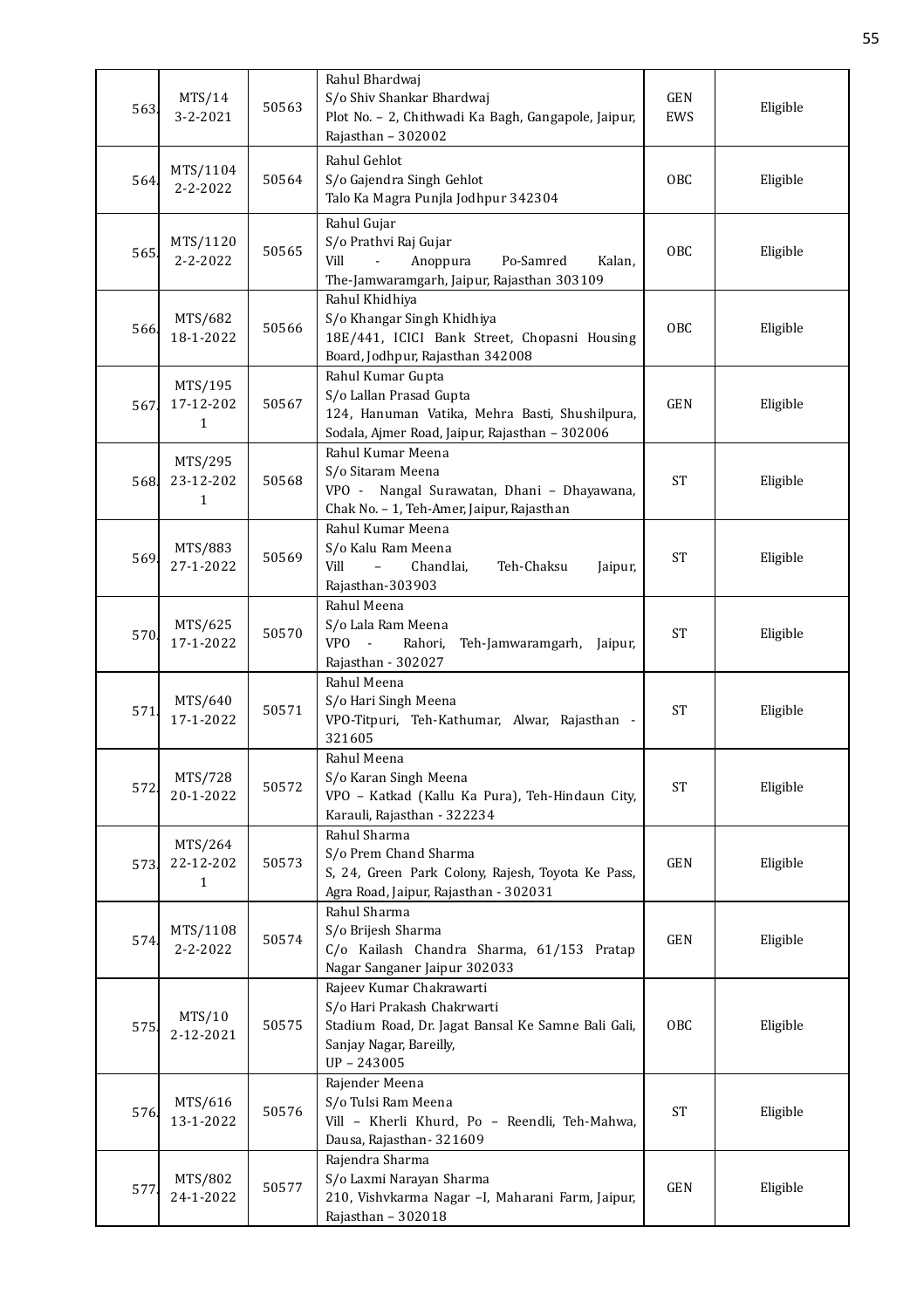| | | | | | |
|---|---|---|---|---|---|
| 563. | MTS/14 3-2-2021 | 50563 | Rahul Bhardwaj S/o Shiv Shankar Bhardwaj Plot No. – 2, Chithwadi Ka Bagh, Gangapole, Jaipur, Rajasthan – 302002 | GEN EWS | Eligible |
| 564. | MTS/1104 2-2-2022 | 50564 | Rahul Gehlot S/o Gajendra Singh Gehlot Talo Ka Magra Punjla Jodhpur 342304 | OBC | Eligible |
| 565. | MTS/1120 2-2-2022 | 50565 | Rahul Gujar S/o Prathvi Raj Gujar Vill - Anoppura Po-Samred Kalan, The-Jamwaramgarh, Jaipur, Rajasthan 303109 | OBC | Eligible |
| 566. | MTS/682 18-1-2022 | 50566 | Rahul Khidhiya S/o Khangar Singh Khidhiya 18E/441, ICICI Bank Street, Chopasni Housing Board, Jodhpur, Rajasthan 342008 | OBC | Eligible |
| 567. | MTS/195 17-12-2021 | 50567 | Rahul Kumar Gupta S/o Lallan Prasad Gupta 124, Hanuman Vatika, Mehra Basti, Shushilpura, Sodala, Ajmer Road, Jaipur, Rajasthan – 302006 | GEN | Eligible |
| 568. | MTS/295 23-12-2021 | 50568 | Rahul Kumar Meena S/o Sitaram Meena VPO - Nangal Surawatan, Dhani – Dhayawana, Chak No. – 1, Teh-Amer, Jaipur, Rajasthan | ST | Eligible |
| 569. | MTS/883 27-1-2022 | 50569 | Rahul Kumar Meena S/o Kalu Ram Meena Vill – Chandlai, Teh-Chaksu Jaipur, Rajasthan-303903 | ST | Eligible |
| 570. | MTS/625 17-1-2022 | 50570 | Rahul Meena S/o Lala Ram Meena VPO - Rahori, Teh-Jamwaramgarh, Jaipur, Rajasthan - 302027 | ST | Eligible |
| 571. | MTS/640 17-1-2022 | 50571 | Rahul Meena S/o Hari Singh Meena VPO-Titpuri, Teh-Kathumar, Alwar, Rajasthan - 321605 | ST | Eligible |
| 572. | MTS/728 20-1-2022 | 50572 | Rahul Meena S/o Karan Singh Meena VPO – Katkad (Kallu Ka Pura), Teh-Hindaun City, Karauli, Rajasthan - 322234 | ST | Eligible |
| 573. | MTS/264 22-12-2021 | 50573 | Rahul Sharma S/o Prem Chand Sharma S, 24, Green Park Colony, Rajesh, Toyota Ke Pass, Agra Road, Jaipur, Rajasthan - 302031 | GEN | Eligible |
| 574. | MTS/1108 2-2-2022 | 50574 | Rahul Sharma S/o Brijesh Sharma C/o Kailash Chandra Sharma, 61/153 Pratap Nagar Sanganer Jaipur 302033 | GEN | Eligible |
| 575. | MTS/10 2-12-2021 | 50575 | Rajeev Kumar Chakrawarti S/o Hari Prakash Chakrwarti Stadium Road, Dr. Jagat Bansal Ke Samne Bali Gali, Sanjay Nagar, Bareilly, UP – 243005 | OBC | Eligible |
| 576. | MTS/616 13-1-2022 | 50576 | Rajender Meena S/o Tulsi Ram Meena Vill – Kherli Khurd, Po – Reendli, Teh-Mahwa, Dausa, Rajasthan- 321609 | ST | Eligible |
| 577. | MTS/802 24-1-2022 | 50577 | Rajendra Sharma S/o Laxmi Narayan Sharma 210, Vishvkarma Nagar –I, Maharani Farm, Jaipur, Rajasthan – 302018 | GEN | Eligible |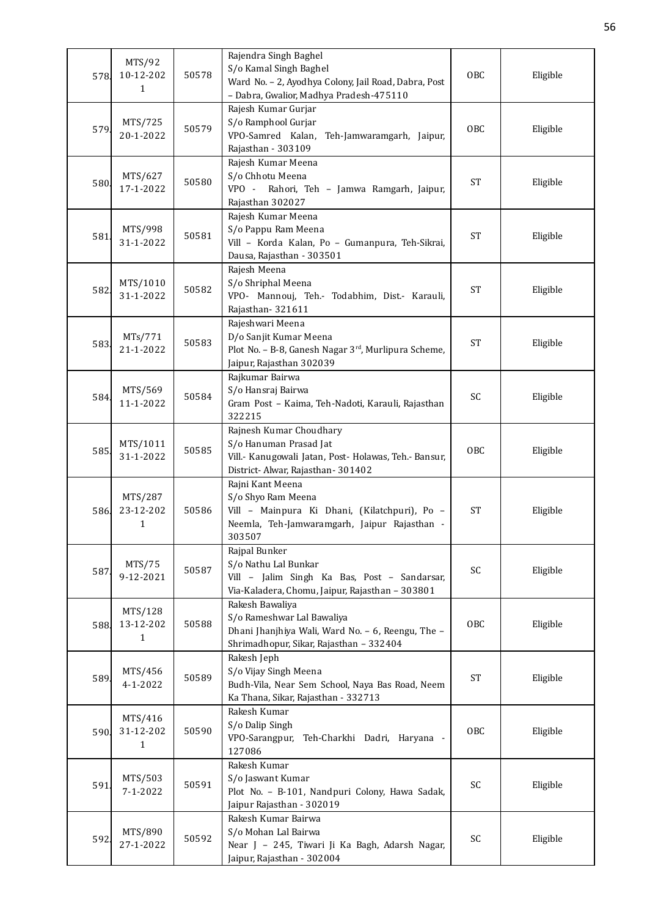| 578. | MTS/92 10-12-2021 | 50578 | Rajendra Singh Baghel S/o Kamal Singh Baghel Ward No. – 2, Ayodhya Colony, Jail Road, Dabra, Post – Dabra, Gwalior, Madhya Pradesh-475110 | OBC | Eligible |
|---|---|---|---|---|---|
| 579. | MTS/725 20-1-2022 | 50579 | Rajesh Kumar Gurjar S/o Ramphool Gurjar VPO-Samred Kalan, Teh-Jamwaramgarh, Jaipur, Rajasthan - 303109 | OBC | Eligible |
| 580. | MTS/627 17-1-2022 | 50580 | Rajesh Kumar Meena S/o Chhotu Meena VPO - Rahori, Teh – Jamwa Ramgarh, Jaipur, Rajasthan 302027 | ST | Eligible |
| 581. | MTS/998 31-1-2022 | 50581 | Rajesh Kumar Meena S/o Pappu Ram Meena Vill – Korda Kalan, Po – Gumanpura, Teh-Sikrai, Dausa, Rajasthan - 303501 | ST | Eligible |
| 582. | MTS/1010 31-1-2022 | 50582 | Rajesh Meena S/o Shriphal Meena VPO- Mannouj, Teh.- Todabhim, Dist.- Karauli, Rajasthan- 321611 | ST | Eligible |
| 583. | MTs/771 21-1-2022 | 50583 | Rajeshwari Meena D/o Sanjit Kumar Meena Plot No. – B-8, Ganesh Nagar 3rd, Murlipura Scheme, Jaipur, Rajasthan 302039 | ST | Eligible |
| 584. | MTS/569 11-1-2022 | 50584 | Rajkumar Bairwa S/o Hansraj Bairwa Gram Post – Kaima, Teh-Nadoti, Karauli, Rajasthan 322215 | SC | Eligible |
| 585. | MTS/1011 31-1-2022 | 50585 | Rajnesh Kumar Choudhary S/o Hanuman Prasad Jat Vill.- Kanugowali Jatan, Post- Holawas, Teh.- Bansur, District- Alwar, Rajasthan- 301402 | OBC | Eligible |
| 586. | MTS/287 23-12-2021 | 50586 | Rajni Kant Meena S/o Shyo Ram Meena Vill – Mainpura Ki Dhani, (Kilatchpuri), Po – Neemla, Teh-Jamwaramgarh, Jaipur Rajasthan - 303507 | ST | Eligible |
| 587. | MTS/75 9-12-2021 | 50587 | Rajpal Bunker S/o Nathu Lal Bunkar Vill – Jalim Singh Ka Bas, Post – Sandarsar, Via-Kaladera, Chomu, Jaipur, Rajasthan – 303801 | SC | Eligible |
| 588. | MTS/128 13-12-2021 | 50588 | Rakesh Bawaliya S/o Rameshwar Lal Bawaliya Dhani Jhanjhiya Wali, Ward No. – 6, Reengu, The – Shrimadhopur, Sikar, Rajasthan – 332404 | OBC | Eligible |
| 589. | MTS/456 4-1-2022 | 50589 | Rakesh Jeph S/o Vijay Singh Meena Budh-Vila, Near Sem School, Naya Bas Road, Neem Ka Thana, Sikar, Rajasthan - 332713 | ST | Eligible |
| 590. | MTS/416 31-12-2021 | 50590 | Rakesh Kumar S/o Dalip Singh VPO-Sarangpur, Teh-Charkhi Dadri, Haryana - 127086 | OBC | Eligible |
| 591. | MTS/503 7-1-2022 | 50591 | Rakesh Kumar S/o Jaswant Kumar Plot No. – B-101, Nandpuri Colony, Hawa Sadak, Jaipur Rajasthan - 302019 | SC | Eligible |
| 592. | MTS/890 27-1-2022 | 50592 | Rakesh Kumar Bairwa S/o Mohan Lal Bairwa Near J – 245, Tiwari Ji Ka Bagh, Adarsh Nagar, Jaipur, Rajasthan - 302004 | SC | Eligible |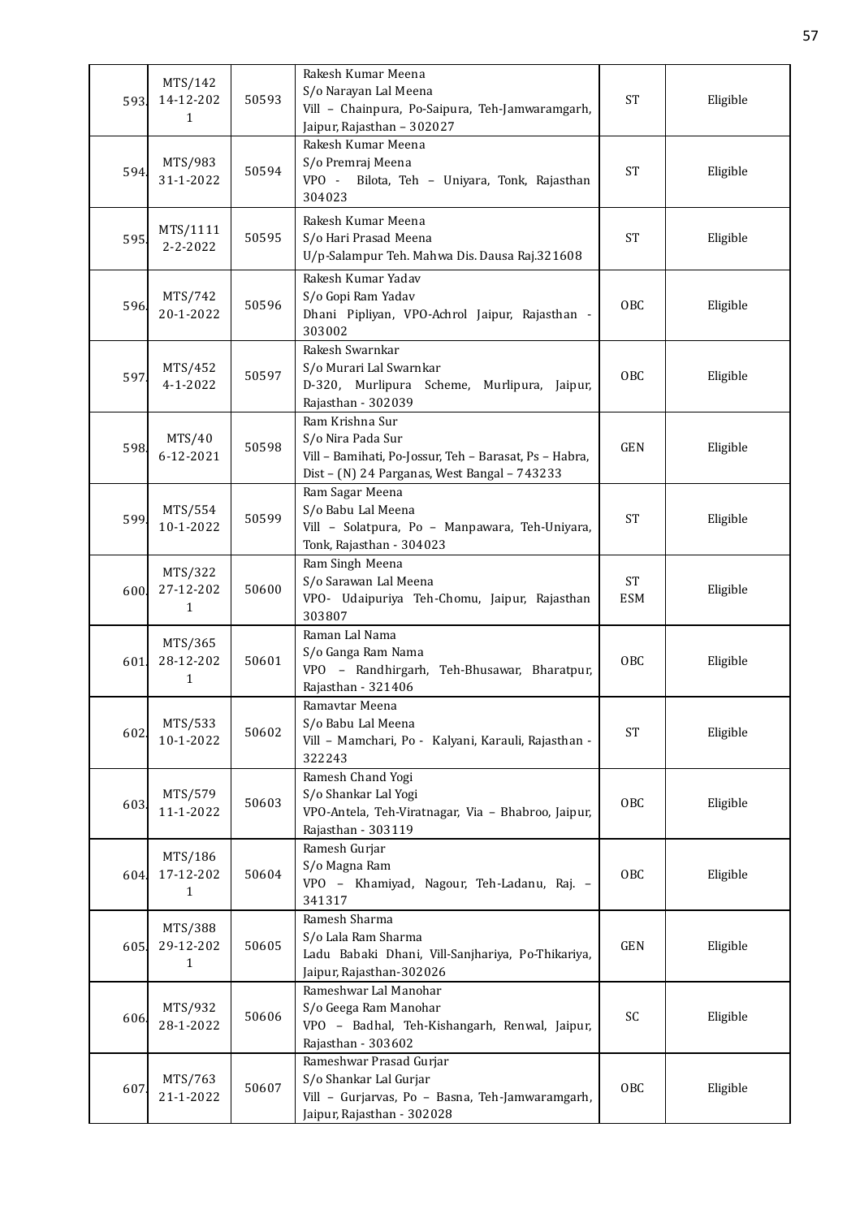| 593. | MTS/142 14-12-2021 | 50593 | Rakesh Kumar Meena S/o Narayan Lal Meena Vill – Chainpura, Po-Saipura, Teh-Jamwaramgarh, Jaipur, Rajasthan – 302027 | ST | Eligible |
|---|---|---|---|---|---|
| 594. | MTS/983 31-1-2022 | 50594 | Rakesh Kumar Meena S/o Premraj Meena VPO - Bilota, Teh – Uniyara, Tonk, Rajasthan 304023 | ST | Eligible |
| 595. | MTS/1111 2-2-2022 | 50595 | Rakesh Kumar Meena S/o Hari Prasad Meena U/p-Salampur Teh. Mahwa Dis. Dausa Raj.321608 | ST | Eligible |
| 596. | MTS/742 20-1-2022 | 50596 | Rakesh Kumar Yadav S/o Gopi Ram Yadav Dhani Pipliyan, VPO-Achrol Jaipur, Rajasthan - 303002 | OBC | Eligible |
| 597. | MTS/452 4-1-2022 | 50597 | Rakesh Swarnkar S/o Murari Lal Swarnkar D-320, Murlipura Scheme, Murlipura, Jaipur, Rajasthan - 302039 | OBC | Eligible |
| 598. | MTS/40 6-12-2021 | 50598 | Ram Krishna Sur S/o Nira Pada Sur Vill – Bamihati, Po-Jossur, Teh – Barasat, Ps – Habra, Dist – (N) 24 Parganas, West Bangal – 743233 | GEN | Eligible |
| 599. | MTS/554 10-1-2022 | 50599 | Ram Sagar Meena S/o Babu Lal Meena Vill – Solatpura, Po – Manpawara, Teh-Uniyara, Tonk, Rajasthan - 304023 | ST | Eligible |
| 600. | MTS/322 27-12-2021 | 50600 | Ram Singh Meena S/o Sarawan Lal Meena VPO- Udaipuriya Teh-Chomu, Jaipur, Rajasthan 303807 | ST ESM | Eligible |
| 601. | MTS/365 28-12-2021 | 50601 | Raman Lal Nama S/o Ganga Ram Nama VPO – Randhirgarh, Teh-Bhusawar, Bharatpur, Rajasthan - 321406 | OBC | Eligible |
| 602. | MTS/533 10-1-2022 | 50602 | Ramavtar Meena S/o Babu Lal Meena Vill – Mamchari, Po - Kalyani, Karauli, Rajasthan - 322243 | ST | Eligible |
| 603. | MTS/579 11-1-2022 | 50603 | Ramesh Chand Yogi S/o Shankar Lal Yogi VPO-Antela, Teh-Viratnagar, Via – Bhabroo, Jaipur, Rajasthan - 303119 | OBC | Eligible |
| 604. | MTS/186 17-12-2021 | 50604 | Ramesh Gurjar S/o Magna Ram VPO – Khamiyad, Nagour, Teh-Ladanu, Raj. – 341317 | OBC | Eligible |
| 605. | MTS/388 29-12-2021 | 50605 | Ramesh Sharma S/o Lala Ram Sharma Ladu Babaki Dhani, Vill-Sanjhariya, Po-Thikariya, Jaipur, Rajasthan-302026 | GEN | Eligible |
| 606. | MTS/932 28-1-2022 | 50606 | Rameshwar Lal Manohar S/o Geega Ram Manohar VPO – Badhal, Teh-Kishangarh, Renwal, Jaipur, Rajasthan - 303602 | SC | Eligible |
| 607. | MTS/763 21-1-2022 | 50607 | Rameshwar Prasad Gurjar S/o Shankar Lal Gurjar Vill – Gurjarvas, Po – Basna, Teh-Jamwaramgarh, Jaipur, Rajasthan - 302028 | OBC | Eligible |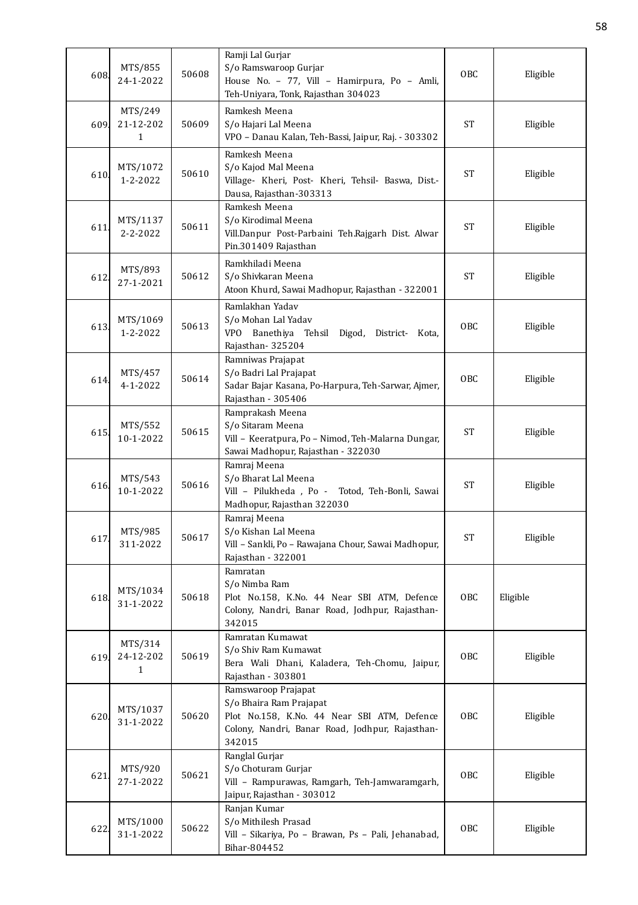| | | | | | |
|---|---|---|---|---|---|
| 608. | MTS/855 24-1-2022 | 50608 | Ramji Lal Gurjar S/o Ramswaroop Gurjar House No. – 77, Vill – Hamirpura, Po – Amli, Teh-Uniyara, Tonk, Rajasthan 304023 | OBC | Eligible |
| 609. | MTS/249 21-12-2021 | 50609 | Ramkesh Meena S/o Hajari Lal Meena VPO – Danau Kalan, Teh-Bassi, Jaipur, Raj. - 303302 | ST | Eligible |
| 610. | MTS/1072 1-2-2022 | 50610 | Ramkesh Meena S/o Kajod Mal Meena Village- Kheri, Post- Kheri, Tehsil- Baswa, Dist.- Dausa, Rajasthan-303313 | ST | Eligible |
| 611. | MTS/1137 2-2-2022 | 50611 | Ramkesh Meena S/o Kirodimal Meena Vill.Danpur Post-Parbaini Teh.Rajgarh Dist. Alwar Pin.301409 Rajasthan | ST | Eligible |
| 612. | MTS/893 27-1-2021 | 50612 | Ramkhiladi Meena S/o Shivkaran Meena Atoon Khurd, Sawai Madhopur, Rajasthan - 322001 | ST | Eligible |
| 613. | MTS/1069 1-2-2022 | 50613 | Ramlakhan Yadav S/o Mohan Lal Yadav VPO Banethiya Tehsil Digod, District- Kota, Rajasthan- 325204 | OBC | Eligible |
| 614. | MTS/457 4-1-2022 | 50614 | Ramniwas Prajapat S/o Badri Lal Prajapat Sadar Bajar Kasana, Po-Harpura, Teh-Sarwar, Ajmer, Rajasthan - 305406 | OBC | Eligible |
| 615. | MTS/552 10-1-2022 | 50615 | Ramprakash Meena S/o Sitaram Meena Vill – Keeratpura, Po – Nimod, Teh-Malarna Dungar, Sawai Madhopur, Rajasthan - 322030 | ST | Eligible |
| 616. | MTS/543 10-1-2022 | 50616 | Ramraj Meena S/o Bharat Lal Meena Vill – Pilukheda , Po - Totod, Teh-Bonli, Sawai Madhopur, Rajasthan 322030 | ST | Eligible |
| 617. | MTS/985 311-2022 | 50617 | Ramraj Meena S/o Kishan Lal Meena Vill – Sankli, Po – Rawajana Chour, Sawai Madhopur, Rajasthan - 322001 | ST | Eligible |
| 618. | MTS/1034 31-1-2022 | 50618 | Ramratan S/o Nimba Ram Plot No.158, K.No. 44 Near SBI ATM, Defence Colony, Nandri, Banar Road, Jodhpur, Rajasthan-342015 | OBC | Eligible |
| 619. | MTS/314 24-12-2021 | 50619 | Ramratan Kumawat S/o Shiv Ram Kumawat Bera Wali Dhani, Kaladera, Teh-Chomu, Jaipur, Rajasthan - 303801 | OBC | Eligible |
| 620. | MTS/1037 31-1-2022 | 50620 | Ramswaroop Prajapat S/o Bhaira Ram Prajapat Plot No.158, K.No. 44 Near SBI ATM, Defence Colony, Nandri, Banar Road, Jodhpur, Rajasthan-342015 | OBC | Eligible |
| 621. | MTS/920 27-1-2022 | 50621 | Ranglal Gurjar S/o Choturam Gurjar Vill – Rampurawas, Ramgarh, Teh-Jamwaramgarh, Jaipur, Rajasthan - 303012 | OBC | Eligible |
| 622. | MTS/1000 31-1-2022 | 50622 | Ranjan Kumar S/o Mithilesh Prasad Vill – Sikariya, Po – Brawan, Ps – Pali, Jehanabad, Bihar-804452 | OBC | Eligible |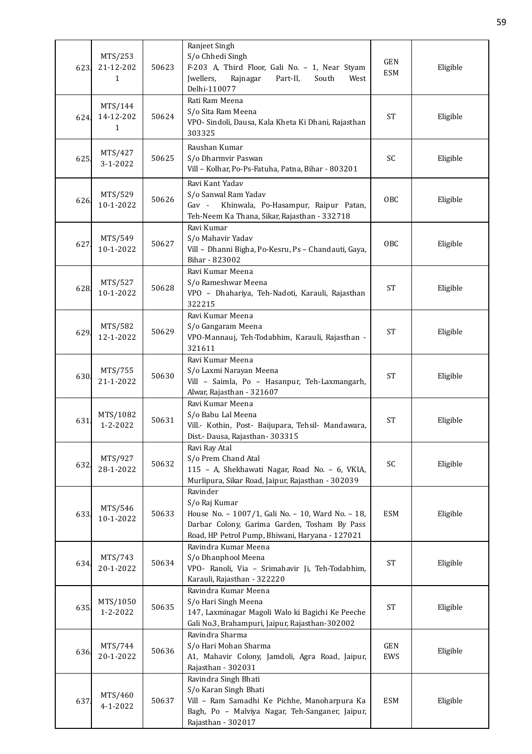| | | | | | |
|---|---|---|---|---|---|
| 623. | MTS/253 21-12-2021 | 50623 | Ranjeet Singh S/o Chhedi Singh F-203 A, Third Floor, Gali No. – 1, Near Styam Jwellers, Rajnagar Part-II, South West Delhi-110077 | GEN ESM | Eligible |
| 624. | MTS/144 14-12-2021 | 50624 | Rati Ram Meena S/o Sita Ram Meena VPO- Sindoli, Dausa, Kala Kheta Ki Dhani, Rajasthan 303325 | ST | Eligible |
| 625. | MTS/427 3-1-2022 | 50625 | Raushan Kumar S/o Dharmvir Paswan Vill – Kolhar, Po-Ps-Fatuha, Patna, Bihar - 803201 | SC | Eligible |
| 626. | MTS/529 10-1-2022 | 50626 | Ravi Kant Yadav S/o Sanwal Ram Yadav Gav - Khinwala, Po-Hasampur, Raipur Patan, Teh-Neem Ka Thana, Sikar, Rajasthan - 332718 | OBC | Eligible |
| 627. | MTS/549 10-1-2022 | 50627 | Ravi Kumar S/o Mahavir Yadav Vill – Dhanni Bigha, Po-Kesru, Ps – Chandauti, Gaya, Bihar - 823002 | OBC | Eligible |
| 628. | MTS/527 10-1-2022 | 50628 | Ravi Kumar Meena S/o Rameshwar Meena VPO – Dhahariya, Teh-Nadoti, Karauli, Rajasthan 322215 | ST | Eligible |
| 629. | MTS/582 12-1-2022 | 50629 | Ravi Kumar Meena S/o Gangaram Meena VPO-Mannauj, Teh-Todabhim, Karauli, Rajasthan - 321611 | ST | Eligible |
| 630. | MTS/755 21-1-2022 | 50630 | Ravi Kumar Meena S/o Laxmi Narayan Meena Vill – Saimla, Po – Hasanpur, Teh-Laxmangarh, Alwar, Rajasthan - 321607 | ST | Eligible |
| 631. | MTS/1082 1-2-2022 | 50631 | Ravi Kumar Meena S/o Babu Lal Meena Vill.- Kothin, Post- Baijupara, Tehsil- Mandawara, Dist.- Dausa, Rajasthan- 303315 | ST | Eligible |
| 632. | MTS/927 28-1-2022 | 50632 | Ravi Ray Atal S/o Prem Chand Atal 115 – A, Shekhawati Nagar, Road No. – 6, VKIA, Murlipura, Sikar Road, Jaipur, Rajasthan - 302039 | SC | Eligible |
| 633. | MTS/546 10-1-2022 | 50633 | Ravinder S/o Raj Kumar House No. – 1007/1, Gali No. – 10, Ward No. – 18, Darbar Colony, Garima Garden, Tosham By Pass Road, HP Petrol Pump, Bhiwani, Haryana - 127021 | ESM | Eligible |
| 634. | MTS/743 20-1-2022 | 50634 | Ravindra Kumar Meena S/o Dhanphool Meena VPO- Ranoli, Via – Srimahavir Ji, Teh-Todabhim, Karauli, Rajasthan - 322220 | ST | Eligible |
| 635. | MTS/1050 1-2-2022 | 50635 | Ravindra Kumar Meena S/o Hari Singh Meena 147, Laxminagar Magoli Walo ki Bagichi Ke Peeche Gali No.3, Brahampuri, Jaipur, Rajasthan-302002 | ST | Eligible |
| 636. | MTS/744 20-1-2022 | 50636 | Ravindra Sharma S/o Hari Mohan Sharma A1, Mahavir Colony, Jamdoli, Agra Road, Jaipur, Rajasthan - 302031 | GEN EWS | Eligible |
| 637. | MTS/460 4-1-2022 | 50637 | Ravindra Singh Bhati S/o Karan Singh Bhati Vill – Ram Samadhi Ke Pichhe, Manoharpura Ka Bagh, Po – Malviya Nagar, Teh-Sanganer, Jaipur, Rajasthan - 302017 | ESM | Eligible |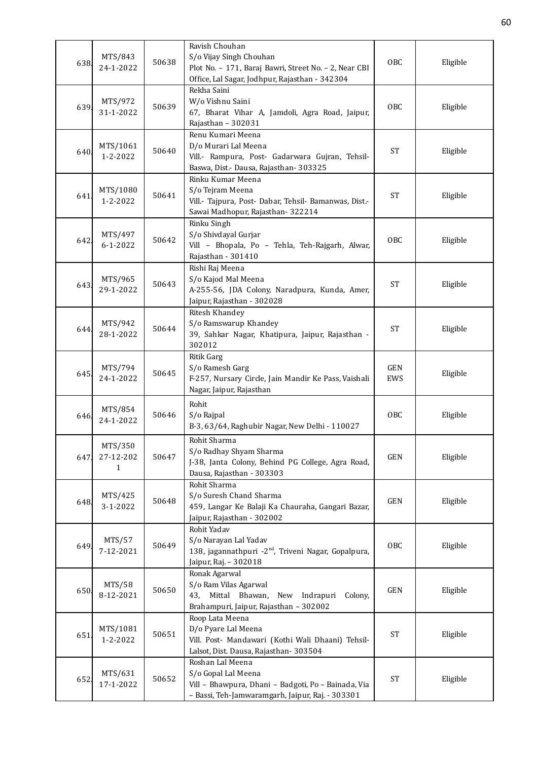| | | | | | |
|---|---|---|---|---|---|
| 638. | MTS/843 24-1-2022 | 50638 | Ravish Chouhan<br>S/o Vijay Singh Chouhan<br>Plot No. – 171, Baraj Bawri, Street No. – 2, Near CBI Office, Lal Sagar, Jodhpur, Rajasthan - 342304 | OBC | Eligible |
| 639. | MTS/972 31-1-2022 | 50639 | Rekha Saini<br>W/o Vishnu Saini<br>67, Bharat Vihar A, Jamdoli, Agra Road, Jaipur, Rajasthan – 302031 | OBC | Eligible |
| 640. | MTS/1061 1-2-2022 | 50640 | Renu Kumari Meena<br>D/o Murari Lal Meena<br>Vill.- Rampura, Post- Gadarwara Gujran, Tehsil-Baswa, Dist.- Dausa, Rajasthan- 303325 | ST | Eligible |
| 641. | MTS/1080 1-2-2022 | 50641 | Rinku Kumar Meena<br>S/o Tejram Meena<br>Vill.- Tajpura, Post- Dabar, Tehsil- Bamanwas, Dist.- Sawai Madhopur, Rajasthan- 322214 | ST | Eligible |
| 642. | MTS/497 6-1-2022 | 50642 | Rinku Singh<br>S/o Shivdayal Gurjar<br>Vill – Bhopala, Po – Tehla, Teh-Rajgarh, Alwar, Rajasthan - 301410 | OBC | Eligible |
| 643. | MTS/965 29-1-2022 | 50643 | Rishi Raj Meena<br>S/o Kajod Mal Meena<br>A-255-56, JDA Colony, Naradpura, Kunda, Amer, Jaipur, Rajasthan - 302028 | ST | Eligible |
| 644. | MTS/942 28-1-2022 | 50644 | Ritesh Khandey<br>S/o Ramswarup Khandey<br>39, Sahkar Nagar, Khatipura, Jaipur, Rajasthan - 302012 | ST | Eligible |
| 645. | MTS/794 24-1-2022 | 50645 | Ritik Garg<br>S/o Ramesh Garg<br>F-257, Nursary Circle, Jain Mandir Ke Pass, Vaishali Nagar, Jaipur, Rajasthan | GEN EWS | Eligible |
| 646. | MTS/854 24-1-2022 | 50646 | Rohit<br>S/o Rajpal<br>B-3, 63/64, Raghubir Nagar, New Delhi - 110027 | OBC | Eligible |
| 647. | MTS/350 27-12-2021 | 50647 | Rohit Sharma<br>S/o Radhay Shyam Sharma<br>J-38, Janta Colony, Behind PG College, Agra Road, Dausa, Rajasthan - 303303 | GEN | Eligible |
| 648. | MTS/425 3-1-2022 | 50648 | Rohit Sharma<br>S/o Suresh Chand Sharma<br>459, Langar Ke Balaji Ka Chauraha, Gangari Bazar, Jaipur, Rajasthan - 302002 | GEN | Eligible |
| 649. | MTS/57 7-12-2021 | 50649 | Rohit Yadav<br>S/o Narayan Lal Yadav<br>138, jagannathpuri -2nd, Triveni Nagar, Gopalpura, Jaipur, Raj. – 302018 | OBC | Eligible |
| 650. | MTS/58 8-12-2021 | 50650 | Ronak Agarwal<br>S/o Ram Vilas Agarwal<br>43, Mittal Bhawan, New Indrapuri Colony, Brahampuri, Jaipur, Rajasthan – 302002 | GEN | Eligible |
| 651. | MTS/1081 1-2-2022 | 50651 | Roop Lata Meena<br>D/o Pyare Lal Meena<br>Vill. Post- Mandawari (Kothi Wali Dhaani) Tehsil-Lalsot, Dist. Dausa, Rajasthan- 303504 | ST | Eligible |
| 652. | MTS/631 17-1-2022 | 50652 | Roshan Lal Meena<br>S/o Gopal Lal Meena<br>Vill – Bhawpura, Dhani – Badgoti, Po – Bainada, Via – Bassi, Teh-Jamwaramgarh, Jaipur, Raj. - 303301 | ST | Eligible |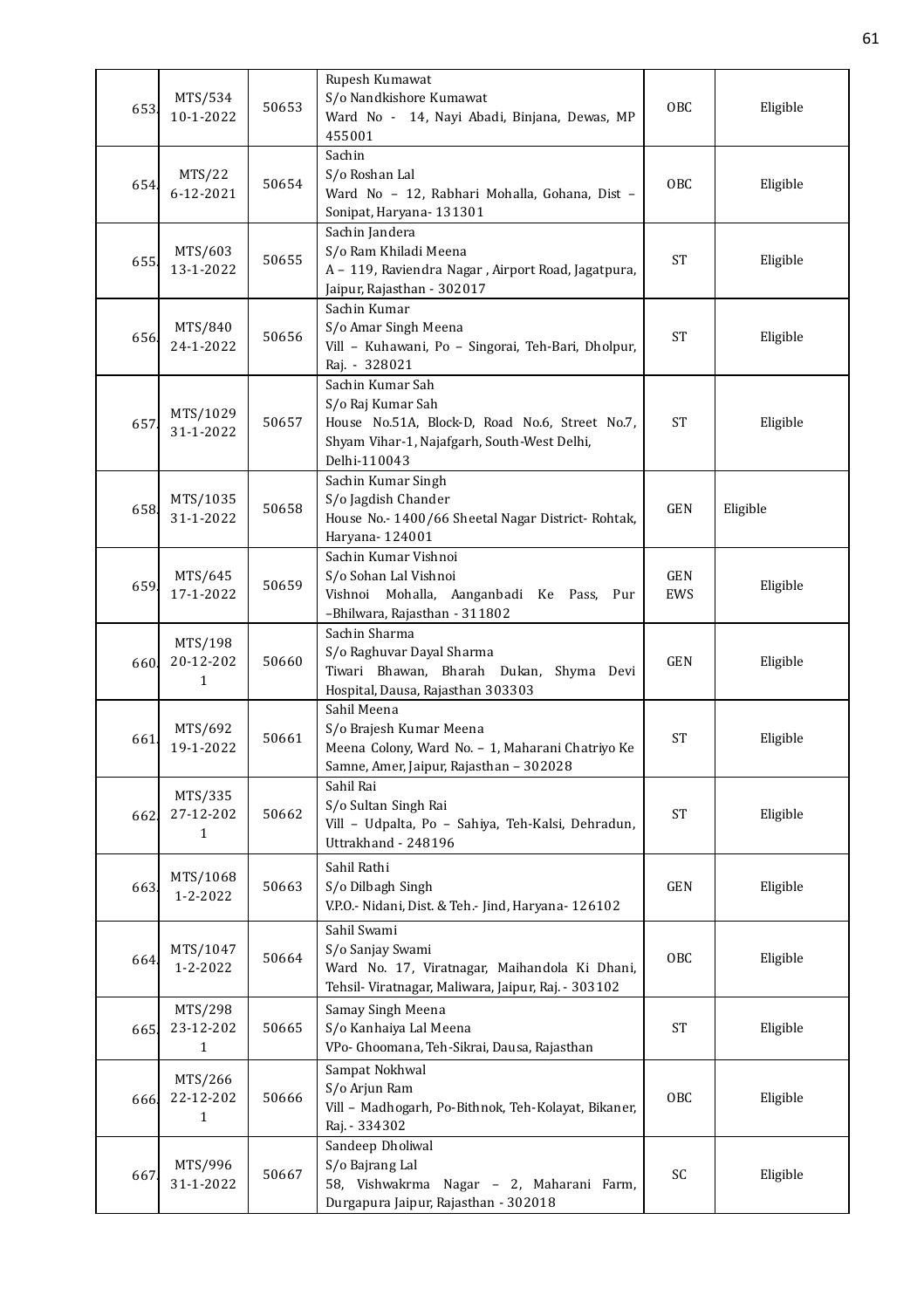| | | | | | |
|---|---|---|---|---|---|
| 653. | MTS/534 10-1-2022 | 50653 | Rupesh Kumawat<br>S/o Nandkishore Kumawat<br>Ward No - 14, Nayi Abadi, Binjana, Dewas, MP 455001 | OBC | Eligible |
| 654. | MTS/22 6-12-2021 | 50654 | Sachin<br>S/o Roshan Lal<br>Ward No – 12, Rabhari Mohalla, Gohana, Dist – Sonipat, Haryana- 131301 | OBC | Eligible |
| 655. | MTS/603 13-1-2022 | 50655 | Sachin Jandera<br>S/o Ram Khiladi Meena<br>A – 119, Raviendra Nagar , Airport Road, Jagatpura, Jaipur, Rajasthan - 302017 | ST | Eligible |
| 656. | MTS/840 24-1-2022 | 50656 | Sachin Kumar<br>S/o Amar Singh Meena<br>Vill – Kuhawani, Po – Singorai, Teh-Bari, Dholpur, Raj. - 328021 | ST | Eligible |
| 657. | MTS/1029 31-1-2022 | 50657 | Sachin Kumar Sah<br>S/o Raj Kumar Sah<br>House No.51A, Block-D, Road No.6, Street No.7, Shyam Vihar-1, Najafgarh, South-West Delhi, Delhi-110043 | ST | Eligible |
| 658. | MTS/1035 31-1-2022 | 50658 | Sachin Kumar Singh<br>S/o Jagdish Chander<br>House No.- 1400/66 Sheetal Nagar District- Rohtak, Haryana- 124001 | GEN | Eligible |
| 659. | MTS/645 17-1-2022 | 50659 | Sachin Kumar Vishnoi<br>S/o Sohan Lal Vishnoi<br>Vishnoi Mohalla, Aanganbadi Ke Pass, Pur –Bhilwara, Rajasthan - 311802 | GEN EWS | Eligible |
| 660. | MTS/198 20-12-2021 | 50660 | Sachin Sharma<br>S/o Raghuvar Dayal Sharma<br>Tiwari Bhawan, Bharah Dukan, Shyma Devi Hospital, Dausa, Rajasthan 303303 | GEN | Eligible |
| 661. | MTS/692 19-1-2022 | 50661 | Sahil Meena<br>S/o Brajesh Kumar Meena<br>Meena Colony, Ward No. – 1, Maharani Chatriyo Ke Samne, Amer, Jaipur, Rajasthan – 302028 | ST | Eligible |
| 662. | MTS/335 27-12-2021 | 50662 | Sahil Rai<br>S/o Sultan Singh Rai<br>Vill – Udpalta, Po – Sahiya, Teh-Kalsi, Dehradun, Uttrakhand - 248196 | ST | Eligible |
| 663. | MTS/1068 1-2-2022 | 50663 | Sahil Rathi<br>S/o Dilbagh Singh<br>V.P.O.- Nidani, Dist. & Teh.- Jind, Haryana- 126102 | GEN | Eligible |
| 664. | MTS/1047 1-2-2022 | 50664 | Sahil Swami<br>S/o Sanjay Swami<br>Ward No. 17, Viratnagar, Maihandola Ki Dhani, Tehsil- Viratnagar, Maliwara, Jaipur, Raj. - 303102 | OBC | Eligible |
| 665. | MTS/298 23-12-2021 | 50665 | Samay Singh Meena<br>S/o Kanhaiya Lal Meena<br>VPo- Ghoomana, Teh-Sikrai, Dausa, Rajasthan | ST | Eligible |
| 666. | MTS/266 22-12-2021 | 50666 | Sampat Nokhwal<br>S/o Arjun Ram<br>Vill – Madhogarh, Po-Bithnok, Teh-Kolayat, Bikaner, Raj. - 334302 | OBC | Eligible |
| 667. | MTS/996 31-1-2022 | 50667 | Sandeep Dholiwal<br>S/o Bajrang Lal<br>58, Vishwakrma Nagar – 2, Maharani Farm, Durgapura Jaipur, Rajasthan - 302018 | SC | Eligible |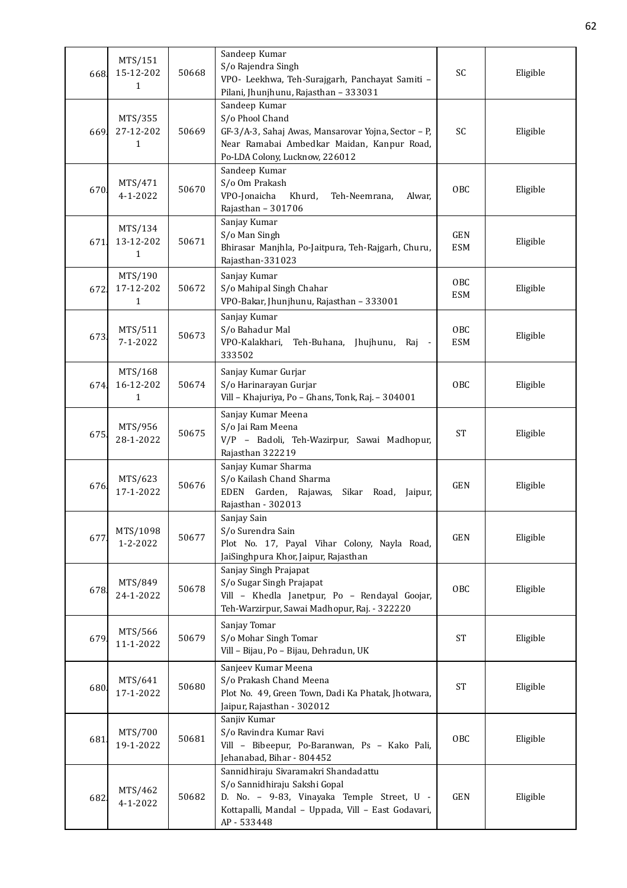| 668. | MTS/151 15-12-2021 | 50668 | Sandeep Kumar S/o Rajendra Singh VPO- Leekhwa, Teh-Surajgarh, Panchayat Samiti – Pilani, Jhunjhunu, Rajasthan – 333031 | SC | Eligible |
|---|---|---|---|---|---|
| 669. | MTS/355 27-12-2021 | 50669 | Sandeep Kumar S/o Phool Chand GF-3/A-3, Sahaj Awas, Mansarovar Yojna, Sector – P, Near Ramabai Ambedkar Maidan, Kanpur Road, Po-LDA Colony, Lucknow, 226012 | SC | Eligible |
| 670. | MTS/471 4-1-2022 | 50670 | Sandeep Kumar S/o Om Prakash VPO-Jonaicha Khurd, Teh-Neemrana, Alwar, Rajasthan – 301706 | OBC | Eligible |
| 671. | MTS/134 13-12-2021 | 50671 | Sanjay Kumar S/o Man Singh Bhirasar Manjhla, Po-Jaitpura, Teh-Rajgarh, Churu, Rajasthan-331023 | GEN ESM | Eligible |
| 672. | MTS/190 17-12-2021 | 50672 | Sanjay Kumar S/o Mahipal Singh Chahar VPO-Bakar, Jhunjhunu, Rajasthan – 333001 | OBC ESM | Eligible |
| 673. | MTS/511 7-1-2022 | 50673 | Sanjay Kumar S/o Bahadur Mal VPO-Kalakhari, Teh-Buhana, Jhujhunu, Raj - 333502 | OBC ESM | Eligible |
| 674. | MTS/168 16-12-2021 | 50674 | Sanjay Kumar Gurjar S/o Harinarayan Gurjar Vill – Khajuriya, Po – Ghans, Tonk, Raj. – 304001 | OBC | Eligible |
| 675. | MTS/956 28-1-2022 | 50675 | Sanjay Kumar Meena S/o Jai Ram Meena V/P – Badoli, Teh-Wazirpur, Sawai Madhopur, Rajasthan 322219 | ST | Eligible |
| 676. | MTS/623 17-1-2022 | 50676 | Sanjay Kumar Sharma S/o Kailash Chand Sharma EDEN Garden, Rajawas, Sikar Road, Jaipur, Rajasthan - 302013 | GEN | Eligible |
| 677. | MTS/1098 1-2-2022 | 50677 | Sanjay Sain S/o Surendra Sain Plot No. 17, Payal Vihar Colony, Nayla Road, JaiSinghpura Khor, Jaipur, Rajasthan | GEN | Eligible |
| 678. | MTS/849 24-1-2022 | 50678 | Sanjay Singh Prajapat S/o Sugar Singh Prajapat Vill – Khedla Janetpur, Po – Rendayal Goojar, Teh-Warzirpur, Sawai Madhopur, Raj. - 322220 | OBC | Eligible |
| 679. | MTS/566 11-1-2022 | 50679 | Sanjay Tomar S/o Mohar Singh Tomar Vill – Bijau, Po – Bijau, Dehradun, UK | ST | Eligible |
| 680. | MTS/641 17-1-2022 | 50680 | Sanjeev Kumar Meena S/o Prakash Chand Meena Plot No. 49, Green Town, Dadi Ka Phatak, Jhotwara, Jaipur, Rajasthan - 302012 | ST | Eligible |
| 681. | MTS/700 19-1-2022 | 50681 | Sanjiv Kumar S/o Ravindra Kumar Ravi Vill – Bibeepur, Po-Baranwan, Ps – Kako Pali, Jehanabad, Bihar - 804452 | OBC | Eligible |
| 682. | MTS/462 4-1-2022 | 50682 | Sannidhiraju Sivaramakri Shandadattu S/o Sannidhiraju Sakshi Gopal D. No. – 9-83, Vinayaka Temple Street, U - Kottapalli, Mandal – Uppada, Vill – East Godavari, AP - 533448 | GEN | Eligible |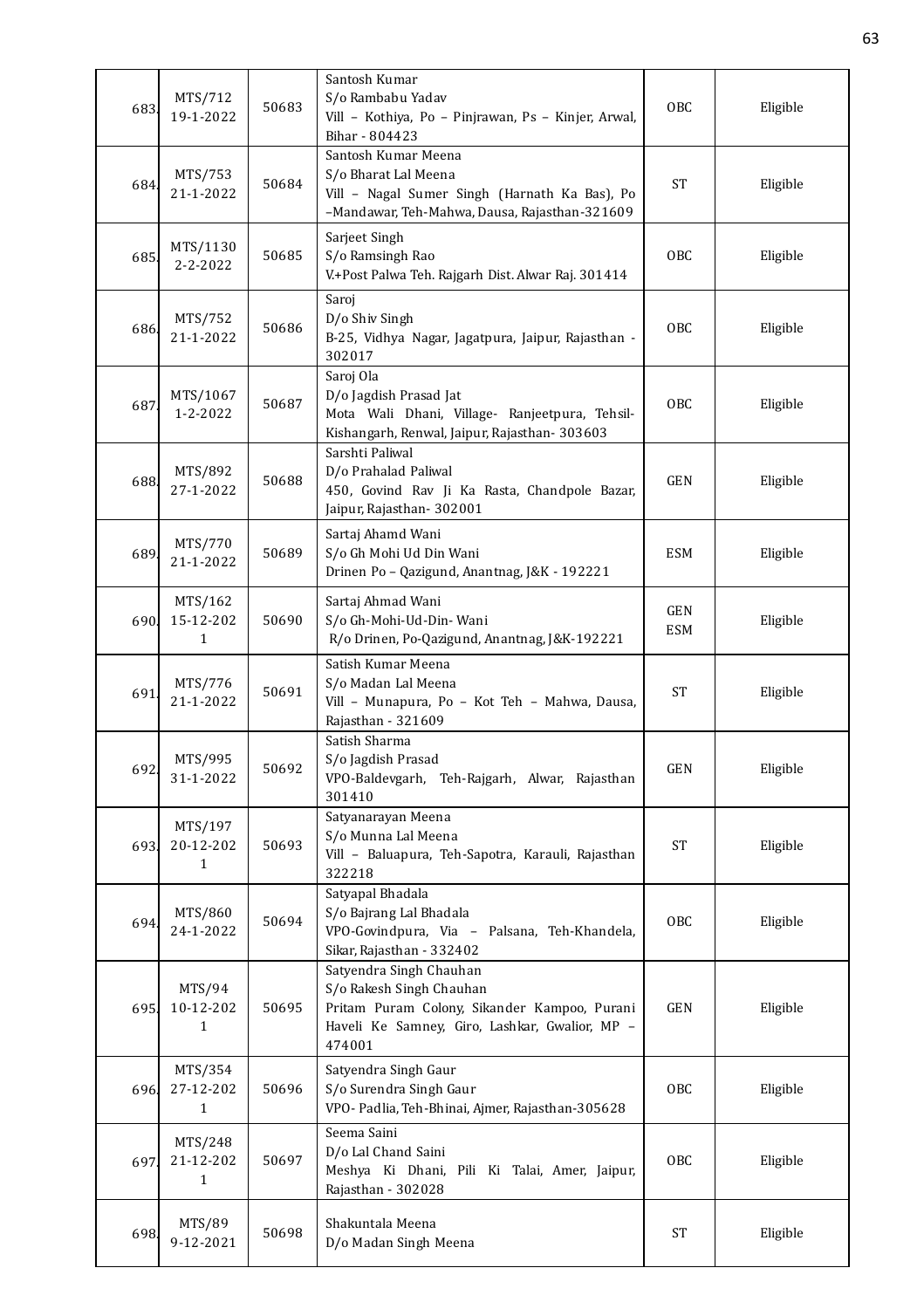| | | | | | |
|---|---|---|---|---|---|
| 683. | MTS/712 19-1-2022 | 50683 | Santosh Kumar S/o Rambabu Yadav Vill – Kothiya, Po – Pinjrawan, Ps – Kinjer, Arwal, Bihar - 804423 | OBC | Eligible |
| 684. | MTS/753 21-1-2022 | 50684 | Santosh Kumar Meena S/o Bharat Lal Meena Vill – Nagal Sumer Singh (Harnath Ka Bas), Po –Mandawar, Teh-Mahwa, Dausa, Rajasthan-321609 | ST | Eligible |
| 685. | MTS/1130 2-2-2022 | 50685 | Sarjeet Singh S/o Ramsingh Rao V.+Post Palwa Teh. Rajgarh Dist. Alwar Raj. 301414 | OBC | Eligible |
| 686. | MTS/752 21-1-2022 | 50686 | Saroj D/o Shiv Singh B-25, Vidhya Nagar, Jagatpura, Jaipur, Rajasthan - 302017 | OBC | Eligible |
| 687. | MTS/1067 1-2-2022 | 50687 | Saroj Ola D/o Jagdish Prasad Jat Mota Wali Dhani, Village- Ranjeetpura, Tehsil-Kishangarh, Renwal, Jaipur, Rajasthan- 303603 | OBC | Eligible |
| 688. | MTS/892 27-1-2022 | 50688 | Sarshti Paliwal D/o Prahalad Paliwal 450, Govind Rav Ji Ka Rasta, Chandpole Bazar, Jaipur, Rajasthan- 302001 | GEN | Eligible |
| 689. | MTS/770 21-1-2022 | 50689 | Sartaj Ahamd Wani S/o Gh Mohi Ud Din Wani Drinen Po – Qazigund, Anantnag, J&K - 192221 | ESM | Eligible |
| 690. | MTS/162 15-12-2021 | 50690 | Sartaj Ahmad Wani S/o Gh-Mohi-Ud-Din- Wani R/o Drinen, Po-Qazigund, Anantnag, J&K-192221 | GEN ESM | Eligible |
| 691. | MTS/776 21-1-2022 | 50691 | Satish Kumar Meena S/o Madan Lal Meena Vill – Munapura, Po – Kot Teh – Mahwa, Dausa, Rajasthan - 321609 | ST | Eligible |
| 692. | MTS/995 31-1-2022 | 50692 | Satish Sharma S/o Jagdish Prasad VPO-Baldevgarh, Teh-Rajgarh, Alwar, Rajasthan 301410 | GEN | Eligible |
| 693. | MTS/197 20-12-2021 | 50693 | Satyanarayan Meena S/o Munna Lal Meena Vill – Baluapura, Teh-Sapotra, Karauli, Rajasthan 322218 | ST | Eligible |
| 694. | MTS/860 24-1-2022 | 50694 | Satyapal Bhadala S/o Bajrang Lal Bhadala VPO-Govindpura, Via – Palsana, Teh-Khandela, Sikar, Rajasthan - 332402 | OBC | Eligible |
| 695. | MTS/94 10-12-2021 | 50695 | Satyendra Singh Chauhan S/o Rakesh Singh Chauhan Pritam Puram Colony, Sikander Kampoo, Purani Haveli Ke Samney, Giro, Lashkar, Gwalior, MP – 474001 | GEN | Eligible |
| 696. | MTS/354 27-12-2021 | 50696 | Satyendra Singh Gaur S/o Surendra Singh Gaur VPO- Padlia, Teh-Bhinai, Ajmer, Rajasthan-305628 | OBC | Eligible |
| 697. | MTS/248 21-12-2021 | 50697 | Seema Saini D/o Lal Chand Saini Meshya Ki Dhani, Pili Ki Talai, Amer, Jaipur, Rajasthan - 302028 | OBC | Eligible |
| 698. | MTS/89 9-12-2021 | 50698 | Shakuntala Meena D/o Madan Singh Meena | ST | Eligible |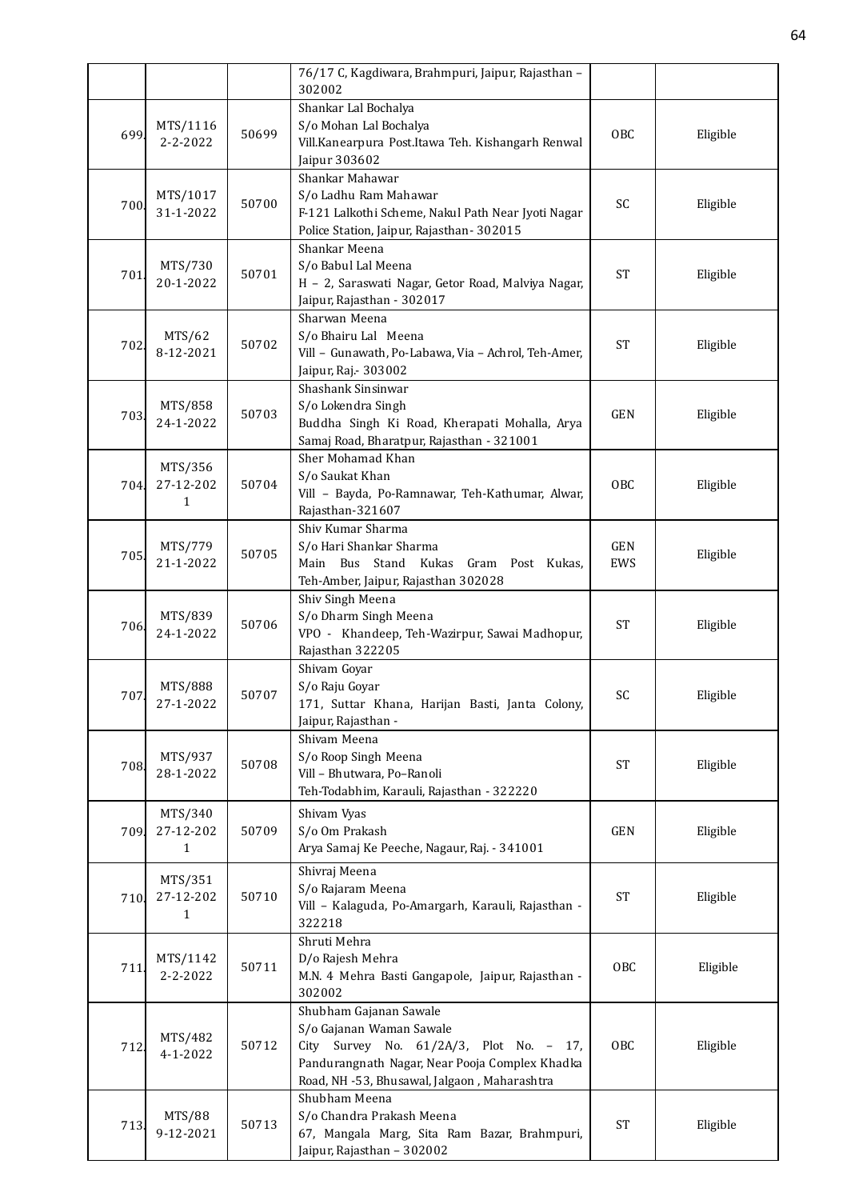| | | | 76/17 C, Kagdiwara, Brahmpuri, Jaipur, Rajasthan – 302002 | | |
|---|---|---|---|---|---|
| 699. | MTS/1116 2-2-2022 | 50699 | Shankar Lal Bochalya S/o Mohan Lal Bochalya Vill.Kanearpura Post.Itawa Teh. Kishangarh Renwal Jaipur 303602 | OBC | Eligible |
| 700. | MTS/1017 31-1-2022 | 50700 | Shankar Mahawar S/o Ladhu Ram Mahawar F-121 Lalkothi Scheme, Nakul Path Near Jyoti Nagar Police Station, Jaipur, Rajasthan- 302015 | SC | Eligible |
| 701. | MTS/730 20-1-2022 | 50701 | Shankar Meena S/o Babul Lal Meena H – 2, Saraswati Nagar, Getor Road, Malviya Nagar, Jaipur, Rajasthan - 302017 | ST | Eligible |
| 702. | MTS/62 8-12-2021 | 50702 | Sharwan Meena S/o Bhairu Lal Meena Vill – Gunawath, Po-Labawa, Via – Achrol, Teh-Amer, Jaipur, Raj.- 303002 | ST | Eligible |
| 703. | MTS/858 24-1-2022 | 50703 | Shashank Sinsinwar S/o Lokendra Singh Buddha Singh Ki Road, Kherapati Mohalla, Arya Samaj Road, Bharatpur, Rajasthan - 321001 | GEN | Eligible |
| 704. | MTS/356 27-12-2021 | 50704 | Sher Mohamad Khan S/o Saukat Khan Vill – Bayda, Po-Ramnawar, Teh-Kathumar, Alwar, Rajasthan-321607 | OBC | Eligible |
| 705. | MTS/779 21-1-2022 | 50705 | Shiv Kumar Sharma S/o Hari Shankar Sharma Main Bus Stand Kukas Gram Post Kukas, Teh-Amber, Jaipur, Rajasthan 302028 | GEN EWS | Eligible |
| 706. | MTS/839 24-1-2022 | 50706 | Shiv Singh Meena S/o Dharm Singh Meena VPO - Khandeep, Teh-Wazirpur, Sawai Madhopur, Rajasthan 322205 | ST | Eligible |
| 707. | MTS/888 27-1-2022 | 50707 | Shivam Goyar S/o Raju Goyar 171, Suttar Khana, Harijan Basti, Janta Colony, Jaipur, Rajasthan - | SC | Eligible |
| 708. | MTS/937 28-1-2022 | 50708 | Shivam Meena S/o Roop Singh Meena Vill – Bhutwara, Po–Ranoli Teh-Todabhim, Karauli, Rajasthan - 322220 | ST | Eligible |
| 709. | MTS/340 27-12-2021 | 50709 | Shivam Vyas S/o Om Prakash Arya Samaj Ke Peeche, Nagaur, Raj. - 341001 | GEN | Eligible |
| 710. | MTS/351 27-12-2021 | 50710 | Shivraj Meena S/o Rajaram Meena Vill – Kalaguda, Po-Amargarh, Karauli, Rajasthan - 322218 | ST | Eligible |
| 711. | MTS/1142 2-2-2022 | 50711 | Shruti Mehra D/o Rajesh Mehra M.N. 4 Mehra Basti Gangapole, Jaipur, Rajasthan - 302002 | OBC | Eligible |
| 712. | MTS/482 4-1-2022 | 50712 | Shubham Gajanan Sawale S/o Gajanan Waman Sawale City Survey No. 61/2A/3, Plot No. – 17, Pandurangnath Nagar, Near Pooja Complex Khadka Road, NH -53, Bhusawal, Jalgaon , Maharashtra | OBC | Eligible |
| 713. | MTS/88 9-12-2021 | 50713 | Shubham Meena S/o Chandra Prakash Meena 67, Mangala Marg, Sita Ram Bazar, Brahmpuri, Jaipur, Rajasthan – 302002 | ST | Eligible |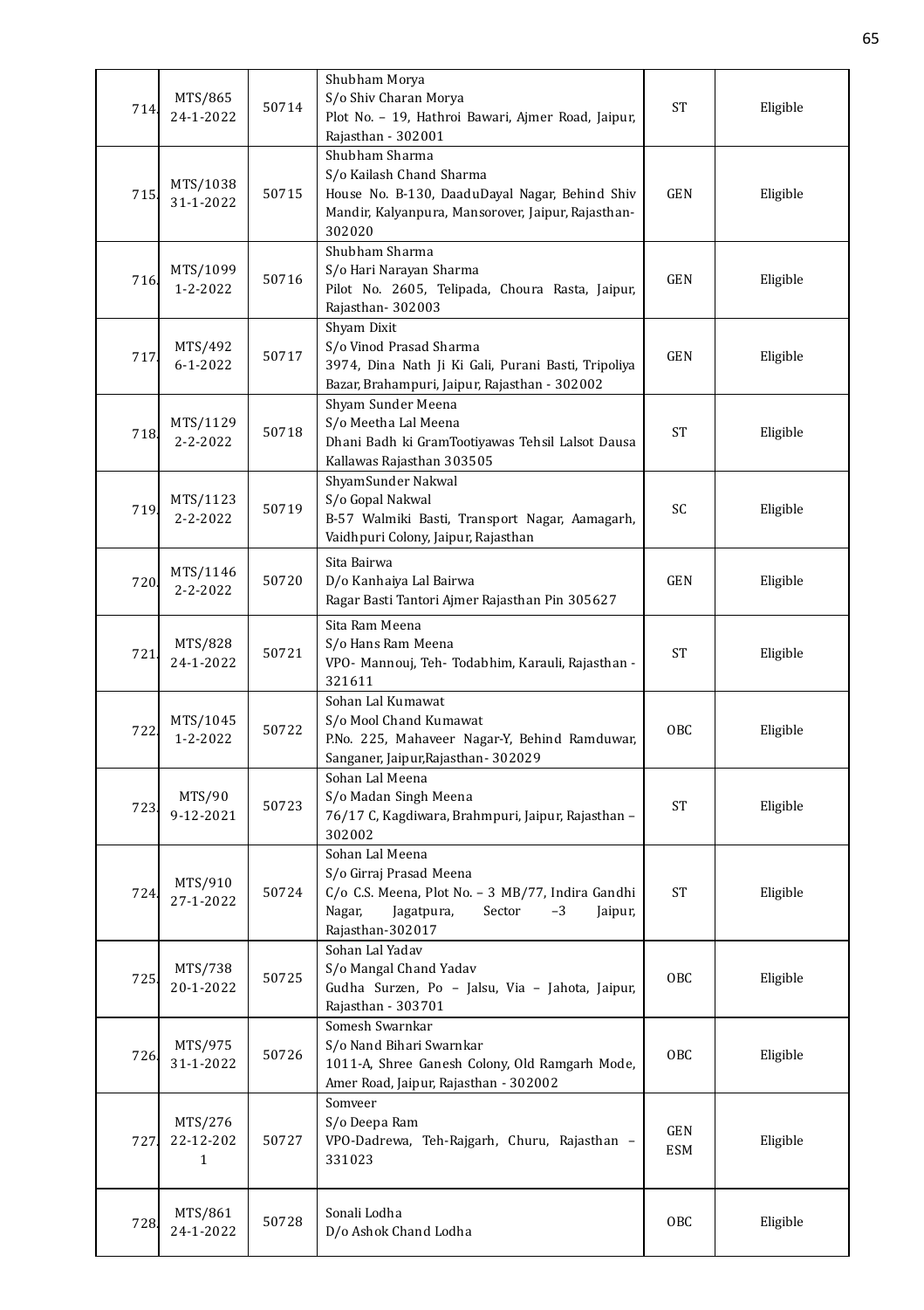| 714. | MTS/865 24-1-2022 | 50714 | Shubham Morya S/o Shiv Charan Morya Plot No. – 19, Hathroi Bawari, Ajmer Road, Jaipur, Rajasthan - 302001 | ST | Eligible |
|---|---|---|---|---|---|
| 715. | MTS/1038 31-1-2022 | 50715 | Shubham Sharma S/o Kailash Chand Sharma House No. B-130, DaaduDayal Nagar, Behind Shiv Mandir, Kalyanpura, Mansorover, Jaipur, Rajasthan-302020 | GEN | Eligible |
| 716. | MTS/1099 1-2-2022 | 50716 | Shubham Sharma S/o Hari Narayan Sharma Pilot No. 2605, Telipada, Choura Rasta, Jaipur, Rajasthan- 302003 | GEN | Eligible |
| 717. | MTS/492 6-1-2022 | 50717 | Shyam Dixit S/o Vinod Prasad Sharma 3974, Dina Nath Ji Ki Gali, Purani Basti, Tripoliya Bazar, Brahampuri, Jaipur, Rajasthan - 302002 | GEN | Eligible |
| 718. | MTS/1129 2-2-2022 | 50718 | Shyam Sunder Meena S/o Meetha Lal Meena Dhani Badh ki GramTootiyawas Tehsil Lalsot Dausa Kallawas Rajasthan 303505 | ST | Eligible |
| 719. | MTS/1123 2-2-2022 | 50719 | ShyamSunder Nakwal S/o Gopal Nakwal B-57 Walmiki Basti, Transport Nagar, Aamagarh, Vaidhpuri Colony, Jaipur, Rajasthan | SC | Eligible |
| 720. | MTS/1146 2-2-2022 | 50720 | Sita Bairwa D/o Kanhaiya Lal Bairwa Ragar Basti Tantori Ajmer Rajasthan Pin 305627 | GEN | Eligible |
| 721. | MTS/828 24-1-2022 | 50721 | Sita Ram Meena S/o Hans Ram Meena VPO- Mannouj, Teh- Todabhim, Karauli, Rajasthan - 321611 | ST | Eligible |
| 722. | MTS/1045 1-2-2022 | 50722 | Sohan Lal Kumawat S/o Mool Chand Kumawat P.No. 225, Mahaveer Nagar-Y, Behind Ramduwar, Sanganer, Jaipur,Rajasthan- 302029 | OBC | Eligible |
| 723. | MTS/90 9-12-2021 | 50723 | Sohan Lal Meena S/o Madan Singh Meena 76/17 C, Kagdiwara, Brahmpuri, Jaipur, Rajasthan – 302002 | ST | Eligible |
| 724. | MTS/910 27-1-2022 | 50724 | Sohan Lal Meena S/o Girraj Prasad Meena C/o C.S. Meena, Plot No. – 3 MB/77, Indira Gandhi Nagar, Jagatpura, Sector –3 Jaipur, Rajasthan-302017 | ST | Eligible |
| 725. | MTS/738 20-1-2022 | 50725 | Sohan Lal Yadav S/o Mangal Chand Yadav Gudha Surzen, Po – Jalsu, Via – Jahota, Jaipur, Rajasthan - 303701 | OBC | Eligible |
| 726. | MTS/975 31-1-2022 | 50726 | Somesh Swarnkar S/o Nand Bihari Swarnkar 1011-A, Shree Ganesh Colony, Old Ramgarh Mode, Amer Road, Jaipur, Rajasthan - 302002 | OBC | Eligible |
| 727. | MTS/276 22-12-2021 | 50727 | Somveer S/o Deepa Ram VPO-Dadrewa, Teh-Rajgarh, Churu, Rajasthan – 331023 | GEN ESM | Eligible |
| 728. | MTS/861 24-1-2022 | 50728 | Sonali Lodha D/o Ashok Chand Lodha | OBC | Eligible |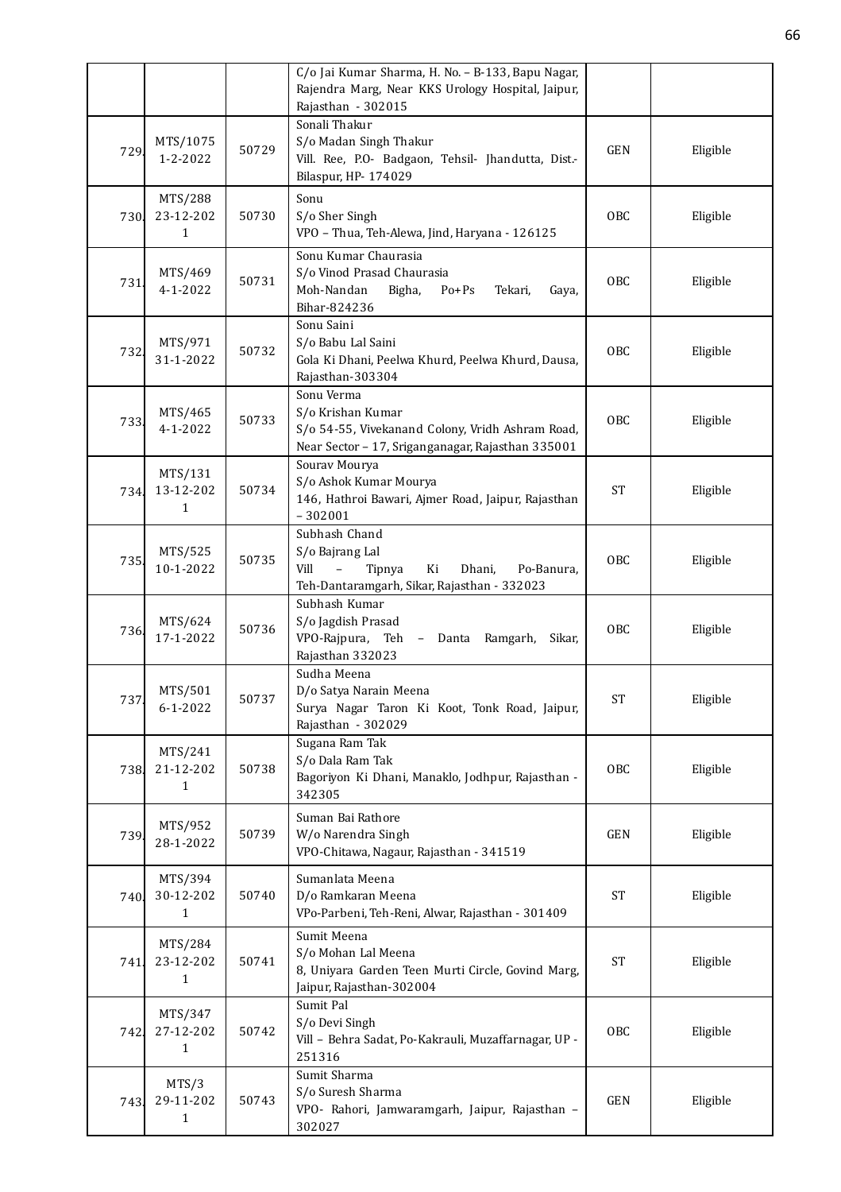| | | | | | |
|---|---|---|---|---|---|
| | | | C/o Jai Kumar Sharma, H. No. – B-133, Bapu Nagar, Rajendra Marg, Near KKS Urology Hospital, Jaipur, Rajasthan - 302015 | | |
| 729. | MTS/1075 1-2-2022 | 50729 | Sonali Thakur S/o Madan Singh Thakur Vill. Ree, P.O- Badgaon, Tehsil- Jhandutta, Dist.- Bilaspur, HP- 174029 | GEN | Eligible |
| 730. | MTS/288 23-12-2021 | 50730 | Sonu S/o Sher Singh VPO – Thua, Teh-Alewa, Jind, Haryana - 126125 | OBC | Eligible |
| 731. | MTS/469 4-1-2022 | 50731 | Sonu Kumar Chaurasia S/o Vinod Prasad Chaurasia Moh-Nandan Bigha, Po+Ps Tekari, Gaya, Bihar-824236 | OBC | Eligible |
| 732. | MTS/971 31-1-2022 | 50732 | Sonu Saini S/o Babu Lal Saini Gola Ki Dhani, Peelwa Khurd, Peelwa Khurd, Dausa, Rajasthan-303304 | OBC | Eligible |
| 733. | MTS/465 4-1-2022 | 50733 | Sonu Verma S/o Krishan Kumar S/o 54-55, Vivekanand Colony, Vridh Ashram Road, Near Sector – 17, Sriganganagar, Rajasthan 335001 | OBC | Eligible |
| 734. | MTS/131 13-12-2021 | 50734 | Sourav Mourya S/o Ashok Kumar Mourya 146, Hathroi Bawari, Ajmer Road, Jaipur, Rajasthan – 302001 | ST | Eligible |
| 735. | MTS/525 10-1-2022 | 50735 | Subhash Chand S/o Bajrang Lal Vill – Tipnya Ki Dhani, Po-Banura, Teh-Dantaramgarh, Sikar, Rajasthan - 332023 | OBC | Eligible |
| 736. | MTS/624 17-1-2022 | 50736 | Subhash Kumar S/o Jagdish Prasad VPO-Rajpura, Teh – Danta Ramgarh, Sikar, Rajasthan 332023 | OBC | Eligible |
| 737. | MTS/501 6-1-2022 | 50737 | Sudha Meena D/o Satya Narain Meena Surya Nagar Taron Ki Koot, Tonk Road, Jaipur, Rajasthan - 302029 | ST | Eligible |
| 738. | MTS/241 21-12-2021 | 50738 | Sugana Ram Tak S/o Dala Ram Tak Bagoriyon Ki Dhani, Manaklo, Jodhpur, Rajasthan - 342305 | OBC | Eligible |
| 739. | MTS/952 28-1-2022 | 50739 | Suman Bai Rathore W/o Narendra Singh VPO-Chitawa, Nagaur, Rajasthan - 341519 | GEN | Eligible |
| 740. | MTS/394 30-12-2021 | 50740 | Sumanlata Meena D/o Ramkaran Meena VPo-Parbeni, Teh-Reni, Alwar, Rajasthan - 301409 | ST | Eligible |
| 741. | MTS/284 23-12-2021 | 50741 | Sumit Meena S/o Mohan Lal Meena 8, Uniyara Garden Teen Murti Circle, Govind Marg, Jaipur, Rajasthan-302004 | ST | Eligible |
| 742. | MTS/347 27-12-2021 | 50742 | Sumit Pal S/o Devi Singh Vill – Behra Sadat, Po-Kakrauli, Muzaffarnagar, UP - 251316 | OBC | Eligible |
| 743. | MTS/3 29-11-2021 | 50743 | Sumit Sharma S/o Suresh Sharma VPO- Rahori, Jamwaramgarh, Jaipur, Rajasthan – 302027 | GEN | Eligible |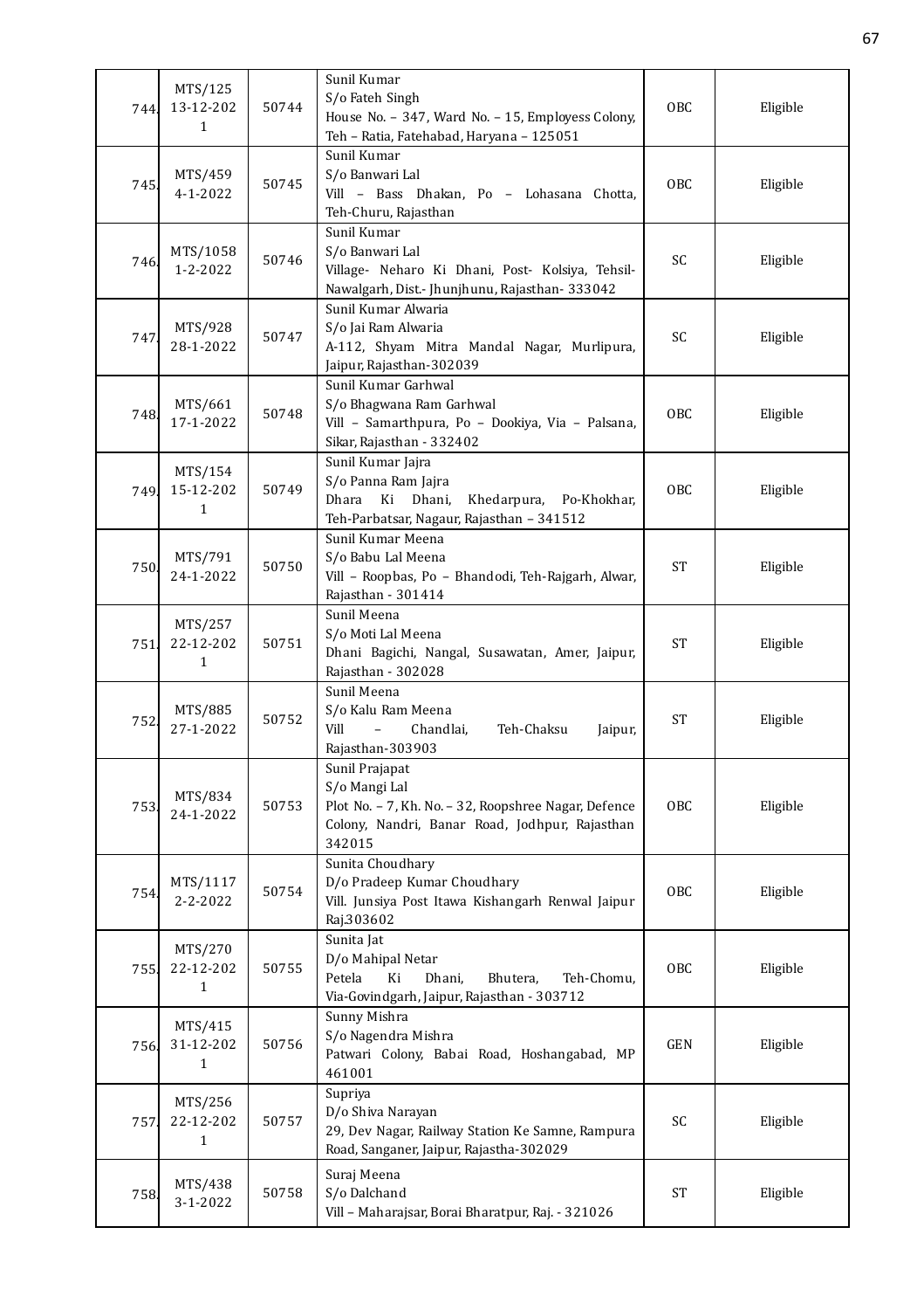| | | | | | |
|---|---|---|---|---|---|
| 744. | MTS/125 13-12-2021 | 50744 | Sunil Kumar<br>S/o Fateh Singh<br>House No. – 347, Ward No. – 15, Employess Colony, Teh – Ratia, Fatehabad, Haryana – 125051 | OBC | Eligible |
| 745. | MTS/459 4-1-2022 | 50745 | Sunil Kumar<br>S/o Banwari Lal<br>Vill – Bass Dhakan, Po – Lohasana Chotta, Teh-Churu, Rajasthan | OBC | Eligible |
| 746. | MTS/1058 1-2-2022 | 50746 | Sunil Kumar<br>S/o Banwari Lal<br>Village- Neharo Ki Dhani, Post- Kolsiya, Tehsil-Nawalgarh, Dist.- Jhunjhunu, Rajasthan- 333042 | SC | Eligible |
| 747. | MTS/928 28-1-2022 | 50747 | Sunil Kumar Alwaria<br>S/o Jai Ram Alwaria<br>A-112, Shyam Mitra Mandal Nagar, Murlipura, Jaipur, Rajasthan-302039 | SC | Eligible |
| 748. | MTS/661 17-1-2022 | 50748 | Sunil Kumar Garhwal<br>S/o Bhagwana Ram Garhwal<br>Vill – Samarthpura, Po – Dookiya, Via – Palsana, Sikar, Rajasthan - 332402 | OBC | Eligible |
| 749. | MTS/154 15-12-2021 | 50749 | Sunil Kumar Jajra<br>S/o Panna Ram Jajra<br>Dhara Ki Dhani, Khedarpura, Po-Khokhar, Teh-Parbatsar, Nagaur, Rajasthan – 341512 | OBC | Eligible |
| 750. | MTS/791 24-1-2022 | 50750 | Sunil Kumar Meena<br>S/o Babu Lal Meena<br>Vill – Roopbas, Po – Bhandodi, Teh-Rajgarh, Alwar, Rajasthan - 301414 | ST | Eligible |
| 751. | MTS/257 22-12-2021 | 50751 | Sunil Meena<br>S/o Moti Lal Meena<br>Dhani Bagichi, Nangal, Susawatan, Amer, Jaipur, Rajasthan - 302028 | ST | Eligible |
| 752. | MTS/885 27-1-2022 | 50752 | Sunil Meena<br>S/o Kalu Ram Meena<br>Vill – Chandlai, Teh-Chaksu Jaipur, Rajasthan-303903 | ST | Eligible |
| 753. | MTS/834 24-1-2022 | 50753 | Sunil Prajapat<br>S/o Mangi Lal<br>Plot No. – 7, Kh. No. – 32, Roopshree Nagar, Defence Colony, Nandri, Banar Road, Jodhpur, Rajasthan 342015 | OBC | Eligible |
| 754. | MTS/1117 2-2-2022 | 50754 | Sunita Choudhary<br>D/o Pradeep Kumar Choudhary<br>Vill. Junsiya Post Itawa Kishangarh Renwal Jaipur Raj.303602 | OBC | Eligible |
| 755. | MTS/270 22-12-2021 | 50755 | Sunita Jat<br>D/o Mahipal Netar<br>Petela Ki Dhani, Bhutera, Teh-Chomu, Via-Govindgarh, Jaipur, Rajasthan - 303712 | OBC | Eligible |
| 756. | MTS/415 31-12-2021 | 50756 | Sunny Mishra<br>S/o Nagendra Mishra<br>Patwari Colony, Babai Road, Hoshangabad, MP 461001 | GEN | Eligible |
| 757. | MTS/256 22-12-2021 | 50757 | Supriya<br>D/o Shiva Narayan<br>29, Dev Nagar, Railway Station Ke Samne, Rampura Road, Sanganer, Jaipur, Rajastha-302029 | SC | Eligible |
| 758. | MTS/438 3-1-2022 | 50758 | Suraj Meena<br>S/o Dalchand<br>Vill – Maharajsar, Borai Bharatpur, Raj. - 321026 | ST | Eligible |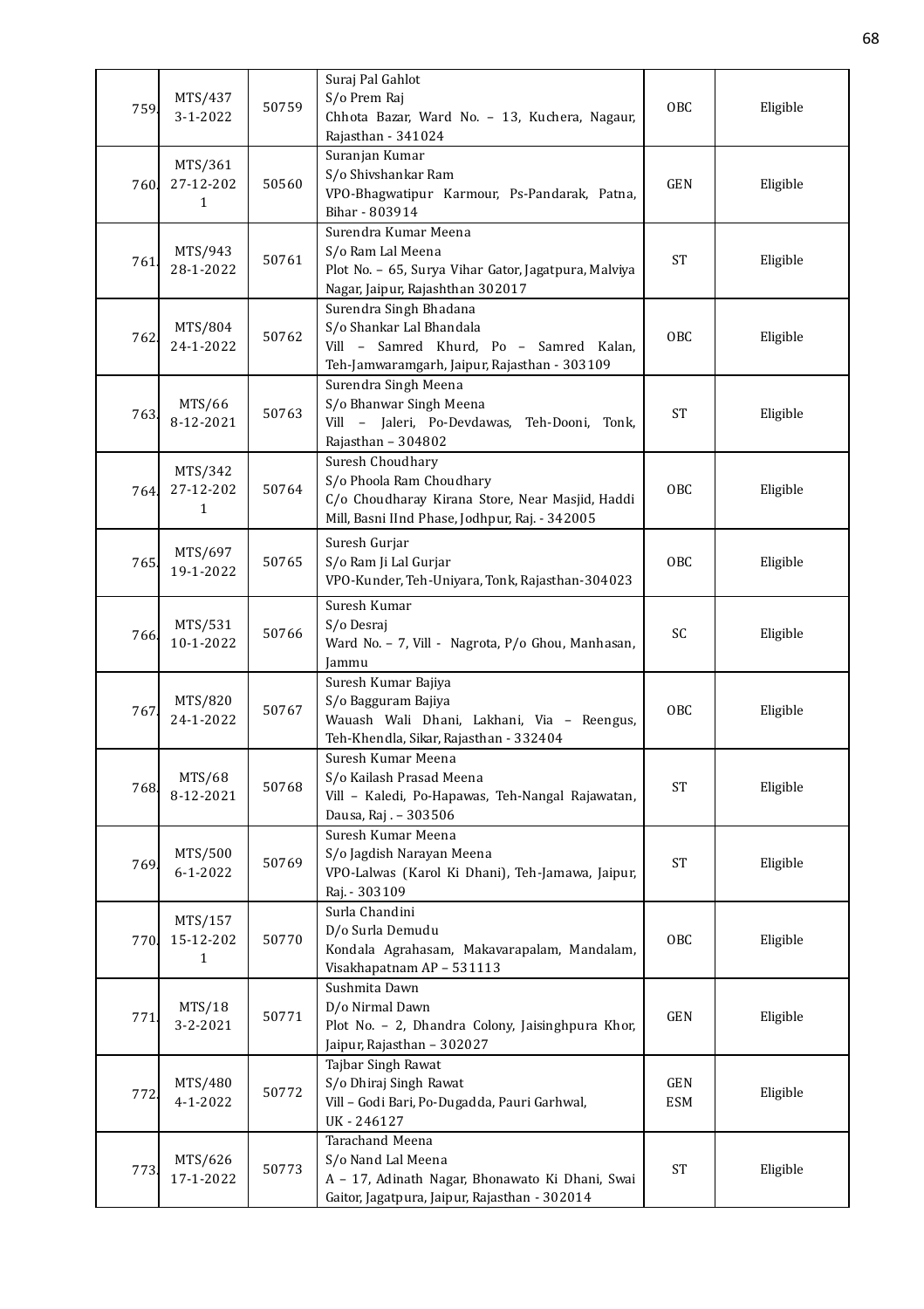| 759. | MTS/437<br>3-1-2022 | 50759 | Suraj Pal Gahlot<br>S/o Prem Raj<br>Chhota Bazar, Ward No. – 13, Kuchera, Nagaur, Rajasthan - 341024 | OBC | Eligible |
|---|---|---|---|---|---|
| 760. | MTS/361<br>27-12-2021 | 50560 | Suranjan Kumar<br>S/o Shivshankar Ram<br>VPO-Bhagwatipur Karmour, Ps-Pandarak, Patna, Bihar - 803914 | GEN | Eligible |
| 761. | MTS/943<br>28-1-2022 | 50761 | Surendra Kumar Meena<br>S/o Ram Lal Meena<br>Plot No. – 65, Surya Vihar Gator, Jagatpura, Malviya Nagar, Jaipur, Rajashthan 302017 | ST | Eligible |
| 762. | MTS/804<br>24-1-2022 | 50762 | Surendra Singh Bhadana<br>S/o Shankar Lal Bhandala<br>Vill – Samred Khurd, Po – Samred Kalan, Teh-Jamwaramgarh, Jaipur, Rajasthan - 303109 | OBC | Eligible |
| 763. | MTS/66<br>8-12-2021 | 50763 | Surendra Singh Meena<br>S/o Bhanwar Singh Meena<br>Vill – Jaleri, Po-Devdawas, Teh-Dooni, Tonk, Rajasthan – 304802 | ST | Eligible |
| 764. | MTS/342<br>27-12-2021 | 50764 | Suresh Choudhary<br>S/o Phoola Ram Choudhary<br>C/o Choudharay Kirana Store, Near Masjid, Haddi Mill, Basni IInd Phase, Jodhpur, Raj. - 342005 | OBC | Eligible |
| 765. | MTS/697<br>19-1-2022 | 50765 | Suresh Gurjar<br>S/o Ram Ji Lal Gurjar<br>VPO-Kunder, Teh-Uniyara, Tonk, Rajasthan-304023 | OBC | Eligible |
| 766. | MTS/531<br>10-1-2022 | 50766 | Suresh Kumar<br>S/o Desraj<br>Ward No. – 7, Vill - Nagrota, P/o Ghou, Manhasan, Jammu | SC | Eligible |
| 767. | MTS/820<br>24-1-2022 | 50767 | Suresh Kumar Bajiya<br>S/o Bagguram Bajiya<br>Wauash Wali Dhani, Lakhani, Via – Reengus, Teh-Khendla, Sikar, Rajasthan - 332404 | OBC | Eligible |
| 768. | MTS/68<br>8-12-2021 | 50768 | Suresh Kumar Meena<br>S/o Kailash Prasad Meena<br>Vill – Kaledi, Po-Hapawas, Teh-Nangal Rajawatan, Dausa, Raj . – 303506 | ST | Eligible |
| 769. | MTS/500<br>6-1-2022 | 50769 | Suresh Kumar Meena<br>S/o Jagdish Narayan Meena<br>VPO-Lalwas (Karol Ki Dhani), Teh-Jamawa, Jaipur, Raj. - 303109 | ST | Eligible |
| 770. | MTS/157<br>15-12-2021 | 50770 | Surla Chandini<br>D/o Surla Demudu<br>Kondala Agrahasam, Makavarapalam, Mandalam, Visakhapatnam AP – 531113 | OBC | Eligible |
| 771. | MTS/18<br>3-2-2021 | 50771 | Sushmita Dawn<br>D/o Nirmal Dawn<br>Plot No. – 2, Dhandra Colony, Jaisinghpura Khor, Jaipur, Rajasthan – 302027 | GEN | Eligible |
| 772. | MTS/480<br>4-1-2022 | 50772 | Tajbar Singh Rawat<br>S/o Dhiraj Singh Rawat<br>Vill – Godi Bari, Po-Dugadda, Pauri Garhwal, UK - 246127 | GEN<br>ESM | Eligible |
| 773. | MTS/626<br>17-1-2022 | 50773 | Tarachand Meena<br>S/o Nand Lal Meena<br>A – 17, Adinath Nagar, Bhonawato Ki Dhani, Swai Gaitor, Jagatpura, Jaipur, Rajasthan - 302014 | ST | Eligible |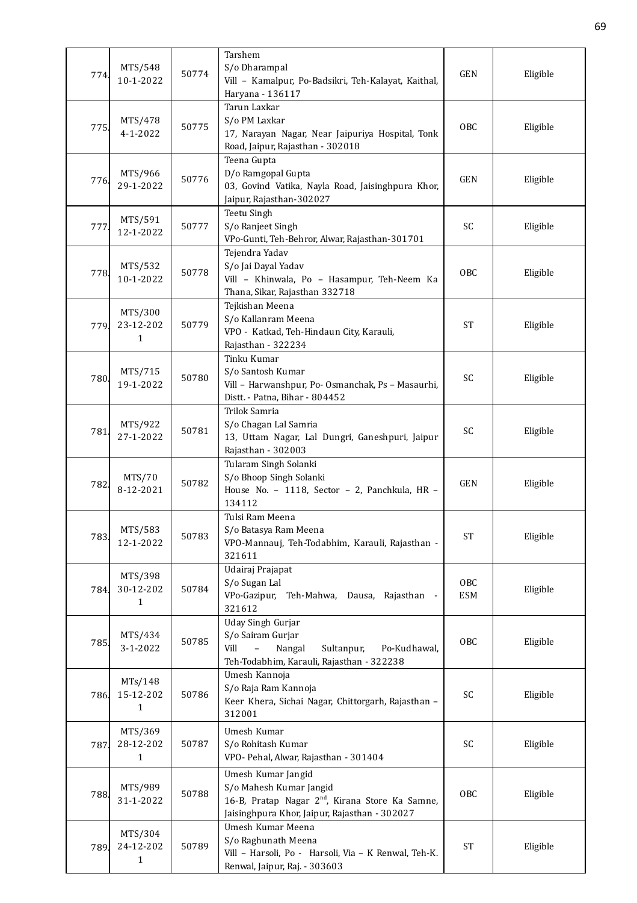| | | | | | |
|---|---|---|---|---|---|
| 774. | MTS/548 10-1-2022 | 50774 | Tarshem S/o Dharampal Vill – Kamalpur, Po-Badsikri, Teh-Kalayat, Kaithal, Haryana - 136117 | GEN | Eligible |
| 775. | MTS/478 4-1-2022 | 50775 | Tarun Laxkar S/o PM Laxkar 17, Narayan Nagar, Near Jaipuriya Hospital, Tonk Road, Jaipur, Rajasthan - 302018 | OBC | Eligible |
| 776. | MTS/966 29-1-2022 | 50776 | Teena Gupta D/o Ramgopal Gupta 03, Govind Vatika, Nayla Road, Jaisinghpura Khor, Jaipur, Rajasthan-302027 | GEN | Eligible |
| 777. | MTS/591 12-1-2022 | 50777 | Teetu Singh S/o Ranjeet Singh VPo-Gunti, Teh-Behror, Alwar, Rajasthan-301701 | SC | Eligible |
| 778. | MTS/532 10-1-2022 | 50778 | Tejendra Yadav S/o Jai Dayal Yadav Vill – Khinwala, Po – Hasampur, Teh-Neem Ka Thana, Sikar, Rajasthan 332718 | OBC | Eligible |
| 779. | MTS/300 23-12-2021 | 50779 | Tejkishan Meena S/o Kallanram Meena VPO - Katkad, Teh-Hindaun City, Karauli, Rajasthan - 322234 | ST | Eligible |
| 780. | MTS/715 19-1-2022 | 50780 | Tinku Kumar S/o Santosh Kumar Vill – Harwanshpur, Po- Osmanchak, Ps – Masaurhi, Distt. - Patna, Bihar - 804452 | SC | Eligible |
| 781. | MTS/922 27-1-2022 | 50781 | Trilok Samria S/o Chagan Lal Samria 13, Uttam Nagar, Lal Dungri, Ganeshpuri, Jaipur Rajasthan - 302003 | SC | Eligible |
| 782. | MTS/70 8-12-2021 | 50782 | Tularam Singh Solanki S/o Bhoop Singh Solanki House No. – 1118, Sector – 2, Panchkula, HR – 134112 | GEN | Eligible |
| 783. | MTS/583 12-1-2022 | 50783 | Tulsi Ram Meena S/o Batasya Ram Meena VPO-Mannauj, Teh-Todabhim, Karauli, Rajasthan - 321611 | ST | Eligible |
| 784. | MTS/398 30-12-2021 | 50784 | Udairaj Prajapat S/o Sugan Lal VPo-Gazipur, Teh-Mahwa, Dausa, Rajasthan - 321612 | OBC ESM | Eligible |
| 785. | MTS/434 3-1-2022 | 50785 | Uday Singh Gurjar S/o Sairam Gurjar Vill – Nangal Sultanpur, Po-Kudhawal, Teh-Todabhim, Karauli, Rajasthan - 322238 | OBC | Eligible |
| 786. | MTs/148 15-12-2021 | 50786 | Umesh Kannoja S/o Raja Ram Kannoja Keer Khera, Sichai Nagar, Chittorgarh, Rajasthan – 312001 | SC | Eligible |
| 787. | MTS/369 28-12-2021 | 50787 | Umesh Kumar S/o Rohitash Kumar VPO- Pehal, Alwar, Rajasthan - 301404 | SC | Eligible |
| 788. | MTS/989 31-1-2022 | 50788 | Umesh Kumar Jangid S/o Mahesh Kumar Jangid 16-B, Pratap Nagar 2nd, Kirana Store Ka Samne, Jaisinghpura Khor, Jaipur, Rajasthan - 302027 | OBC | Eligible |
| 789. | MTS/304 24-12-2021 | 50789 | Umesh Kumar Meena S/o Raghunath Meena Vill – Harsoli, Po - Harsoli, Via – K Renwal, Teh-K. Renwal, Jaipur, Raj. - 303603 | ST | Eligible |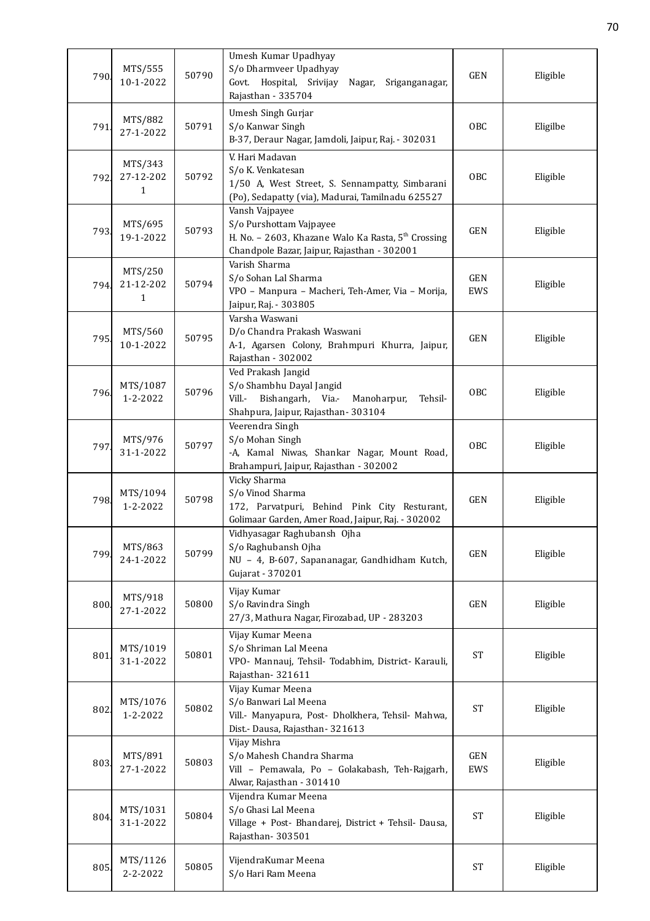| | | | | | |
|---|---|---|---|---|---|
| 790. | MTS/555 10-1-2022 | 50790 | Umesh Kumar Upadhyay S/o Dharmveer Upadhyay Govt. Hospital, Srivijay Nagar, Sriganganagar, Rajasthan - 335704 | GEN | Eligible |
| 791. | MTS/882 27-1-2022 | 50791 | Umesh Singh Gurjar S/o Kanwar Singh B-37, Deraur Nagar, Jamdoli, Jaipur, Raj. - 302031 | OBC | Eligilbe |
| 792. | MTS/343 27-12-2021 | 50792 | V. Hari Madavan S/o K. Venkatesan 1/50 A, West Street, S. Sennampatty, Simbarani (Po), Sedapatty (via), Madurai, Tamilnadu 625527 | OBC | Eligible |
| 793. | MTS/695 19-1-2022 | 50793 | Vansh Vajpayee S/o Purshottam Vajpayee H. No. – 2603, Khazane Walo Ka Rasta, 5th Crossing Chandpole Bazar, Jaipur, Rajasthan - 302001 | GEN | Eligible |
| 794. | MTS/250 21-12-2021 | 50794 | Varish Sharma S/o Sohan Lal Sharma VPO – Manpura – Macheri, Teh-Amer, Via – Morija, Jaipur, Raj. - 303805 | GEN EWS | Eligible |
| 795. | MTS/560 10-1-2022 | 50795 | Varsha Waswani D/o Chandra Prakash Waswani A-1, Agarsen Colony, Brahmpuri Khurra, Jaipur, Rajasthan - 302002 | GEN | Eligible |
| 796. | MTS/1087 1-2-2022 | 50796 | Ved Prakash Jangid S/o Shambhu Dayal Jangid Vill.- Bishangarh, Via.- Manoharpur, Tehsil-Shahpura, Jaipur, Rajasthan- 303104 | OBC | Eligible |
| 797. | MTS/976 31-1-2022 | 50797 | Veerendra Singh S/o Mohan Singh -A, Kamal Niwas, Shankar Nagar, Mount Road, Brahampuri, Jaipur, Rajasthan - 302002 | OBC | Eligible |
| 798. | MTS/1094 1-2-2022 | 50798 | Vicky Sharma S/o Vinod Sharma 172, Parvatpuri, Behind Pink City Resturant, Golimaar Garden, Amer Road, Jaipur, Raj. - 302002 | GEN | Eligible |
| 799. | MTS/863 24-1-2022 | 50799 | Vidhyasagar Raghubansh Ojha S/o Raghubansh Ojha NU – 4, B-607, Sapananagar, Gandhidham Kutch, Gujarat - 370201 | GEN | Eligible |
| 800. | MTS/918 27-1-2022 | 50800 | Vijay Kumar S/o Ravindra Singh 27/3, Mathura Nagar, Firozabad, UP - 283203 | GEN | Eligible |
| 801. | MTS/1019 31-1-2022 | 50801 | Vijay Kumar Meena S/o Shriman Lal Meena VPO- Mannauj, Tehsil- Todabhim, District- Karauli, Rajasthan- 321611 | ST | Eligible |
| 802. | MTS/1076 1-2-2022 | 50802 | Vijay Kumar Meena S/o Banwari Lal Meena Vill.- Manyapura, Post- Dholkhera, Tehsil- Mahwa, Dist.- Dausa, Rajasthan- 321613 | ST | Eligible |
| 803. | MTS/891 27-1-2022 | 50803 | Vijay Mishra S/o Mahesh Chandra Sharma Vill – Pemawala, Po – Golakabash, Teh-Rajgarh, Alwar, Rajasthan - 301410 | GEN EWS | Eligible |
| 804. | MTS/1031 31-1-2022 | 50804 | Vijendra Kumar Meena S/o Ghasi Lal Meena Village + Post- Bhandarej, District + Tehsil- Dausa, Rajasthan- 303501 | ST | Eligible |
| 805. | MTS/1126 2-2-2022 | 50805 | VijendraKumar Meena S/o Hari Ram Meena | ST | Eligible |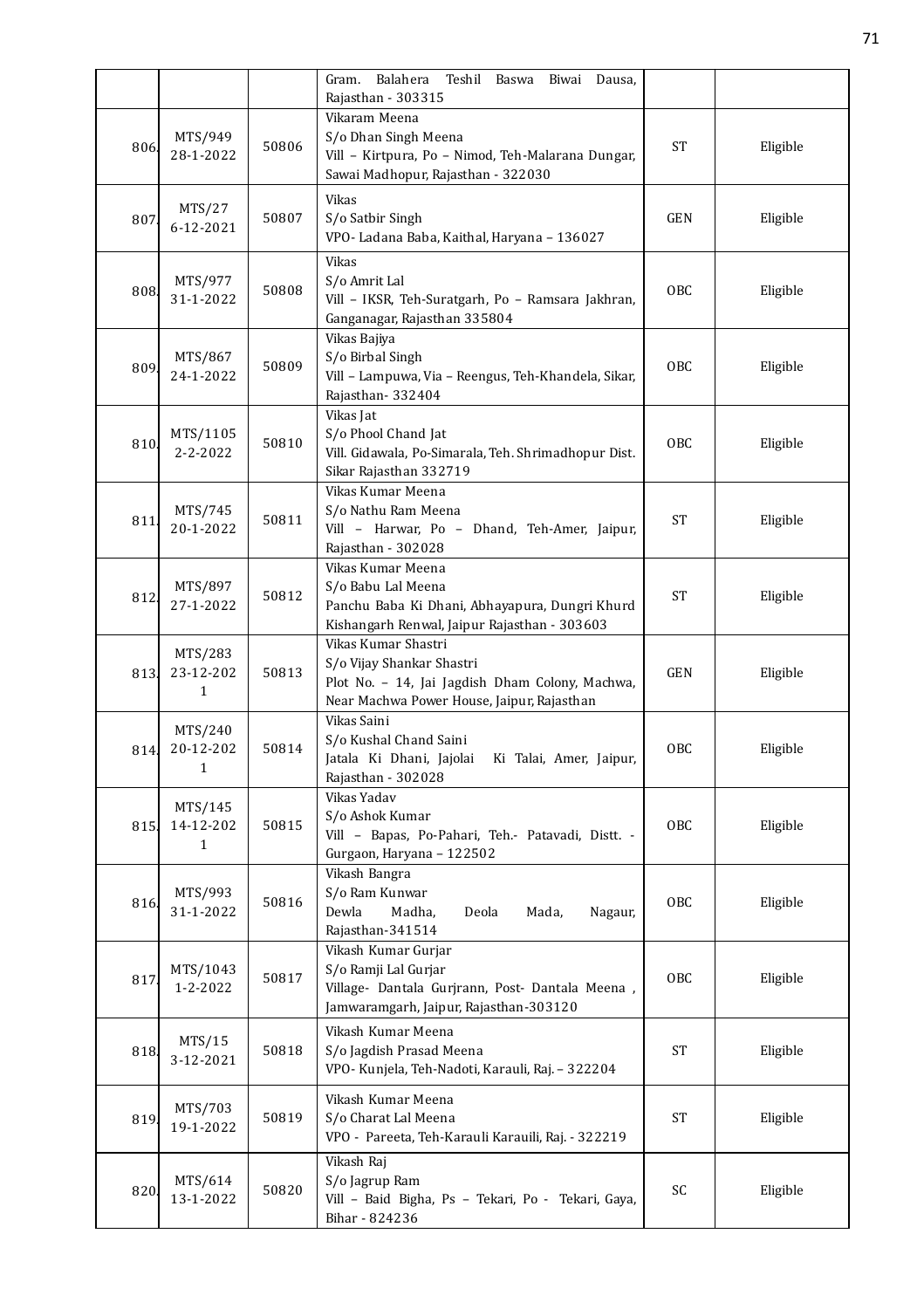| | | | | | |
|---|---|---|---|---|---|
| | | | Gram. Balahera Teshil Baswa Biwai Dausa, Rajasthan - 303315 | | |
| 806. | MTS/949 28-1-2022 | 50806 | Vikaram Meena S/o Dhan Singh Meena Vill – Kirtpura, Po – Nimod, Teh-Malarana Dungar, Sawai Madhopur, Rajasthan - 322030 | ST | Eligible |
| 807. | MTS/27 6-12-2021 | 50807 | Vikas S/o Satbir Singh VPO- Ladana Baba, Kaithal, Haryana – 136027 | GEN | Eligible |
| 808. | MTS/977 31-1-2022 | 50808 | Vikas S/o Amrit Lal Vill – IKSR, Teh-Suratgarh, Po – Ramsara Jakhran, Ganganagar, Rajasthan 335804 | OBC | Eligible |
| 809. | MTS/867 24-1-2022 | 50809 | Vikas Bajiya S/o Birbal Singh Vill – Lampuwa, Via – Reengus, Teh-Khandela, Sikar, Rajasthan- 332404 | OBC | Eligible |
| 810. | MTS/1105 2-2-2022 | 50810 | Vikas Jat S/o Phool Chand Jat Vill. Gidawala, Po-Simarala, Teh. Shrimadhopur Dist. Sikar Rajasthan 332719 | OBC | Eligible |
| 811. | MTS/745 20-1-2022 | 50811 | Vikas Kumar Meena S/o Nathu Ram Meena Vill – Harwar, Po – Dhand, Teh-Amer, Jaipur, Rajasthan - 302028 | ST | Eligible |
| 812. | MTS/897 27-1-2022 | 50812 | Vikas Kumar Meena S/o Babu Lal Meena Panchu Baba Ki Dhani, Abhayapura, Dungri Khurd Kishangarh Renwal, Jaipur Rajasthan - 303603 | ST | Eligible |
| 813. | MTS/283 23-12-2021 | 50813 | Vikas Kumar Shastri S/o Vijay Shankar Shastri Plot No. – 14, Jai Jagdish Dham Colony, Machwa, Near Machwa Power House, Jaipur, Rajasthan | GEN | Eligible |
| 814. | MTS/240 20-12-2021 | 50814 | Vikas Saini S/o Kushal Chand Saini Jatala Ki Dhani, Jajolai Ki Talai, Amer, Jaipur, Rajasthan - 302028 | OBC | Eligible |
| 815. | MTS/145 14-12-2021 | 50815 | Vikas Yadav S/o Ashok Kumar Vill – Bapas, Po-Pahari, Teh.- Patavadi, Distt. - Gurgaon, Haryana – 122502 | OBC | Eligible |
| 816. | MTS/993 31-1-2022 | 50816 | Vikash Bangra S/o Ram Kunwar Dewla Madha, Deola Mada, Nagaur, Rajasthan-341514 | OBC | Eligible |
| 817. | MTS/1043 1-2-2022 | 50817 | Vikash Kumar Gurjar S/o Ramji Lal Gurjar Village- Dantala Gurjrann, Post- Dantala Meena , Jamwaramgarh, Jaipur, Rajasthan-303120 | OBC | Eligible |
| 818. | MTS/15 3-12-2021 | 50818 | Vikash Kumar Meena S/o Jagdish Prasad Meena VPO- Kunjela, Teh-Nadoti, Karauli, Raj. – 322204 | ST | Eligible |
| 819. | MTS/703 19-1-2022 | 50819 | Vikash Kumar Meena S/o Charat Lal Meena VPO - Pareeta, Teh-Karauli Karauili, Raj. - 322219 | ST | Eligible |
| 820. | MTS/614 13-1-2022 | 50820 | Vikash Raj S/o Jagrup Ram Vill – Baid Bigha, Ps – Tekari, Po - Tekari, Gaya, Bihar - 824236 | SC | Eligible |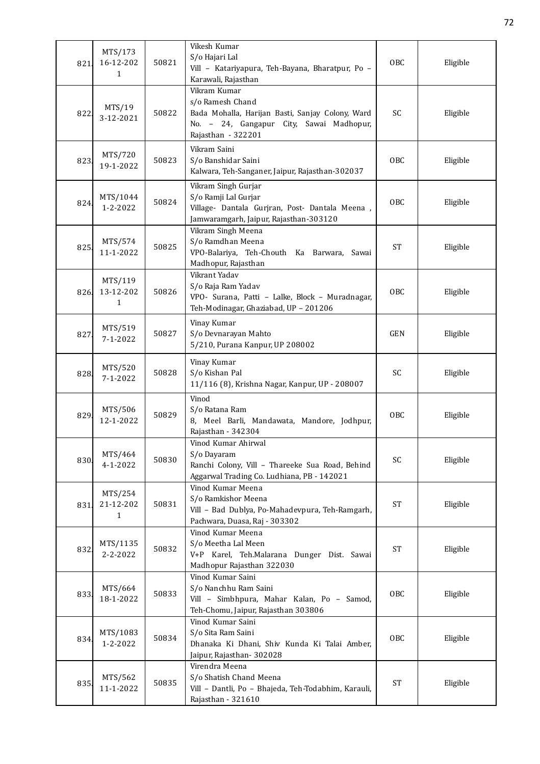| 821. | MTS/173 16-12-2021 | 50821 | Vikesh Kumar S/o Hajari Lal Vill – Katariyapura, Teh-Bayana, Bharatpur, Po – Karawali, Rajasthan | OBC | Eligible |
|---|---|---|---|---|---|
| 822. | MTS/19 3-12-2021 | 50822 | Vikram Kumar s/o Ramesh Chand Bada Mohalla, Harijan Basti, Sanjay Colony, Ward No. – 24, Gangapur City, Sawai Madhopur, Rajasthan - 322201 | SC | Eligible |
| 823. | MTS/720 19-1-2022 | 50823 | Vikram Saini S/o Banshidar Saini Kalwara, Teh-Sanganer, Jaipur, Rajasthan-302037 | OBC | Eligible |
| 824. | MTS/1044 1-2-2022 | 50824 | Vikram Singh Gurjar S/o Ramji Lal Gurjar Village- Dantala Gurjran, Post- Dantala Meena , Jamwaramgarh, Jaipur, Rajasthan-303120 | OBC | Eligible |
| 825. | MTS/574 11-1-2022 | 50825 | Vikram Singh Meena S/o Ramdhan Meena VPO-Balariya, Teh-Chouth Ka Barwara, Sawai Madhopur, Rajasthan | ST | Eligible |
| 826. | MTS/119 13-12-2021 | 50826 | Vikrant Yadav S/o Raja Ram Yadav VPO- Surana, Patti – Lalke, Block – Muradnagar, Teh-Modinagar, Ghaziabad, UP – 201206 | OBC | Eligible |
| 827. | MTS/519 7-1-2022 | 50827 | Vinay Kumar S/o Devnarayan Mahto 5/210, Purana Kanpur, UP 208002 | GEN | Eligible |
| 828. | MTS/520 7-1-2022 | 50828 | Vinay Kumar S/o Kishan Pal 11/116 (8), Krishna Nagar, Kanpur, UP - 208007 | SC | Eligible |
| 829. | MTS/506 12-1-2022 | 50829 | Vinod S/o Ratana Ram 8, Meel Barli, Mandawata, Mandore, Jodhpur, Rajasthan - 342304 | OBC | Eligible |
| 830. | MTS/464 4-1-2022 | 50830 | Vinod Kumar Ahirwal S/o Dayaram Ranchi Colony, Vill – Thareeke Sua Road, Behind Aggarwal Trading Co. Ludhiana, PB - 142021 | SC | Eligible |
| 831. | MTS/254 21-12-2021 | 50831 | Vinod Kumar Meena S/o Ramkishor Meena Vill – Bad Dublya, Po-Mahadevpura, Teh-Ramgarh, Pachwara, Duasa, Raj - 303302 | ST | Eligible |
| 832. | MTS/1135 2-2-2022 | 50832 | Vinod Kumar Meena S/o Meetha Lal Meen V+P Karel, Teh.Malarana Dunger Dist. Sawai Madhopur Rajasthan 322030 | ST | Eligible |
| 833. | MTS/664 18-1-2022 | 50833 | Vinod Kumar Saini S/o Nanchhu Ram Saini Vill – Simbhpura, Mahar Kalan, Po – Samod, Teh-Chomu, Jaipur, Rajasthan 303806 | OBC | Eligible |
| 834. | MTS/1083 1-2-2022 | 50834 | Vinod Kumar Saini S/o Sita Ram Saini Dhanaka Ki Dhani, Shiv Kunda Ki Talai Amber, Jaipur, Rajasthan- 302028 | OBC | Eligible |
| 835. | MTS/562 11-1-2022 | 50835 | Virendra Meena S/o Shatish Chand Meena Vill – Dantli, Po – Bhajeda, Teh-Todabhim, Karauli, Rajasthan - 321610 | ST | Eligible |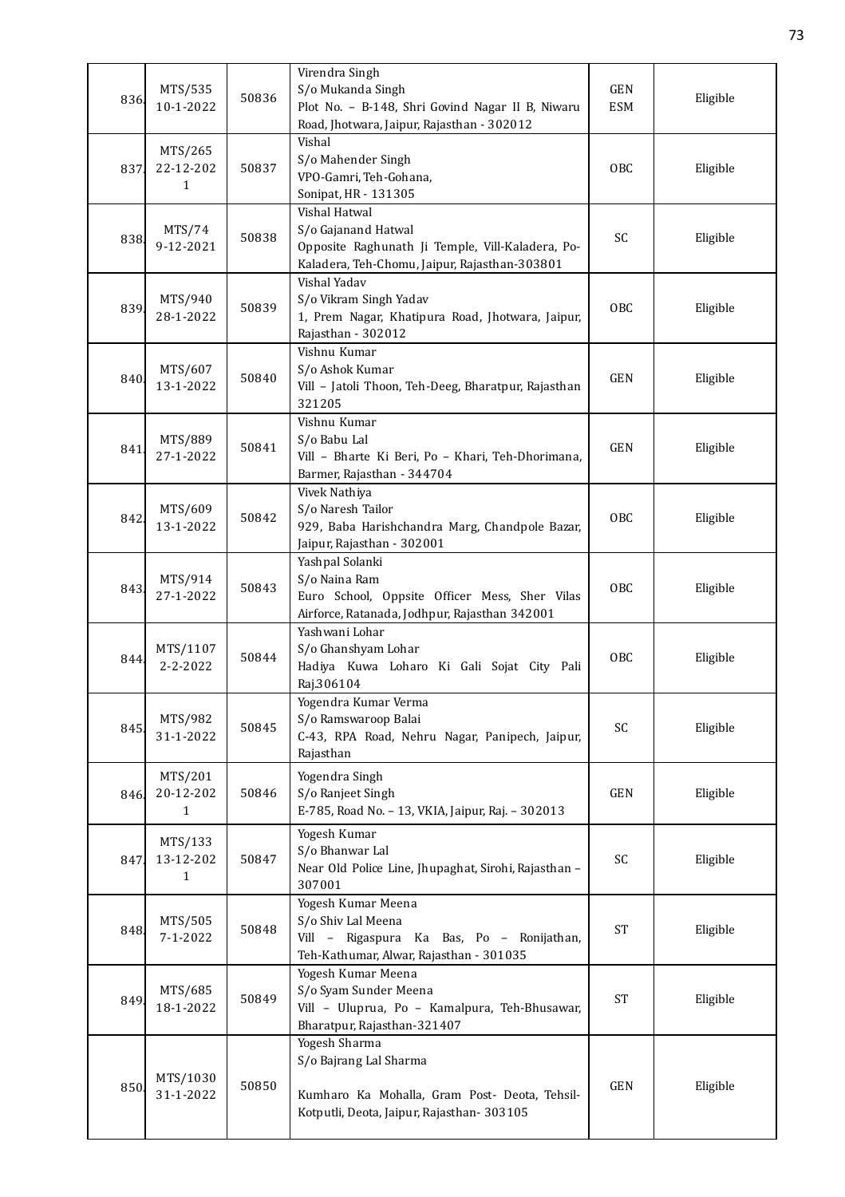| | | | | | |
|---|---|---|---|---|---|
| 836. | MTS/535 10-1-2022 | 50836 | Virendra Singh S/o Mukanda Singh Plot No. – B-148, Shri Govind Nagar II B, Niwaru Road, Jhotwara, Jaipur, Rajasthan - 302012 | GEN ESM | Eligible |
| 837. | MTS/265 22-12-2021 | 50837 | Vishal S/o Mahender Singh VPO-Gamri, Teh-Gohana, Sonipat, HR - 131305 | OBC | Eligible |
| 838. | MTS/74 9-12-2021 | 50838 | Vishal Hatwal S/o Gajanand Hatwal Opposite Raghunath Ji Temple, Vill-Kaladera, Po-Kaladera, Teh-Chomu, Jaipur, Rajasthan-303801 | SC | Eligible |
| 839. | MTS/940 28-1-2022 | 50839 | Vishal Yadav S/o Vikram Singh Yadav 1, Prem Nagar, Khatipura Road, Jhotwara, Jaipur, Rajasthan - 302012 | OBC | Eligible |
| 840. | MTS/607 13-1-2022 | 50840 | Vishnu Kumar S/o Ashok Kumar Vill – Jatoli Thoon, Teh-Deeg, Bharatpur, Rajasthan 321205 | GEN | Eligible |
| 841. | MTS/889 27-1-2022 | 50841 | Vishnu Kumar S/o Babu Lal Vill – Bharte Ki Beri, Po – Khari, Teh-Dhorimana, Barmer, Rajasthan - 344704 | GEN | Eligible |
| 842. | MTS/609 13-1-2022 | 50842 | Vivek Nathiya S/o Naresh Tailor 929, Baba Harishchandra Marg, Chandpole Bazar, Jaipur, Rajasthan - 302001 | OBC | Eligible |
| 843. | MTS/914 27-1-2022 | 50843 | Yashpal Solanki S/o Naina Ram Euro School, Oppsite Officer Mess, Sher Vilas Airforce, Ratanada, Jodhpur, Rajasthan 342001 | OBC | Eligible |
| 844. | MTS/1107 2-2-2022 | 50844 | Yashwani Lohar S/o Ghanshyam Lohar Hadiya Kuwa Loharo Ki Gali Sojat City Pali Raj.306104 | OBC | Eligible |
| 845. | MTS/982 31-1-2022 | 50845 | Yogendra Kumar Verma S/o Ramswaroop Balai C-43, RPA Road, Nehru Nagar, Panipech, Jaipur, Rajasthan | SC | Eligible |
| 846. | MTS/201 20-12-2021 | 50846 | Yogendra Singh S/o Ranjeet Singh E-785, Road No. – 13, VKIA, Jaipur, Raj. – 302013 | GEN | Eligible |
| 847. | MTS/133 13-12-2021 | 50847 | Yogesh Kumar S/o Bhanwar Lal Near Old Police Line, Jhupaghat, Sirohi, Rajasthan – 307001 | SC | Eligible |
| 848. | MTS/505 7-1-2022 | 50848 | Yogesh Kumar Meena S/o Shiv Lal Meena Vill – Rigaspura Ka Bas, Po – Ronijathan, Teh-Kathumar, Alwar, Rajasthan - 301035 | ST | Eligible |
| 849. | MTS/685 18-1-2022 | 50849 | Yogesh Kumar Meena S/o Syam Sunder Meena Vill – Uluprua, Po – Kamalpura, Teh-Bhusawar, Bharatpur, Rajasthan-321407 | ST | Eligible |
| 850. | MTS/1030 31-1-2022 | 50850 | Yogesh Sharma S/o Bajrang Lal Sharma Kumharo Ka Mohalla, Gram Post- Deota, Tehsil-Kotputli, Deota, Jaipur, Rajasthan- 303105 | GEN | Eligible |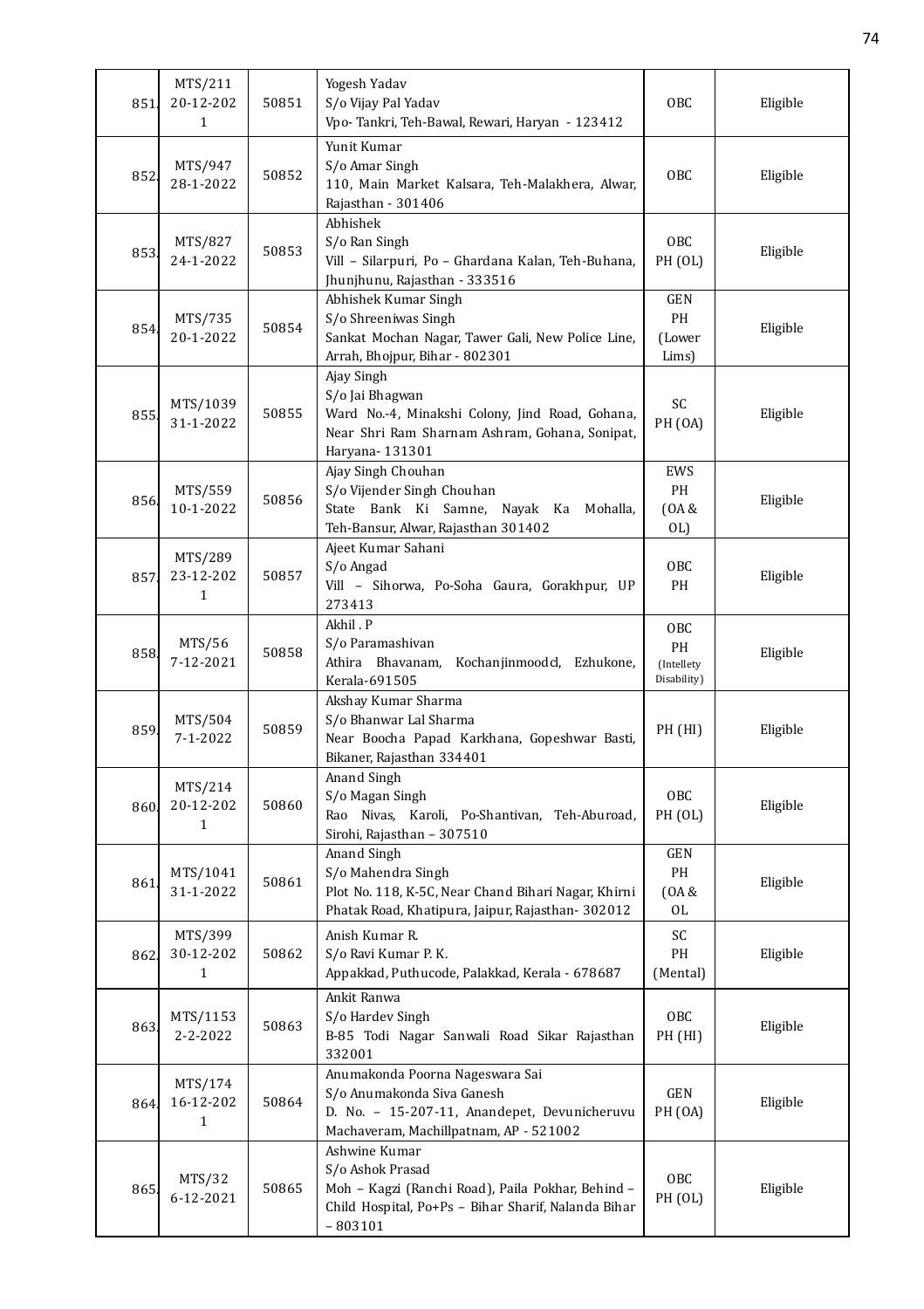| 851. | MTS/211 20-12-2021 | 50851 | Yogesh Yadav S/o Vijay Pal Yadav Vpo- Tankri, Teh-Bawal, Rewari, Haryan - 123412 | OBC | Eligible |
|---|---|---|---|---|---|
| 852. | MTS/947 28-1-2022 | 50852 | Yunit Kumar S/o Amar Singh 110, Main Market Kalsara, Teh-Malakhera, Alwar, Rajasthan - 301406 | OBC | Eligible |
| 853. | MTS/827 24-1-2022 | 50853 | Abhishek S/o Ran Singh Vill – Silarpuri, Po – Ghardana Kalan, Teh-Buhana, Jhunjhunu, Rajasthan - 333516 | OBC PH (OL) | Eligible |
| 854. | MTS/735 20-1-2022 | 50854 | Abhishek Kumar Singh S/o Shreeniwas Singh Sankat Mochan Nagar, Tawer Gali, New Police Line, Arrah, Bhojpur, Bihar - 802301 | GEN PH (Lower Lims) | Eligible |
| 855. | MTS/1039 31-1-2022 | 50855 | Ajay Singh S/o Jai Bhagwan Ward No.-4, Minakshi Colony, Jind Road, Gohana, Near Shri Ram Sharnam Ashram, Gohana, Sonipat, Haryana- 131301 | SC PH (OA) | Eligible |
| 856. | MTS/559 10-1-2022 | 50856 | Ajay Singh Chouhan S/o Vijender Singh Chouhan State Bank Ki Samne, Nayak Ka Mohalla, Teh-Bansur, Alwar, Rajasthan 301402 | EWS PH (OA & OL) | Eligible |
| 857. | MTS/289 23-12-2021 | 50857 | Ajeet Kumar Sahani S/o Angad Vill – Sihorwa, Po-Soha Gaura, Gorakhpur, UP 273413 | OBC PH | Eligible |
| 858. | MTS/56 7-12-2021 | 50858 | Akhil . P S/o Paramashivan Athira Bhavanam, Kochanjinmoodcl, Ezhukone, Kerala-691505 | OBC PH (Intellety Disability) | Eligible |
| 859. | MTS/504 7-1-2022 | 50859 | Akshay Kumar Sharma S/o Bhanwar Lal Sharma Near Boocha Papad Karkhana, Gopeshwar Basti, Bikaner, Rajasthan 334401 | PH (HI) | Eligible |
| 860. | MTS/214 20-12-2021 | 50860 | Anand Singh S/o Magan Singh Rao Nivas, Karoli, Po-Shantivan, Teh-Aburoad, Sirohi, Rajasthan – 307510 | OBC PH (OL) | Eligible |
| 861. | MTS/1041 31-1-2022 | 50861 | Anand Singh S/o Mahendra Singh Plot No. 118, K-5C, Near Chand Bihari Nagar, Khirni Phatak Road, Khatipura, Jaipur, Rajasthan- 302012 | GEN PH (OA & OL | Eligible |
| 862. | MTS/399 30-12-2021 | 50862 | Anish Kumar R. S/o Ravi Kumar P. K. Appakkad, Puthucode, Palakkad, Kerala - 678687 | SC PH (Mental) | Eligible |
| 863. | MTS/1153 2-2-2022 | 50863 | Ankit Ranwa S/o Hardev Singh B-85 Todi Nagar Sanwali Road Sikar Rajasthan 332001 | OBC PH (HI) | Eligible |
| 864. | MTS/174 16-12-2021 | 50864 | Anumakonda Poorna Nageswara Sai S/o Anumakonda Siva Ganesh D. No. – 15-207-11, Anandepet, Devunicheruvu Machaveram, Machillpatnam, AP - 521002 | GEN PH (OA) | Eligible |
| 865. | MTS/32 6-12-2021 | 50865 | Ashwine Kumar S/o Ashok Prasad Moh – Kagzi (Ranchi Road), Paila Pokhar, Behind – Child Hospital, Po+Ps – Bihar Sharif, Nalanda Bihar – 803101 | OBC PH (OL) | Eligible |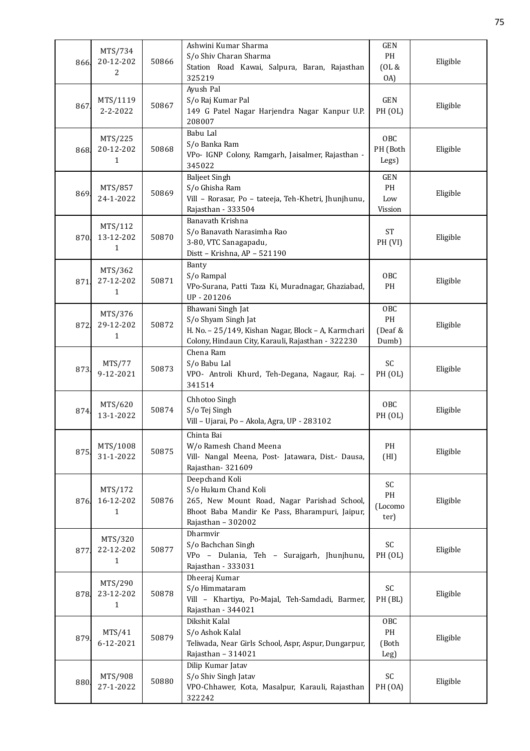| 866. | MTS/734 20-12-2022 | 50866 | Ashwini Kumar Sharma S/o Shiv Charan Sharma Station Road Kawai, Salpura, Baran, Rajasthan 325219 | GEN PH (OL & OA) | Eligible |
|---|---|---|---|---|---|
| 867. | MTS/1119 2-2-2022 | 50867 | Ayush Pal S/o Raj Kumar Pal 149 G Patel Nagar Harjendra Nagar Kanpur U.P. 208007 | GEN PH (OL) | Eligible |
| 868. | MTS/225 20-12-2021 | 50868 | Babu Lal S/o Banka Ram VPo- IGNP Colony, Ramgarh, Jaisalmer, Rajasthan - 345022 | OBC PH (Both Legs) | Eligible |
| 869. | MTS/857 24-1-2022 | 50869 | Baljeet Singh S/o Ghisha Ram Vill – Rorasar, Po – tateeja, Teh-Khetri, Jhunjhunu, Rajasthan - 333504 | GEN PH Low Vission | Eligible |
| 870. | MTS/112 13-12-2021 | 50870 | Banavath Krishna S/o Banavath Narasimha Rao 3-80, VTC Sanagapadu, Distt – Krishna, AP – 521190 | ST PH (VI) | Eligible |
| 871. | MTS/362 27-12-2021 | 50871 | Banty S/o Rampal VPo-Surana, Patti Taza Ki, Muradnagar, Ghaziabad, UP - 201206 | OBC PH | Eligible |
| 872. | MTS/376 29-12-2021 | 50872 | Bhawani Singh Jat S/o Shyam Singh Jat H. No. – 25/149, Kishan Nagar, Block – A, Karmchari Colony, Hindaun City, Karauli, Rajasthan - 322230 | OBC PH (Deaf & Dumb) | Eligible |
| 873. | MTS/77 9-12-2021 | 50873 | Chena Ram S/o Babu Lal VPO- Antroli Khurd, Teh-Degana, Nagaur, Raj. – 341514 | SC PH (OL) | Eligible |
| 874. | MTS/620 13-1-2022 | 50874 | Chhotoo Singh S/o Tej Singh Vill – Ujarai, Po – Akola, Agra, UP - 283102 | OBC PH (OL) | Eligible |
| 875. | MTS/1008 31-1-2022 | 50875 | Chinta Bai W/o Ramesh Chand Meena Vill- Nangal Meena, Post- Jatawara, Dist.- Dausa, Rajasthan- 321609 | PH (HI) | Eligible |
| 876. | MTS/172 16-12-2021 | 50876 | Deepchand Koli S/o Hukum Chand Koli 265, New Mount Road, Nagar Parishad School, Bhoot Baba Mandir Ke Pass, Bharampuri, Jaipur, Rajasthan – 302002 | SC PH (Locomoter) | Eligible |
| 877. | MTS/320 22-12-2021 | 50877 | Dharmvir S/o Bachchan Singh VPo – Dulania, Teh – Surajgarh, Jhunjhunu, Rajasthan - 333031 | SC PH (OL) | Eligible |
| 878. | MTS/290 23-12-2021 | 50878 | Dheeraj Kumar S/o Himmataram Vill – Khartiya, Po-Majal, Teh-Samdadi, Barmer, Rajasthan - 344021 | SC PH (BL) | Eligible |
| 879. | MTS/41 6-12-2021 | 50879 | Dikshit Kalal S/o Ashok Kalal Teliwada, Near Girls School, Aspr, Aspur, Dungarpur, Rajasthan – 314021 | OBC PH (Both Leg) | Eligible |
| 880. | MTS/908 27-1-2022 | 50880 | Dilip Kumar Jatav S/o Shiv Singh Jatav VPO-Chhawer, Kota, Masalpur, Karauli, Rajasthan 322242 | SC PH (OA) | Eligible |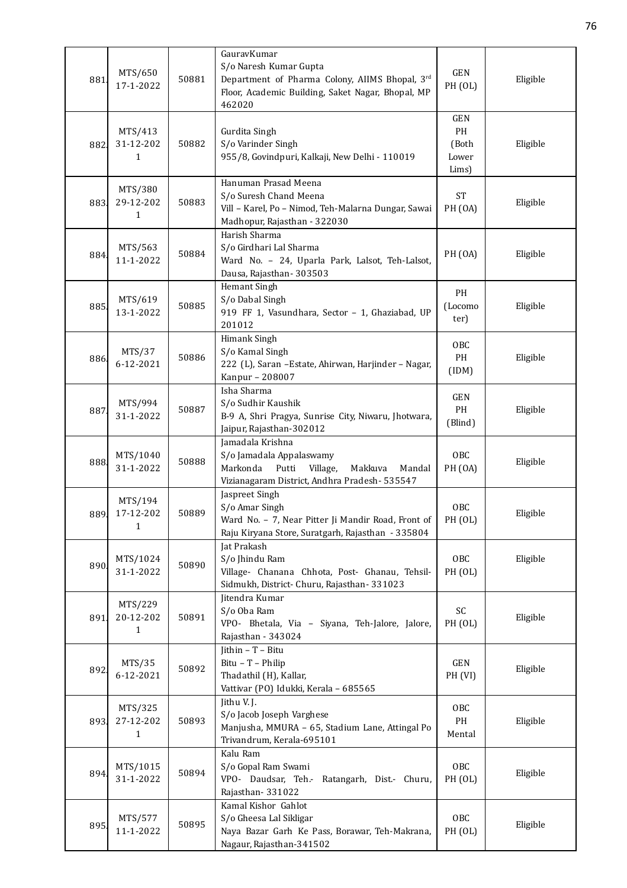| 881. | MTS/650 17-1-2022 | 50881 | GauravKumar S/o Naresh Kumar Gupta Department of Pharma Colony, AIIMS Bhopal, 3rd Floor, Academic Building, Saket Nagar, Bhopal, MP 462020 | GEN PH (OL) | Eligible |
|---|---|---|---|---|---|
| 882. | MTS/413 31-12-2021 | 50882 | Gurdita Singh S/o Varinder Singh 955/8, Govindpuri, Kalkaji, New Delhi - 110019 | GEN PH (Both Lower Lims) | Eligible |
| 883. | MTS/380 29-12-2021 | 50883 | Hanuman Prasad Meena S/o Suresh Chand Meena Vill – Karel, Po – Nimod, Teh-Malarna Dungar, Sawai Madhopur, Rajasthan - 322030 | ST PH (OA) | Eligible |
| 884. | MTS/563 11-1-2022 | 50884 | Harish Sharma S/o Girdhari Lal Sharma Ward No. – 24, Uparla Park, Lalsot, Teh-Lalsot, Dausa, Rajasthan- 303503 | PH (OA) | Eligible |
| 885. | MTS/619 13-1-2022 | 50885 | Hemant Singh S/o Dabal Singh 919 FF 1, Vasundhara, Sector – 1, Ghaziabad, UP 201012 | PH (Locomoter) | Eligible |
| 886. | MTS/37 6-12-2021 | 50886 | Himank Singh S/o Kamal Singh 222 (L), Saran –Estate, Ahirwan, Harjinder – Nagar, Kanpur – 208007 | OBC PH (IDM) | Eligible |
| 887. | MTS/994 31-1-2022 | 50887 | Isha Sharma S/o Sudhir Kaushik B-9 A, Shri Pragya, Sunrise City, Niwaru, Jhotwara, Jaipur, Rajasthan-302012 | GEN PH (Blind) | Eligible |
| 888. | MTS/1040 31-1-2022 | 50888 | Jamadala Krishna S/o Jamadala Appalaswamy Markonda Putti Village, Makkuva Mandal Vizianagaram District, Andhra Pradesh- 535547 | OBC PH (OA) | Eligible |
| 889. | MTS/194 17-12-2021 | 50889 | Jaspreet Singh S/o Amar Singh Ward No. – 7, Near Pitter Ji Mandir Road, Front of Raju Kiryana Store, Suratgarh, Rajasthan - 335804 | OBC PH (OL) | Eligible |
| 890. | MTS/1024 31-1-2022 | 50890 | Jat Prakash S/o Jhindu Ram Village- Chanana Chhota, Post- Ghanau, Tehsil- Sidmukh, District- Churu, Rajasthan- 331023 | OBC PH (OL) | Eligible |
| 891. | MTS/229 20-12-2021 | 50891 | Jitendra Kumar S/o Oba Ram VPO- Bhetala, Via – Siyana, Teh-Jalore, Jalore, Rajasthan - 343024 | SC PH (OL) | Eligible |
| 892. | MTS/35 6-12-2021 | 50892 | Jithin – T – Bitu Bitu – T – Philip Thadathil (H), Kallar, Vattivar (PO) Idukki, Kerala – 685565 | GEN PH (VI) | Eligible |
| 893. | MTS/325 27-12-2021 | 50893 | Jithu V. J. S/o Jacob Joseph Varghese Manjusha, MMURA – 65, Stadium Lane, Attingal Po Trivandrum, Kerala-695101 | OBC PH Mental | Eligible |
| 894. | MTS/1015 31-1-2022 | 50894 | Kalu Ram S/o Gopal Ram Swami VPO- Daudsar, Teh.- Ratangarh, Dist.- Churu, Rajasthan- 331022 | OBC PH (OL) | Eligible |
| 895. | MTS/577 11-1-2022 | 50895 | Kamal Kishor Gahlot S/o Gheesa Lal Sikligar Naya Bazar Garh Ke Pass, Borawar, Teh-Makrana, Nagaur, Rajasthan-341502 | OBC PH (OL) | Eligible |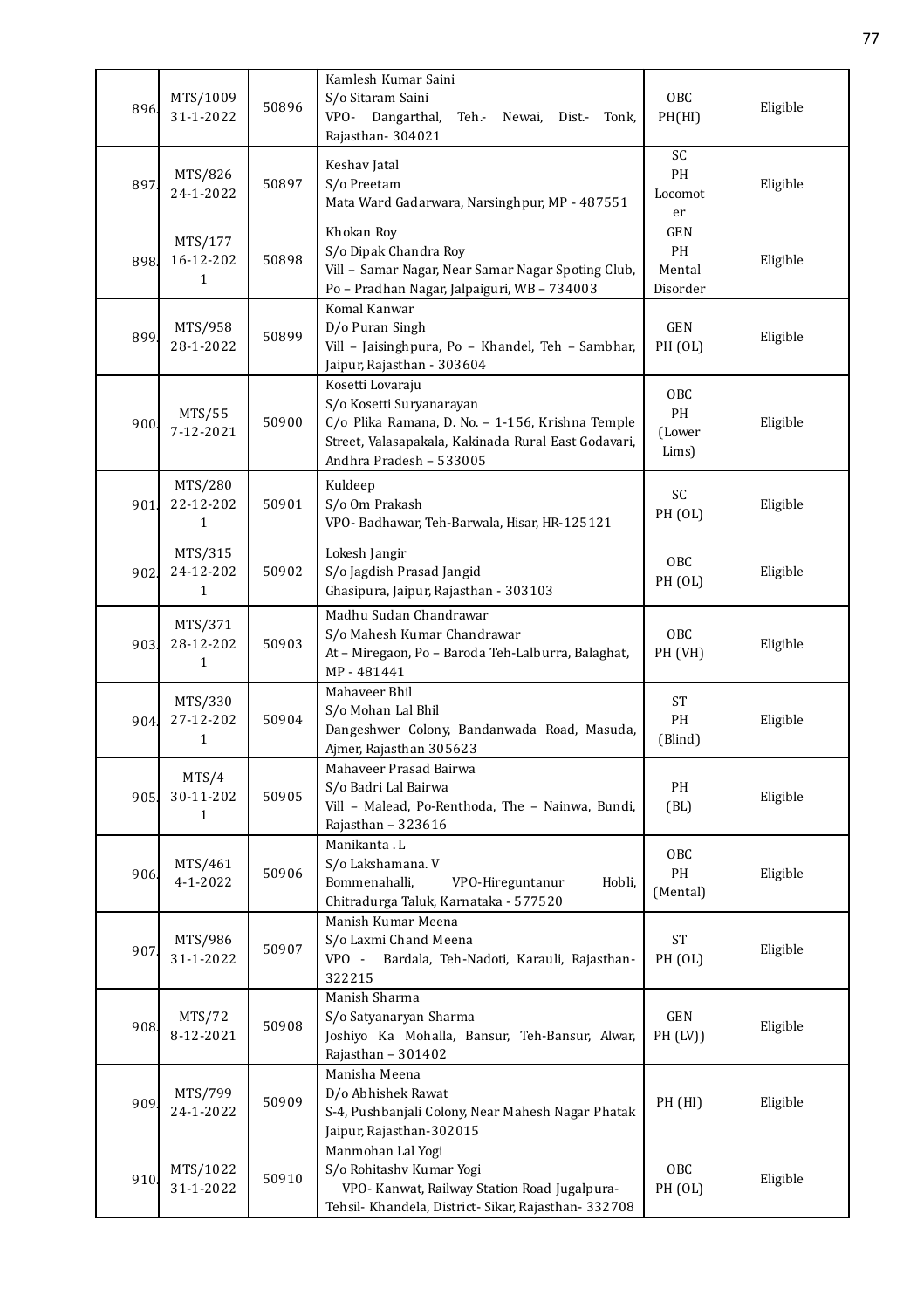| 896. | MTS/1009 31-1-2022 | 50896 | Kamlesh Kumar Saini S/o Sitaram Saini VPO- Dangarthal, Teh.- Newai, Dist.- Tonk, Rajasthan- 304021 | OBC PH(HI) | Eligible |
|---|---|---|---|---|---|
| 897. | MTS/826 24-1-2022 | 50897 | Keshav Jatal S/o Preetam Mata Ward Gadarwara, Narsinghpur, MP - 487551 | SC PH Locomoter | Eligible |
| 898. | MTS/177 16-12-2021 | 50898 | Khokan Roy S/o Dipak Chandra Roy Vill – Samar Nagar, Near Samar Nagar Spoting Club, Po – Pradhan Nagar, Jalpaiguri, WB – 734003 | GEN PH Mental Disorder | Eligible |
| 899. | MTS/958 28-1-2022 | 50899 | Komal Kanwar D/o Puran Singh Vill – Jaisinghpura, Po – Khandel, Teh – Sambhar, Jaipur, Rajasthan - 303604 | GEN PH (OL) | Eligible |
| 900. | MTS/55 7-12-2021 | 50900 | Kosetti Lovaraju S/o Kosetti Suryanarayan C/o Plika Ramana, D. No. – 1-156, Krishna Temple Street, Valasapakala, Kakinada Rural East Godavari, Andhra Pradesh – 533005 | OBC PH (Lower Lims) | Eligible |
| 901. | MTS/280 22-12-2021 | 50901 | Kuldeep S/o Om Prakash VPO- Badhawar, Teh-Barwala, Hisar, HR-125121 | SC PH (OL) | Eligible |
| 902. | MTS/315 24-12-2021 | 50902 | Lokesh Jangir S/o Jagdish Prasad Jangid Ghasipura, Jaipur, Rajasthan - 303103 | OBC PH (OL) | Eligible |
| 903. | MTS/371 28-12-2021 | 50903 | Madhu Sudan Chandrawar S/o Mahesh Kumar Chandrawar At – Miregaon, Po – Baroda Teh-Lalburra, Balaghat, MP - 481441 | OBC PH (VH) | Eligible |
| 904. | MTS/330 27-12-2021 | 50904 | Mahaveer Bhil S/o Mohan Lal Bhil Dangeshwer Colony, Bandanwada Road, Masuda, Ajmer, Rajasthan 305623 | ST PH (Blind) | Eligible |
| 905. | MTS/4 30-11-2021 | 50905 | Mahaveer Prasad Bairwa S/o Badri Lal Bairwa Vill – Malead, Po-Renthoda, The – Nainwa, Bundi, Rajasthan – 323616 | PH (BL) | Eligible |
| 906. | MTS/461 4-1-2022 | 50906 | Manikanta . L S/o Lakshamana. V Bommenahalli, VPO-Hireguntanur Hobli, Chitradurga Taluk, Karnataka - 577520 | OBC PH (Mental) | Eligible |
| 907. | MTS/986 31-1-2022 | 50907 | Manish Kumar Meena S/o Laxmi Chand Meena VPO - Bardala, Teh-Nadoti, Karauli, Rajasthan-322215 | ST PH (OL) | Eligible |
| 908. | MTS/72 8-12-2021 | 50908 | Manish Sharma S/o Satyanaryan Sharma Joshiyo Ka Mohalla, Bansur, Teh-Bansur, Alwar, Rajasthan – 301402 | GEN PH (LV)) | Eligible |
| 909. | MTS/799 24-1-2022 | 50909 | Manisha Meena D/o Abhishek Rawat S-4, Pushbanjali Colony, Near Mahesh Nagar Phatak Jaipur, Rajasthan-302015 | PH (HI) | Eligible |
| 910. | MTS/1022 31-1-2022 | 50910 | Manmohan Lal Yogi S/o Rohitashv Kumar Yogi VPO- Kanwat, Railway Station Road Jugalpura- Tehsil- Khandela, District- Sikar, Rajasthan- 332708 | OBC PH (OL) | Eligible |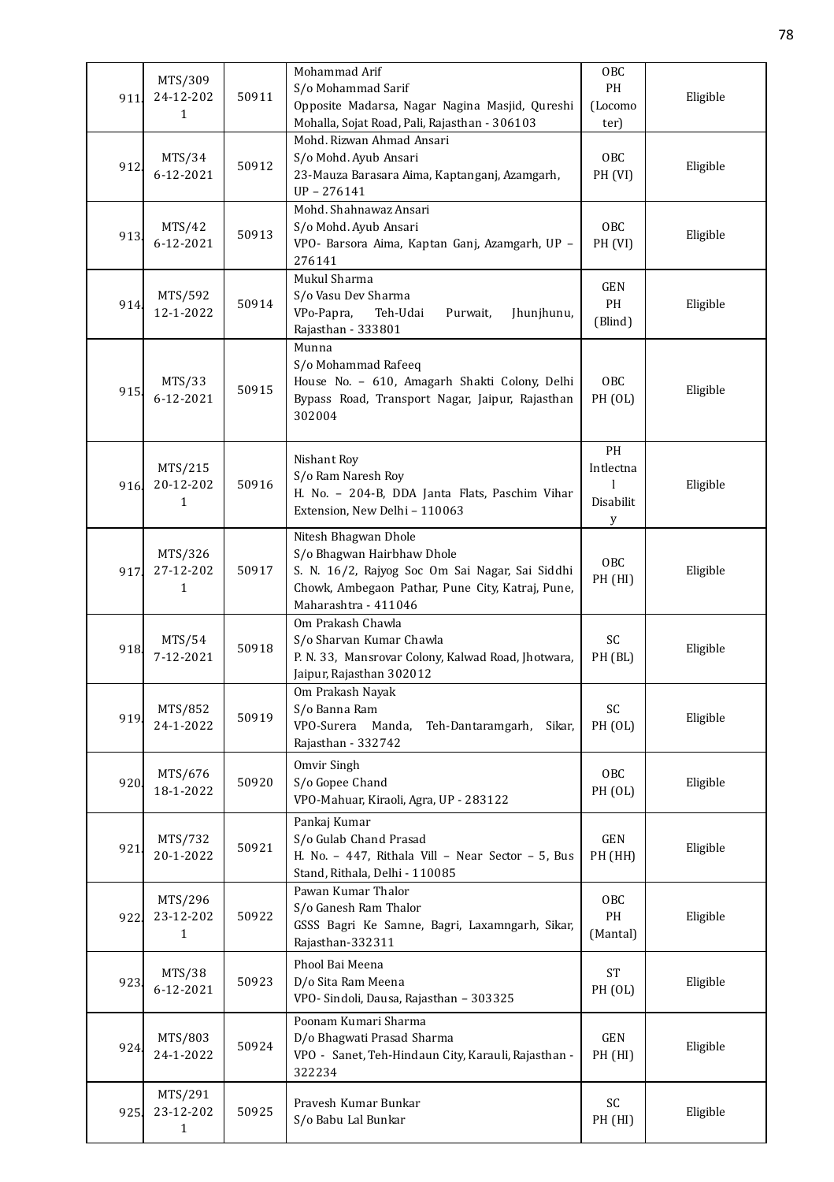| 911. | MTS/309 24-12-2021 | 50911 | Mohammad Arif S/o Mohammad Sarif Opposite Madarsa, Nagar Nagina Masjid, Qureshi Mohalla, Sojat Road, Pali, Rajasthan - 306103 | OBC PH (Locomoter) | Eligible |
|---|---|---|---|---|---|
| 912. | MTS/34 6-12-2021 | 50912 | Mohd. Rizwan Ahmad Ansari S/o Mohd. Ayub Ansari 23-Mauza Barasara Aima, Kaptanganj, Azamgarh, UP – 276141 | OBC PH (VI) | Eligible |
| 913. | MTS/42 6-12-2021 | 50913 | Mohd. Shahnawaz Ansari S/o Mohd. Ayub Ansari VPO- Barsora Aima, Kaptan Ganj, Azamgarh, UP – 276141 | OBC PH (VI) | Eligible |
| 914. | MTS/592 12-1-2022 | 50914 | Mukul Sharma S/o Vasu Dev Sharma VPo-Papra, Teh-Udai Purwait, Jhunjhunu, Rajasthan - 333801 | GEN PH (Blind) | Eligible |
| 915. | MTS/33 6-12-2021 | 50915 | Munna S/o Mohammad Rafeeq House No. – 610, Amagarh Shakti Colony, Delhi Bypass Road, Transport Nagar, Jaipur, Rajasthan 302004 | OBC PH (OL) | Eligible |
| 916. | MTS/215 20-12-2021 | 50916 | Nishant Roy S/o Ram Naresh Roy H. No. – 204-B, DDA Janta Flats, Paschim Vihar Extension, New Delhi – 110063 | PH Intlectnal Disability | Eligible |
| 917. | MTS/326 27-12-2021 | 50917 | Nitesh Bhagwan Dhole S/o Bhagwan Hairbhaw Dhole S. N. 16/2, Rajyog Soc Om Sai Nagar, Sai Siddhi Chowk, Ambegaon Pathar, Pune City, Katraj, Pune, Maharashtra - 411046 | OBC PH (HI) | Eligible |
| 918. | MTS/54 7-12-2021 | 50918 | Om Prakash Chawla S/o Sharvan Kumar Chawla P. N. 33, Mansrovar Colony, Kalwad Road, Jhotwara, Jaipur, Rajasthan 302012 | SC PH (BL) | Eligible |
| 919. | MTS/852 24-1-2022 | 50919 | Om Prakash Nayak S/o Banna Ram VPO-Surera Manda, Teh-Dantaramgarh, Sikar, Rajasthan - 332742 | SC PH (OL) | Eligible |
| 920. | MTS/676 18-1-2022 | 50920 | Omvir Singh S/o Gopee Chand VPO-Mahuar, Kiraoli, Agra, UP - 283122 | OBC PH (OL) | Eligible |
| 921. | MTS/732 20-1-2022 | 50921 | Pankaj Kumar S/o Gulab Chand Prasad H. No. – 447, Rithala Vill – Near Sector – 5, Bus Stand, Rithala, Delhi - 110085 | GEN PH (HH) | Eligible |
| 922. | MTS/296 23-12-2021 | 50922 | Pawan Kumar Thalor S/o Ganesh Ram Thalor GSSS Bagri Ke Samne, Bagri, Laxamngarh, Sikar, Rajasthan-332311 | OBC PH (Mantal) | Eligible |
| 923. | MTS/38 6-12-2021 | 50923 | Phool Bai Meena D/o Sita Ram Meena VPO- Sindoli, Dausa, Rajasthan – 303325 | ST PH (OL) | Eligible |
| 924. | MTS/803 24-1-2022 | 50924 | Poonam Kumari Sharma D/o Bhagwati Prasad Sharma VPO - Sanet, Teh-Hindaun City, Karauli, Rajasthan - 322234 | GEN PH (HI) | Eligible |
| 925. | MTS/291 23-12-2021 | 50925 | Pravesh Kumar Bunkar S/o Babu Lal Bunkar | SC PH (HI) | Eligible |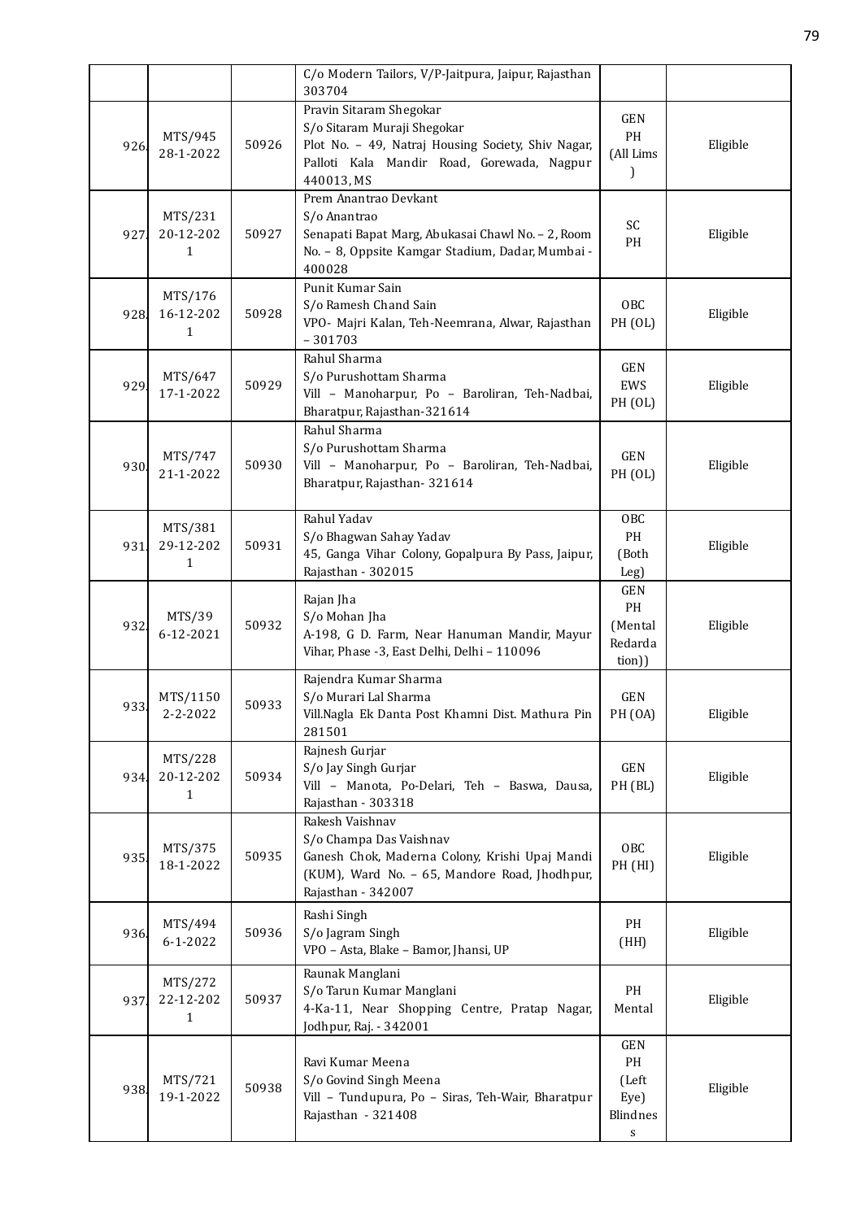| | | | C/o Modern Tailors, V/P-Jaitpura, Jaipur, Rajasthan 303704 | | |
|---|---|---|---|---|---|
| 926. | MTS/945 28-1-2022 | 50926 | Pravin Sitaram Shegokar S/o Sitaram Muraji Shegokar Plot No. – 49, Natraj Housing Society, Shiv Nagar, Palloti Kala Mandir Road, Gorewada, Nagpur 440013, MS | GEN PH (All Lims ) | Eligible |
| 927. | MTS/231 20-12-2021 | 50927 | Prem Anantrao Devkant S/o Anantrao Senapati Bapat Marg, Abukasai Chawl No. – 2, Room No. – 8, Oppsite Kamgar Stadium, Dadar, Mumbai - 400028 | SC PH | Eligible |
| 928. | MTS/176 16-12-2021 | 50928 | Punit Kumar Sain S/o Ramesh Chand Sain VPO- Majri Kalan, Teh-Neemrana, Alwar, Rajasthan – 301703 | OBC PH (OL) | Eligible |
| 929. | MTS/647 17-1-2022 | 50929 | Rahul Sharma S/o Purushottam Sharma Vill – Manoharpur, Po – Baroliran, Teh-Nadbai, Bharatpur, Rajasthan-321614 | GEN EWS PH (OL) | Eligible |
| 930. | MTS/747 21-1-2022 | 50930 | Rahul Sharma S/o Purushottam Sharma Vill – Manoharpur, Po – Baroliran, Teh-Nadbai, Bharatpur, Rajasthan- 321614 | GEN PH (OL) | Eligible |
| 931. | MTS/381 29-12-2021 | 50931 | Rahul Yadav S/o Bhagwan Sahay Yadav 45, Ganga Vihar Colony, Gopalpura By Pass, Jaipur, Rajasthan - 302015 | OBC PH (Both Leg) | Eligible |
| 932. | MTS/39 6-12-2021 | 50932 | Rajan Jha S/o Mohan Jha A-198, G D. Farm, Near Hanuman Mandir, Mayur Vihar, Phase -3, East Delhi, Delhi – 110096 | GEN PH (Mental Redardation)) | Eligible |
| 933. | MTS/1150 2-2-2022 | 50933 | Rajendra Kumar Sharma S/o Murari Lal Sharma Vill.Nagla Ek Danta Post Khamni Dist. Mathura Pin 281501 | GEN PH (OA) | Eligible |
| 934. | MTS/228 20-12-2021 | 50934 | Rajnesh Gurjar S/o Jay Singh Gurjar Vill – Manota, Po-Delari, Teh – Baswa, Dausa, Rajasthan - 303318 | GEN PH (BL) | Eligible |
| 935. | MTS/375 18-1-2022 | 50935 | Rakesh Vaishnav S/o Champa Das Vaishnav Ganesh Chok, Maderna Colony, Krishi Upaj Mandi (KUM), Ward No. – 65, Mandore Road, Jhodhpur, Rajasthan - 342007 | OBC PH (HI) | Eligible |
| 936. | MTS/494 6-1-2022 | 50936 | Rashi Singh S/o Jagram Singh VPO – Asta, Blake – Bamor, Jhansi, UP | PH (HH) | Eligible |
| 937. | MTS/272 22-12-2021 | 50937 | Raunak Manglani S/o Tarun Kumar Manglani 4-Ka-11, Near Shopping Centre, Pratap Nagar, Jodhpur, Raj. - 342001 | PH Mental | Eligible |
| 938. | MTS/721 19-1-2022 | 50938 | Ravi Kumar Meena S/o Govind Singh Meena Vill – Tundupura, Po – Siras, Teh-Wair, Bharatpur Rajasthan - 321408 | GEN PH (Left Eye) Blindness | Eligible |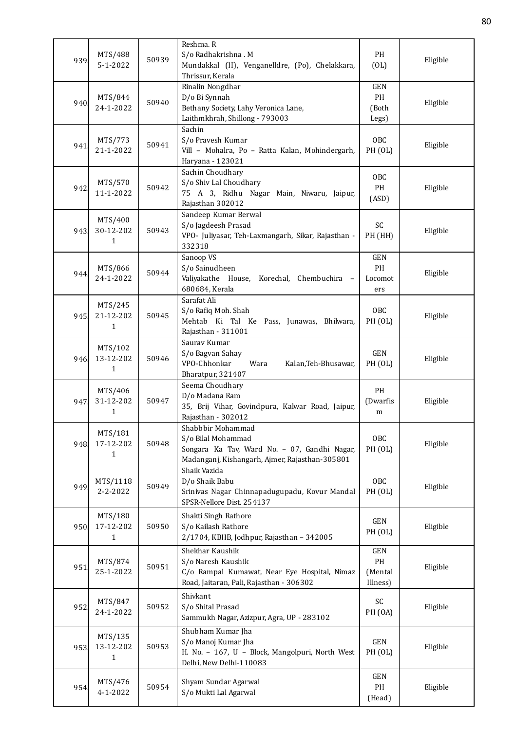| 939. | MTS/488 5-1-2022 | 50939 | Reshma. R S/o Radhakrishna . M Mundakkal (H), Venganelldre, (Po), Chelakkara, Thrissur, Kerala | PH (OL) | Eligible |
|---|---|---|---|---|---|
| 940. | MTS/844 24-1-2022 | 50940 | Rinalin Nongdhar D/o Bi Synnah Bethany Society, Lahy Veronica Lane, Laithmkhrah, Shillong - 793003 | GEN PH (Both Legs) | Eligible |
| 941. | MTS/773 21-1-2022 | 50941 | Sachin S/o Pravesh Kumar Vill – Mohalra, Po – Ratta Kalan, Mohindergarh, Haryana - 123021 | OBC PH (OL) | Eligible |
| 942. | MTS/570 11-1-2022 | 50942 | Sachin Choudhary S/o Shiv Lal Choudhary 75 A 3, Ridhu Nagar Main, Niwaru, Jaipur, Rajasthan 302012 | OBC PH (ASD) | Eligible |
| 943. | MTS/400 30-12-2021 | 50943 | Sandeep Kumar Berwal S/o Jagdeesh Prasad VPO- Juliyasar, Teh-Laxmangarh, Sikar, Rajasthan - 332318 | SC PH (HH) | Eligible |
| 944. | MTS/866 24-1-2022 | 50944 | Sanoop VS S/o Sainudheen Valiyakathe House, Korechal, Chembuchira – 680684, Kerala | GEN PH Locomoters | Eligible |
| 945. | MTS/245 21-12-2021 | 50945 | Sarafat Ali S/o Rafiq Moh. Shah Mehtab Ki Tal Ke Pass, Junawas, Bhilwara, Rajasthan - 311001 | OBC PH (OL) | Eligible |
| 946. | MTS/102 13-12-2021 | 50946 | Saurav Kumar S/o Bagvan Sahay VPO-Chhonkar Wara Kalan,Teh-Bhusawar, Bharatpur, 321407 | GEN PH (OL) | Eligible |
| 947. | MTS/406 31-12-2021 | 50947 | Seema Choudhary D/o Madana Ram 35, Brij Vihar, Govindpura, Kalwar Road, Jaipur, Rajasthan - 302012 | PH (Dwarfism | Eligible |
| 948. | MTS/181 17-12-2021 | 50948 | Shabbbir Mohammad S/o Bilal Mohammad Songara Ka Tav, Ward No. – 07, Gandhi Nagar, Madanganj, Kishangarh, Ajmer, Rajasthan-305801 | OBC PH (OL) | Eligible |
| 949. | MTS/1118 2-2-2022 | 50949 | Shaik Vazida D/o Shaik Babu Srinivas Nagar Chinnapadugupadu, Kovur Mandal SPSR-Nellore Dist. 254137 | OBC PH (OL) | Eligible |
| 950. | MTS/180 17-12-2021 | 50950 | Shakti Singh Rathore S/o Kailash Rathore 2/1704, KBHB, Jodhpur, Rajasthan – 342005 | GEN PH (OL) | Eligible |
| 951. | MTS/874 25-1-2022 | 50951 | Shekhar Kaushik S/o Naresh Kaushik C/o Rampal Kumawat, Near Eye Hospital, Nimaz Road, Jaitaran, Pali, Rajasthan - 306302 | GEN PH (Mental Illness) | Eligible |
| 952. | MTS/847 24-1-2022 | 50952 | Shivkant S/o Shital Prasad Sammukh Nagar, Azizpur, Agra, UP - 283102 | SC PH (OA) | Eligible |
| 953. | MTS/135 13-12-2021 | 50953 | Shubham Kumar Jha S/o Manoj Kumar Jha H. No. – 167, U – Block, Mangolpuri, North West Delhi, New Delhi-110083 | GEN PH (OL) | Eligible |
| 954. | MTS/476 4-1-2022 | 50954 | Shyam Sundar Agarwal S/o Mukti Lal Agarwal | GEN PH (Head) | Eligible |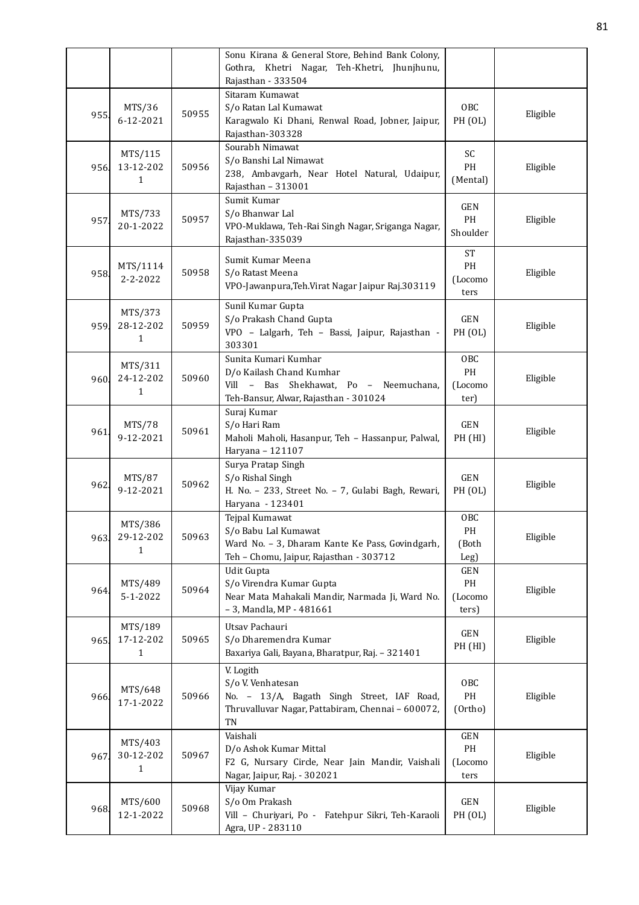| | | | Sonu Kirana & General Store, Behind Bank Colony, Gothra, Khetri Nagar, Teh-Khetri, Jhunjhunu, Rajasthan - 333504 | | |
|---|---|---|---|---|---|
| 955. | MTS/36 6-12-2021 | 50955 | Sitaram Kumawat S/o Ratan Lal Kumawat Karagwalo Ki Dhani, Renwal Road, Jobner, Jaipur, Rajasthan-303328 | OBC PH (OL) | Eligible |
| 956. | MTS/115 13-12-2021 | 50956 | Sourabh Nimawat S/o Banshi Lal Nimawat 238, Ambavgarh, Near Hotel Natural, Udaipur, Rajasthan – 313001 | SC PH (Mental) | Eligible |
| 957. | MTS/733 20-1-2022 | 50957 | Sumit Kumar S/o Bhanwar Lal VPO-Muklawa, Teh-Rai Singh Nagar, Sriganga Nagar, Rajasthan-335039 | GEN PH Shoulder | Eligible |
| 958. | MTS/1114 2-2-2022 | 50958 | Sumit Kumar Meena S/o Ratast Meena VPO-Jawanpura,Teh.Virat Nagar Jaipur Raj.303119 | ST PH (Locomoters | Eligible |
| 959. | MTS/373 28-12-2021 | 50959 | Sunil Kumar Gupta S/o Prakash Chand Gupta VPO – Lalgarh, Teh – Bassi, Jaipur, Rajasthan - 303301 | GEN PH (OL) | Eligible |
| 960. | MTS/311 24-12-2021 | 50960 | Sunita Kumari Kumhar D/o Kailash Chand Kumhar Vill – Bas Shekhawat, Po – Neemuchana, Teh-Bansur, Alwar, Rajasthan - 301024 | OBC PH (Locomoter) | Eligible |
| 961. | MTS/78 9-12-2021 | 50961 | Suraj Kumar S/o Hari Ram Maholi Maholi, Hasanpur, Teh – Hassanpur, Palwal, Haryana – 121107 | GEN PH (HI) | Eligible |
| 962. | MTS/87 9-12-2021 | 50962 | Surya Pratap Singh S/o Rishal Singh H. No. – 233, Street No. – 7, Gulabi Bagh, Rewari, Haryana - 123401 | GEN PH (OL) | Eligible |
| 963. | MTS/386 29-12-2021 | 50963 | Tejpal Kumawat S/o Babu Lal Kumawat Ward No. – 3, Dharam Kante Ke Pass, Govindgarh, Teh – Chomu, Jaipur, Rajasthan - 303712 | OBC PH (Both Leg) | Eligible |
| 964. | MTS/489 5-1-2022 | 50964 | Udit Gupta S/o Virendra Kumar Gupta Near Mata Mahakali Mandir, Narmada Ji, Ward No. – 3, Mandla, MP - 481661 | GEN PH (Locomoters) | Eligible |
| 965. | MTS/189 17-12-2021 | 50965 | Utsav Pachauri S/o Dharemendra Kumar Baxariya Gali, Bayana, Bharatpur, Raj. – 321401 | GEN PH (HI) | Eligible |
| 966. | MTS/648 17-1-2022 | 50966 | V. Logith S/o V. Venhatesan No. – 13/A, Bagath Singh Street, IAF Road, Thruvalluvar Nagar, Pattabiram, Chennai – 600072, TN | OBC PH (Ortho) | Eligible |
| 967. | MTS/403 30-12-2021 | 50967 | Vaishali D/o Ashok Kumar Mittal F2 G, Nursary Circle, Near Jain Mandir, Vaishali Nagar, Jaipur, Raj. - 302021 | GEN PH (Locomoters | Eligible |
| 968. | MTS/600 12-1-2022 | 50968 | Vijay Kumar S/o Om Prakash Vill – Churiyari, Po - Fatehpur Sikri, Teh-Karaoli Agra, UP - 283110 | GEN PH (OL) | Eligible |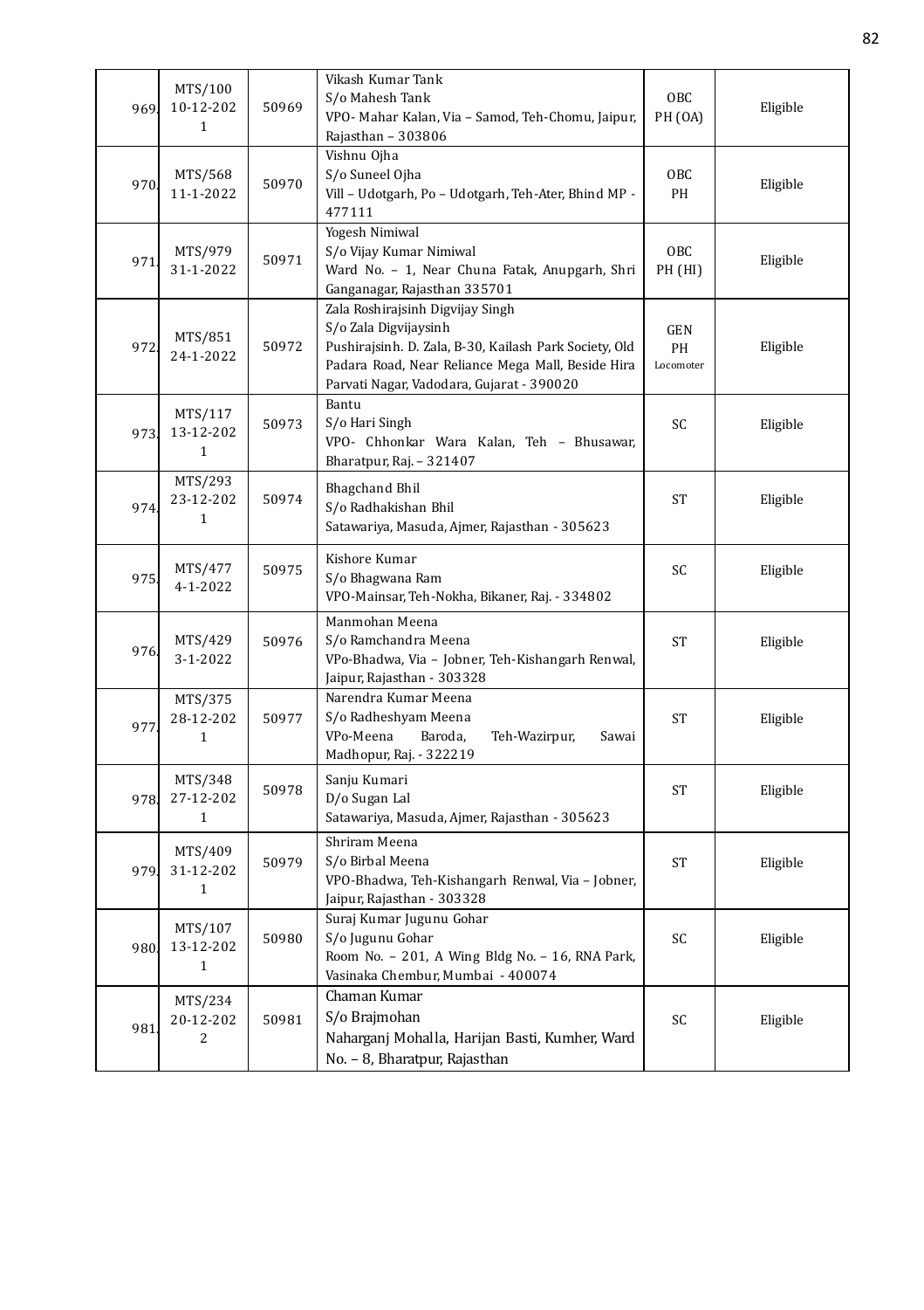| | | | | | |
|---|---|---|---|---|---|
| 969. | MTS/100 10-12-2021 | 50969 | Vikash Kumar Tank S/o Mahesh Tank VPO- Mahar Kalan, Via – Samod, Teh-Chomu, Jaipur, Rajasthan – 303806 | OBC PH (OA) | Eligible |
| 970. | MTS/568 11-1-2022 | 50970 | Vishnu Ojha S/o Suneel Ojha Vill – Udotgarh, Po – Udotgarh, Teh-Ater, Bhind MP - 477111 | OBC PH | Eligible |
| 971. | MTS/979 31-1-2022 | 50971 | Yogesh Nimiwal S/o Vijay Kumar Nimiwal Ward No. – 1, Near Chuna Fatak, Anupgarh, Shri Ganganagar, Rajasthan 335701 | OBC PH (HI) | Eligible |
| 972. | MTS/851 24-1-2022 | 50972 | Zala Roshirajsinh Digvijay Singh S/o Zala Digvijaysinh Pushirajsinh. D. Zala, B-30, Kailash Park Society, Old Padara Road, Near Reliance Mega Mall, Beside Hira Parvati Nagar, Vadodara, Gujarat - 390020 | GEN PH Locomoter | Eligible |
| 973. | MTS/117 13-12-2021 | 50973 | Bantu S/o Hari Singh VPO- Chhonkar Wara Kalan, Teh – Bhusawar, Bharatpur, Raj. – 321407 | SC | Eligible |
| 974. | MTS/293 23-12-2021 | 50974 | Bhagchand Bhil S/o Radhakishan Bhil Satawariya, Masuda, Ajmer, Rajasthan - 305623 | ST | Eligible |
| 975. | MTS/477 4-1-2022 | 50975 | Kishore Kumar S/o Bhagwana Ram VPO-Mainsar, Teh-Nokha, Bikaner, Raj. - 334802 | SC | Eligible |
| 976. | MTS/429 3-1-2022 | 50976 | Manmohan Meena S/o Ramchandra Meena VPo-Bhadwa, Via – Jobner, Teh-Kishangarh Renwal, Jaipur, Rajasthan - 303328 | ST | Eligible |
| 977. | MTS/375 28-12-2021 | 50977 | Narendra Kumar Meena S/o Radheshyam Meena VPo-Meena Baroda, Teh-Wazirpur, Sawai Madhopur, Raj. - 322219 | ST | Eligible |
| 978. | MTS/348 27-12-2021 | 50978 | Sanju Kumari D/o Sugan Lal Satawariya, Masuda, Ajmer, Rajasthan - 305623 | ST | Eligible |
| 979. | MTS/409 31-12-2021 | 50979 | Shriram Meena S/o Birbal Meena VPO-Bhadwa, Teh-Kishangarh Renwal, Via – Jobner, Jaipur, Rajasthan - 303328 | ST | Eligible |
| 980. | MTS/107 13-12-2021 | 50980 | Suraj Kumar Jugunu Gohar S/o Jugunu Gohar Room No. – 201, A Wing Bldg No. – 16, RNA Park, Vasinaka Chembur, Mumbai - 400074 | SC | Eligible |
| 981. | MTS/234 20-12-2022 | 50981 | Chaman Kumar S/o Brajmohan Naharganj Mohalla, Harijan Basti, Kumher, Ward No. – 8, Bharatpur, Rajasthan | SC | Eligible |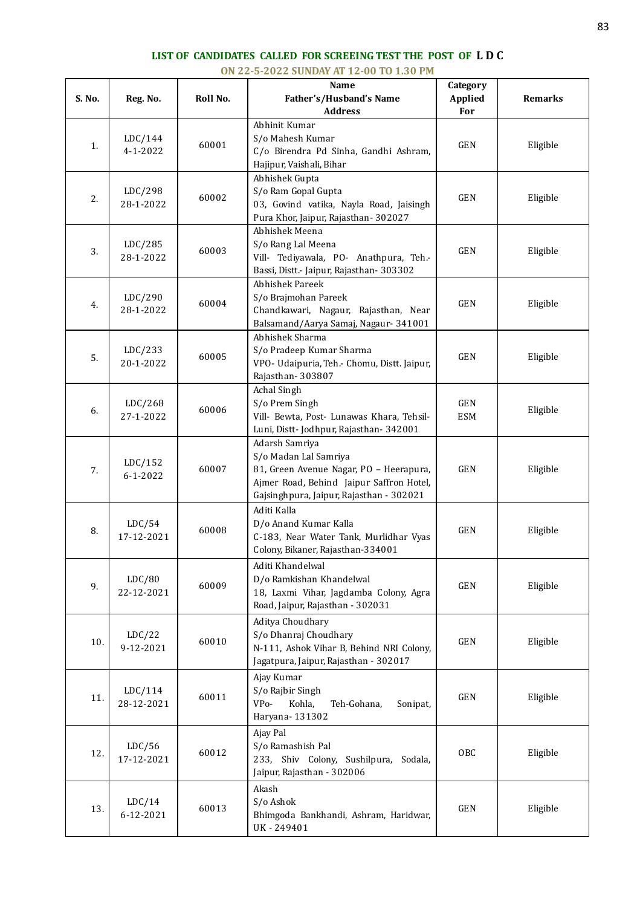## LIST OF CANDIDATES CALLED FOR SCREEING TEST THE POST OF **L D C**

**ON 22-5-2022 SUNDAY AT 12-00 TO 1.30 PM**

| S. No. | Reg. No. | Roll No. | Name<br>Father's/Husband's Name<br>Address | Category Applied For | Remarks |
|---|---|---|---|---|---|
| 1. | LDC/144<br>4-1-2022 | 60001 | Abhinit Kumar<br>S/o Mahesh Kumar<br>C/o Birendra Pd Sinha, Gandhi Ashram, Hajipur, Vaishali, Bihar | GEN | Eligible |
| 2. | LDC/298<br>28-1-2022 | 60002 | Abhishek Gupta<br>S/o Ram Gopal Gupta<br>03, Govind vatika, Nayla Road, Jaisingh Pura Khor, Jaipur, Rajasthan- 302027 | GEN | Eligible |
| 3. | LDC/285<br>28-1-2022 | 60003 | Abhishek Meena<br>S/o Rang Lal Meena<br>Vill- Tediyawala, PO- Anathpura, Teh.- Bassi, Distt.- Jaipur, Rajasthan- 303302 | GEN | Eligible |
| 4. | LDC/290<br>28-1-2022 | 60004 | Abhishek Pareek<br>S/o Brajmohan Pareek<br>Chandkawari, Nagaur, Rajasthan, Near Balsamand/Aarya Samaj, Nagaur- 341001 | GEN | Eligible |
| 5. | LDC/233<br>20-1-2022 | 60005 | Abhishek Sharma<br>S/o Pradeep Kumar Sharma<br>VPO- Udaipuria, Teh.- Chomu, Distt. Jaipur, Rajasthan- 303807 | GEN | Eligible |
| 6. | LDC/268<br>27-1-2022 | 60006 | Achal Singh<br>S/o Prem Singh<br>Vill- Bewta, Post- Lunawas Khara, Tehsil- Luni, Distt- Jodhpur, Rajasthan- 342001 | GEN<br>ESM | Eligible |
| 7. | LDC/152<br>6-1-2022 | 60007 | Adarsh Samriya<br>S/o Madan Lal Samriya<br>81, Green Avenue Nagar, PO – Heerapura, Ajmer Road, Behind Jaipur Saffron Hotel, Gajsinghpura, Jaipur, Rajasthan - 302021 | GEN | Eligible |
| 8. | LDC/54<br>17-12-2021 | 60008 | Aditi Kalla<br>D/o Anand Kumar Kalla<br>C-183, Near Water Tank, Murlidhar Vyas Colony, Bikaner, Rajasthan-334001 | GEN | Eligible |
| 9. | LDC/80<br>22-12-2021 | 60009 | Aditi Khandelwal<br>D/o Ramkishan Khandelwal<br>18, Laxmi Vihar, Jagdamba Colony, Agra Road, Jaipur, Rajasthan - 302031 | GEN | Eligible |
| 10. | LDC/22<br>9-12-2021 | 60010 | Aditya Choudhary<br>S/o Dhanraj Choudhary<br>N-111, Ashok Vihar B, Behind NRI Colony, Jagatpura, Jaipur, Rajasthan - 302017 | GEN | Eligible |
| 11. | LDC/114<br>28-12-2021 | 60011 | Ajay Kumar<br>S/o Rajbir Singh<br>VPo- Kohla, Teh-Gohana, Sonipat, Haryana- 131302 | GEN | Eligible |
| 12. | LDC/56<br>17-12-2021 | 60012 | Ajay Pal<br>S/o Ramashish Pal<br>233, Shiv Colony, Sushilpura, Sodala, Jaipur, Rajasthan - 302006 | OBC | Eligible |
| 13. | LDC/14<br>6-12-2021 | 60013 | Akash<br>S/o Ashok<br>Bhimgoda Bankhandi, Ashram, Haridwar, UK - 249401 | GEN | Eligible |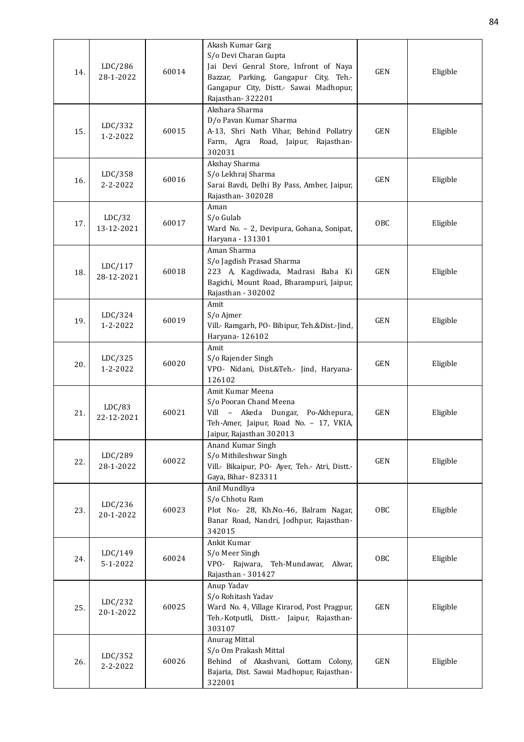| | | | | | |
|---|---|---|---|---|---|
| 14. | LDC/286 28-1-2022 | 60014 | Akash Kumar Garg S/o Devi Charan Gupta Jai Devi Genral Store, Infront of Naya Bazzar, Parking, Gangapur City, Teh.- Gangapur City, Distt.- Sawai Madhopur, Rajasthan- 322201 | GEN | Eligible |
| 15. | LDC/332 1-2-2022 | 60015 | Akshara Sharma D/o Pavan Kumar Sharma A-13, Shri Nath Vihar, Behind Pollatry Farm, Agra Road, Jaipur, Rajasthan- 302031 | GEN | Eligible |
| 16. | LDC/358 2-2-2022 | 60016 | Akshay Sharma S/o Lekhraj Sharma Sarai Bavdi, Delhi By Pass, Amber, Jaipur, Rajasthan- 302028 | GEN | Eligible |
| 17. | LDC/32 13-12-2021 | 60017 | Aman S/o Gulab Ward No. – 2, Devipura, Gohana, Sonipat, Haryana - 131301 | OBC | Eligible |
| 18. | LDC/117 28-12-2021 | 60018 | Aman Sharma S/o Jagdish Prasad Sharma 223 A, Kagdiwada, Madrasi Baba Ki Bagichi, Mount Road, Bharampuri, Jaipur, Rajasthan - 302002 | GEN | Eligible |
| 19. | LDC/324 1-2-2022 | 60019 | Amit S/o Ajmer Vill.- Ramgarh, PO- Bibipur, Teh.&Dist.-Jind, Haryana- 126102 | GEN | Eligible |
| 20. | LDC/325 1-2-2022 | 60020 | Amit S/o Rajender Singh VPO- Nidani, Dist.&Teh.- Jind, Haryana- 126102 | GEN | Eligible |
| 21. | LDC/83 22-12-2021 | 60021 | Amit Kumar Meena S/o Pooran Chand Meena Vill – Akeda Dungar, Po-Akhepura, Teh-Amer, Jaipur, Road No. – 17, VKIA, Jaipur, Rajasthan 302013 | GEN | Eligible |
| 22. | LDC/289 28-1-2022 | 60022 | Anand Kumar Singh S/o Mithileshwar Singh Vill.- Bikaipur, PO- Ayer, Teh.- Atri, Distt.- Gaya, Bihar- 823311 | GEN | Eligible |
| 23. | LDC/236 20-1-2022 | 60023 | Anil Mundliya S/o Chhotu Ram Plot No.- 28, Kh.No.-46, Balram Nagar, Banar Road, Nandri, Jodhpur, Rajasthan- 342015 | OBC | Eligible |
| 24. | LDC/149 5-1-2022 | 60024 | Ankit Kumar S/o Meer Singh VPO- Rajwara, Teh-Mundawar, Alwar, Rajasthan - 301427 | OBC | Eligible |
| 25. | LDC/232 20-1-2022 | 60025 | Anup Yadav S/o Rohitash Yadav Ward No. 4, Village Kirarod, Post Pragpur, Teh.-Kotputli, Distt.- Jaipur, Rajasthan- 303107 | GEN | Eligible |
| 26. | LDC/352 2-2-2022 | 60026 | Anurag Mittal S/o Om Prakash Mittal Behind of Akashvani, Gottam Colony, Bajaria, Dist. Sawai Madhopur, Rajasthan- 322001 | GEN | Eligible |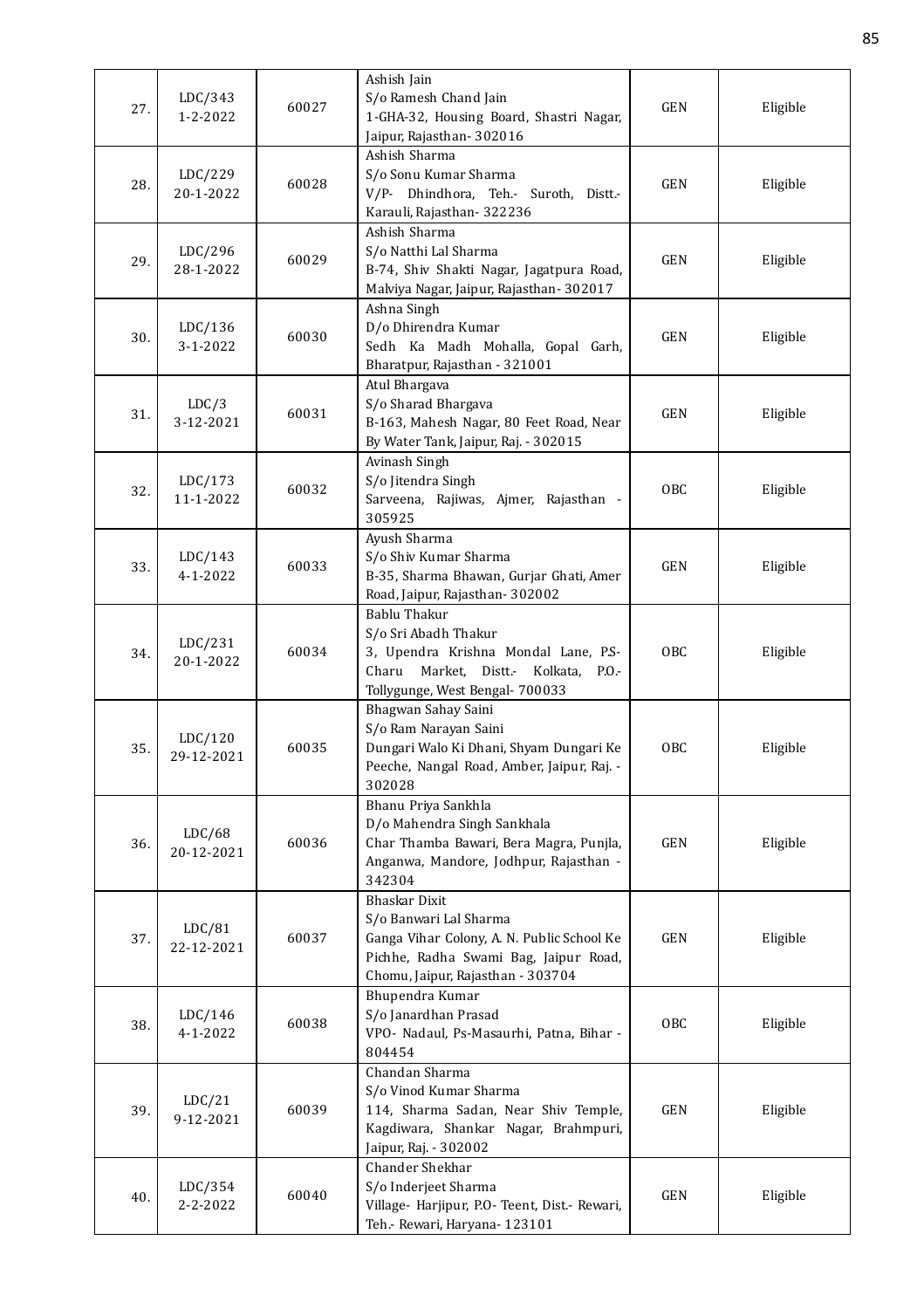| 27. | LDC/343<br>1-2-2022 | 60027 | Ashish Jain<br>S/o Ramesh Chand Jain<br>1-GHA-32, Housing Board, Shastri Nagar, Jaipur, Rajasthan- 302016 | GEN | Eligible |
|---|---|---|---|---|---|
| 28. | LDC/229<br>20-1-2022 | 60028 | Ashish Sharma<br>S/o Sonu Kumar Sharma<br>V/P- Dhindhora, Teh.- Suroth, Distt.- Karauli, Rajasthan- 322236 | GEN | Eligible |
| 29. | LDC/296<br>28-1-2022 | 60029 | Ashish Sharma<br>S/o Natthi Lal Sharma<br>B-74, Shiv Shakti Nagar, Jagatpura Road, Malviya Nagar, Jaipur, Rajasthan- 302017 | GEN | Eligible |
| 30. | LDC/136<br>3-1-2022 | 60030 | Ashna Singh<br>D/o Dhirendra Kumar<br>Sedh Ka Madh Mohalla, Gopal Garh, Bharatpur, Rajasthan - 321001 | GEN | Eligible |
| 31. | LDC/3<br>3-12-2021 | 60031 | Atul Bhargava<br>S/o Sharad Bhargava<br>B-163, Mahesh Nagar, 80 Feet Road, Near By Water Tank, Jaipur, Raj. - 302015 | GEN | Eligible |
| 32. | LDC/173<br>11-1-2022 | 60032 | Avinash Singh<br>S/o Jitendra Singh<br>Sarveena, Rajiwas, Ajmer, Rajasthan - 305925 | OBC | Eligible |
| 33. | LDC/143<br>4-1-2022 | 60033 | Ayush Sharma<br>S/o Shiv Kumar Sharma<br>B-35, Sharma Bhawan, Gurjar Ghati, Amer Road, Jaipur, Rajasthan- 302002 | GEN | Eligible |
| 34. | LDC/231<br>20-1-2022 | 60034 | Bablu Thakur<br>S/o Sri Abadh Thakur<br>3, Upendra Krishna Mondal Lane, P.S- Charu Market, Distt.- Kolkata, P.O.- Tollygunge, West Bengal- 700033 | OBC | Eligible |
| 35. | LDC/120<br>29-12-2021 | 60035 | Bhagwan Sahay Saini<br>S/o Ram Narayan Saini<br>Dungari Walo Ki Dhani, Shyam Dungari Ke Peeche, Nangal Road, Amber, Jaipur, Raj. - 302028 | OBC | Eligible |
| 36. | LDC/68<br>20-12-2021 | 60036 | Bhanu Priya Sankhla<br>D/o Mahendra Singh Sankhala<br>Char Thamba Bawari, Bera Magra, Punjla, Anganwa, Mandore, Jodhpur, Rajasthan - 342304 | GEN | Eligible |
| 37. | LDC/81<br>22-12-2021 | 60037 | Bhaskar Dixit<br>S/o Banwari Lal Sharma<br>Ganga Vihar Colony, A. N. Public School Ke Pichhe, Radha Swami Bag, Jaipur Road, Chomu, Jaipur, Rajasthan - 303704 | GEN | Eligible |
| 38. | LDC/146<br>4-1-2022 | 60038 | Bhupendra Kumar<br>S/o Janardhan Prasad<br>VPO- Nadaul, Ps-Masaurhi, Patna, Bihar - 804454 | OBC | Eligible |
| 39. | LDC/21<br>9-12-2021 | 60039 | Chandan Sharma<br>S/o Vinod Kumar Sharma<br>114, Sharma Sadan, Near Shiv Temple, Kagdiwara, Shankar Nagar, Brahmpuri, Jaipur, Raj. - 302002 | GEN | Eligible |
| 40. | LDC/354<br>2-2-2022 | 60040 | Chander Shekhar<br>S/o Inderjeet Sharma<br>Village- Harjipur, P.O- Teent, Dist.- Rewari, Teh.- Rewari, Haryana- 123101 | GEN | Eligible |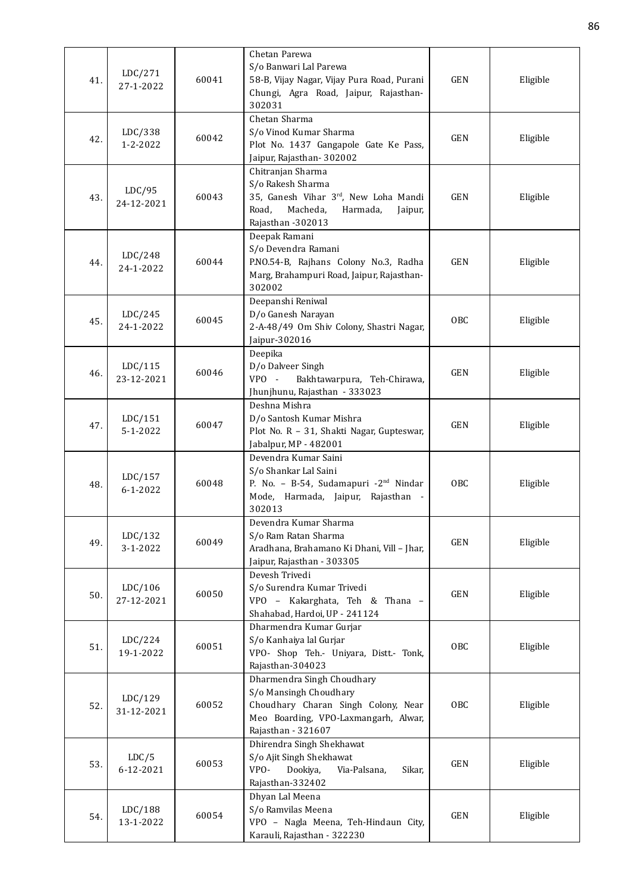| 41. | LDC/271 27-1-2022 | 60041 | Chetan Parewa S/o Banwari Lal Parewa 58-B, Vijay Nagar, Vijay Pura Road, Purani Chungi, Agra Road, Jaipur, Rajasthan-302031 | GEN | Eligible |
|---|---|---|---|---|---|
| 42. | LDC/338 1-2-2022 | 60042 | Chetan Sharma S/o Vinod Kumar Sharma Plot No. 1437 Gangapole Gate Ke Pass, Jaipur, Rajasthan- 302002 | GEN | Eligible |
| 43. | LDC/95 24-12-2021 | 60043 | Chitranjan Sharma S/o Rakesh Sharma 35, Ganesh Vihar 3rd, New Loha Mandi Road, Macheda, Harmada, Jaipur, Rajasthan -302013 | GEN | Eligible |
| 44. | LDC/248 24-1-2022 | 60044 | Deepak Ramani S/o Devendra Ramani P.NO.54-B, Rajhans Colony No.3, Radha Marg, Brahampuri Road, Jaipur, Rajasthan-302002 | GEN | Eligible |
| 45. | LDC/245 24-1-2022 | 60045 | Deepanshi Reniwal D/o Ganesh Narayan 2-A-48/49 Om Shiv Colony, Shastri Nagar, Jaipur-302016 | OBC | Eligible |
| 46. | LDC/115 23-12-2021 | 60046 | Deepika D/o Dalveer Singh VPO - Bakhtawarpura, Teh-Chirawa, Jhunjhunu, Rajasthan - 333023 | GEN | Eligible |
| 47. | LDC/151 5-1-2022 | 60047 | Deshna Mishra D/o Santosh Kumar Mishra Plot No. R – 31, Shakti Nagar, Gupteswar, Jabalpur, MP - 482001 | GEN | Eligible |
| 48. | LDC/157 6-1-2022 | 60048 | Devendra Kumar Saini S/o Shankar Lal Saini P. No. – B-54, Sudamapuri -2nd Nindar Mode, Harmada, Jaipur, Rajasthan - 302013 | OBC | Eligible |
| 49. | LDC/132 3-1-2022 | 60049 | Devendra Kumar Sharma S/o Ram Ratan Sharma Aradhana, Brahamano Ki Dhani, Vill – Jhar, Jaipur, Rajasthan - 303305 | GEN | Eligible |
| 50. | LDC/106 27-12-2021 | 60050 | Devesh Trivedi S/o Surendra Kumar Trivedi VPO – Kakarghata, Teh & Thana – Shahabad, Hardoi, UP - 241124 | GEN | Eligible |
| 51. | LDC/224 19-1-2022 | 60051 | Dharmendra Kumar Gurjar S/o Kanhaiya lal Gurjar VPO- Shop Teh.- Uniyara, Distt.- Tonk, Rajasthan-304023 | OBC | Eligible |
| 52. | LDC/129 31-12-2021 | 60052 | Dharmendra Singh Choudhary S/o Mansingh Choudhary Choudhary Charan Singh Colony, Near Meo Boarding, VPO-Laxmangarh, Alwar, Rajasthan - 321607 | OBC | Eligible |
| 53. | LDC/5 6-12-2021 | 60053 | Dhirendra Singh Shekhawat S/o Ajit Singh Shekhawat VPO- Dookiya, Via-Palsana, Sikar, Rajasthan-332402 | GEN | Eligible |
| 54. | LDC/188 13-1-2022 | 60054 | Dhyan Lal Meena S/o Ramvilas Meena VPO – Nagla Meena, Teh-Hindaun City, Karauli, Rajasthan - 322230 | GEN | Eligible |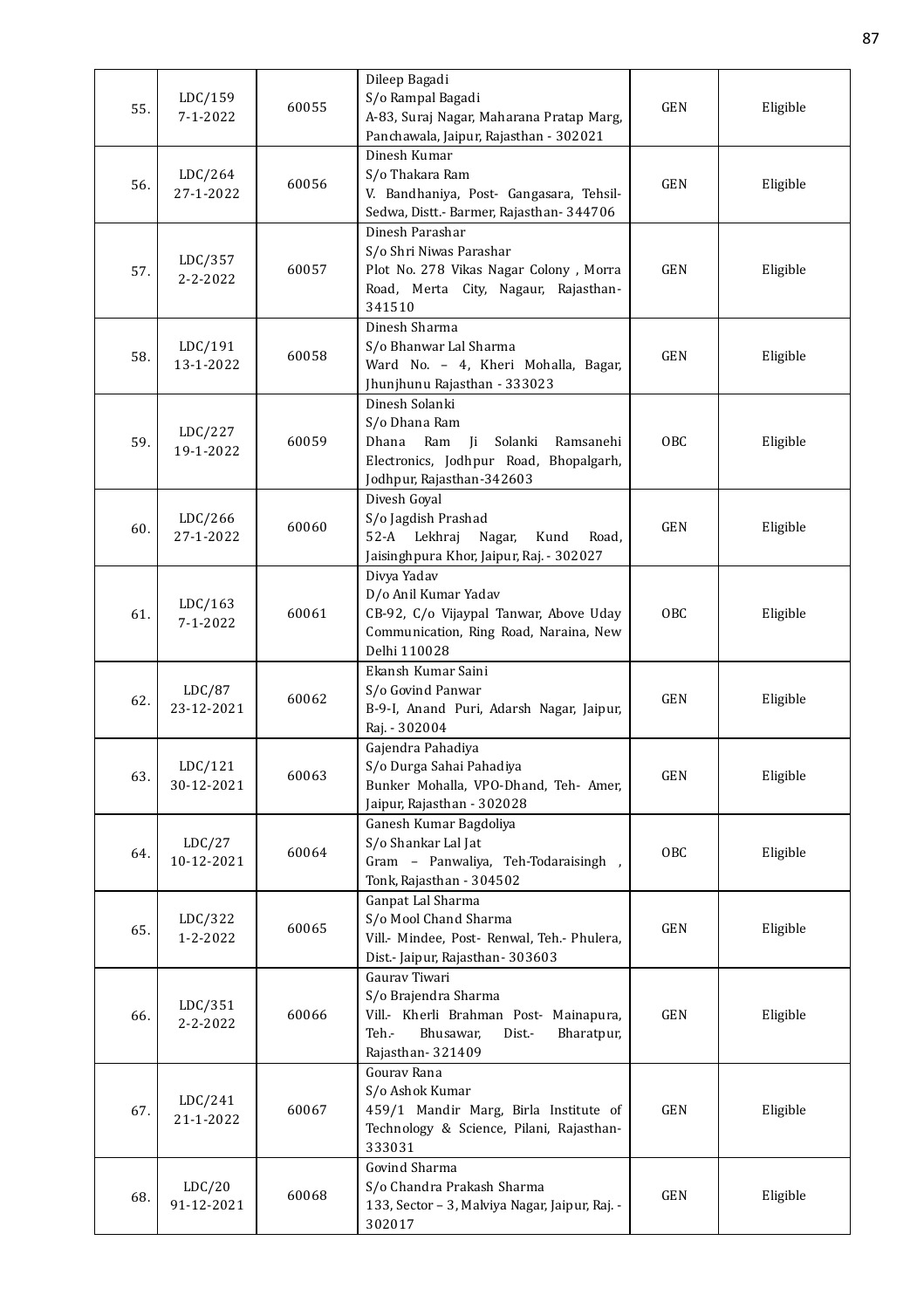| 55. | LDC/159<br>7-1-2022 | 60055 | Dileep Bagadi<br>S/o Rampal Bagadi<br>A-83, Suraj Nagar, Maharana Pratap Marg, Panchawala, Jaipur, Rajasthan - 302021 | GEN | Eligible |
|---|---|---|---|---|---|
| 56. | LDC/264<br>27-1-2022 | 60056 | Dinesh Kumar<br>S/o Thakara Ram<br>V. Bandhaniya, Post- Gangasara, Tehsil-Sedwa, Distt.- Barmer, Rajasthan- 344706 | GEN | Eligible |
| 57. | LDC/357<br>2-2-2022 | 60057 | Dinesh Parashar<br>S/o Shri Niwas Parashar<br>Plot No. 278 Vikas Nagar Colony , Morra Road, Merta City, Nagaur, Rajasthan-341510 | GEN | Eligible |
| 58. | LDC/191<br>13-1-2022 | 60058 | Dinesh Sharma<br>S/o Bhanwar Lal Sharma<br>Ward No. – 4, Kheri Mohalla, Bagar, Jhunjhunu Rajasthan - 333023 | GEN | Eligible |
| 59. | LDC/227<br>19-1-2022 | 60059 | Dinesh Solanki<br>S/o Dhana Ram<br>Dhana Ram Ji Solanki Ramsanehi Electronics, Jodhpur Road, Bhopalgarh, Jodhpur, Rajasthan-342603 | OBC | Eligible |
| 60. | LDC/266<br>27-1-2022 | 60060 | Divesh Goyal<br>S/o Jagdish Prashad<br>52-A Lekhraj Nagar, Kund Road, Jaisinghpura Khor, Jaipur, Raj. - 302027 | GEN | Eligible |
| 61. | LDC/163<br>7-1-2022 | 60061 | Divya Yadav<br>D/o Anil Kumar Yadav<br>CB-92, C/o Vijaypal Tanwar, Above Uday Communication, Ring Road, Naraina, New Delhi 110028 | OBC | Eligible |
| 62. | LDC/87<br>23-12-2021 | 60062 | Ekansh Kumar Saini<br>S/o Govind Panwar<br>B-9-I, Anand Puri, Adarsh Nagar, Jaipur, Raj. - 302004 | GEN | Eligible |
| 63. | LDC/121<br>30-12-2021 | 60063 | Gajendra Pahadiya<br>S/o Durga Sahai Pahadiya<br>Bunker Mohalla, VPO-Dhand, Teh- Amer, Jaipur, Rajasthan - 302028 | GEN | Eligible |
| 64. | LDC/27<br>10-12-2021 | 60064 | Ganesh Kumar Bagdoliya<br>S/o Shankar Lal Jat<br>Gram – Panwaliya, Teh-Todaraisingh , Tonk, Rajasthan - 304502 | OBC | Eligible |
| 65. | LDC/322<br>1-2-2022 | 60065 | Ganpat Lal Sharma<br>S/o Mool Chand Sharma<br>Vill.- Mindee, Post- Renwal, Teh.- Phulera, Dist.- Jaipur, Rajasthan- 303603 | GEN | Eligible |
| 66. | LDC/351<br>2-2-2022 | 60066 | Gaurav Tiwari<br>S/o Brajendra Sharma<br>Vill.- Kherli Brahman Post- Mainapura, Teh.- Bhusawar, Dist.- Bharatpur, Rajasthan- 321409 | GEN | Eligible |
| 67. | LDC/241<br>21-1-2022 | 60067 | Gourav Rana<br>S/o Ashok Kumar<br>459/1 Mandir Marg, Birla Institute of Technology & Science, Pilani, Rajasthan-333031 | GEN | Eligible |
| 68. | LDC/20<br>91-12-2021 | 60068 | Govind Sharma<br>S/o Chandra Prakash Sharma<br>133, Sector – 3, Malviya Nagar, Jaipur, Raj. - 302017 | GEN | Eligible |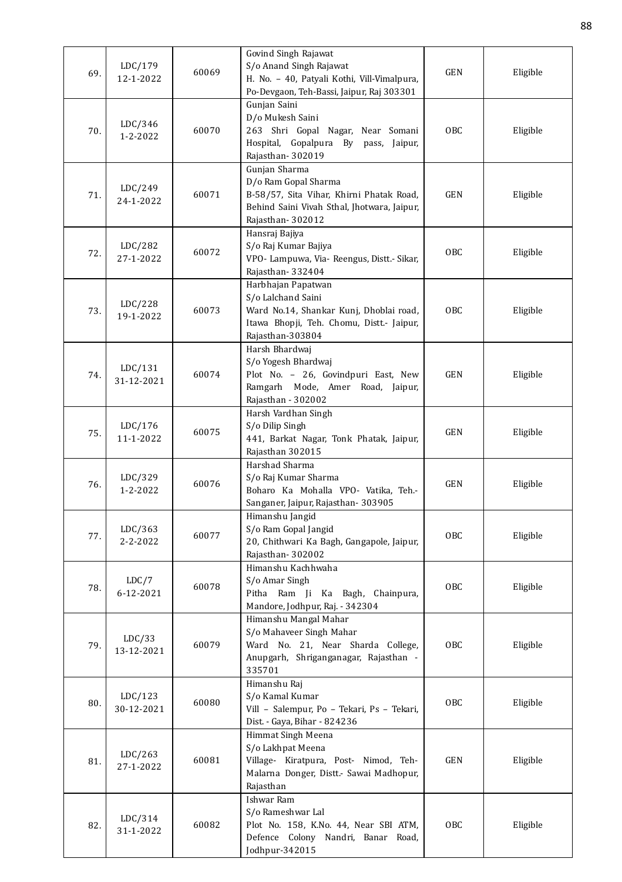| | | | | | |
|---|---|---|---|---|---|
| 69. | LDC/179 12-1-2022 | 60069 | Govind Singh Rajawat S/o Anand Singh Rajawat H. No. – 40, Patyali Kothi, Vill-Vimalpura, Po-Devgaon, Teh-Bassi, Jaipur, Raj 303301 | GEN | Eligible |
| 70. | LDC/346 1-2-2022 | 60070 | Gunjan Saini D/o Mukesh Saini 263 Shri Gopal Nagar, Near Somani Hospital, Gopalpura By pass, Jaipur, Rajasthan- 302019 | OBC | Eligible |
| 71. | LDC/249 24-1-2022 | 60071 | Gunjan Sharma D/o Ram Gopal Sharma B-58/57, Sita Vihar, Khirni Phatak Road, Behind Saini Vivah Sthal, Jhotwara, Jaipur, Rajasthan- 302012 | GEN | Eligible |
| 72. | LDC/282 27-1-2022 | 60072 | Hansraj Bajiya S/o Raj Kumar Bajiya VPO- Lampuwa, Via- Reengus, Distt.- Sikar, Rajasthan- 332404 | OBC | Eligible |
| 73. | LDC/228 19-1-2022 | 60073 | Harbhajan Papatwan S/o Lalchand Saini Ward No.14, Shankar Kunj, Dhoblai road, Itawa Bhopji, Teh. Chomu, Distt.- Jaipur, Rajasthan-303804 | OBC | Eligible |
| 74. | LDC/131 31-12-2021 | 60074 | Harsh Bhardwaj S/o Yogesh Bhardwaj Plot No. – 26, Govindpuri East, New Ramgarh Mode, Amer Road, Jaipur, Rajasthan - 302002 | GEN | Eligible |
| 75. | LDC/176 11-1-2022 | 60075 | Harsh Vardhan Singh S/o Dilip Singh 441, Barkat Nagar, Tonk Phatak, Jaipur, Rajasthan 302015 | GEN | Eligible |
| 76. | LDC/329 1-2-2022 | 60076 | Harshad Sharma S/o Raj Kumar Sharma Boharo Ka Mohalla VPO- Vatika, Teh.- Sanganer, Jaipur, Rajasthan- 303905 | GEN | Eligible |
| 77. | LDC/363 2-2-2022 | 60077 | Himanshu Jangid S/o Ram Gopal Jangid 20, Chithwari Ka Bagh, Gangapole, Jaipur, Rajasthan- 302002 | OBC | Eligible |
| 78. | LDC/7 6-12-2021 | 60078 | Himanshu Kachhwaha S/o Amar Singh Pitha Ram Ji Ka Bagh, Chainpura, Mandore, Jodhpur, Raj. - 342304 | OBC | Eligible |
| 79. | LDC/33 13-12-2021 | 60079 | Himanshu Mangal Mahar S/o Mahaveer Singh Mahar Ward No. 21, Near Sharda College, Anupgarh, Shriganganagar, Rajasthan - 335701 | OBC | Eligible |
| 80. | LDC/123 30-12-2021 | 60080 | Himanshu Raj S/o Kamal Kumar Vill – Salempur, Po – Tekari, Ps – Tekari, Dist. - Gaya, Bihar - 824236 | OBC | Eligible |
| 81. | LDC/263 27-1-2022 | 60081 | Himmat Singh Meena S/o Lakhpat Meena Village- Kiratpura, Post- Nimod, Teh- Malarna Donger, Distt.- Sawai Madhopur, Rajasthan | GEN | Eligible |
| 82. | LDC/314 31-1-2022 | 60082 | Ishwar Ram S/o Rameshwar Lal Plot No. 158, K.No. 44, Near SBI ATM, Defence Colony Nandri, Banar Road, Jodhpur-342015 | OBC | Eligible |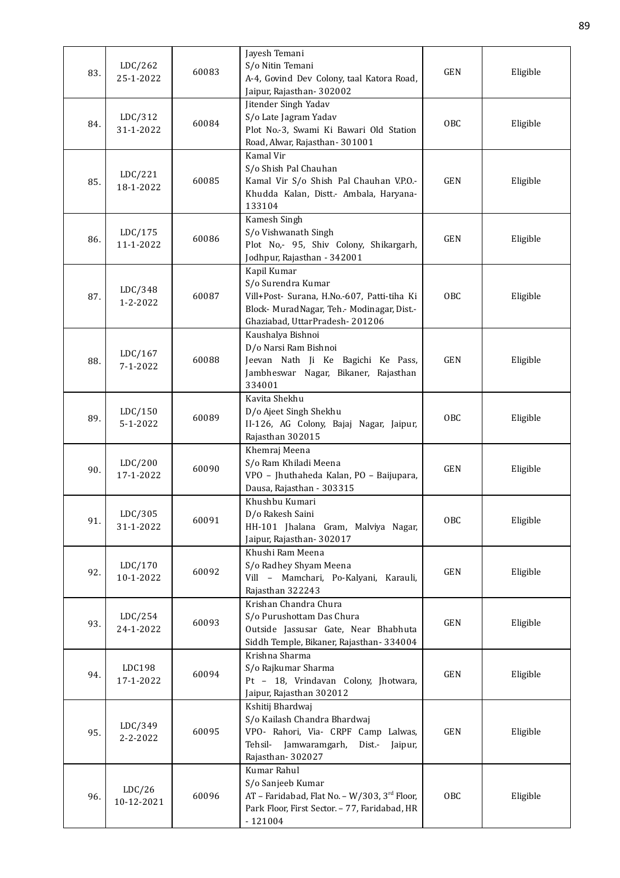| 83. | LDC/262 25-1-2022 | 60083 | Jayesh Temani S/o Nitin Temani A-4, Govind Dev Colony, taal Katora Road, Jaipur, Rajasthan- 302002 | GEN | Eligible |
|---|---|---|---|---|---|
| 84. | LDC/312 31-1-2022 | 60084 | Jitender Singh Yadav S/o Late Jagram Yadav Plot No.-3, Swami Ki Bawari Old Station Road, Alwar, Rajasthan- 301001 | OBC | Eligible |
| 85. | LDC/221 18-1-2022 | 60085 | Kamal Vir S/o Shish Pal Chauhan Kamal Vir S/o Shish Pal Chauhan V.P.O.- Khudda Kalan, Distt.- Ambala, Haryana- 133104 | GEN | Eligible |
| 86. | LDC/175 11-1-2022 | 60086 | Kamesh Singh S/o Vishwanath Singh Plot No,- 95, Shiv Colony, Shikargarh, Jodhpur, Rajasthan - 342001 | GEN | Eligible |
| 87. | LDC/348 1-2-2022 | 60087 | Kapil Kumar S/o Surendra Kumar Vill+Post- Surana, H.No.-607, Patti-tiha Ki Block- MuradNagar, Teh.- Modinagar, Dist.- Ghaziabad, UttarPradesh- 201206 | OBC | Eligible |
| 88. | LDC/167 7-1-2022 | 60088 | Kaushalya Bishnoi D/o Narsi Ram Bishnoi Jeevan Nath Ji Ke Bagichi Ke Pass, Jambheswar Nagar, Bikaner, Rajasthan 334001 | GEN | Eligible |
| 89. | LDC/150 5-1-2022 | 60089 | Kavita Shekhu D/o Ajeet Singh Shekhu II-126, AG Colony, Bajaj Nagar, Jaipur, Rajasthan 302015 | OBC | Eligible |
| 90. | LDC/200 17-1-2022 | 60090 | Khemraj Meena S/o Ram Khiladi Meena VPO – Jhuthaheda Kalan, PO – Baijupara, Dausa, Rajasthan - 303315 | GEN | Eligible |
| 91. | LDC/305 31-1-2022 | 60091 | Khushbu Kumari D/o Rakesh Saini HH-101 Jhalana Gram, Malviya Nagar, Jaipur, Rajasthan- 302017 | OBC | Eligible |
| 92. | LDC/170 10-1-2022 | 60092 | Khushi Ram Meena S/o Radhey Shyam Meena Vill – Mamchari, Po-Kalyani, Karauli, Rajasthan 322243 | GEN | Eligible |
| 93. | LDC/254 24-1-2022 | 60093 | Krishan Chandra Chura S/o Purushottam Das Chura Outside Jassusar Gate, Near Bhabhuta Siddh Temple, Bikaner, Rajasthan- 334004 | GEN | Eligible |
| 94. | LDC198 17-1-2022 | 60094 | Krishna Sharma S/o Rajkumar Sharma Pt – 18, Vrindavan Colony, Jhotwara, Jaipur, Rajasthan 302012 | GEN | Eligible |
| 95. | LDC/349 2-2-2022 | 60095 | Kshitij Bhardwaj S/o Kailash Chandra Bhardwaj VPO- Rahori, Via- CRPF Camp Lalwas, Tehsil- Jamwaramgarh, Dist.- Jaipur, Rajasthan- 302027 | GEN | Eligible |
| 96. | LDC/26 10-12-2021 | 60096 | Kumar Rahul S/o Sanjeeb Kumar AT – Faridabad, Flat No. – W/303, 3rd Floor, Park Floor, First Sector. – 77, Faridabad, HR - 121004 | OBC | Eligible |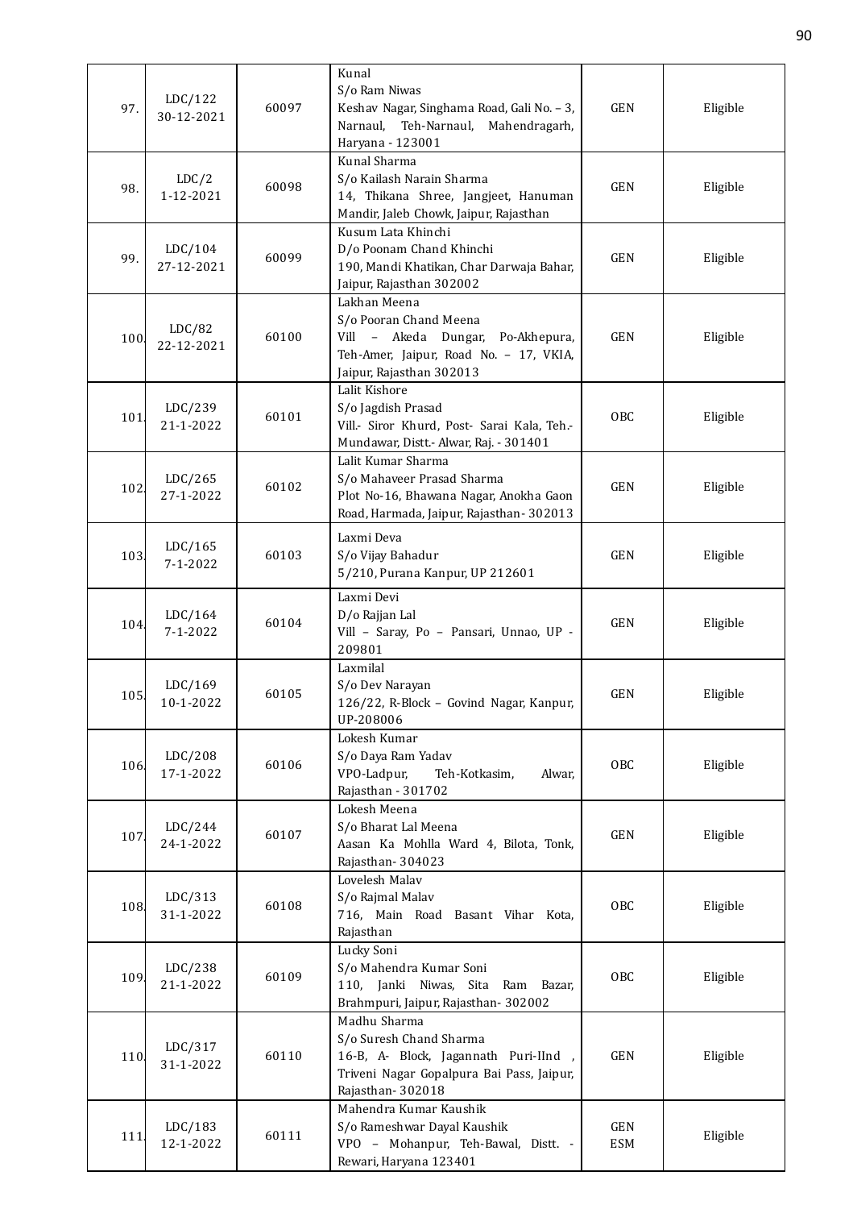| 97. | LDC/122<br>30-12-2021 | 60097 | Kunal<br>S/o Ram Niwas<br>Keshav Nagar, Singhama Road, Gali No. – 3, Narnaul, Teh-Narnaul, Mahendragarh, Haryana - 123001 | GEN | Eligible |
|---|---|---|---|---|---|
| 98. | LDC/2<br>1-12-2021 | 60098 | Kunal Sharma<br>S/o Kailash Narain Sharma<br>14, Thikana Shree, Jangjeet, Hanuman Mandir, Jaleb Chowk, Jaipur, Rajasthan | GEN | Eligible |
| 99. | LDC/104<br>27-12-2021 | 60099 | Kusum Lata Khinchi<br>D/o Poonam Chand Khinchi<br>190, Mandi Khatikan, Char Darwaja Bahar, Jaipur, Rajasthan 302002 | GEN | Eligible |
| 100. | LDC/82<br>22-12-2021 | 60100 | Lakhan Meena<br>S/o Pooran Chand Meena<br>Vill – Akeda Dungar, Po-Akhepura, Teh-Amer, Jaipur, Road No. – 17, VKIA, Jaipur, Rajasthan 302013 | GEN | Eligible |
| 101. | LDC/239<br>21-1-2022 | 60101 | Lalit Kishore<br>S/o Jagdish Prasad<br>Vill.- Siror Khurd, Post- Sarai Kala, Teh.-Mundawar, Distt.- Alwar, Raj. - 301401 | OBC | Eligible |
| 102. | LDC/265<br>27-1-2022 | 60102 | Lalit Kumar Sharma<br>S/o Mahaveer Prasad Sharma<br>Plot No-16, Bhawana Nagar, Anokha Gaon Road, Harmada, Jaipur, Rajasthan- 302013 | GEN | Eligible |
| 103. | LDC/165<br>7-1-2022 | 60103 | Laxmi Deva<br>S/o Vijay Bahadur<br>5/210, Purana Kanpur, UP 212601 | GEN | Eligible |
| 104. | LDC/164<br>7-1-2022 | 60104 | Laxmi Devi<br>D/o Rajjan Lal<br>Vill – Saray, Po – Pansari, Unnao, UP - 209801 | GEN | Eligible |
| 105. | LDC/169<br>10-1-2022 | 60105 | Laxmilal<br>S/o Dev Narayan<br>126/22, R-Block – Govind Nagar, Kanpur, UP-208006 | GEN | Eligible |
| 106. | LDC/208<br>17-1-2022 | 60106 | Lokesh Kumar<br>S/o Daya Ram Yadav<br>VPO-Ladpur, Teh-Kotkasim, Alwar, Rajasthan - 301702 | OBC | Eligible |
| 107. | LDC/244<br>24-1-2022 | 60107 | Lokesh Meena<br>S/o Bharat Lal Meena<br>Aasan Ka Mohlla Ward 4, Bilota, Tonk, Rajasthan- 304023 | GEN | Eligible |
| 108. | LDC/313<br>31-1-2022 | 60108 | Lovelesh Malav<br>S/o Rajmal Malav<br>716, Main Road Basant Vihar Kota, Rajasthan | OBC | Eligible |
| 109. | LDC/238<br>21-1-2022 | 60109 | Lucky Soni<br>S/o Mahendra Kumar Soni<br>110, Janki Niwas, Sita Ram Bazar, Brahmpuri, Jaipur, Rajasthan- 302002 | OBC | Eligible |
| 110. | LDC/317<br>31-1-2022 | 60110 | Madhu Sharma<br>S/o Suresh Chand Sharma<br>16-B, A- Block, Jagannath Puri-IInd , Triveni Nagar Gopalpura Bai Pass, Jaipur, Rajasthan- 302018 | GEN | Eligible |
| 111. | LDC/183<br>12-1-2022 | 60111 | Mahendra Kumar Kaushik<br>S/o Rameshwar Dayal Kaushik<br>VPO – Mohanpur, Teh-Bawal, Distt. - Rewari, Haryana 123401 | GEN<br>ESM | Eligible |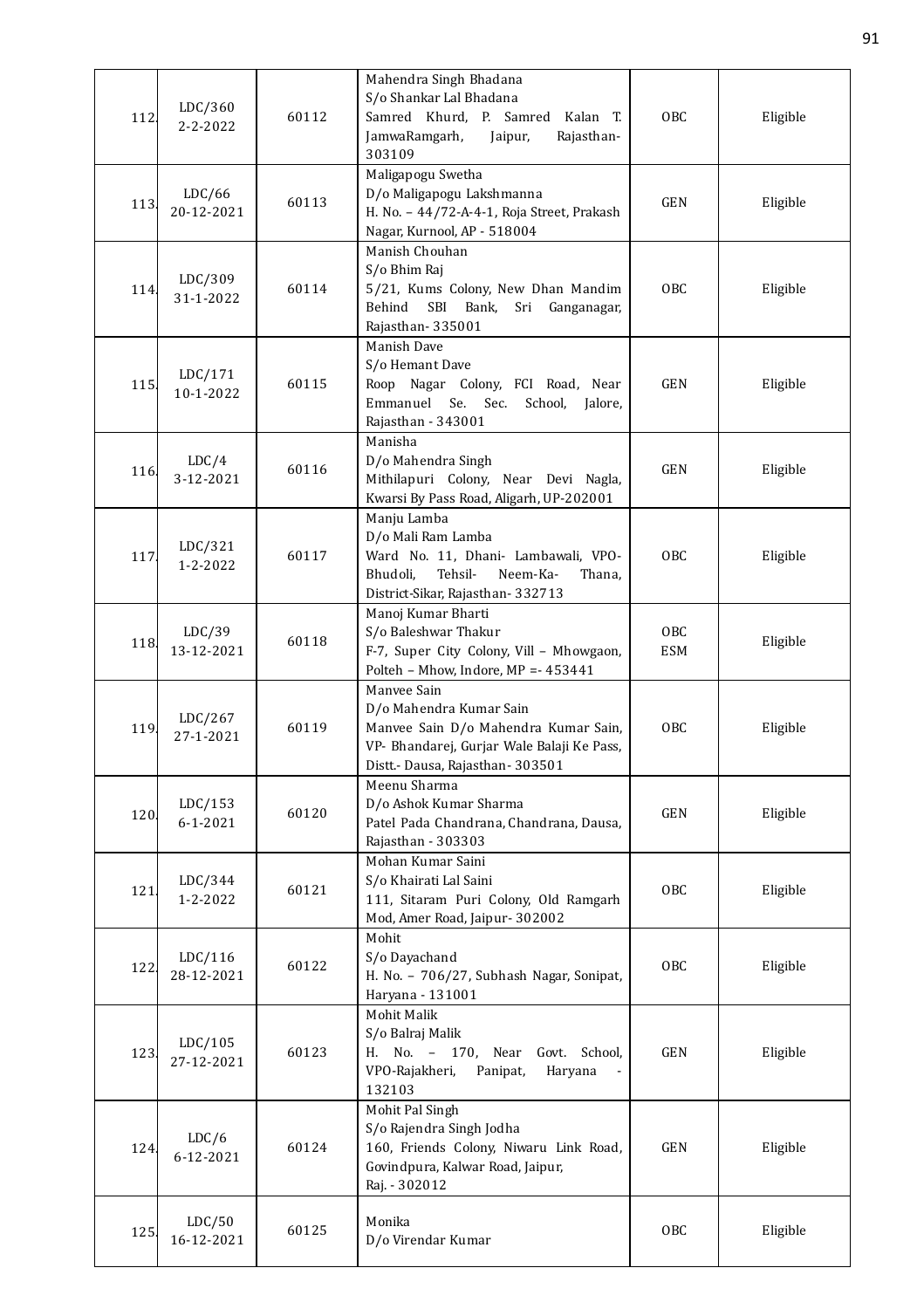| 112. | LDC/360<br>2-2-2022 | 60112 | Mahendra Singh Bhadana<br>S/o Shankar Lal Bhadana<br>Samred Khurd, P. Samred Kalan T. JamwaRamgarh, Jaipur, Rajasthan-303109 | OBC | Eligible |
|---|---|---|---|---|---|
| 113. | LDC/66<br>20-12-2021 | 60113 | Maligapogu Swetha<br>D/o Maligapogu Lakshmanna<br>H. No. – 44/72-A-4-1, Roja Street, Prakash Nagar, Kurnool, AP - 518004 | GEN | Eligible |
| 114. | LDC/309<br>31-1-2022 | 60114 | Manish Chouhan<br>S/o Bhim Raj<br>5/21, Kums Colony, New Dhan Mandim Behind SBI Bank, Sri Ganganagar, Rajasthan- 335001 | OBC | Eligible |
| 115. | LDC/171<br>10-1-2022 | 60115 | Manish Dave<br>S/o Hemant Dave<br>Roop Nagar Colony, FCI Road, Near Emmanuel Se. Sec. School, Jalore, Rajasthan - 343001 | GEN | Eligible |
| 116. | LDC/4<br>3-12-2021 | 60116 | Manisha<br>D/o Mahendra Singh<br>Mithilapuri Colony, Near Devi Nagla, Kwarsi By Pass Road, Aligarh, UP-202001 | GEN | Eligible |
| 117. | LDC/321<br>1-2-2022 | 60117 | Manju Lamba<br>D/o Mali Ram Lamba<br>Ward No. 11, Dhani- Lambawali, VPO-Bhudoli, Tehsil- Neem-Ka- Thana, District-Sikar, Rajasthan- 332713 | OBC | Eligible |
| 118. | LDC/39<br>13-12-2021 | 60118 | Manoj Kumar Bharti<br>S/o Baleshwar Thakur<br>F-7, Super City Colony, Vill – Mhowgaon, Polteh – Mhow, Indore, MP =- 453441 | OBC<br>ESM | Eligible |
| 119. | LDC/267<br>27-1-2021 | 60119 | Manvee Sain<br>D/o Mahendra Kumar Sain<br>Manvee Sain D/o Mahendra Kumar Sain, VP- Bhandarej, Gurjar Wale Balaji Ke Pass, Distt.- Dausa, Rajasthan- 303501 | OBC | Eligible |
| 120. | LDC/153<br>6-1-2021 | 60120 | Meenu Sharma<br>D/o Ashok Kumar Sharma<br>Patel Pada Chandrana, Chandrana, Dausa, Rajasthan - 303303 | GEN | Eligible |
| 121. | LDC/344<br>1-2-2022 | 60121 | Mohan Kumar Saini<br>S/o Khairati Lal Saini<br>111, Sitaram Puri Colony, Old Ramgarh Mod, Amer Road, Jaipur- 302002 | OBC | Eligible |
| 122. | LDC/116<br>28-12-2021 | 60122 | Mohit<br>S/o Dayachand<br>H. No. – 706/27, Subhash Nagar, Sonipat, Haryana - 131001 | OBC | Eligible |
| 123. | LDC/105<br>27-12-2021 | 60123 | Mohit Malik<br>S/o Balraj Malik<br>H. No. – 170, Near Govt. School, VPO-Rajakheri, Panipat, Haryana - 132103 | GEN | Eligible |
| 124. | LDC/6<br>6-12-2021 | 60124 | Mohit Pal Singh<br>S/o Rajendra Singh Jodha<br>160, Friends Colony, Niwaru Link Road, Govindpura, Kalwar Road, Jaipur, Raj. - 302012 | GEN | Eligible |
| 125. | LDC/50<br>16-12-2021 | 60125 | Monika<br>D/o Virendar Kumar | OBC | Eligible |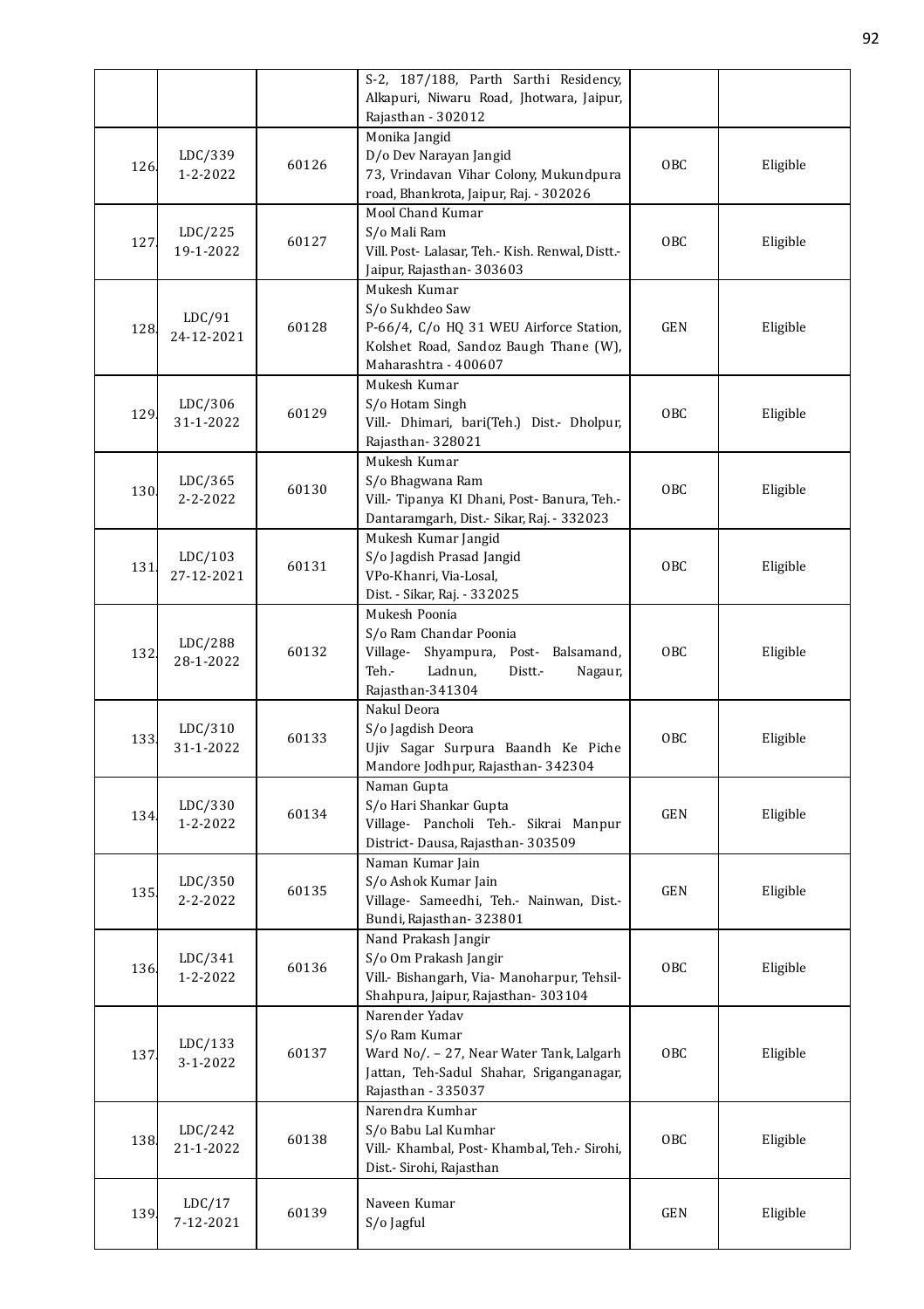| | | | S-2, 187/188, Parth Sarthi Residency, Alkapuri, Niwaru Road, Jhotwara, Jaipur, Rajasthan - 302012 | | |
|---|---|---|---|---|---|
| 126. | LDC/339 1-2-2022 | 60126 | Monika Jangid D/o Dev Narayan Jangid 73, Vrindavan Vihar Colony, Mukundpura road, Bhankrota, Jaipur, Raj. - 302026 | OBC | Eligible |
| 127. | LDC/225 19-1-2022 | 60127 | Mool Chand Kumar S/o Mali Ram Vill. Post- Lalasar, Teh.- Kish. Renwal, Distt.- Jaipur, Rajasthan- 303603 | OBC | Eligible |
| 128. | LDC/91 24-12-2021 | 60128 | Mukesh Kumar S/o Sukhdeo Saw P-66/4, C/o HQ 31 WEU Airforce Station, Kolshet Road, Sandoz Baugh Thane (W), Maharashtra - 400607 | GEN | Eligible |
| 129. | LDC/306 31-1-2022 | 60129 | Mukesh Kumar S/o Hotam Singh Vill.- Dhimari, bari(Teh.) Dist.- Dholpur, Rajasthan- 328021 | OBC | Eligible |
| 130. | LDC/365 2-2-2022 | 60130 | Mukesh Kumar S/o Bhagwana Ram Vill.- Tipanya KI Dhani, Post- Banura, Teh.- Dantaramgarh, Dist.- Sikar, Raj. - 332023 | OBC | Eligible |
| 131. | LDC/103 27-12-2021 | 60131 | Mukesh Kumar Jangid S/o Jagdish Prasad Jangid VPo-Khanri, Via-Losal, Dist. - Sikar, Raj. - 332025 | OBC | Eligible |
| 132. | LDC/288 28-1-2022 | 60132 | Mukesh Poonia S/o Ram Chandar Poonia Village- Shyampura, Post- Balsamand, Teh.- Ladnun, Distt.- Nagaur, Rajasthan-341304 | OBC | Eligible |
| 133. | LDC/310 31-1-2022 | 60133 | Nakul Deora S/o Jagdish Deora Ujiv Sagar Surpura Baandh Ke Piche Mandore Jodhpur, Rajasthan- 342304 | OBC | Eligible |
| 134. | LDC/330 1-2-2022 | 60134 | Naman Gupta S/o Hari Shankar Gupta Village- Pancholi Teh.- Sikrai Manpur District- Dausa, Rajasthan- 303509 | GEN | Eligible |
| 135. | LDC/350 2-2-2022 | 60135 | Naman Kumar Jain S/o Ashok Kumar Jain Village- Sameedhi, Teh.- Nainwan, Dist.- Bundi, Rajasthan- 323801 | GEN | Eligible |
| 136. | LDC/341 1-2-2022 | 60136 | Nand Prakash Jangir S/o Om Prakash Jangir Vill.- Bishangarh, Via- Manoharpur, Tehsil- Shahpura, Jaipur, Rajasthan- 303104 | OBC | Eligible |
| 137. | LDC/133 3-1-2022 | 60137 | Narender Yadav S/o Ram Kumar Ward No/. – 27, Near Water Tank, Lalgarh Jattan, Teh-Sadul Shahar, Sriganganagar, Rajasthan - 335037 | OBC | Eligible |
| 138. | LDC/242 21-1-2022 | 60138 | Narendra Kumhar S/o Babu Lal Kumhar Vill.- Khambal, Post- Khambal, Teh.- Sirohi, Dist.- Sirohi, Rajasthan | OBC | Eligible |
| 139. | LDC/17 7-12-2021 | 60139 | Naveen Kumar S/o Jagful | GEN | Eligible |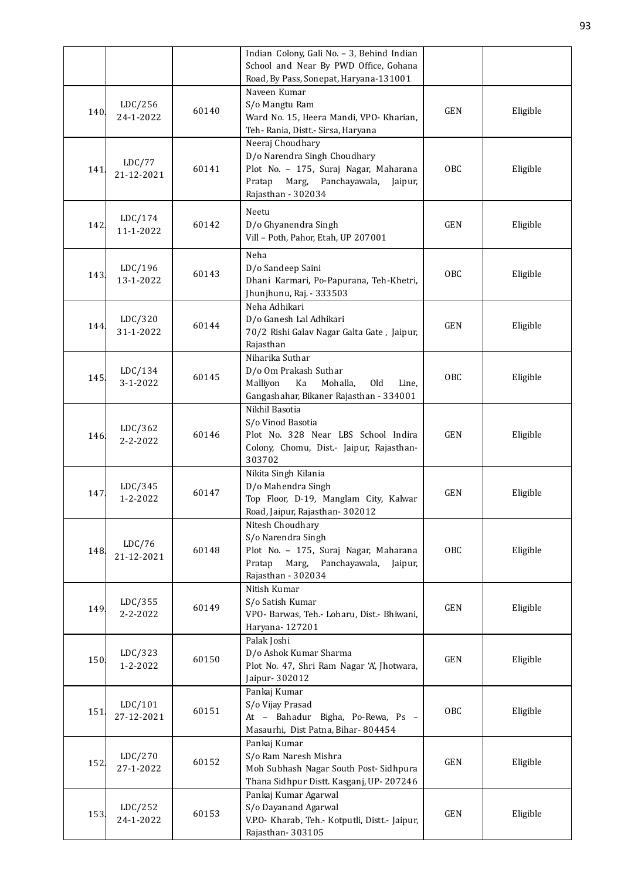| | | | | | |
|---|---|---|---|---|---|
| | | | Indian Colony, Gali No. – 3, Behind Indian School and Near By PWD Office, Gohana Road, By Pass, Sonepat, Haryana-131001 | | |
| 140. | LDC/256 24-1-2022 | 60140 | Naveen Kumar S/o Mangtu Ram Ward No. 15, Heera Mandi, VPO- Kharian, Teh- Rania, Distt.- Sirsa, Haryana | GEN | Eligible |
| 141. | LDC/77 21-12-2021 | 60141 | Neeraj Choudhary D/o Narendra Singh Choudhary Plot No. – 175, Suraj Nagar, Maharana Pratap Marg, Panchayawala, Jaipur, Rajasthan - 302034 | OBC | Eligible |
| 142. | LDC/174 11-1-2022 | 60142 | Neetu D/o Ghyanendra Singh Vill – Poth, Pahor, Etah, UP 207001 | GEN | Eligible |
| 143. | LDC/196 13-1-2022 | 60143 | Neha D/o Sandeep Saini Dhani Karmari, Po-Papurana, Teh-Khetri, Jhunjhunu, Raj. - 333503 | OBC | Eligible |
| 144. | LDC/320 31-1-2022 | 60144 | Neha Adhikari D/o Ganesh Lal Adhikari 70/2 Rishi Galav Nagar Galta Gate , Jaipur, Rajasthan | GEN | Eligible |
| 145. | LDC/134 3-1-2022 | 60145 | Niharika Suthar D/o Om Prakash Suthar Malliyon Ka Mohalla, Old Line, Gangashahar, Bikaner Rajasthan - 334001 | OBC | Eligible |
| 146. | LDC/362 2-2-2022 | 60146 | Nikhil Basotia S/o Vinod Basotia Plot No. 328 Near LBS School Indira Colony, Chomu, Dist.- Jaipur, Rajasthan-303702 | GEN | Eligible |
| 147. | LDC/345 1-2-2022 | 60147 | Nikita Singh Kilania D/o Mahendra Singh Top Floor, D-19, Manglam City, Kalwar Road, Jaipur, Rajasthan- 302012 | GEN | Eligible |
| 148. | LDC/76 21-12-2021 | 60148 | Nitesh Choudhary S/o Narendra Singh Plot No. – 175, Suraj Nagar, Maharana Pratap Marg, Panchayawala, Jaipur, Rajasthan - 302034 | OBC | Eligible |
| 149. | LDC/355 2-2-2022 | 60149 | Nitish Kumar S/o Satish Kumar VPO- Barwas, Teh.- Loharu, Dist.- Bhiwani, Haryana- 127201 | GEN | Eligible |
| 150. | LDC/323 1-2-2022 | 60150 | Palak Joshi D/o Ashok Kumar Sharma Plot No. 47, Shri Ram Nagar 'A', Jhotwara, Jaipur- 302012 | GEN | Eligible |
| 151. | LDC/101 27-12-2021 | 60151 | Pankaj Kumar S/o Vijay Prasad At – Bahadur Bigha, Po-Rewa, Ps – Masaurhi, Dist Patna, Bihar- 804454 | OBC | Eligible |
| 152. | LDC/270 27-1-2022 | 60152 | Pankaj Kumar S/o Ram Naresh Mishra Moh Subhash Nagar South Post- Sidhpura Thana Sidhpur Distt. Kasganj, UP- 207246 | GEN | Eligible |
| 153. | LDC/252 24-1-2022 | 60153 | Pankaj Kumar Agarwal S/o Dayanand Agarwal V.P.O- Kharab, Teh.- Kotputli, Distt.- Jaipur, Rajasthan- 303105 | GEN | Eligible |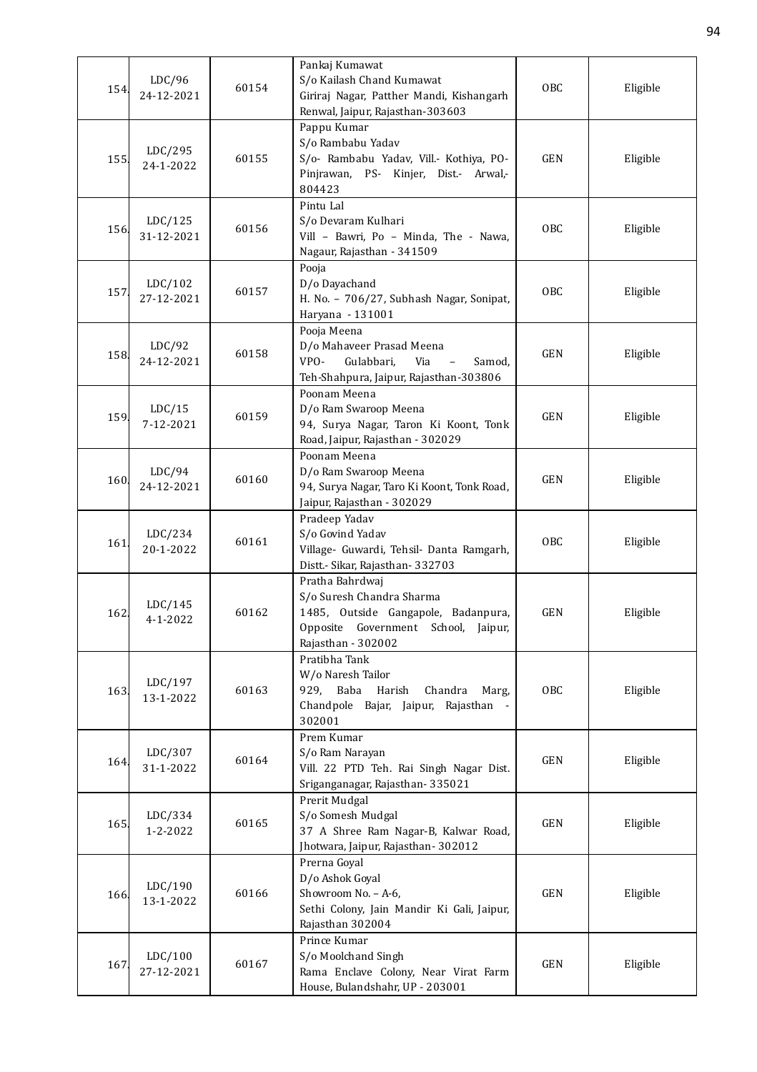| 154. | LDC/96 24-12-2021 | 60154 | Pankaj Kumawat S/o Kailash Chand Kumawat Giriraj Nagar, Patther Mandi, Kishangarh Renwal, Jaipur, Rajasthan-303603 | OBC | Eligible |
|---|---|---|---|---|---|
| 155. | LDC/295 24-1-2022 | 60155 | Pappu Kumar S/o Rambabu Yadav S/o- Rambabu Yadav, Vill.- Kothiya, PO- Pinjrawan, PS- Kinjer, Dist.- Arwal,- 804423 | GEN | Eligible |
| 156. | LDC/125 31-12-2021 | 60156 | Pintu Lal S/o Devaram Kulhari Vill – Bawri, Po – Minda, The - Nawa, Nagaur, Rajasthan - 341509 | OBC | Eligible |
| 157. | LDC/102 27-12-2021 | 60157 | Pooja D/o Dayachand H. No. – 706/27, Subhash Nagar, Sonipat, Haryana - 131001 | OBC | Eligible |
| 158. | LDC/92 24-12-2021 | 60158 | Pooja Meena D/o Mahaveer Prasad Meena VPO- Gulabbari, Via – Samod, Teh-Shahpura, Jaipur, Rajasthan-303806 | GEN | Eligible |
| 159. | LDC/15 7-12-2021 | 60159 | Poonam Meena D/o Ram Swaroop Meena 94, Surya Nagar, Taron Ki Koont, Tonk Road, Jaipur, Rajasthan - 302029 | GEN | Eligible |
| 160. | LDC/94 24-12-2021 | 60160 | Poonam Meena D/o Ram Swaroop Meena 94, Surya Nagar, Taro Ki Koont, Tonk Road, Jaipur, Rajasthan - 302029 | GEN | Eligible |
| 161. | LDC/234 20-1-2022 | 60161 | Pradeep Yadav S/o Govind Yadav Village- Guwardi, Tehsil- Danta Ramgarh, Distt.- Sikar, Rajasthan- 332703 | OBC | Eligible |
| 162. | LDC/145 4-1-2022 | 60162 | Pratha Bahrdwaj S/o Suresh Chandra Sharma 1485, Outside Gangapole, Badanpura, Opposite Government School, Jaipur, Rajasthan - 302002 | GEN | Eligible |
| 163. | LDC/197 13-1-2022 | 60163 | Pratibha Tank W/o Naresh Tailor 929, Baba Harish Chandra Marg, Chandpole Bajar, Jaipur, Rajasthan - 302001 | OBC | Eligible |
| 164. | LDC/307 31-1-2022 | 60164 | Prem Kumar S/o Ram Narayan Vill. 22 PTD Teh. Rai Singh Nagar Dist. Sriganganagar, Rajasthan- 335021 | GEN | Eligible |
| 165. | LDC/334 1-2-2022 | 60165 | Prerit Mudgal S/o Somesh Mudgal 37 A Shree Ram Nagar-B, Kalwar Road, Jhotwara, Jaipur, Rajasthan- 302012 | GEN | Eligible |
| 166. | LDC/190 13-1-2022 | 60166 | Prerna Goyal D/o Ashok Goyal Showroom No. – A-6, Sethi Colony, Jain Mandir Ki Gali, Jaipur, Rajasthan 302004 | GEN | Eligible |
| 167. | LDC/100 27-12-2021 | 60167 | Prince Kumar S/o Moolchand Singh Rama Enclave Colony, Near Virat Farm House, Bulandshahr, UP - 203001 | GEN | Eligible |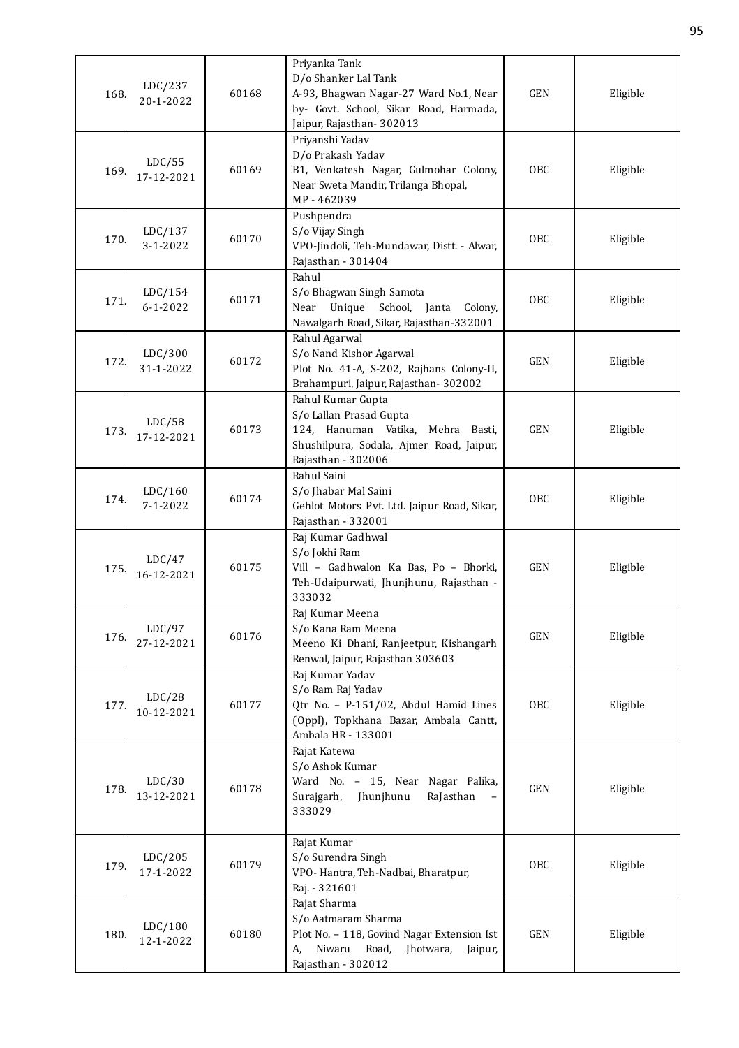| | | | | | |
|---|---|---|---|---|---|
| 168. | LDC/237 20-1-2022 | 60168 | Priyanka Tank<br>D/o Shanker Lal Tank<br>A-93, Bhagwan Nagar-27 Ward No.1, Near by- Govt. School, Sikar Road, Harmada, Jaipur, Rajasthan- 302013 | GEN | Eligible |
| 169. | LDC/55 17-12-2021 | 60169 | Priyanshi Yadav<br>D/o Prakash Yadav<br>B1, Venkatesh Nagar, Gulmohar Colony, Near Sweta Mandir, Trilanga Bhopal, MP - 462039 | OBC | Eligible |
| 170. | LDC/137 3-1-2022 | 60170 | Pushpendra<br>S/o Vijay Singh<br>VPO-Jindoli, Teh-Mundawar, Distt. - Alwar, Rajasthan - 301404 | OBC | Eligible |
| 171. | LDC/154 6-1-2022 | 60171 | Rahul<br>S/o Bhagwan Singh Samota<br>Near Unique School, Janta Colony, Nawalgarh Road, Sikar, Rajasthan-332001 | OBC | Eligible |
| 172. | LDC/300 31-1-2022 | 60172 | Rahul Agarwal<br>S/o Nand Kishor Agarwal<br>Plot No. 41-A, S-202, Rajhans Colony-II, Brahampuri, Jaipur, Rajasthan- 302002 | GEN | Eligible |
| 173. | LDC/58 17-12-2021 | 60173 | Rahul Kumar Gupta<br>S/o Lallan Prasad Gupta<br>124, Hanuman Vatika, Mehra Basti, Shushilpura, Sodala, Ajmer Road, Jaipur, Rajasthan - 302006 | GEN | Eligible |
| 174. | LDC/160 7-1-2022 | 60174 | Rahul Saini<br>S/o Jhabar Mal Saini<br>Gehlot Motors Pvt. Ltd. Jaipur Road, Sikar, Rajasthan - 332001 | OBC | Eligible |
| 175. | LDC/47 16-12-2021 | 60175 | Raj Kumar Gadhwal<br>S/o Jokhi Ram<br>Vill – Gadhwalon Ka Bas, Po – Bhorki, Teh-Udaipurwati, Jhunjhunu, Rajasthan - 333032 | GEN | Eligible |
| 176. | LDC/97 27-12-2021 | 60176 | Raj Kumar Meena<br>S/o Kana Ram Meena<br>Meeno Ki Dhani, Ranjeetpur, Kishangarh Renwal, Jaipur, Rajasthan 303603 | GEN | Eligible |
| 177. | LDC/28 10-12-2021 | 60177 | Raj Kumar Yadav<br>S/o Ram Raj Yadav<br>Qtr No. – P-151/02, Abdul Hamid Lines (Oppl), Topkhana Bazar, Ambala Cantt, Ambala HR - 133001 | OBC | Eligible |
| 178. | LDC/30 13-12-2021 | 60178 | Rajat Katewa<br>S/o Ashok Kumar<br>Ward No. – 15, Near Nagar Palika, Surajgarh, Jhunjhunu RaJasthan – 333029 | GEN | Eligible |
| 179. | LDC/205 17-1-2022 | 60179 | Rajat Kumar<br>S/o Surendra Singh<br>VPO- Hantra, Teh-Nadbai, Bharatpur, Raj. - 321601 | OBC | Eligible |
| 180. | LDC/180 12-1-2022 | 60180 | Rajat Sharma<br>S/o Aatmaram Sharma<br>Plot No. – 118, Govind Nagar Extension Ist A, Niwaru Road, Jhotwara, Jaipur, Rajasthan - 302012 | GEN | Eligible |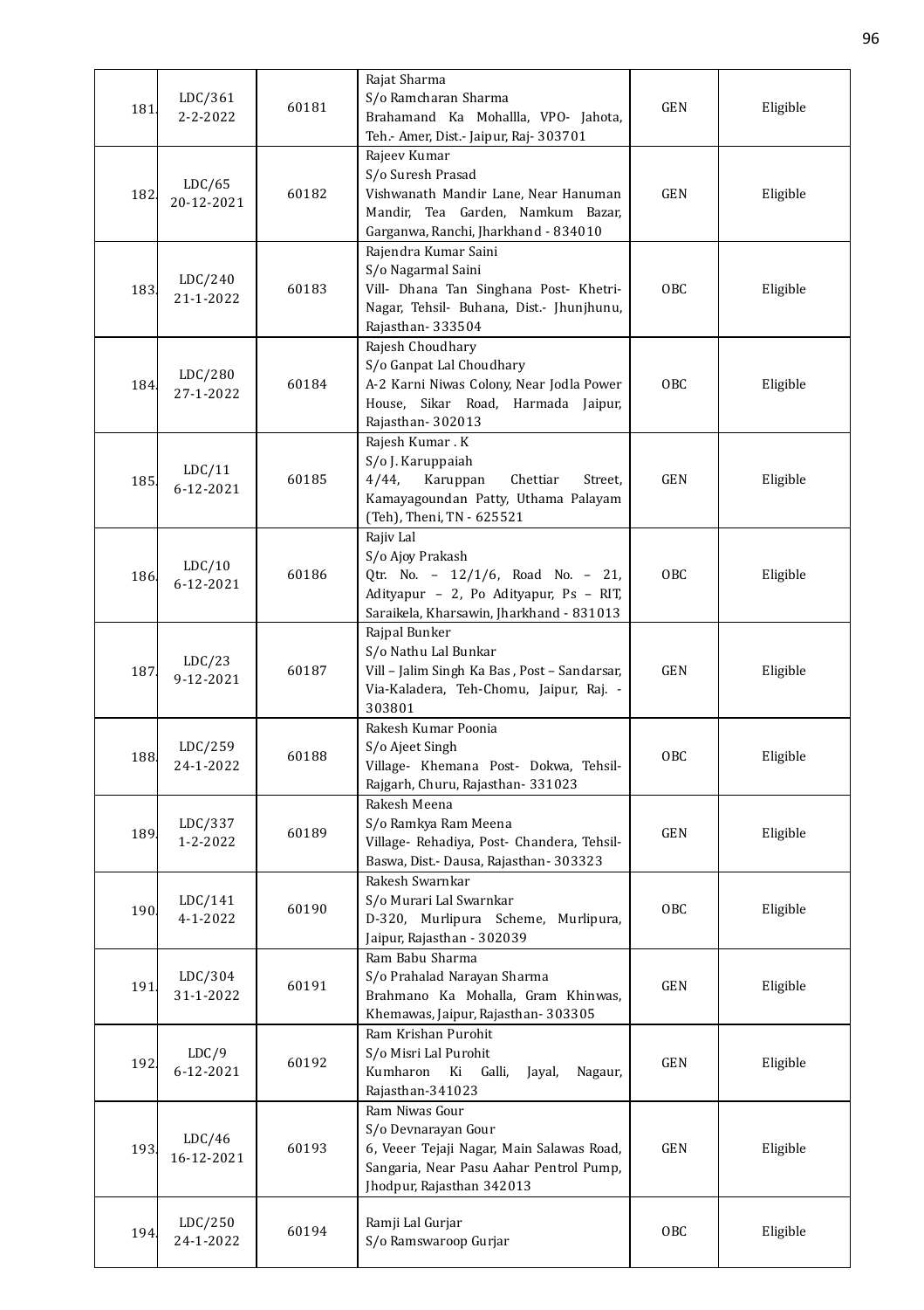| 181. | LDC/361 2-2-2022 | 60181 | Rajat Sharma S/o Ramcharan Sharma Brahamand Ka Mohallla, VPO- Jahota, Teh.- Amer, Dist.- Jaipur, Raj- 303701 | GEN | Eligible |
|---|---|---|---|---|---|
| 182. | LDC/65 20-12-2021 | 60182 | Rajeev Kumar S/o Suresh Prasad Vishwanath Mandir Lane, Near Hanuman Mandir, Tea Garden, Namkum Bazar, Garganwa, Ranchi, Jharkhand - 834010 | GEN | Eligible |
| 183. | LDC/240 21-1-2022 | 60183 | Rajendra Kumar Saini S/o Nagarmal Saini Vill- Dhana Tan Singhana Post- Khetri-Nagar, Tehsil- Buhana, Dist.- Jhunjhunu, Rajasthan- 333504 | OBC | Eligible |
| 184. | LDC/280 27-1-2022 | 60184 | Rajesh Choudhary S/o Ganpat Lal Choudhary A-2 Karni Niwas Colony, Near Jodla Power House, Sikar Road, Harmada Jaipur, Rajasthan- 302013 | OBC | Eligible |
| 185. | LDC/11 6-12-2021 | 60185 | Rajesh Kumar . K S/o J. Karuppaiah 4/44, Karuppan Chettiar Street, Kamayagoundan Patty, Uthama Palayam (Teh), Theni, TN - 625521 | GEN | Eligible |
| 186. | LDC/10 6-12-2021 | 60186 | Rajiv Lal S/o Ajoy Prakash Qtr. No. – 12/1/6, Road No. – 21, Adityapur – 2, Po Adityapur, Ps – RIT, Saraikela, Kharsawin, Jharkhand - 831013 | OBC | Eligible |
| 187. | LDC/23 9-12-2021 | 60187 | Rajpal Bunker S/o Nathu Lal Bunkar Vill – Jalim Singh Ka Bas , Post – Sandarsar, Via-Kaladera, Teh-Chomu, Jaipur, Raj. - 303801 | GEN | Eligible |
| 188. | LDC/259 24-1-2022 | 60188 | Rakesh Kumar Poonia S/o Ajeet Singh Village- Khemana Post- Dokwa, Tehsil-Rajgarh, Churu, Rajasthan- 331023 | OBC | Eligible |
| 189. | LDC/337 1-2-2022 | 60189 | Rakesh Meena S/o Ramkya Ram Meena Village- Rehadiya, Post- Chandera, Tehsil-Baswa, Dist.- Dausa, Rajasthan- 303323 | GEN | Eligible |
| 190. | LDC/141 4-1-2022 | 60190 | Rakesh Swarnkar S/o Murari Lal Swarnkar D-320, Murlipura Scheme, Murlipura, Jaipur, Rajasthan - 302039 | OBC | Eligible |
| 191. | LDC/304 31-1-2022 | 60191 | Ram Babu Sharma S/o Prahalad Narayan Sharma Brahmano Ka Mohalla, Gram Khinwas, Khemawas, Jaipur, Rajasthan- 303305 | GEN | Eligible |
| 192. | LDC/9 6-12-2021 | 60192 | Ram Krishan Purohit S/o Misri Lal Purohit Kumharon Ki Galli, Jayal, Nagaur, Rajasthan-341023 | GEN | Eligible |
| 193. | LDC/46 16-12-2021 | 60193 | Ram Niwas Gour S/o Devnarayan Gour 6, Veeer Tejaji Nagar, Main Salawas Road, Sangaria, Near Pasu Aahar Pentrol Pump, Jhodpur, Rajasthan 342013 | GEN | Eligible |
| 194. | LDC/250 24-1-2022 | 60194 | Ramji Lal Gurjar S/o Ramswaroop Gurjar | OBC | Eligible |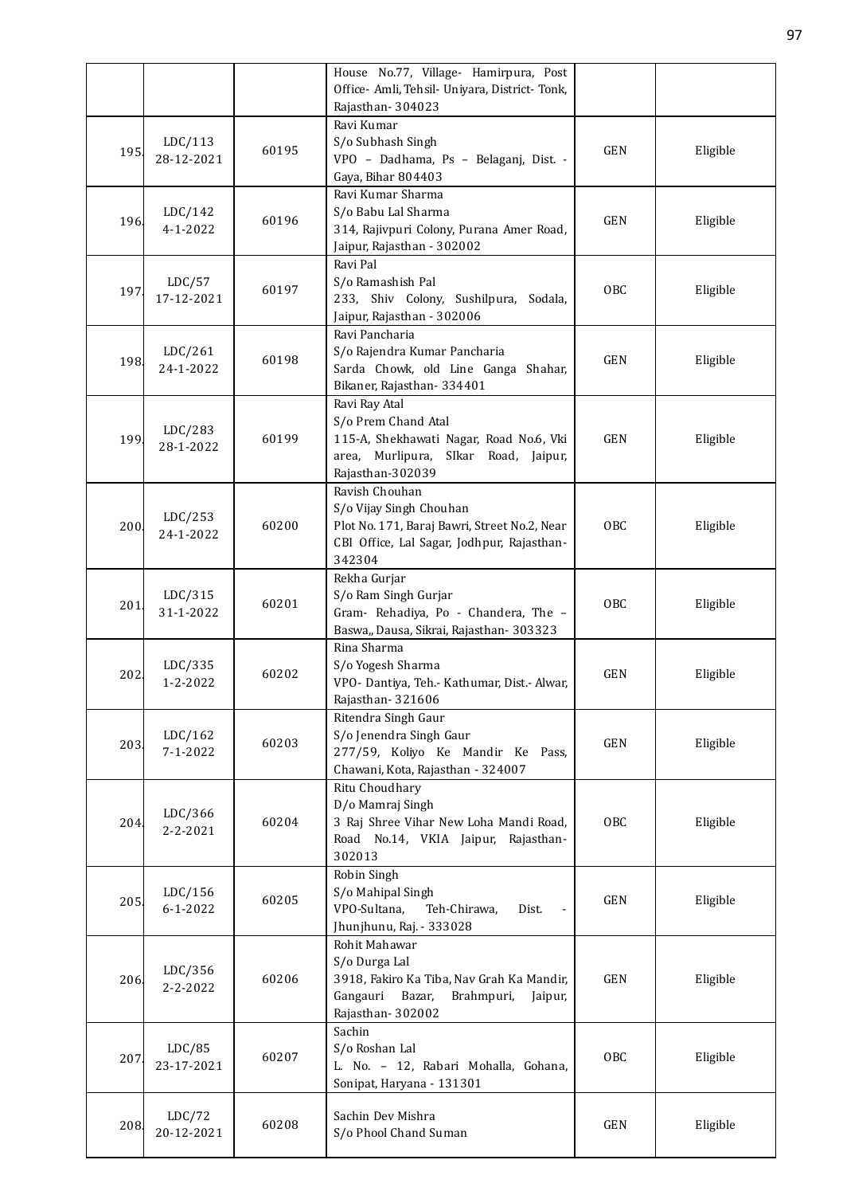|  |  |  |  |  |  |
| --- | --- | --- | --- | --- | --- |
|  |  |  | House No.77, Village- Hamirpura, Post Office- Amli, Tehsil- Uniyara, District- Tonk, Rajasthan- 304023 |  |  |
| 195. | LDC/113 28-12-2021 | 60195 | Ravi Kumar S/o Subhash Singh VPO – Dadhama, Ps – Belaganj, Dist. - Gaya, Bihar 804403 | GEN | Eligible |
| 196. | LDC/142 4-1-2022 | 60196 | Ravi Kumar Sharma S/o Babu Lal Sharma 314, Rajivpuri Colony, Purana Amer Road, Jaipur, Rajasthan - 302002 | GEN | Eligible |
| 197. | LDC/57 17-12-2021 | 60197 | Ravi Pal S/o Ramashish Pal 233, Shiv Colony, Sushilpura, Sodala, Jaipur, Rajasthan - 302006 | OBC | Eligible |
| 198. | LDC/261 24-1-2022 | 60198 | Ravi Pancharia S/o Rajendra Kumar Pancharia Sarda Chowk, old Line Ganga Shahar, Bikaner, Rajasthan- 334401 | GEN | Eligible |
| 199. | LDC/283 28-1-2022 | 60199 | Ravi Ray Atal S/o Prem Chand Atal 115-A, Shekhawati Nagar, Road No.6, Vki area, Murlipura, SIkar Road, Jaipur, Rajasthan-302039 | GEN | Eligible |
| 200. | LDC/253 24-1-2022 | 60200 | Ravish Chouhan S/o Vijay Singh Chouhan Plot No. 171, Baraj Bawri, Street No.2, Near CBI Office, Lal Sagar, Jodhpur, Rajasthan-342304 | OBC | Eligible |
| 201. | LDC/315 31-1-2022 | 60201 | Rekha Gurjar S/o Ram Singh Gurjar Gram- Rehadiya, Po - Chandera, The – Baswa,, Dausa, Sikrai, Rajasthan- 303323 | OBC | Eligible |
| 202. | LDC/335 1-2-2022 | 60202 | Rina Sharma S/o Yogesh Sharma VPO- Dantiya, Teh.- Kathumar, Dist.- Alwar, Rajasthan- 321606 | GEN | Eligible |
| 203. | LDC/162 7-1-2022 | 60203 | Ritendra Singh Gaur S/o Jenendra Singh Gaur 277/59, Koliyo Ke Mandir Ke Pass, Chawani, Kota, Rajasthan - 324007 | GEN | Eligible |
| 204. | LDC/366 2-2-2021 | 60204 | Ritu Choudhary D/o Mamraj Singh 3 Raj Shree Vihar New Loha Mandi Road, Road No.14, VKIA Jaipur, Rajasthan-302013 | OBC | Eligible |
| 205. | LDC/156 6-1-2022 | 60205 | Robin Singh S/o Mahipal Singh VPO-Sultana, Teh-Chirawa, Dist. - Jhunjhunu, Raj. - 333028 | GEN | Eligible |
| 206. | LDC/356 2-2-2022 | 60206 | Rohit Mahawar S/o Durga Lal 3918, Fakiro Ka Tiba, Nav Grah Ka Mandir, Gangauri Bazar, Brahmpuri, Jaipur, Rajasthan- 302002 | GEN | Eligible |
| 207. | LDC/85 23-17-2021 | 60207 | Sachin S/o Roshan Lal L. No. – 12, Rabari Mohalla, Gohana, Sonipat, Haryana - 131301 | OBC | Eligible |
| 208. | LDC/72 20-12-2021 | 60208 | Sachin Dev Mishra S/o Phool Chand Suman | GEN | Eligible |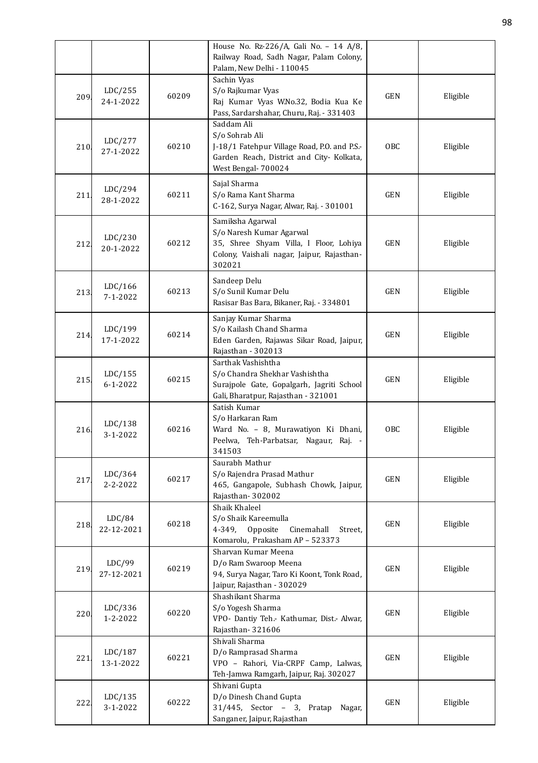|  |  |  | House No. Rz-226/A, Gali No. – 14 A/8, Railway Road, Sadh Nagar, Palam Colony, Palam, New Delhi - 110045 |  |  |
|---|---|---|---|---|---|
| 209. | LDC/255 24-1-2022 | 60209 | Sachin Vyas S/o Rajkumar Vyas Raj Kumar Vyas W.No.32, Bodia Kua Ke Pass, Sardarshahar, Churu, Raj. - 331403 | GEN | Eligible |
| 210. | LDC/277 27-1-2022 | 60210 | Saddam Ali S/o Sohrab Ali J-18/1 Fatehpur Village Road, P.O. and P.S.- Garden Reach, District and City- Kolkata, West Bengal- 700024 | OBC | Eligible |
| 211. | LDC/294 28-1-2022 | 60211 | Sajal Sharma S/o Rama Kant Sharma C-162, Surya Nagar, Alwar, Raj. - 301001 | GEN | Eligible |
| 212. | LDC/230 20-1-2022 | 60212 | Samiksha Agarwal S/o Naresh Kumar Agarwal 35, Shree Shyam Villa, I Floor, Lohiya Colony, Vaishali nagar, Jaipur, Rajasthan-302021 | GEN | Eligible |
| 213. | LDC/166 7-1-2022 | 60213 | Sandeep Delu S/o Sunil Kumar Delu Rasisar Bas Bara, Bikaner, Raj. - 334801 | GEN | Eligible |
| 214. | LDC/199 17-1-2022 | 60214 | Sanjay Kumar Sharma S/o Kailash Chand Sharma Eden Garden, Rajawas Sikar Road, Jaipur, Rajasthan - 302013 | GEN | Eligible |
| 215. | LDC/155 6-1-2022 | 60215 | Sarthak Vashishtha S/o Chandra Shekhar Vashishtha Surajpole Gate, Gopalgarh, Jagriti School Gali, Bharatpur, Rajasthan - 321001 | GEN | Eligible |
| 216. | LDC/138 3-1-2022 | 60216 | Satish Kumar S/o Harkaran Ram Ward No. – 8, Murawatiyon Ki Dhani, Peelwa, Teh-Parbatsar, Nagaur, Raj. - 341503 | OBC | Eligible |
| 217. | LDC/364 2-2-2022 | 60217 | Saurabh Mathur S/o Rajendra Prasad Mathur 465, Gangapole, Subhash Chowk, Jaipur, Rajasthan- 302002 | GEN | Eligible |
| 218. | LDC/84 22-12-2021 | 60218 | Shaik Khaleel S/o Shaik Kareemulla 4-349, Opposite Cinemahall Street, Komarolu, Prakasham AP – 523373 | GEN | Eligible |
| 219. | LDC/99 27-12-2021 | 60219 | Sharvan Kumar Meena D/o Ram Swaroop Meena 94, Surya Nagar, Taro Ki Koont, Tonk Road, Jaipur, Rajasthan - 302029 | GEN | Eligible |
| 220. | LDC/336 1-2-2022 | 60220 | Shashikant Sharma S/o Yogesh Sharma VPO- Dantiy Teh.- Kathumar, Dist.- Alwar, Rajasthan- 321606 | GEN | Eligible |
| 221. | LDC/187 13-1-2022 | 60221 | Shivali Sharma D/o Ramprasad Sharma VPO – Rahori, Via-CRPF Camp, Lalwas, Teh-Jamwa Ramgarh, Jaipur, Raj. 302027 | GEN | Eligible |
| 222. | LDC/135 3-1-2022 | 60222 | Shivani Gupta D/o Dinesh Chand Gupta 31/445, Sector – 3, Pratap Nagar, Sanganer, Jaipur, Rajasthan | GEN | Eligible |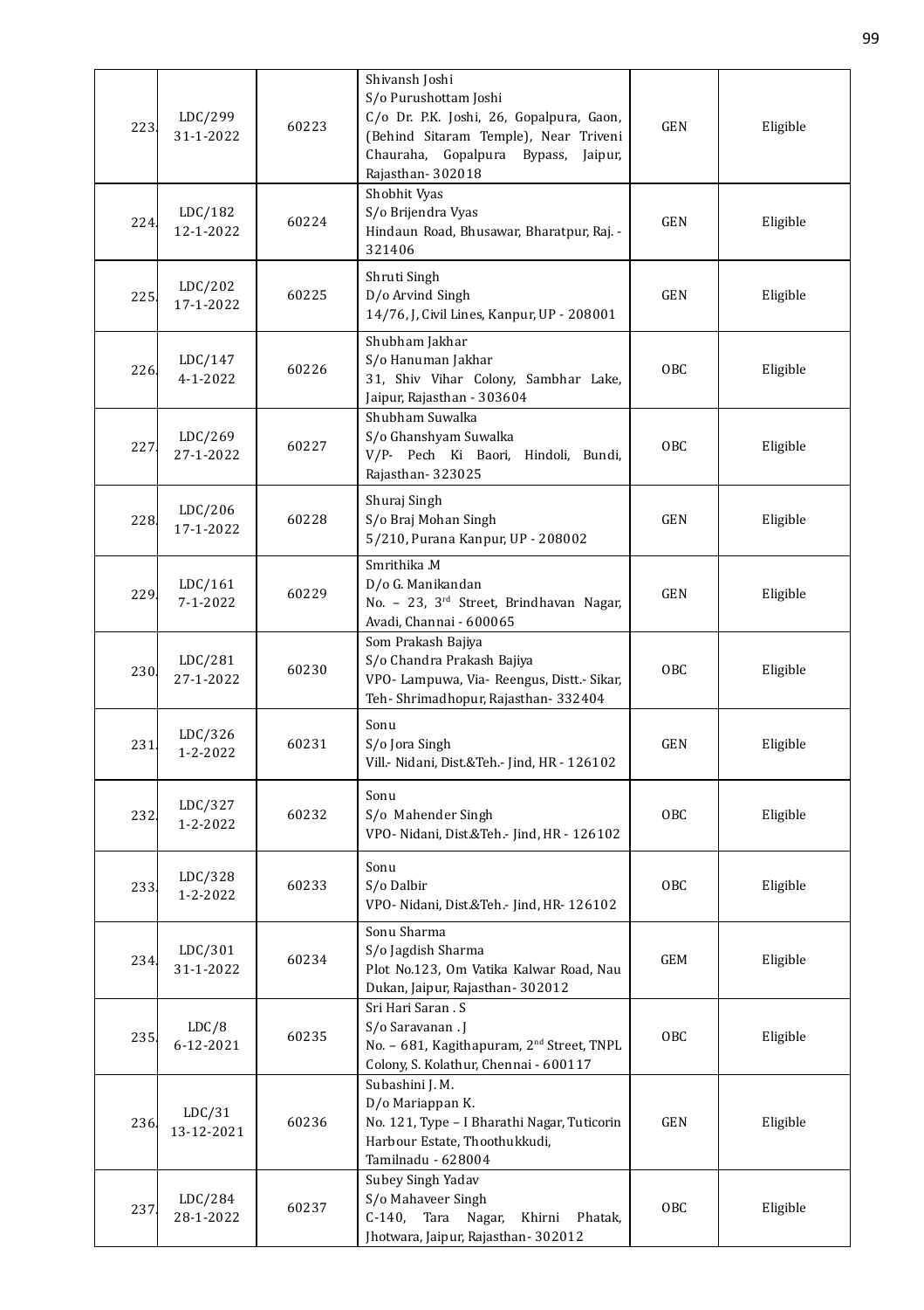| | | | | | |
|---|---|---|---|---|---|
| 223. | LDC/299<br>31-1-2022 | 60223 | Shivansh Joshi<br>S/o Purushottam Joshi<br>C/o Dr. P.K. Joshi, 26, Gopalpura, Gaon, (Behind Sitaram Temple), Near Triveni Chauraha, Gopalpura Bypass, Jaipur, Rajasthan- 302018 | GEN | Eligible |
| 224. | LDC/182<br>12-1-2022 | 60224 | Shobhit Vyas<br>S/o Brijendra Vyas<br>Hindaun Road, Bhusawar, Bharatpur, Raj. - 321406 | GEN | Eligible |
| 225. | LDC/202<br>17-1-2022 | 60225 | Shruti Singh<br>D/o Arvind Singh<br>14/76, J, Civil Lines, Kanpur, UP - 208001 | GEN | Eligible |
| 226. | LDC/147<br>4-1-2022 | 60226 | Shubham Jakhar<br>S/o Hanuman Jakhar<br>31, Shiv Vihar Colony, Sambhar Lake, Jaipur, Rajasthan - 303604 | OBC | Eligible |
| 227. | LDC/269<br>27-1-2022 | 60227 | Shubham Suwalka<br>S/o Ghanshyam Suwalka<br>V/P- Pech Ki Baori, Hindoli, Bundi, Rajasthan- 323025 | OBC | Eligible |
| 228. | LDC/206<br>17-1-2022 | 60228 | Shuraj Singh<br>S/o Braj Mohan Singh<br>5/210, Purana Kanpur, UP - 208002 | GEN | Eligible |
| 229. | LDC/161<br>7-1-2022 | 60229 | Smrithika .M<br>D/o G. Manikandan<br>No. – 23, 3rd Street, Brindhavan Nagar, Avadi, Channai - 600065 | GEN | Eligible |
| 230. | LDC/281<br>27-1-2022 | 60230 | Som Prakash Bajiya<br>S/o Chandra Prakash Bajiya<br>VPO- Lampuwa, Via- Reengus, Distt.- Sikar, Teh- Shrimadhopur, Rajasthan- 332404 | OBC | Eligible |
| 231. | LDC/326<br>1-2-2022 | 60231 | Sonu<br>S/o Jora Singh<br>Vill.- Nidani, Dist.&Teh.- Jind, HR - 126102 | GEN | Eligible |
| 232. | LDC/327<br>1-2-2022 | 60232 | Sonu<br>S/o Mahender Singh<br>VPO- Nidani, Dist.&Teh.- Jind, HR - 126102 | OBC | Eligible |
| 233. | LDC/328<br>1-2-2022 | 60233 | Sonu<br>S/o Dalbir<br>VPO- Nidani, Dist.&Teh.- Jind, HR- 126102 | OBC | Eligible |
| 234. | LDC/301<br>31-1-2022 | 60234 | Sonu Sharma<br>S/o Jagdish Sharma<br>Plot No.123, Om Vatika Kalwar Road, Nau Dukan, Jaipur, Rajasthan- 302012 | GEM | Eligible |
| 235. | LDC/8<br>6-12-2021 | 60235 | Sri Hari Saran . S<br>S/o Saravanan . J<br>No. – 681, Kagithapuram, 2nd Street, TNPL Colony, S. Kolathur, Chennai - 600117 | OBC | Eligible |
| 236. | LDC/31<br>13-12-2021 | 60236 | Subashini J. M.<br>D/o Mariappan K.<br>No. 121, Type – I Bharathi Nagar, Tuticorin Harbour Estate, Thoothukkudi, Tamilnadu - 628004 | GEN | Eligible |
| 237. | LDC/284<br>28-1-2022 | 60237 | Subey Singh Yadav<br>S/o Mahaveer Singh<br>C-140, Tara Nagar, Khirni Phatak, Jhotwara, Jaipur, Rajasthan- 302012 | OBC | Eligible |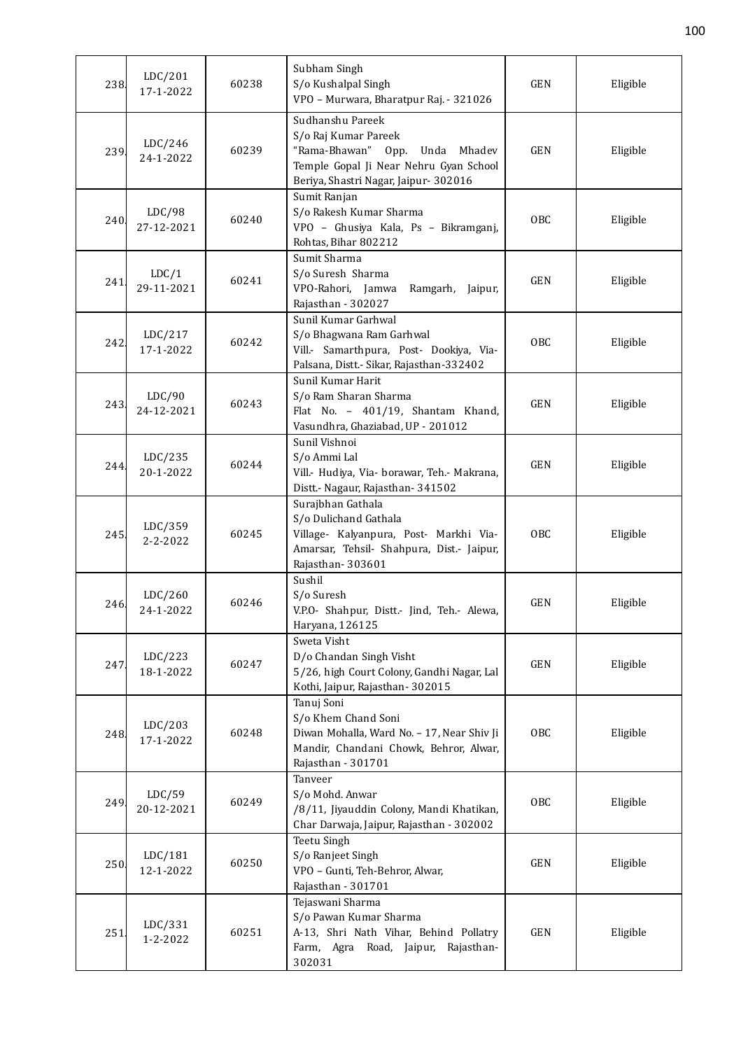| | | | | | |
|---|---|---|---|---|---|
| 238. | LDC/201 17-1-2022 | 60238 | Subham Singh S/o Kushalpal Singh VPO – Murwara, Bharatpur Raj. - 321026 | GEN | Eligible |
| 239. | LDC/246 24-1-2022 | 60239 | Sudhanshu Pareek S/o Raj Kumar Pareek "Rama-Bhawan" Opp. Unda Mhadev Temple Gopal Ji Near Nehru Gyan School Beriya, Shastri Nagar, Jaipur- 302016 | GEN | Eligible |
| 240. | LDC/98 27-12-2021 | 60240 | Sumit Ranjan S/o Rakesh Kumar Sharma VPO – Ghusiya Kala, Ps – Bikramganj, Rohtas, Bihar 802212 | OBC | Eligible |
| 241. | LDC/1 29-11-2021 | 60241 | Sumit Sharma S/o Suresh Sharma VPO-Rahori, Jamwa Ramgarh, Jaipur, Rajasthan - 302027 | GEN | Eligible |
| 242. | LDC/217 17-1-2022 | 60242 | Sunil Kumar Garhwal S/o Bhagwana Ram Garhwal Vill.- Samarthpura, Post- Dookiya, Via- Palsana, Distt.- Sikar, Rajasthan-332402 | OBC | Eligible |
| 243. | LDC/90 24-12-2021 | 60243 | Sunil Kumar Harit S/o Ram Sharan Sharma Flat No. – 401/19, Shantam Khand, Vasundhra, Ghaziabad, UP - 201012 | GEN | Eligible |
| 244. | LDC/235 20-1-2022 | 60244 | Sunil Vishnoi S/o Ammi Lal Vill.- Hudiya, Via- borawar, Teh.- Makrana, Distt.- Nagaur, Rajasthan- 341502 | GEN | Eligible |
| 245. | LDC/359 2-2-2022 | 60245 | Surajbhan Gathala S/o Dulichand Gathala Village- Kalyanpura, Post- Markhi Via- Amarsar, Tehsil- Shahpura, Dist.- Jaipur, Rajasthan- 303601 | OBC | Eligible |
| 246. | LDC/260 24-1-2022 | 60246 | Sushil S/o Suresh V.P.O- Shahpur, Distt.- Jind, Teh.- Alewa, Haryana, 126125 | GEN | Eligible |
| 247. | LDC/223 18-1-2022 | 60247 | Sweta Visht D/o Chandan Singh Visht 5/26, high Court Colony, Gandhi Nagar, Lal Kothi, Jaipur, Rajasthan- 302015 | GEN | Eligible |
| 248. | LDC/203 17-1-2022 | 60248 | Tanuj Soni S/o Khem Chand Soni Diwan Mohalla, Ward No. – 17, Near Shiv Ji Mandir, Chandani Chowk, Behror, Alwar, Rajasthan - 301701 | OBC | Eligible |
| 249. | LDC/59 20-12-2021 | 60249 | Tanveer S/o Mohd. Anwar /8/11, Jiyauddin Colony, Mandi Khatikan, Char Darwaja, Jaipur, Rajasthan - 302002 | OBC | Eligible |
| 250. | LDC/181 12-1-2022 | 60250 | Teetu Singh S/o Ranjeet Singh VPO – Gunti, Teh-Behror, Alwar, Rajasthan - 301701 | GEN | Eligible |
| 251. | LDC/331 1-2-2022 | 60251 | Tejaswani Sharma S/o Pawan Kumar Sharma A-13, Shri Nath Vihar, Behind Pollatry Farm, Agra Road, Jaipur, Rajasthan- 302031 | GEN | Eligible |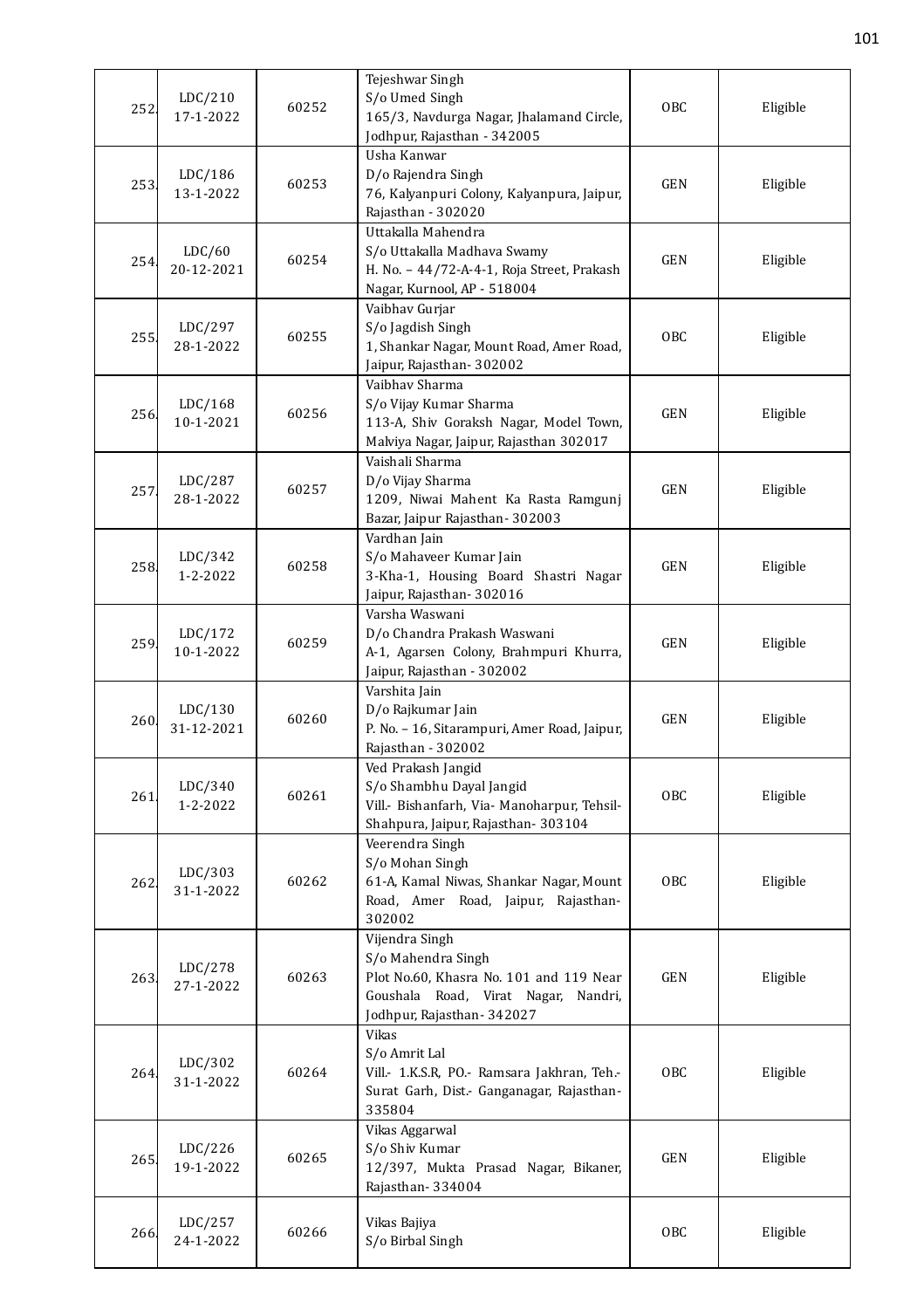| 252. | LDC/210<br>17-1-2022 | 60252 | Tejeshwar Singh<br>S/o Umed Singh<br>165/3, Navdurga Nagar, Jhalamand Circle, Jodhpur, Rajasthan - 342005 | OBC | Eligible |
|---|---|---|---|---|---|
| 253. | LDC/186<br>13-1-2022 | 60253 | Usha Kanwar<br>D/o Rajendra Singh<br>76, Kalyanpuri Colony, Kalyanpura, Jaipur, Rajasthan - 302020 | GEN | Eligible |
| 254. | LDC/60<br>20-12-2021 | 60254 | Uttakalla Mahendra<br>S/o Uttakalla Madhava Swamy<br>H. No. – 44/72-A-4-1, Roja Street, Prakash Nagar, Kurnool, AP - 518004 | GEN | Eligible |
| 255. | LDC/297<br>28-1-2022 | 60255 | Vaibhav Gurjar<br>S/o Jagdish Singh<br>1, Shankar Nagar, Mount Road, Amer Road, Jaipur, Rajasthan- 302002 | OBC | Eligible |
| 256. | LDC/168<br>10-1-2021 | 60256 | Vaibhav Sharma<br>S/o Vijay Kumar Sharma<br>113-A, Shiv Goraksh Nagar, Model Town, Malviya Nagar, Jaipur, Rajasthan 302017 | GEN | Eligible |
| 257. | LDC/287<br>28-1-2022 | 60257 | Vaishali Sharma<br>D/o Vijay Sharma<br>1209, Niwai Mahent Ka Rasta Ramgunj Bazar, Jaipur Rajasthan- 302003 | GEN | Eligible |
| 258. | LDC/342<br>1-2-2022 | 60258 | Vardhan Jain<br>S/o Mahaveer Kumar Jain<br>3-Kha-1, Housing Board Shastri Nagar Jaipur, Rajasthan- 302016 | GEN | Eligible |
| 259. | LDC/172<br>10-1-2022 | 60259 | Varsha Waswani<br>D/o Chandra Prakash Waswani<br>A-1, Agarsen Colony, Brahmpuri Khurra, Jaipur, Rajasthan - 302002 | GEN | Eligible |
| 260. | LDC/130<br>31-12-2021 | 60260 | Varshita Jain<br>D/o Rajkumar Jain<br>P. No. – 16, Sitarampuri, Amer Road, Jaipur, Rajasthan - 302002 | GEN | Eligible |
| 261. | LDC/340<br>1-2-2022 | 60261 | Ved Prakash Jangid<br>S/o Shambhu Dayal Jangid<br>Vill.- Bishanfarh, Via- Manoharpur, Tehsil- Shahpura, Jaipur, Rajasthan- 303104 | OBC | Eligible |
| 262. | LDC/303<br>31-1-2022 | 60262 | Veerendra Singh<br>S/o Mohan Singh<br>61-A, Kamal Niwas, Shankar Nagar, Mount Road, Amer Road, Jaipur, Rajasthan- 302002 | OBC | Eligible |
| 263. | LDC/278<br>27-1-2022 | 60263 | Vijendra Singh<br>S/o Mahendra Singh<br>Plot No.60, Khasra No. 101 and 119 Near Goushala Road, Virat Nagar, Nandri, Jodhpur, Rajasthan- 342027 | GEN | Eligible |
| 264. | LDC/302<br>31-1-2022 | 60264 | Vikas<br>S/o Amrit Lal<br>Vill.- 1.K.S.R, PO.- Ramsara Jakhran, Teh.- Surat Garh, Dist.- Ganganagar, Rajasthan- 335804 | OBC | Eligible |
| 265. | LDC/226<br>19-1-2022 | 60265 | Vikas Aggarwal<br>S/o Shiv Kumar<br>12/397, Mukta Prasad Nagar, Bikaner, Rajasthan- 334004 | GEN | Eligible |
| 266. | LDC/257<br>24-1-2022 | 60266 | Vikas Bajiya<br>S/o Birbal Singh | OBC | Eligible |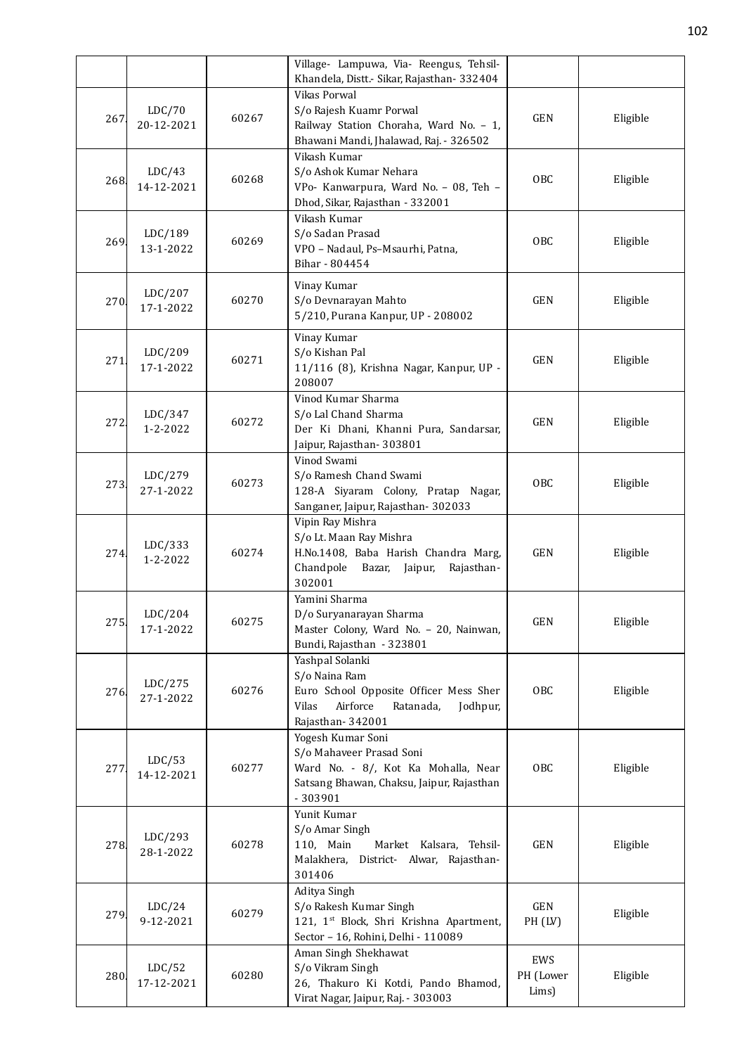| | | | Village- Lampuwa, Via- Reengus, Tehsil-Khandela, Distt.- Sikar, Rajasthan- 332404 | | |
|---|---|---|---|---|---|
| 267. | LDC/70 20-12-2021 | 60267 | Vikas Porwal S/o Rajesh Kuamr Porwal Railway Station Choraha, Ward No. – 1, Bhawani Mandi, Jhalawad, Raj. - 326502 | GEN | Eligible |
| 268. | LDC/43 14-12-2021 | 60268 | Vikash Kumar S/o Ashok Kumar Nehara VPo- Kanwarpura, Ward No. – 08, Teh – Dhod, Sikar, Rajasthan - 332001 | OBC | Eligible |
| 269. | LDC/189 13-1-2022 | 60269 | Vikash Kumar S/o Sadan Prasad VPO – Nadaul, Ps–Msaurhi, Patna, Bihar - 804454 | OBC | Eligible |
| 270. | LDC/207 17-1-2022 | 60270 | Vinay Kumar S/o Devnarayan Mahto 5/210, Purana Kanpur, UP - 208002 | GEN | Eligible |
| 271. | LDC/209 17-1-2022 | 60271 | Vinay Kumar S/o Kishan Pal 11/116 (8), Krishna Nagar, Kanpur, UP - 208007 | GEN | Eligible |
| 272. | LDC/347 1-2-2022 | 60272 | Vinod Kumar Sharma S/o Lal Chand Sharma Der Ki Dhani, Khanni Pura, Sandarsar, Jaipur, Rajasthan- 303801 | GEN | Eligible |
| 273. | LDC/279 27-1-2022 | 60273 | Vinod Swami S/o Ramesh Chand Swami 128-A Siyaram Colony, Pratap Nagar, Sanganer, Jaipur, Rajasthan- 302033 | OBC | Eligible |
| 274. | LDC/333 1-2-2022 | 60274 | Vipin Ray Mishra S/o Lt. Maan Ray Mishra H.No.1408, Baba Harish Chandra Marg, Chandpole Bazar, Jaipur, Rajasthan- 302001 | GEN | Eligible |
| 275. | LDC/204 17-1-2022 | 60275 | Yamini Sharma D/o Suryanarayan Sharma Master Colony, Ward No. – 20, Nainwan, Bundi, Rajasthan - 323801 | GEN | Eligible |
| 276. | LDC/275 27-1-2022 | 60276 | Yashpal Solanki S/o Naina Ram Euro School Opposite Officer Mess Sher Vilas Airforce Ratanada, Jodhpur, Rajasthan- 342001 | OBC | Eligible |
| 277. | LDC/53 14-12-2021 | 60277 | Yogesh Kumar Soni S/o Mahaveer Prasad Soni Ward No. - 8/, Kot Ka Mohalla, Near Satsang Bhawan, Chaksu, Jaipur, Rajasthan - 303901 | OBC | Eligible |
| 278. | LDC/293 28-1-2022 | 60278 | Yunit Kumar S/o Amar Singh 110, Main Market Kalsara, Tehsil-Malakhera, District- Alwar, Rajasthan- 301406 | GEN | Eligible |
| 279. | LDC/24 9-12-2021 | 60279 | Aditya Singh S/o Rakesh Kumar Singh 121, 1st Block, Shri Krishna Apartment, Sector – 16, Rohini, Delhi - 110089 | GEN PH (LV) | Eligible |
| 280. | LDC/52 17-12-2021 | 60280 | Aman Singh Shekhawat S/o Vikram Singh 26, Thakuro Ki Kotdi, Pando Bhamod, Virat Nagar, Jaipur, Raj. - 303003 | EWS PH (Lower Lims) | Eligible |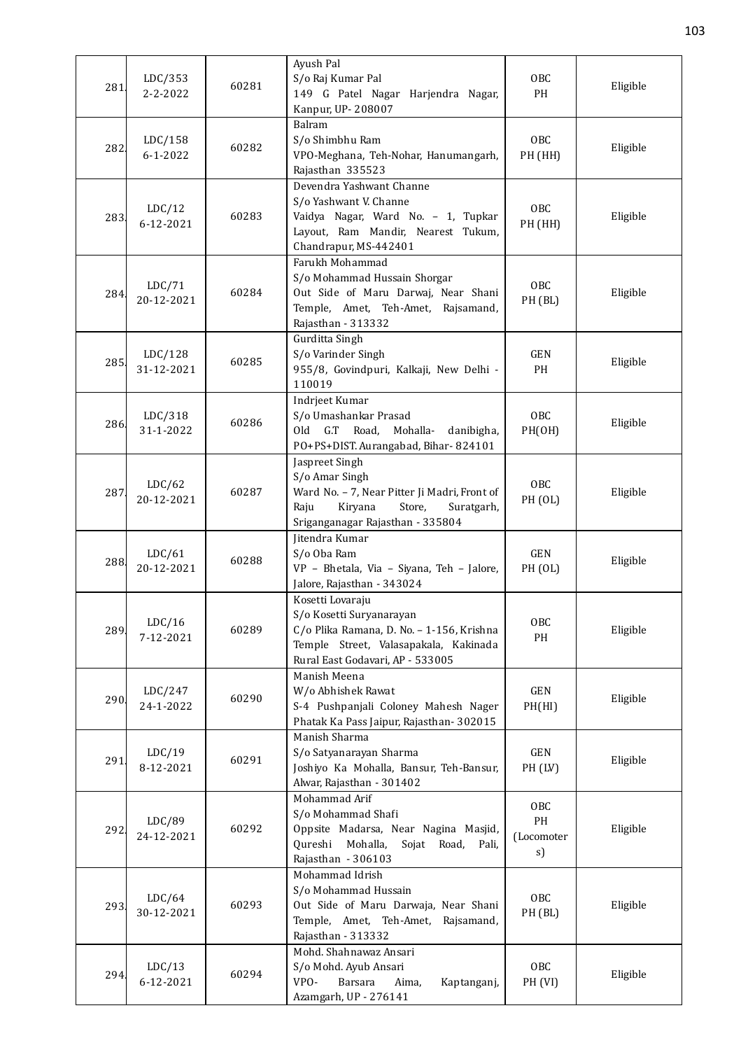| 281. | LDC/353<br>2-2-2022 | 60281 | Ayush Pal<br>S/o Raj Kumar Pal<br>149 G Patel Nagar Harjendra Nagar, Kanpur, UP- 208007 | OBC<br>PH | Eligible |
|---|---|---|---|---|---|
| 282. | LDC/158<br>6-1-2022 | 60282 | Balram<br>S/o Shimbhu Ram<br>VPO-Meghana, Teh-Nohar, Hanumangarh, Rajasthan 335523 | OBC<br>PH (HH) | Eligible |
| 283. | LDC/12<br>6-12-2021 | 60283 | Devendra Yashwant Channe<br>S/o Yashwant V. Channe<br>Vaidya Nagar, Ward No. – 1, Tupkar Layout, Ram Mandir, Nearest Tukum, Chandrapur, MS-442401 | OBC<br>PH (HH) | Eligible |
| 284. | LDC/71<br>20-12-2021 | 60284 | Farukh Mohammad<br>S/o Mohammad Hussain Shorgar<br>Out Side of Maru Darwaj, Near Shani Temple, Amet, Teh-Amet, Rajsamand, Rajasthan - 313332 | OBC<br>PH (BL) | Eligible |
| 285. | LDC/128<br>31-12-2021 | 60285 | Gurditta Singh<br>S/o Varinder Singh<br>955/8, Govindpuri, Kalkaji, New Delhi - 110019 | GEN<br>PH | Eligible |
| 286. | LDC/318<br>31-1-2022 | 60286 | Indrjeet Kumar<br>S/o Umashankar Prasad<br>Old G.T Road, Mohalla- danibigha, PO+PS+DIST. Aurangabad, Bihar- 824101 | OBC<br>PH(OH) | Eligible |
| 287. | LDC/62<br>20-12-2021 | 60287 | Jaspreet Singh<br>S/o Amar Singh<br>Ward No. – 7, Near Pitter Ji Madri, Front of Raju Kiryana Store, Suratgarh, Sriganganagar Rajasthan - 335804 | OBC<br>PH (OL) | Eligible |
| 288. | LDC/61<br>20-12-2021 | 60288 | Jitendra Kumar<br>S/o Oba Ram<br>VP – Bhetala, Via – Siyana, Teh – Jalore, Jalore, Rajasthan - 343024 | GEN<br>PH (OL) | Eligible |
| 289. | LDC/16<br>7-12-2021 | 60289 | Kosetti Lovaraju<br>S/o Kosetti Suryanarayan<br>C/o Plika Ramana, D. No. – 1-156, Krishna Temple Street, Valasapakala, Kakinada Rural East Godavari, AP - 533005 | OBC<br>PH | Eligible |
| 290. | LDC/247<br>24-1-2022 | 60290 | Manish Meena<br>W/o Abhishek Rawat<br>S-4 Pushpanjali Coloney Mahesh Nager Phatak Ka Pass Jaipur, Rajasthan- 302015 | GEN<br>PH(HI) | Eligible |
| 291. | LDC/19<br>8-12-2021 | 60291 | Manish Sharma<br>S/o Satyanarayan Sharma<br>Joshiyo Ka Mohalla, Bansur, Teh-Bansur, Alwar, Rajasthan - 301402 | GEN<br>PH (LV) | Eligible |
| 292. | LDC/89<br>24-12-2021 | 60292 | Mohammad Arif<br>S/o Mohammad Shafi<br>Oppsite Madarsa, Near Nagina Masjid, Qureshi Mohalla, Sojat Road, Pali, Rajasthan - 306103 | OBC<br>PH<br>(Locomoter s) | Eligible |
| 293. | LDC/64<br>30-12-2021 | 60293 | Mohammad Idrish<br>S/o Mohammad Hussain<br>Out Side of Maru Darwaja, Near Shani Temple, Amet, Teh-Amet, Rajsamand, Rajasthan - 313332 | OBC<br>PH (BL) | Eligible |
| 294. | LDC/13<br>6-12-2021 | 60294 | Mohd. Shahnawaz Ansari<br>S/o Mohd. Ayub Ansari<br>VPO- Barsara Aima, Kaptanganj, Azamgarh, UP - 276141 | OBC<br>PH (VI) | Eligible |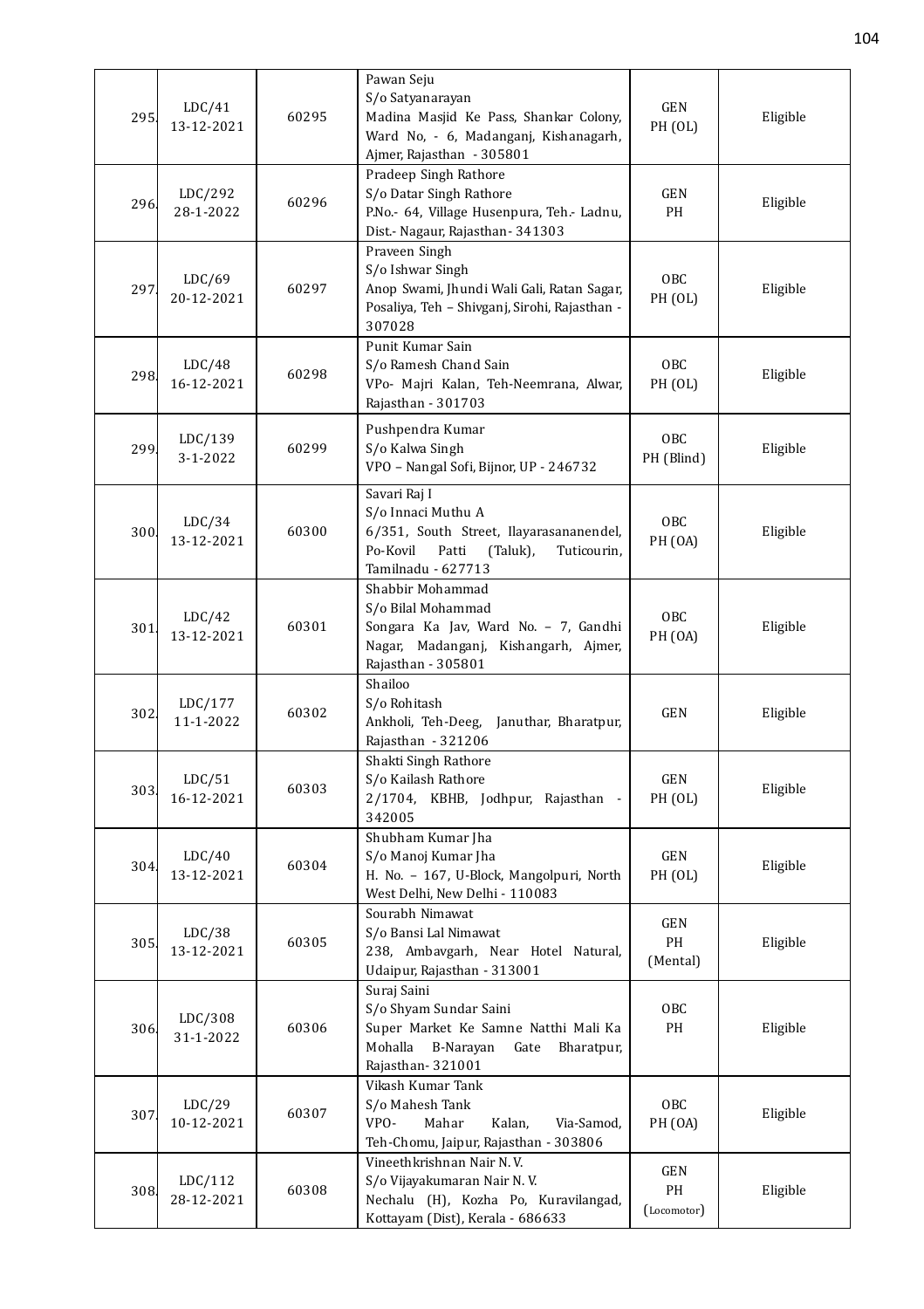| 295. | LDC/41<br>13-12-2021 | 60295 | Pawan Seju<br>S/o Satyanarayan<br>Madina Masjid Ke Pass, Shankar Colony, Ward No, - 6, Madanganj, Kishanagarh, Ajmer, Rajasthan - 305801 | GEN<br>PH (OL) | Eligible |
|---|---|---|---|---|---|
| 296. | LDC/292<br>28-1-2022 | 60296 | Pradeep Singh Rathore<br>S/o Datar Singh Rathore<br>P.No.- 64, Village Husenpura, Teh.- Ladnu, Dist.- Nagaur, Rajasthan- 341303 | GEN<br>PH | Eligible |
| 297. | LDC/69<br>20-12-2021 | 60297 | Praveen Singh<br>S/o Ishwar Singh<br>Anop Swami, Jhundi Wali Gali, Ratan Sagar, Posaliya, Teh – Shivganj, Sirohi, Rajasthan - 307028 | OBC<br>PH (OL) | Eligible |
| 298. | LDC/48<br>16-12-2021 | 60298 | Punit Kumar Sain<br>S/o Ramesh Chand Sain<br>VPo- Majri Kalan, Teh-Neemrana, Alwar, Rajasthan - 301703 | OBC<br>PH (OL) | Eligible |
| 299. | LDC/139<br>3-1-2022 | 60299 | Pushpendra Kumar<br>S/o Kalwa Singh<br>VPO – Nangal Sofi, Bijnor, UP - 246732 | OBC<br>PH (Blind) | Eligible |
| 300. | LDC/34<br>13-12-2021 | 60300 | Savari Raj I<br>S/o Innaci Muthu A<br>6/351, South Street, Ilayarasananendel, Po-Kovil Patti (Taluk), Tuticourin, Tamilnadu - 627713 | OBC<br>PH (OA) | Eligible |
| 301. | LDC/42<br>13-12-2021 | 60301 | Shabbir Mohammad<br>S/o Bilal Mohammad<br>Songara Ka Jav, Ward No. – 7, Gandhi Nagar, Madanganj, Kishangarh, Ajmer, Rajasthan - 305801 | OBC<br>PH (OA) | Eligible |
| 302. | LDC/177<br>11-1-2022 | 60302 | Shailoo<br>S/o Rohitash<br>Ankholi, Teh-Deeg, Januthar, Bharatpur, Rajasthan - 321206 | GEN | Eligible |
| 303. | LDC/51<br>16-12-2021 | 60303 | Shakti Singh Rathore<br>S/o Kailash Rathore<br>2/1704, KBHB, Jodhpur, Rajasthan - 342005 | GEN<br>PH (OL) | Eligible |
| 304. | LDC/40<br>13-12-2021 | 60304 | Shubham Kumar Jha<br>S/o Manoj Kumar Jha<br>H. No. – 167, U-Block, Mangolpuri, North West Delhi, New Delhi - 110083 | GEN<br>PH (OL) | Eligible |
| 305. | LDC/38<br>13-12-2021 | 60305 | Sourabh Nimawat<br>S/o Bansi Lal Nimawat<br>238, Ambavgarh, Near Hotel Natural, Udaipur, Rajasthan - 313001 | GEN<br>PH<br>(Mental) | Eligible |
| 306. | LDC/308<br>31-1-2022 | 60306 | Suraj Saini<br>S/o Shyam Sundar Saini<br>Super Market Ke Samne Natthi Mali Ka Mohalla B-Narayan Gate Bharatpur, Rajasthan- 321001 | OBC<br>PH | Eligible |
| 307. | LDC/29<br>10-12-2021 | 60307 | Vikash Kumar Tank<br>S/o Mahesh Tank<br>VPO- Mahar Kalan, Via-Samod, Teh-Chomu, Jaipur, Rajasthan - 303806 | OBC<br>PH (OA) | Eligible |
| 308. | LDC/112<br>28-12-2021 | 60308 | Vineethkrishnan Nair N. V.<br>S/o Vijayakumaran Nair N. V.<br>Nechalu (H), Kozha Po, Kuravilangad, Kottayam (Dist), Kerala - 686633 | GEN<br>PH<br>(Locomotor) | Eligible |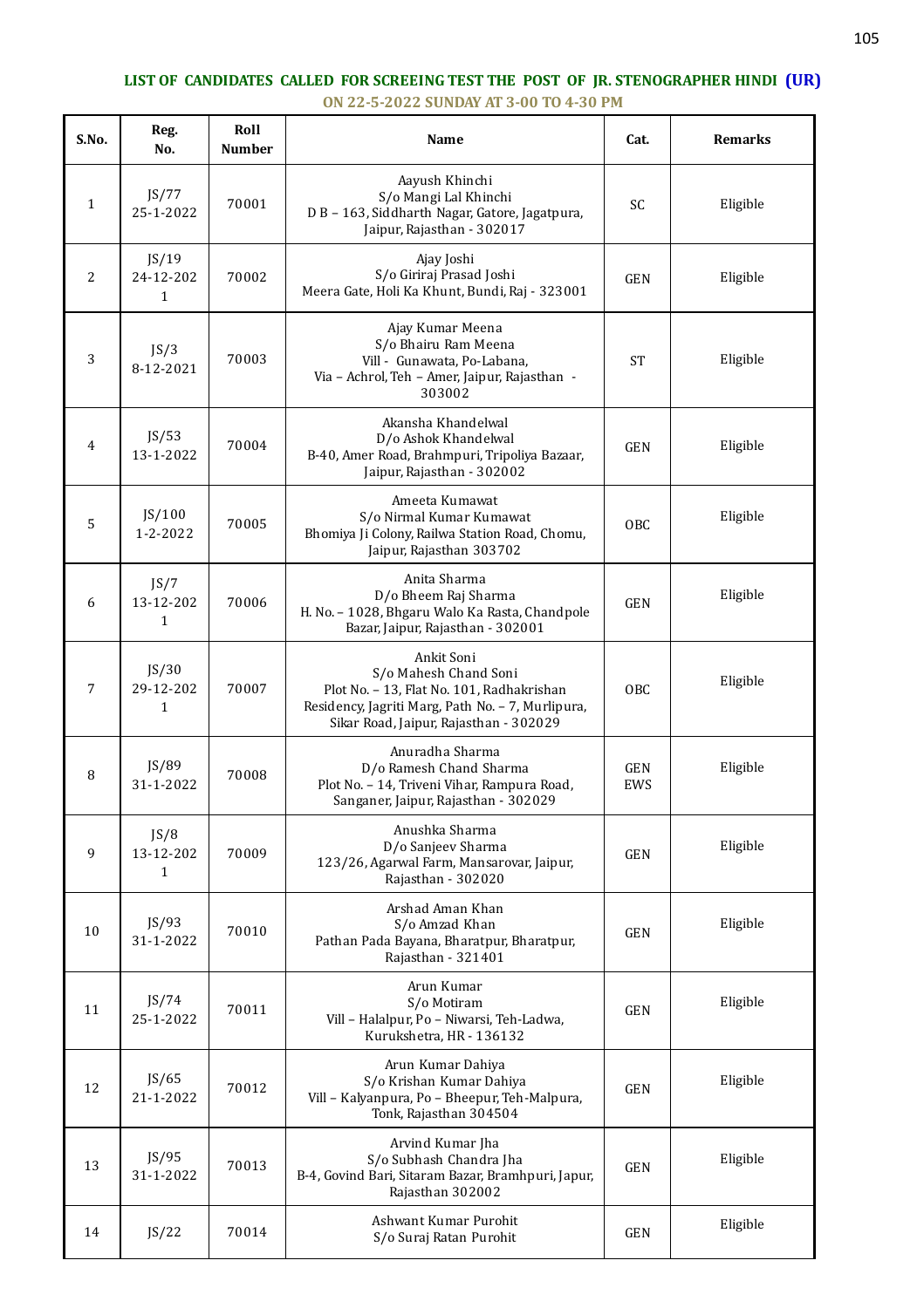**LIST OF CANDIDATES CALLED FOR SCREEING TEST THE POST OF JR. STENOGRAPHER HINDI (UR)**

**ON 22-5-2022 SUNDAY AT 3-00 TO 4-30 PM**

| S.No. | Reg. No. | Roll Number | Name | Cat. | Remarks |
|---|---|---|---|---|---|
| 1 | JS/77 25-1-2022 | 70001 | Aayush Khinchi S/o Mangi Lal Khinchi D B – 163, Siddharth Nagar, Gatore, Jagatpura, Jaipur, Rajasthan - 302017 | SC | Eligible |
| 2 | JS/19 24-12-2021 | 70002 | Ajay Joshi S/o Giriraj Prasad Joshi Meera Gate, Holi Ka Khunt, Bundi, Raj - 323001 | GEN | Eligible |
| 3 | JS/3 8-12-2021 | 70003 | Ajay Kumar Meena S/o Bhairu Ram Meena Vill - Gunawata, Po-Labana, Via – Achrol, Teh – Amer, Jaipur, Rajasthan - 303002 | ST | Eligible |
| 4 | JS/53 13-1-2022 | 70004 | Akansha Khandelwal D/o Ashok Khandelwal B-40, Amer Road, Brahmpuri, Tripoliya Bazaar, Jaipur, Rajasthan - 302002 | GEN | Eligible |
| 5 | JS/100 1-2-2022 | 70005 | Ameeta Kumawat S/o Nirmal Kumar Kumawat Bhomiya Ji Colony, Railwa Station Road, Chomu, Jaipur, Rajasthan 303702 | OBC | Eligible |
| 6 | JS/7 13-12-2021 | 70006 | Anita Sharma D/o Bheem Raj Sharma H. No. – 1028, Bhgaru Walo Ka Rasta, Chandpole Bazar, Jaipur, Rajasthan - 302001 | GEN | Eligible |
| 7 | JS/30 29-12-2021 | 70007 | Ankit Soni S/o Mahesh Chand Soni Plot No. – 13, Flat No. 101, Radhakrishan Residency, Jagriti Marg, Path No. – 7, Murlipura, Sikar Road, Jaipur, Rajasthan - 302029 | OBC | Eligible |
| 8 | JS/89 31-1-2022 | 70008 | Anuradha Sharma D/o Ramesh Chand Sharma Plot No. – 14, Triveni Vihar, Rampura Road, Sanganer, Jaipur, Rajasthan - 302029 | GEN EWS | Eligible |
| 9 | JS/8 13-12-2021 | 70009 | Anushka Sharma D/o Sanjeev Sharma 123/26, Agarwal Farm, Mansarovar, Jaipur, Rajasthan - 302020 | GEN | Eligible |
| 10 | JS/93 31-1-2022 | 70010 | Arshad Aman Khan S/o Amzad Khan Pathan Pada Bayana, Bharatpur, Bharatpur, Rajasthan - 321401 | GEN | Eligible |
| 11 | JS/74 25-1-2022 | 70011 | Arun Kumar S/o Motiram Vill – Halalpur, Po – Niwarsi, Teh-Ladwa, Kurukshetra, HR - 136132 | GEN | Eligible |
| 12 | JS/65 21-1-2022 | 70012 | Arun Kumar Dahiya S/o Krishan Kumar Dahiya Vill – Kalyanpura, Po – Bheepur, Teh-Malpura, Tonk, Rajasthan 304504 | GEN | Eligible |
| 13 | JS/95 31-1-2022 | 70013 | Arvind Kumar Jha S/o Subhash Chandra Jha B-4, Govind Bari, Sitaram Bazar, Bramhpuri, Japur, Rajasthan 302002 | GEN | Eligible |
| 14 | JS/22 | 70014 | Ashwant Kumar Purohit S/o Suraj Ratan Purohit | GEN | Eligible |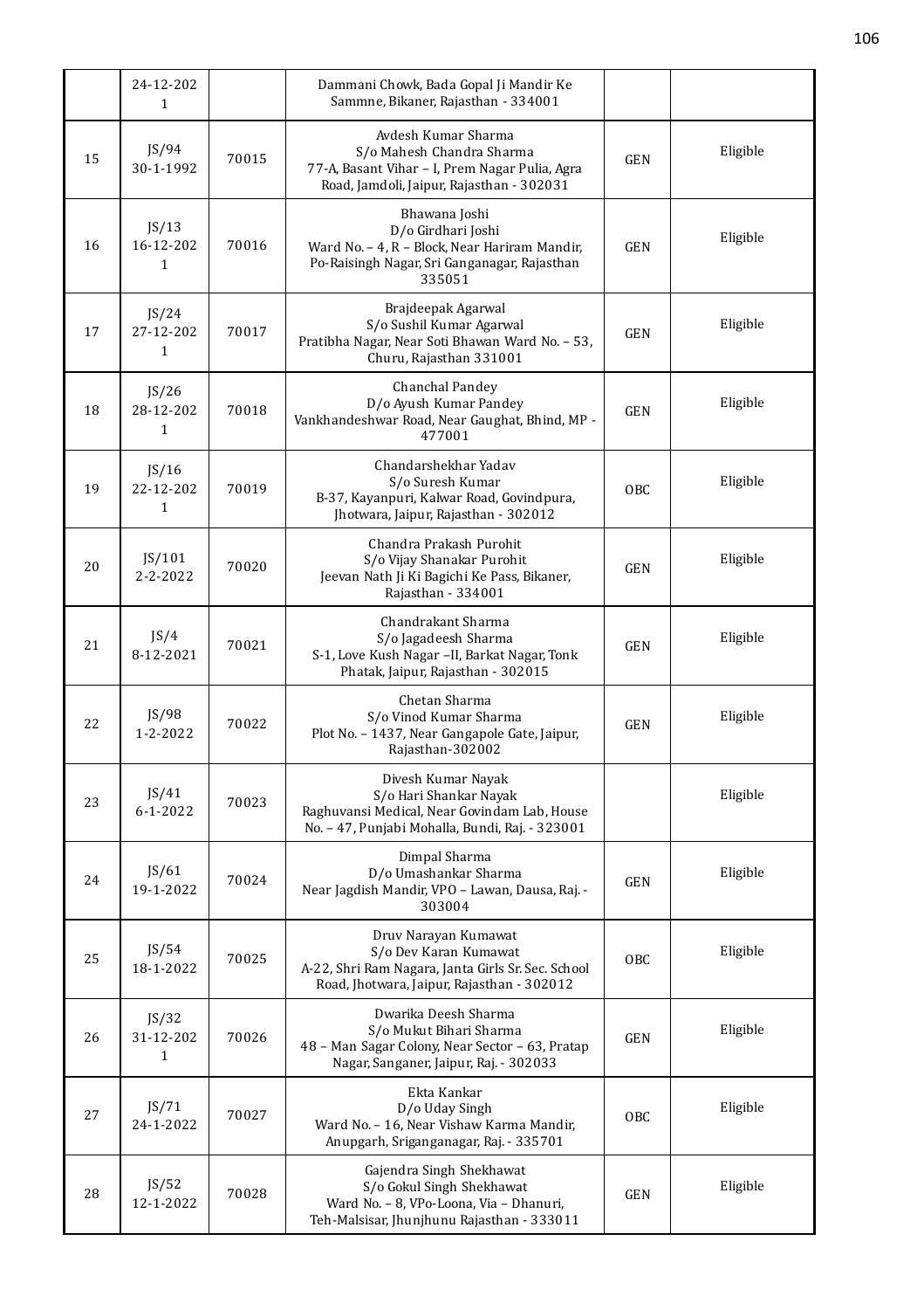|  | 24-12-2021 |  | Dammani Chowk, Bada Gopal Ji Mandir Ke Sammne, Bikaner, Rajasthan - 334001 |  |  |
|---|---|---|---|---|---|
| 15 | JS/94 30-1-1992 | 70015 | Avdesh Kumar Sharma S/o Mahesh Chandra Sharma 77-A, Basant Vihar – I, Prem Nagar Pulia, Agra Road, Jamdoli, Jaipur, Rajasthan - 302031 | GEN | Eligible |
| 16 | JS/13 16-12-2021 | 70016 | Bhawana Joshi D/o Girdhari Joshi Ward No. – 4, R – Block, Near Hariram Mandir, Po-Raisingh Nagar, Sri Ganganagar, Rajasthan 335051 | GEN | Eligible |
| 17 | JS/24 27-12-2021 | 70017 | Brajdeepak Agarwal S/o Sushil Kumar Agarwal Pratibha Nagar, Near Soti Bhawan Ward No. – 53, Churu, Rajasthan 331001 | GEN | Eligible |
| 18 | JS/26 28-12-2021 | 70018 | Chanchal Pandey D/o Ayush Kumar Pandey Vankhandeshwar Road, Near Gaughat, Bhind, MP - 477001 | GEN | Eligible |
| 19 | JS/16 22-12-2021 | 70019 | Chandarshekhar Yadav S/o Suresh Kumar B-37, Kayanpuri, Kalwar Road, Govindpura, Jhotwara, Jaipur, Rajasthan - 302012 | OBC | Eligible |
| 20 | JS/101 2-2-2022 | 70020 | Chandra Prakash Purohit S/o Vijay Shanakar Purohit Jeevan Nath Ji Ki Bagichi Ke Pass, Bikaner, Rajasthan - 334001 | GEN | Eligible |
| 21 | JS/4 8-12-2021 | 70021 | Chandrakant Sharma S/o Jagadeesh Sharma S-1, Love Kush Nagar –II, Barkat Nagar, Tonk Phatak, Jaipur, Rajasthan - 302015 | GEN | Eligible |
| 22 | JS/98 1-2-2022 | 70022 | Chetan Sharma S/o Vinod Kumar Sharma Plot No. – 1437, Near Gangapole Gate, Jaipur, Rajasthan-302002 | GEN | Eligible |
| 23 | JS/41 6-1-2022 | 70023 | Divesh Kumar Nayak S/o Hari Shankar Nayak Raghuvansi Medical, Near Govindam Lab, House No. – 47, Punjabi Mohalla, Bundi, Raj. - 323001 |  | Eligible |
| 24 | JS/61 19-1-2022 | 70024 | Dimpal Sharma D/o Umashankar Sharma Near Jagdish Mandir, VPO – Lawan, Dausa, Raj. - 303004 | GEN | Eligible |
| 25 | JS/54 18-1-2022 | 70025 | Druv Narayan Kumawat S/o Dev Karan Kumawat A-22, Shri Ram Nagara, Janta Girls Sr. Sec. School Road, Jhotwara, Jaipur, Rajasthan - 302012 | OBC | Eligible |
| 26 | JS/32 31-12-2021 | 70026 | Dwarika Deesh Sharma S/o Mukut Bihari Sharma 48 – Man Sagar Colony, Near Sector – 63, Pratap Nagar, Sanganer, Jaipur, Raj. - 302033 | GEN | Eligible |
| 27 | JS/71 24-1-2022 | 70027 | Ekta Kankar D/o Uday Singh Ward No. – 16, Near Vishaw Karma Mandir, Anupgarh, Sriganganagar, Raj. - 335701 | OBC | Eligible |
| 28 | JS/52 12-1-2022 | 70028 | Gajendra Singh Shekhawat S/o Gokul Singh Shekhawat Ward No. – 8, VPo-Loona, Via – Dhanuri, Teh-Malsisar, Jhunjhunu Rajasthan - 333011 | GEN | Eligible |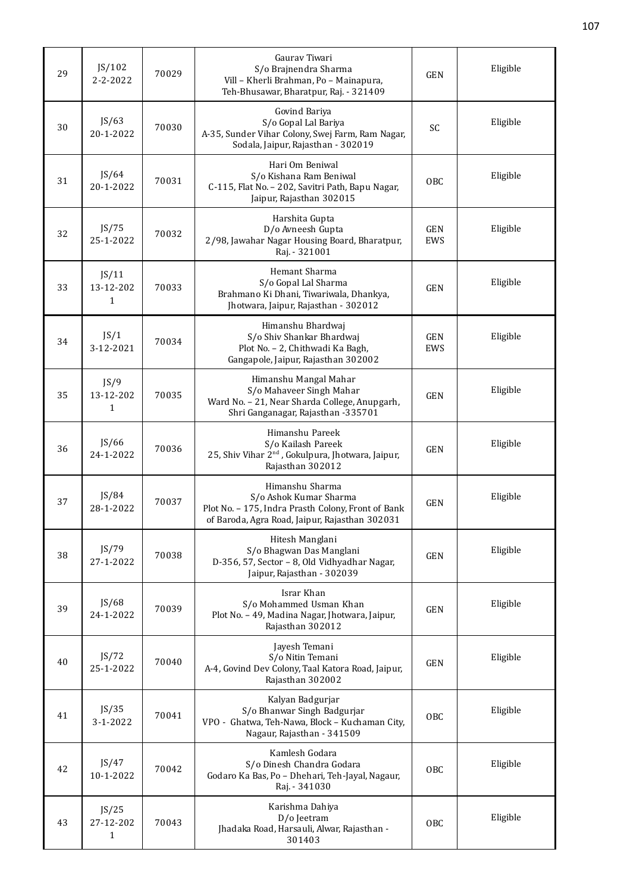| 29 | JS/102 2-2-2022 | 70029 | Gaurav Tiwari S/o Brajnendra Sharma Vill – Kherli Brahman, Po – Mainapura, Teh-Bhusawar, Bharatpur, Raj. - 321409 | GEN | Eligible |
|---|---|---|---|---|---|
| 30 | JS/63 20-1-2022 | 70030 | Govind Bariya S/o Gopal Lal Bariya A-35, Sunder Vihar Colony, Swej Farm, Ram Nagar, Sodala, Jaipur, Rajasthan - 302019 | SC | Eligible |
| 31 | JS/64 20-1-2022 | 70031 | Hari Om Beniwal S/o Kishana Ram Beniwal C-115, Flat No. – 202, Savitri Path, Bapu Nagar, Jaipur, Rajasthan 302015 | OBC | Eligible |
| 32 | JS/75 25-1-2022 | 70032 | Harshita Gupta D/o Avneesh Gupta 2/98, Jawahar Nagar Housing Board, Bharatpur, Raj. - 321001 | GEN EWS | Eligible |
| 33 | JS/11 13-12-2021 | 70033 | Hemant Sharma S/o Gopal Lal Sharma Brahmano Ki Dhani, Tiwariwala, Dhankya, Jhotwara, Jaipur, Rajasthan - 302012 | GEN | Eligible |
| 34 | JS/1 3-12-2021 | 70034 | Himanshu Bhardwaj S/o Shiv Shankar Bhardwaj Plot No. – 2, Chithwadi Ka Bagh, Gangapole, Jaipur, Rajasthan 302002 | GEN EWS | Eligible |
| 35 | JS/9 13-12-2021 | 70035 | Himanshu Mangal Mahar S/o Mahaveer Singh Mahar Ward No. – 21, Near Sharda College, Anupgarh, Shri Ganganagar, Rajasthan -335701 | GEN | Eligible |
| 36 | JS/66 24-1-2022 | 70036 | Himanshu Pareek S/o Kailash Pareek 25, Shiv Vihar 2nd, Gokulpura, Jhotwara, Jaipur, Rajasthan 302012 | GEN | Eligible |
| 37 | JS/84 28-1-2022 | 70037 | Himanshu Sharma S/o Ashok Kumar Sharma Plot No. – 175, Indra Prasth Colony, Front of Bank of Baroda, Agra Road, Jaipur, Rajasthan 302031 | GEN | Eligible |
| 38 | JS/79 27-1-2022 | 70038 | Hitesh Manglani S/o Bhagwan Das Manglani D-356, 57, Sector – 8, Old Vidhyadhar Nagar, Jaipur, Rajasthan - 302039 | GEN | Eligible |
| 39 | JS/68 24-1-2022 | 70039 | Israr Khan S/o Mohammed Usman Khan Plot No. – 49, Madina Nagar, Jhotwara, Jaipur, Rajasthan 302012 | GEN | Eligible |
| 40 | JS/72 25-1-2022 | 70040 | Jayesh Temani S/o Nitin Temani A-4, Govind Dev Colony, Taal Katora Road, Jaipur, Rajasthan 302002 | GEN | Eligible |
| 41 | JS/35 3-1-2022 | 70041 | Kalyan Badgurjar S/o Bhanwar Singh Badgurjar VPO - Ghatwa, Teh-Nawa, Block – Kuchaman City, Nagaur, Rajasthan - 341509 | OBC | Eligible |
| 42 | JS/47 10-1-2022 | 70042 | Kamlesh Godara S/o Dinesh Chandra Godara Godaro Ka Bas, Po – Dhehari, Teh-Jayal, Nagaur, Raj. - 341030 | OBC | Eligible |
| 43 | JS/25 27-12-2021 | 70043 | Karishma Dahiya D/o Jeetram Jhadaka Road, Harsauli, Alwar, Rajasthan - 301403 | OBC | Eligible |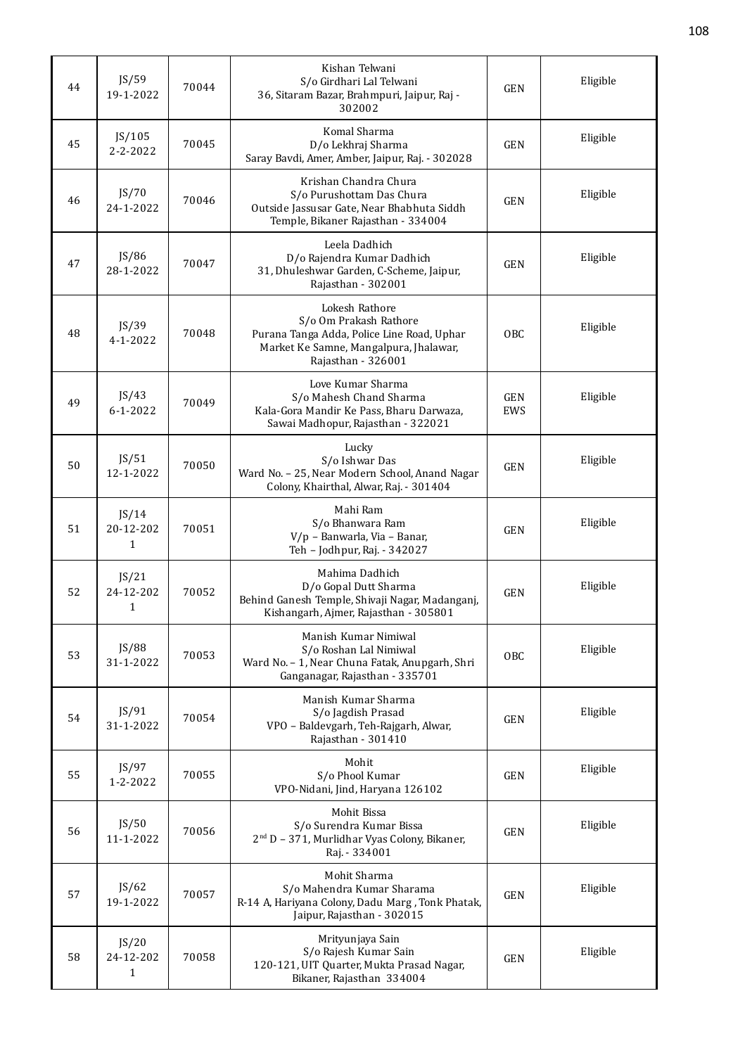| 44 | JS/59 19-1-2022 | 70044 | Kishan Telwani S/o Girdhari Lal Telwani 36, Sitaram Bazar, Brahmpuri, Jaipur, Raj - 302002 | GEN | Eligible |
|---|---|---|---|---|---|
| 45 | JS/105 2-2-2022 | 70045 | Komal Sharma D/o Lekhraj Sharma Saray Bavdi, Amer, Amber, Jaipur, Raj. - 302028 | GEN | Eligible |
| 46 | JS/70 24-1-2022 | 70046 | Krishan Chandra Chura S/o Purushottam Das Chura Outside Jassusar Gate, Near Bhabhuta Siddh Temple, Bikaner Rajasthan - 334004 | GEN | Eligible |
| 47 | JS/86 28-1-2022 | 70047 | Leela Dadhich D/o Rajendra Kumar Dadhich 31, Dhuleshwar Garden, C-Scheme, Jaipur, Rajasthan - 302001 | GEN | Eligible |
| 48 | JS/39 4-1-2022 | 70048 | Lokesh Rathore S/o Om Prakash Rathore Purana Tanga Adda, Police Line Road, Uphar Market Ke Samne, Mangalpura, Jhalawar, Rajasthan - 326001 | OBC | Eligible |
| 49 | JS/43 6-1-2022 | 70049 | Love Kumar Sharma S/o Mahesh Chand Sharma Kala-Gora Mandir Ke Pass, Bharu Darwaza, Sawai Madhopur, Rajasthan - 322021 | GEN EWS | Eligible |
| 50 | JS/51 12-1-2022 | 70050 | Lucky S/o Ishwar Das Ward No. – 25, Near Modern School, Anand Nagar Colony, Khairthal, Alwar, Raj. - 301404 | GEN | Eligible |
| 51 | JS/14 20-12-2021 | 70051 | Mahi Ram S/o Bhanwara Ram V/p – Banwarla, Via – Banar, Teh – Jodhpur, Raj. - 342027 | GEN | Eligible |
| 52 | JS/21 24-12-2021 | 70052 | Mahima Dadhich D/o Gopal Dutt Sharma Behind Ganesh Temple, Shivaji Nagar, Madanganj, Kishangarh, Ajmer, Rajasthan - 305801 | GEN | Eligible |
| 53 | JS/88 31-1-2022 | 70053 | Manish Kumar Nimiwal S/o Roshan Lal Nimiwal Ward No. – 1, Near Chuna Fatak, Anupgarh, Shri Ganganagar, Rajasthan - 335701 | OBC | Eligible |
| 54 | JS/91 31-1-2022 | 70054 | Manish Kumar Sharma S/o Jagdish Prasad VPO – Baldevgarh, Teh-Rajgarh, Alwar, Rajasthan - 301410 | GEN | Eligible |
| 55 | JS/97 1-2-2022 | 70055 | Mohit S/o Phool Kumar VPO-Nidani, Jind, Haryana 126102 | GEN | Eligible |
| 56 | JS/50 11-1-2022 | 70056 | Mohit Bissa S/o Surendra Kumar Bissa 2nd D – 371, Murlidhar Vyas Colony, Bikaner, Raj. - 334001 | GEN | Eligible |
| 57 | JS/62 19-1-2022 | 70057 | Mohit Sharma S/o Mahendra Kumar Sharama R-14 A, Hariyana Colony, Dadu Marg , Tonk Phatak, Jaipur, Rajasthan - 302015 | GEN | Eligible |
| 58 | JS/20 24-12-2021 | 70058 | Mrityunjaya Sain S/o Rajesh Kumar Sain 120-121, UIT Quarter, Mukta Prasad Nagar, Bikaner, Rajasthan 334004 | GEN | Eligible |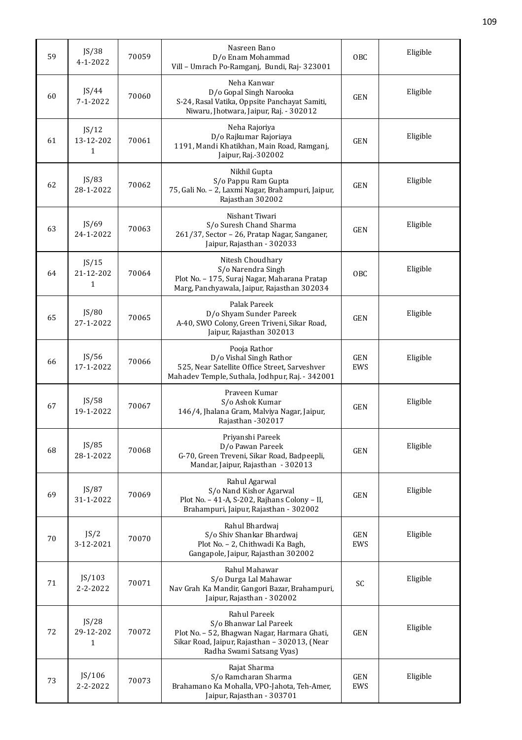| 59 | JS/38 4-1-2022 | 70059 | Nasreen Bano D/o Enam Mohammad Vill – Umrach Po-Ramganj, Bundi, Raj- 323001 | OBC | Eligible |
|---|---|---|---|---|---|
| 60 | JS/44 7-1-2022 | 70060 | Neha Kanwar D/o Gopal Singh Narooka S-24, Rasal Vatika, Oppsite Panchayat Samiti, Niwaru, Jhotwara, Jaipur, Raj. - 302012 | GEN | Eligible |
| 61 | JS/12 13-12-2021 | 70061 | Neha Rajoriya D/o Rajkumar Rajoriaya 1191, Mandi Khatikhan, Main Road, Ramganj, Jaipur, Raj.-302002 | GEN | Eligible |
| 62 | JS/83 28-1-2022 | 70062 | Nikhil Gupta S/o Pappu Ram Gupta 75, Gali No. – 2, Laxmi Nagar, Brahampuri, Jaipur, Rajasthan 302002 | GEN | Eligible |
| 63 | JS/69 24-1-2022 | 70063 | Nishant Tiwari S/o Suresh Chand Sharma 261/37, Sector – 26, Pratap Nagar, Sanganer, Jaipur, Rajasthan - 302033 | GEN | Eligible |
| 64 | JS/15 21-12-2021 | 70064 | Nitesh Choudhary S/o Narendra Singh Plot No. – 175, Suraj Nagar, Maharana Pratap Marg, Panchyawala, Jaipur, Rajasthan 302034 | OBC | Eligible |
| 65 | JS/80 27-1-2022 | 70065 | Palak Pareek D/o Shyam Sunder Pareek A-40, SWO Colony, Green Triveni, Sikar Road, Jaipur, Rajasthan 302013 | GEN | Eligible |
| 66 | JS/56 17-1-2022 | 70066 | Pooja Rathor D/o Vishal Singh Rathor 525, Near Satellite Office Street, Sarveshver Mahadev Temple, Suthala, Jodhpur, Raj. - 342001 | GEN EWS | Eligible |
| 67 | JS/58 19-1-2022 | 70067 | Praveen Kumar S/o Ashok Kumar 146/4, Jhalana Gram, Malviya Nagar, Jaipur, Rajasthan -302017 | GEN | Eligible |
| 68 | JS/85 28-1-2022 | 70068 | Priyanshi Pareek D/o Pawan Pareek G-70, Green Treveni, Sikar Road, Badpeepli, Mandar, Jaipur, Rajasthan - 302013 | GEN | Eligible |
| 69 | JS/87 31-1-2022 | 70069 | Rahul Agarwal S/o Nand Kishor Agarwal Plot No. – 41-A, S-202, Rajhans Colony – II, Brahampuri, Jaipur, Rajasthan - 302002 | GEN | Eligible |
| 70 | JS/2 3-12-2021 | 70070 | Rahul Bhardwaj S/o Shiv Shankar Bhardwaj Plot No. – 2, Chithwadi Ka Bagh, Gangapole, Jaipur, Rajasthan 302002 | GEN EWS | Eligible |
| 71 | JS/103 2-2-2022 | 70071 | Rahul Mahawar S/o Durga Lal Mahawar Nav Grah Ka Mandir, Gangori Bazar, Brahampuri, Jaipur, Rajasthan - 302002 | SC | Eligible |
| 72 | JS/28 29-12-2021 | 70072 | Rahul Pareek S/o Bhanwar Lal Pareek Plot No. – 52, Bhagwan Nagar, Harmara Ghati, Sikar Road, Jaipur, Rajasthan – 302013, (Near Radha Swami Satsang Vyas) | GEN | Eligible |
| 73 | JS/106 2-2-2022 | 70073 | Rajat Sharma S/o Ramcharan Sharma Brahamano Ka Mohalla, VPO-Jahota, Teh-Amer, Jaipur, Rajasthan - 303701 | GEN EWS | Eligible |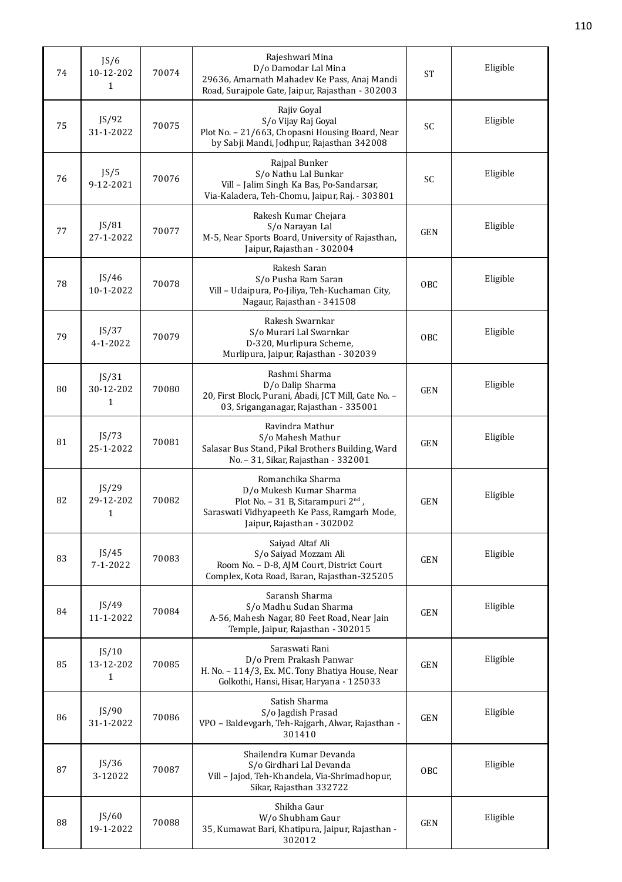| 74 | JS/6 10-12-2021 | 70074 | Rajeshwari Mina D/o Damodar Lal Mina 29636, Amarnath Mahadev Ke Pass, Anaj Mandi Road, Surajpole Gate, Jaipur, Rajasthan - 302003 | ST | Eligible |
|---|---|---|---|---|---|
| 75 | JS/92 31-1-2022 | 70075 | Rajiv Goyal S/o Vijay Raj Goyal Plot No. – 21/663, Chopasni Housing Board, Near by Sabji Mandi, Jodhpur, Rajasthan 342008 | SC | Eligible |
| 76 | JS/5 9-12-2021 | 70076 | Rajpal Bunker S/o Nathu Lal Bunkar Vill – Jalim Singh Ka Bas, Po-Sandarsar, Via-Kaladera, Teh-Chomu, Jaipur, Raj. - 303801 | SC | Eligible |
| 77 | JS/81 27-1-2022 | 70077 | Rakesh Kumar Chejara S/o Narayan Lal M-5, Near Sports Board, University of Rajasthan, Jaipur, Rajasthan - 302004 | GEN | Eligible |
| 78 | JS/46 10-1-2022 | 70078 | Rakesh Saran S/o Pusha Ram Saran Vill – Udaipura, Po-Jiliya, Teh-Kuchaman City, Nagaur, Rajasthan - 341508 | OBC | Eligible |
| 79 | JS/37 4-1-2022 | 70079 | Rakesh Swarnkar S/o Murari Lal Swarnkar D-320, Murlipura Scheme, Murlipura, Jaipur, Rajasthan - 302039 | OBC | Eligible |
| 80 | JS/31 30-12-2021 | 70080 | Rashmi Sharma D/o Dalip Sharma 20, First Block, Purani, Abadi, JCT Mill, Gate No. – 03, Sriganganagar, Rajasthan - 335001 | GEN | Eligible |
| 81 | JS/73 25-1-2022 | 70081 | Ravindra Mathur S/o Mahesh Mathur Salasar Bus Stand, Pikal Brothers Building, Ward No. – 31, Sikar, Rajasthan - 332001 | GEN | Eligible |
| 82 | JS/29 29-12-2021 | 70082 | Romanchika Sharma D/o Mukesh Kumar Sharma Plot No. – 31 B, Sitarampuri 2nd , Saraswati Vidhyapeeth Ke Pass, Ramgarh Mode, Jaipur, Rajasthan - 302002 | GEN | Eligible |
| 83 | JS/45 7-1-2022 | 70083 | Saiyad Altaf Ali S/o Saiyad Mozzam Ali Room No. – D-8, AJM Court, District Court Complex, Kota Road, Baran, Rajasthan-325205 | GEN | Eligible |
| 84 | JS/49 11-1-2022 | 70084 | Saransh Sharma S/o Madhu Sudan Sharma A-56, Mahesh Nagar, 80 Feet Road, Near Jain Temple, Jaipur, Rajasthan - 302015 | GEN | Eligible |
| 85 | JS/10 13-12-2021 | 70085 | Saraswati Rani D/o Prem Prakash Panwar H. No. – 114/3, Ex. MC. Tony Bhatiya House, Near Golkothi, Hansi, Hisar, Haryana - 125033 | GEN | Eligible |
| 86 | JS/90 31-1-2022 | 70086 | Satish Sharma S/o Jagdish Prasad VPO – Baldevgarh, Teh-Rajgarh, Alwar, Rajasthan - 301410 | GEN | Eligible |
| 87 | JS/36 3-12022 | 70087 | Shailendra Kumar Devanda S/o Girdhari Lal Devanda Vill – Jajod, Teh-Khandela, Via-Shrimadhopur, Sikar, Rajasthan 332722 | OBC | Eligible |
| 88 | JS/60 19-1-2022 | 70088 | Shikha Gaur W/o Shubham Gaur 35, Kumawat Bari, Khatipura, Jaipur, Rajasthan - 302012 | GEN | Eligible |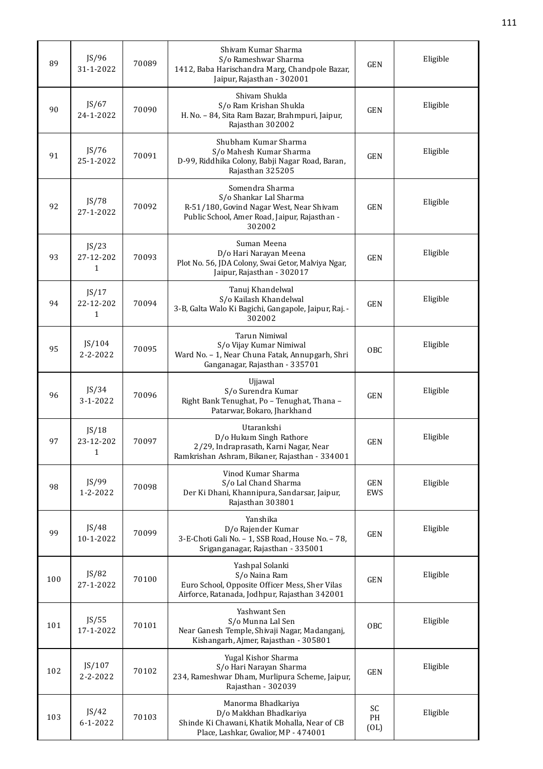| 89 | JS/96<br>31-1-2022 | 70089 | Shivam Kumar Sharma<br>S/o Rameshwar Sharma<br>1412, Baba Harischandra Marg, Chandpole Bazar, Jaipur, Rajasthan - 302001 | GEN | Eligible |
|---|---|---|---|---|---|
| 90 | JS/67<br>24-1-2022 | 70090 | Shivam Shukla<br>S/o Ram Krishan Shukla<br>H. No. – 84, Sita Ram Bazar, Brahmpuri, Jaipur, Rajasthan 302002 | GEN | Eligible |
| 91 | JS/76<br>25-1-2022 | 70091 | Shubham Kumar Sharma<br>S/o Mahesh Kumar Sharma<br>D-99, Riddhika Colony, Babji Nagar Road, Baran, Rajasthan 325205 | GEN | Eligible |
| 92 | JS/78<br>27-1-2022 | 70092 | Somendra Sharma<br>S/o Shankar Lal Sharma<br>R-51/180, Govind Nagar West, Near Shivam Public School, Amer Road, Jaipur, Rajasthan - 302002 | GEN | Eligible |
| 93 | JS/23<br>27-12-2021 | 70093 | Suman Meena<br>D/o Hari Narayan Meena<br>Plot No. 56, JDA Colony, Swai Getor, Malviya Ngar, Jaipur, Rajasthan - 302017 | GEN | Eligible |
| 94 | JS/17<br>22-12-2021 | 70094 | Tanuj Khandelwal<br>S/o Kailash Khandelwal<br>3-B, Galta Walo Ki Bagichi, Gangapole, Jaipur, Raj. - 302002 | GEN | Eligible |
| 95 | JS/104<br>2-2-2022 | 70095 | Tarun Nimiwal<br>S/o Vijay Kumar Nimiwal<br>Ward No. – 1, Near Chuna Fatak, Annupgarh, Shri Ganganagar, Rajasthan - 335701 | OBC | Eligible |
| 96 | JS/34<br>3-1-2022 | 70096 | Ujjawal<br>S/o Surendra Kumar<br>Right Bank Tenughat, Po – Tenughat, Thana – Patarwar, Bokaro, Jharkhand | GEN | Eligible |
| 97 | JS/18<br>23-12-2021 | 70097 | Utarankshi<br>D/o Hukum Singh Rathore<br>2/29, Indraprasath, Karni Nagar, Near Ramkrishan Ashram, Bikaner, Rajasthan - 334001 | GEN | Eligible |
| 98 | JS/99<br>1-2-2022 | 70098 | Vinod Kumar Sharma<br>S/o Lal Chand Sharma<br>Der Ki Dhani, Khannipura, Sandarsar, Jaipur, Rajasthan 303801 | GEN<br>EWS | Eligible |
| 99 | JS/48<br>10-1-2022 | 70099 | Yanshika<br>D/o Rajender Kumar<br>3-E-Choti Gali No. – 1, SSB Road, House No. – 78, Sriganganagar, Rajasthan - 335001 | GEN | Eligible |
| 100 | JS/82<br>27-1-2022 | 70100 | Yashpal Solanki<br>S/o Naina Ram<br>Euro School, Opposite Officer Mess, Sher Vilas Airforce, Ratanada, Jodhpur, Rajasthan 342001 | GEN | Eligible |
| 101 | JS/55<br>17-1-2022 | 70101 | Yashwant Sen<br>S/o Munna Lal Sen<br>Near Ganesh Temple, Shivaji Nagar, Madanganj, Kishangarh, Ajmer, Rajasthan - 305801 | OBC | Eligible |
| 102 | JS/107<br>2-2-2022 | 70102 | Yugal Kishor Sharma<br>S/o Hari Narayan Sharma<br>234, Rameshwar Dham, Murlipura Scheme, Jaipur, Rajasthan - 302039 | GEN | Eligible |
| 103 | JS/42<br>6-1-2022 | 70103 | Manorma Bhadkariya<br>D/o Makkhan Bhadkariya<br>Shinde Ki Chawani, Khatik Mohalla, Near of CB Place, Lashkar, Gwalior, MP - 474001 | SC<br>PH<br>(OL) | Eligible |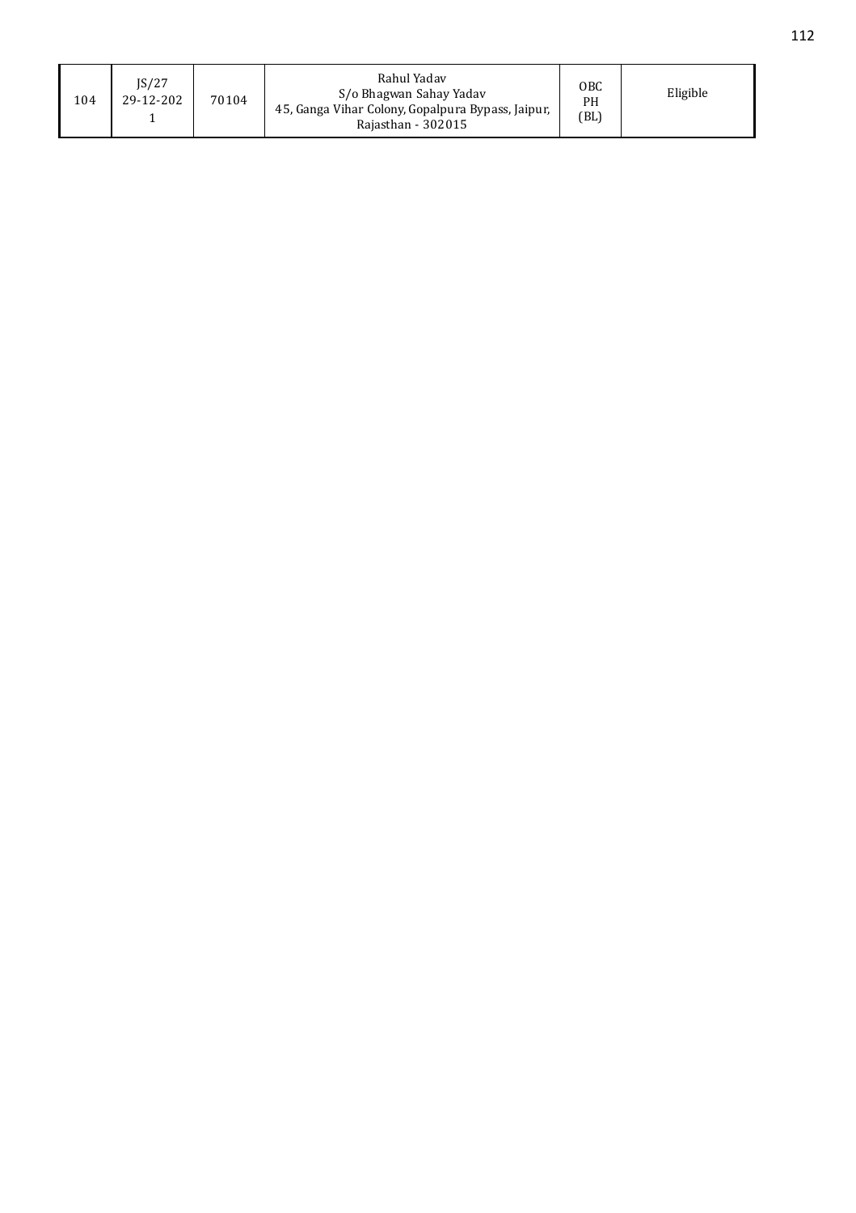| | | | | | |
|---|---|---|---|---|---|
| 104 | JS/27 29-12-2021 | 70104 | Rahul Yadav S/o Bhagwan Sahay Yadav 45, Ganga Vihar Colony, Gopalpura Bypass, Jaipur, Rajasthan - 302015 | OBC PH (BL) | Eligible |